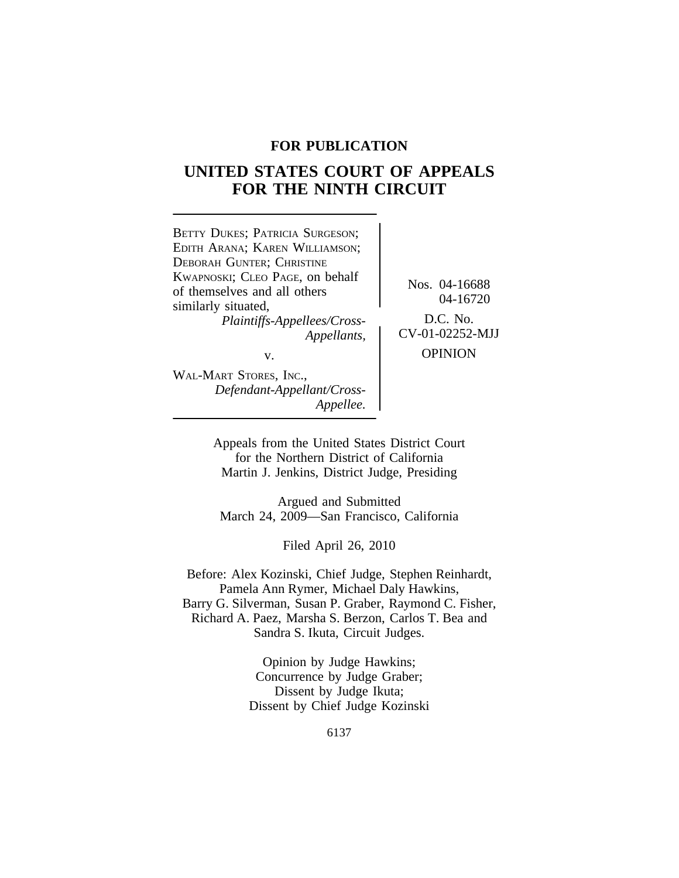**FOR PUBLICATION**

# UNITED STATES COURT OF APPEALS FOR THE NINTH CIRCUIT

BETTY DUKES; PATRICIA SURGESON; EDITH ARANA; KAREN WILLIAMSON; DEBORAH GUNTER; CHRISTINE KWAPNOSKI; CLEO PAGE, on behalf of themselves and all others similarly situated,

*Plaintiffs-Appellees/Cross-Appellants,*

v.

WAL-MART STORES, INC.,

*Defendant-Appellant/Cross-Appellee.*

Nos. 04-16688
04-16720

D.C. No.
CV-01-02252-MJJ

OPINION

Appeals from the United States District Court for the Northern District of California
Martin J. Jenkins, District Judge, Presiding

Argued and Submitted
March 24, 2009—San Francisco, California

Filed April 26, 2010

Before: Alex Kozinski, Chief Judge, Stephen Reinhardt, Pamela Ann Rymer, Michael Daly Hawkins, Barry G. Silverman, Susan P. Graber, Raymond C. Fisher, Richard A. Paez, Marsha S. Berzon, Carlos T. Bea and Sandra S. Ikuta, Circuit Judges.

Opinion by Judge Hawkins;
Concurrence by Judge Graber;
Dissent by Judge Ikuta;
Dissent by Chief Judge Kozinski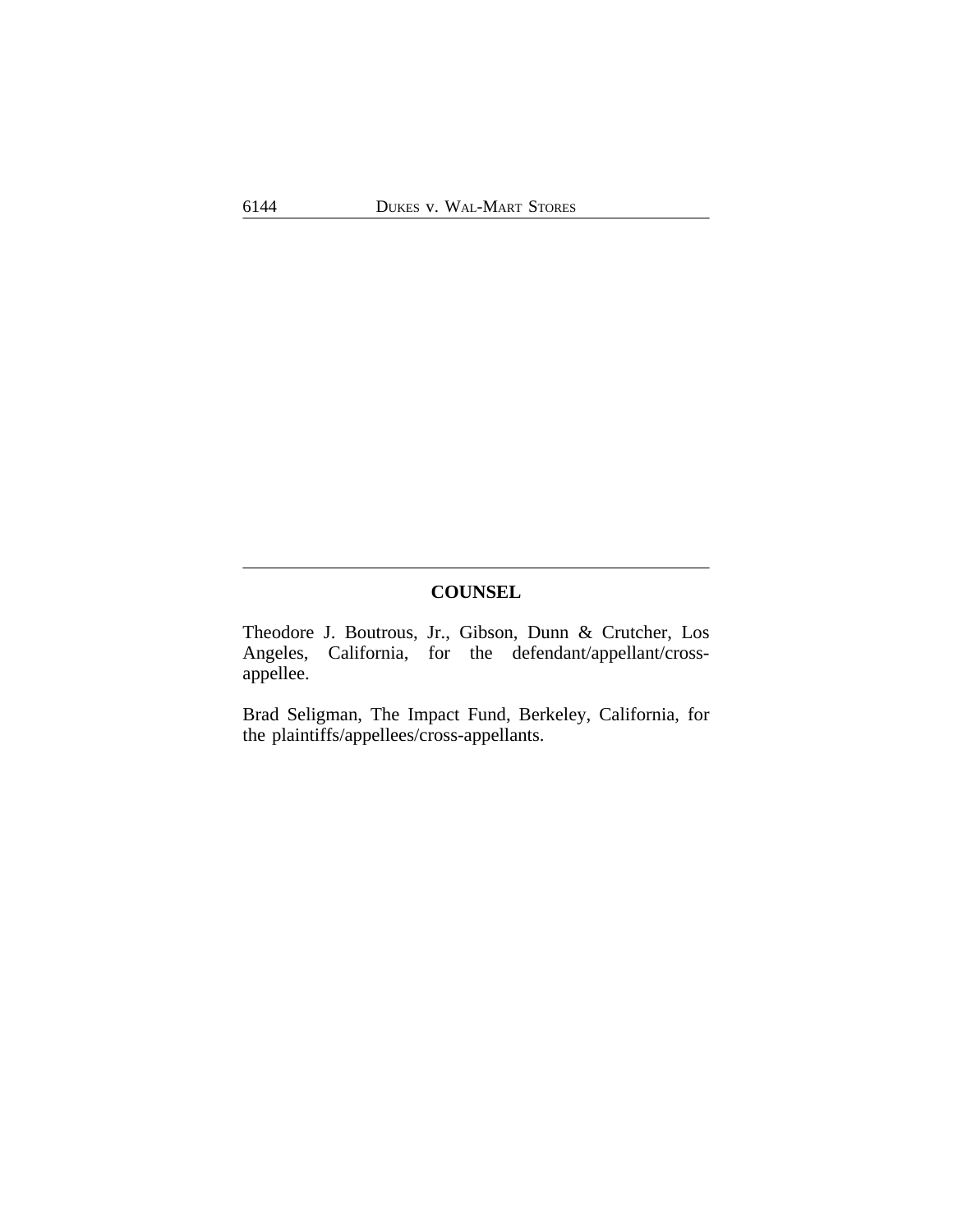## COUNSEL

Theodore J. Boutrous, Jr., Gibson, Dunn & Crutcher, Los Angeles, California, for the defendant/appellant/cross-appellee.

Brad Seligman, The Impact Fund, Berkeley, California, for the plaintiffs/appellees/cross-appellants.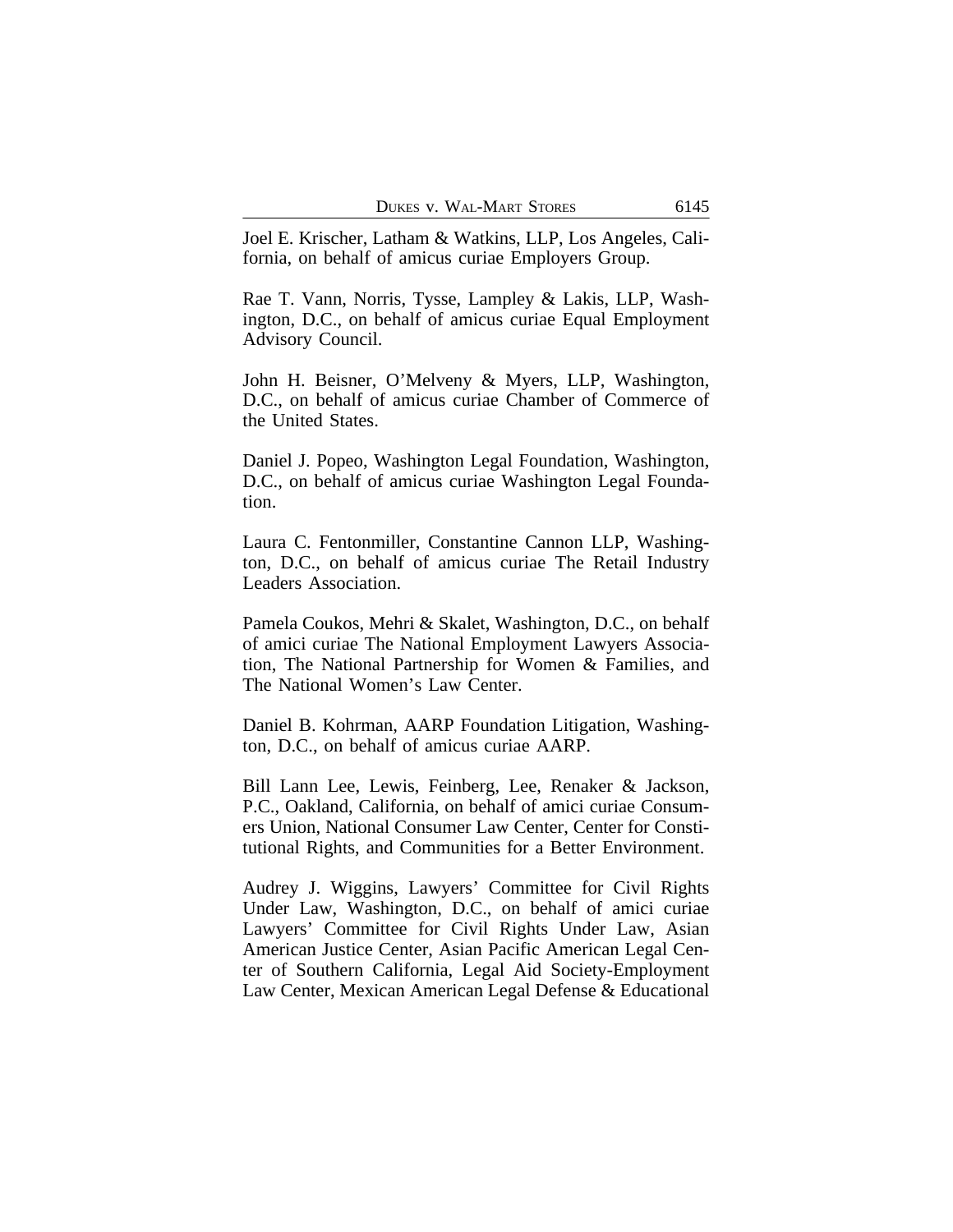Joel E. Krischer, Latham & Watkins, LLP, Los Angeles, California, on behalf of amicus curiae Employers Group.

Rae T. Vann, Norris, Tysse, Lampley & Lakis, LLP, Washington, D.C., on behalf of amicus curiae Equal Employment Advisory Council.

John H. Beisner, O'Melveny & Myers, LLP, Washington, D.C., on behalf of amicus curiae Chamber of Commerce of the United States.

Daniel J. Popeo, Washington Legal Foundation, Washington, D.C., on behalf of amicus curiae Washington Legal Foundation.

Laura C. Fentonmiller, Constantine Cannon LLP, Washington, D.C., on behalf of amicus curiae The Retail Industry Leaders Association.

Pamela Coukos, Mehri & Skalet, Washington, D.C., on behalf of amici curiae The National Employment Lawyers Association, The National Partnership for Women & Families, and The National Women's Law Center.

Daniel B. Kohrman, AARP Foundation Litigation, Washington, D.C., on behalf of amicus curiae AARP.

Bill Lann Lee, Lewis, Feinberg, Lee, Renaker & Jackson, P.C., Oakland, California, on behalf of amici curiae Consumers Union, National Consumer Law Center, Center for Constitutional Rights, and Communities for a Better Environment.

Audrey J. Wiggins, Lawyers' Committee for Civil Rights Under Law, Washington, D.C., on behalf of amici curiae Lawyers' Committee for Civil Rights Under Law, Asian American Justice Center, Asian Pacific American Legal Center of Southern California, Legal Aid Society-Employment Law Center, Mexican American Legal Defense & Educational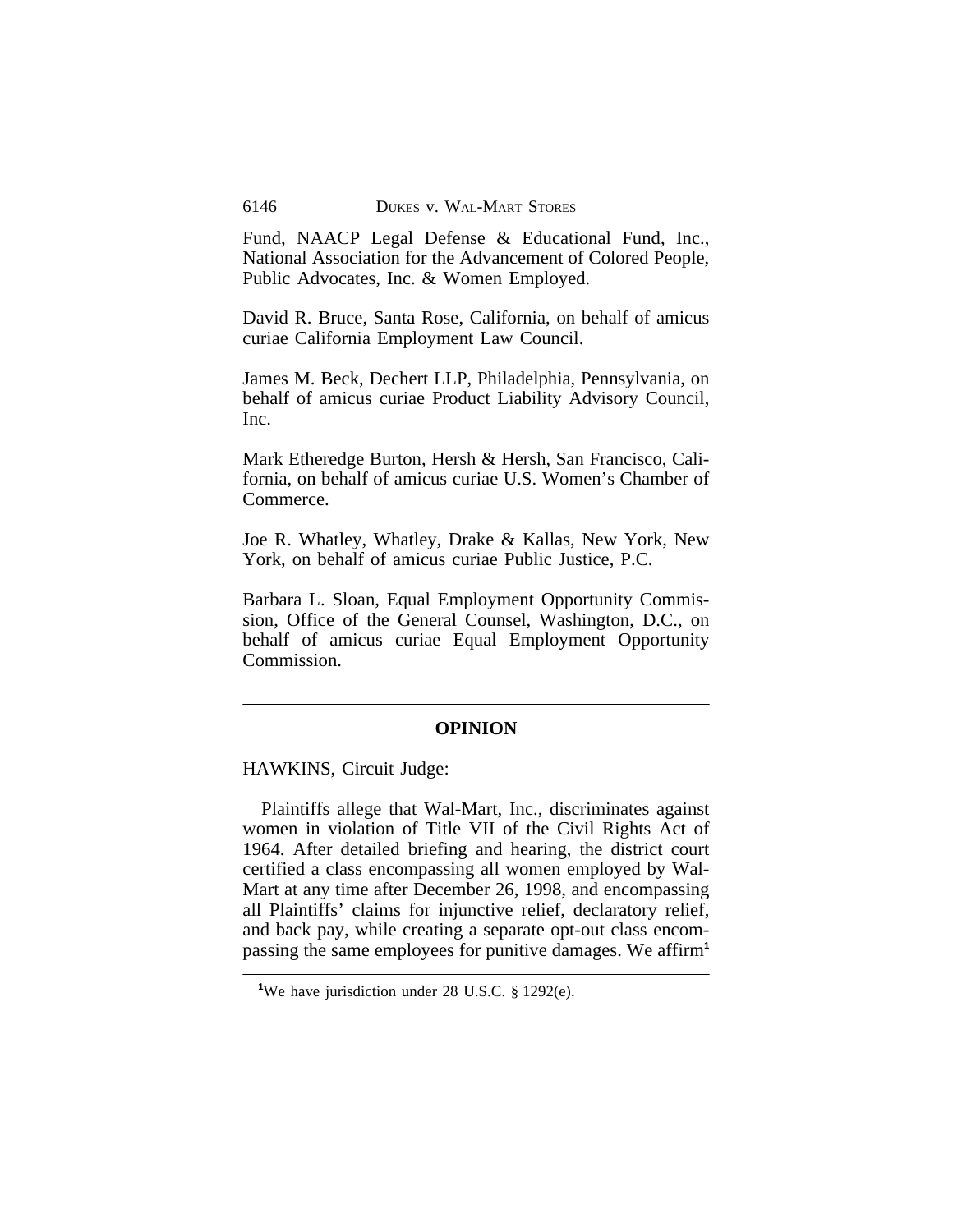Fund, NAACP Legal Defense & Educational Fund, Inc., National Association for the Advancement of Colored People, Public Advocates, Inc. & Women Employed.

David R. Bruce, Santa Rose, California, on behalf of amicus curiae California Employment Law Council.

James M. Beck, Dechert LLP, Philadelphia, Pennsylvania, on behalf of amicus curiae Product Liability Advisory Council, Inc.

Mark Etheredge Burton, Hersh & Hersh, San Francisco, California, on behalf of amicus curiae U.S. Women's Chamber of Commerce.

Joe R. Whatley, Whatley, Drake & Kallas, New York, New York, on behalf of amicus curiae Public Justice, P.C.

Barbara L. Sloan, Equal Employment Opportunity Commission, Office of the General Counsel, Washington, D.C., on behalf of amicus curiae Equal Employment Opportunity Commission.

---

## OPINION

HAWKINS, Circuit Judge:

Plaintiffs allege that Wal-Mart, Inc., discriminates against women in violation of Title VII of the Civil Rights Act of 1964. After detailed briefing and hearing, the district court certified a class encompassing all women employed by Wal-Mart at any time after December 26, 1998, and encompassing all Plaintiffs' claims for injunctive relief, declaratory relief, and back pay, while creating a separate opt-out class encompassing the same employees for punitive damages. We affirm[1]

---

[1]We have jurisdiction under 28 U.S.C. § 1292(e).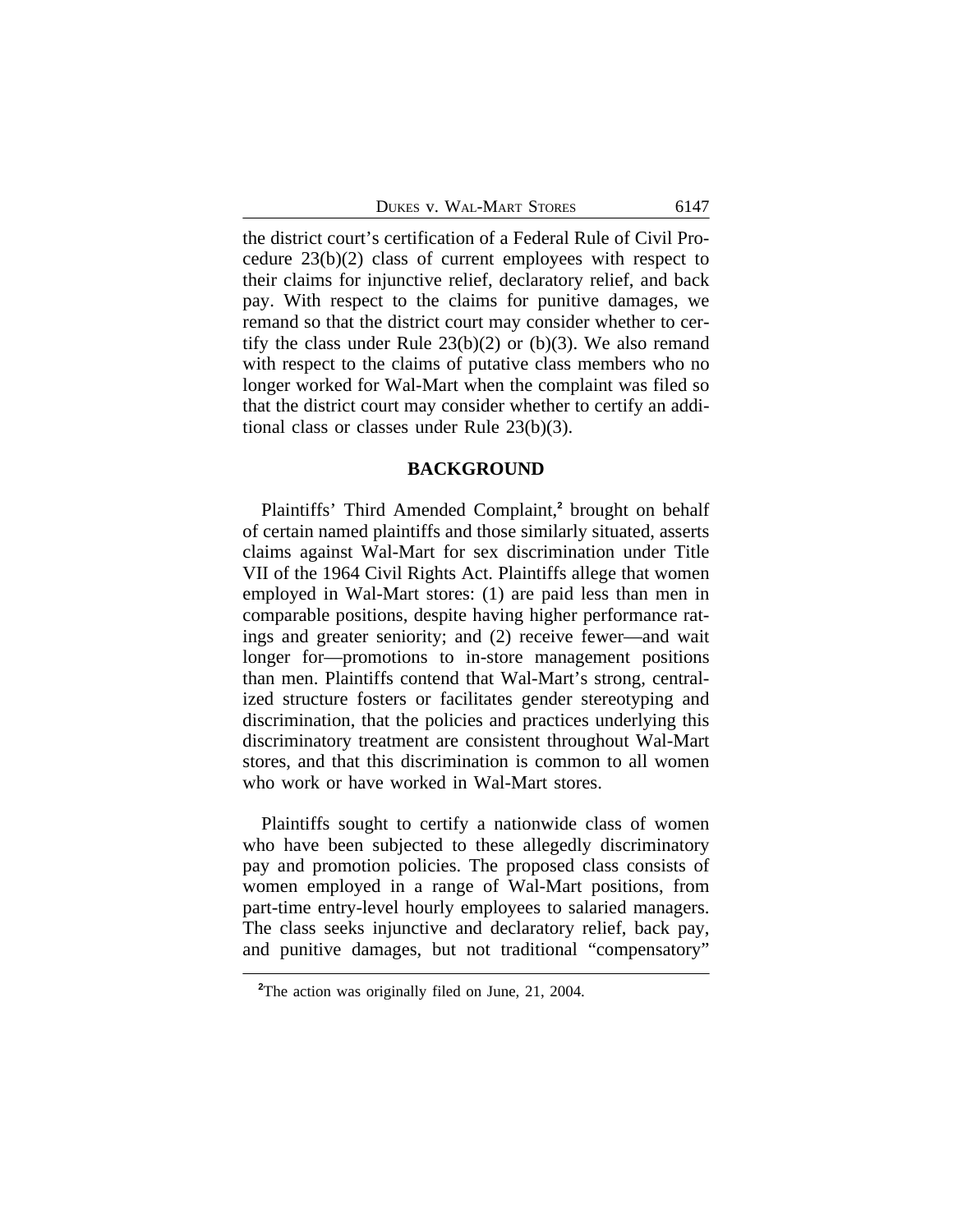the district court's certification of a Federal Rule of Civil Procedure 23(b)(2) class of current employees with respect to their claims for injunctive relief, declaratory relief, and back pay. With respect to the claims for punitive damages, we remand so that the district court may consider whether to certify the class under Rule 23(b)(2) or (b)(3). We also remand with respect to the claims of putative class members who no longer worked for Wal-Mart when the complaint was filed so that the district court may consider whether to certify an additional class or classes under Rule 23(b)(3).

## BACKGROUND

Plaintiffs' Third Amended Complaint,[2] brought on behalf of certain named plaintiffs and those similarly situated, asserts claims against Wal-Mart for sex discrimination under Title VII of the 1964 Civil Rights Act. Plaintiffs allege that women employed in Wal-Mart stores: (1) are paid less than men in comparable positions, despite having higher performance ratings and greater seniority; and (2) receive fewer—and wait longer for—promotions to in-store management positions than men. Plaintiffs contend that Wal-Mart's strong, centralized structure fosters or facilitates gender stereotyping and discrimination, that the policies and practices underlying this discriminatory treatment are consistent throughout Wal-Mart stores, and that this discrimination is common to all women who work or have worked in Wal-Mart stores.

Plaintiffs sought to certify a nationwide class of women who have been subjected to these allegedly discriminatory pay and promotion policies. The proposed class consists of women employed in a range of Wal-Mart positions, from part-time entry-level hourly employees to salaried managers. The class seeks injunctive and declaratory relief, back pay, and punitive damages, but not traditional "compensatory"

[2]The action was originally filed on June, 21, 2004.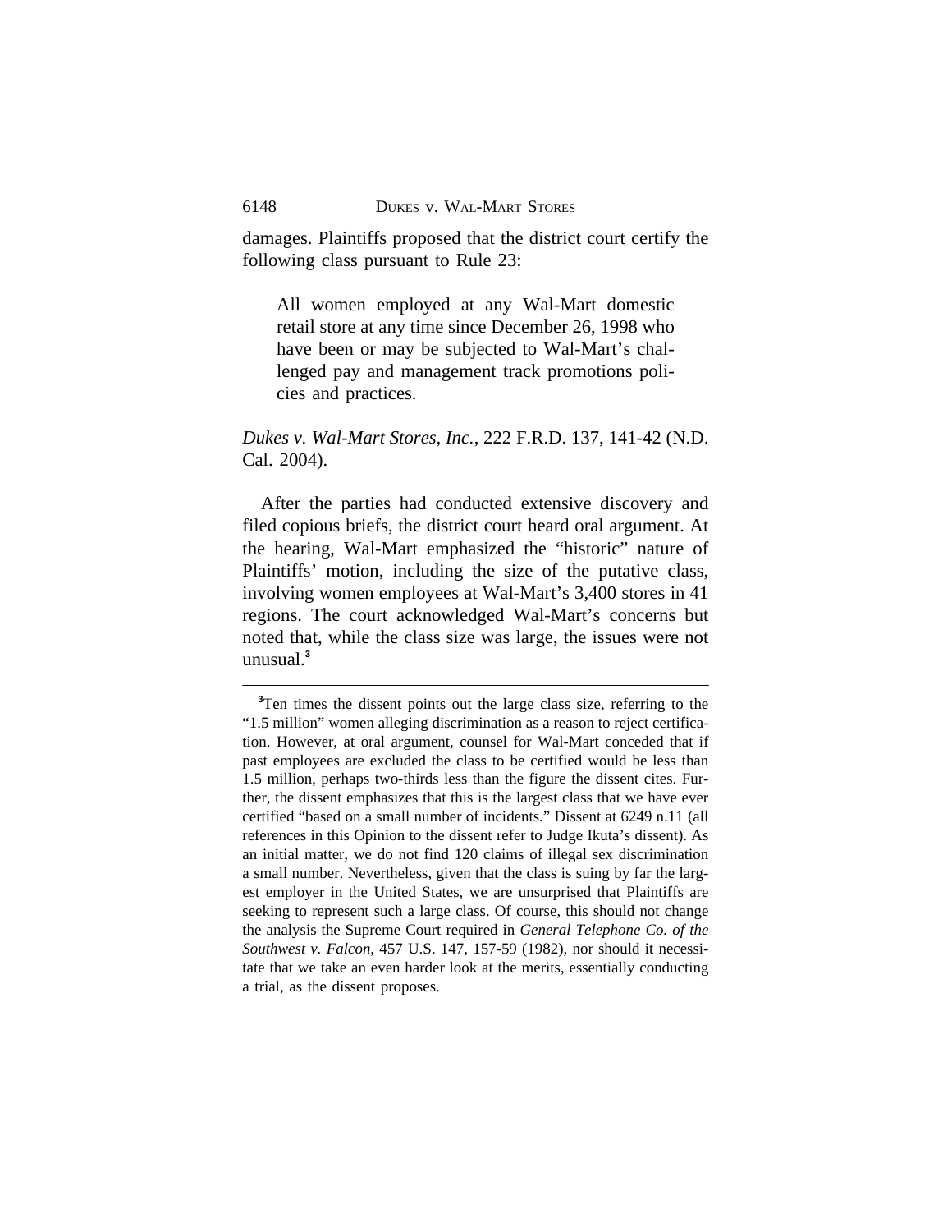damages. Plaintiffs proposed that the district court certify the following class pursuant to Rule 23:

> All women employed at any Wal-Mart domestic retail store at any time since December 26, 1998 who have been or may be subjected to Wal-Mart's challenged pay and management track promotions policies and practices.

*Dukes v. Wal-Mart Stores, Inc.*, 222 F.R.D. 137, 141-42 (N.D. Cal. 2004).

After the parties had conducted extensive discovery and filed copious briefs, the district court heard oral argument. At the hearing, Wal-Mart emphasized the "historic" nature of Plaintiffs' motion, including the size of the putative class, involving women employees at Wal-Mart's 3,400 stores in 41 regions. The court acknowledged Wal-Mart's concerns but noted that, while the class size was large, the issues were not unusual.[3]

---

[3]Ten times the dissent points out the large class size, referring to the "1.5 million" women alleging discrimination as a reason to reject certification. However, at oral argument, counsel for Wal-Mart conceded that if past employees are excluded the class to be certified would be less than 1.5 million, perhaps two-thirds less than the figure the dissent cites. Further, the dissent emphasizes that this is the largest class that we have ever certified "based on a small number of incidents." Dissent at 6249 n.11 (all references in this Opinion to the dissent refer to Judge Ikuta's dissent). As an initial matter, we do not find 120 claims of illegal sex discrimination a small number. Nevertheless, given that the class is suing by far the largest employer in the United States, we are unsurprised that Plaintiffs are seeking to represent such a large class. Of course, this should not change the analysis the Supreme Court required in *General Telephone Co. of the Southwest v. Falcon*, 457 U.S. 147, 157-59 (1982), nor should it necessitate that we take an even harder look at the merits, essentially conducting a trial, as the dissent proposes.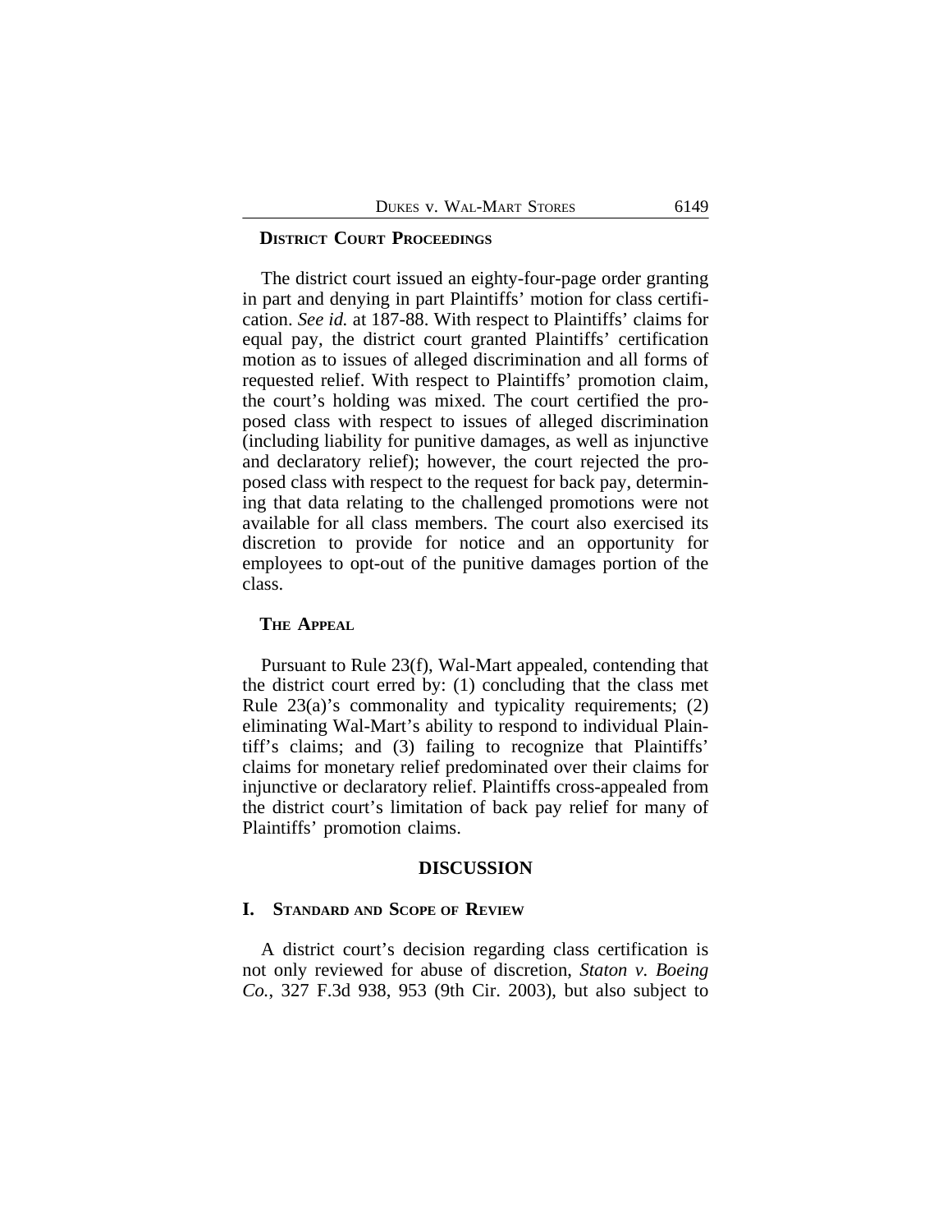### District Court Proceedings

The district court issued an eighty-four-page order granting in part and denying in part Plaintiffs' motion for class certification. *See id.* at 187-88. With respect to Plaintiffs' claims for equal pay, the district court granted Plaintiffs' certification motion as to issues of alleged discrimination and all forms of requested relief. With respect to Plaintiffs' promotion claim, the court's holding was mixed. The court certified the proposed class with respect to issues of alleged discrimination (including liability for punitive damages, as well as injunctive and declaratory relief); however, the court rejected the proposed class with respect to the request for back pay, determining that data relating to the challenged promotions were not available for all class members. The court also exercised its discretion to provide for notice and an opportunity for employees to opt-out of the punitive damages portion of the class.

### The Appeal

Pursuant to Rule 23(f), Wal-Mart appealed, contending that the district court erred by: (1) concluding that the class met Rule 23(a)'s commonality and typicality requirements; (2) eliminating Wal-Mart's ability to respond to individual Plaintiff's claims; and (3) failing to recognize that Plaintiffs' claims for monetary relief predominated over their claims for injunctive or declaratory relief. Plaintiffs cross-appealed from the district court's limitation of back pay relief for many of Plaintiffs' promotion claims.

## DISCUSSION

### I. Standard and Scope of Review

A district court's decision regarding class certification is not only reviewed for abuse of discretion, *Staton v. Boeing Co.*, 327 F.3d 938, 953 (9th Cir. 2003), but also subject to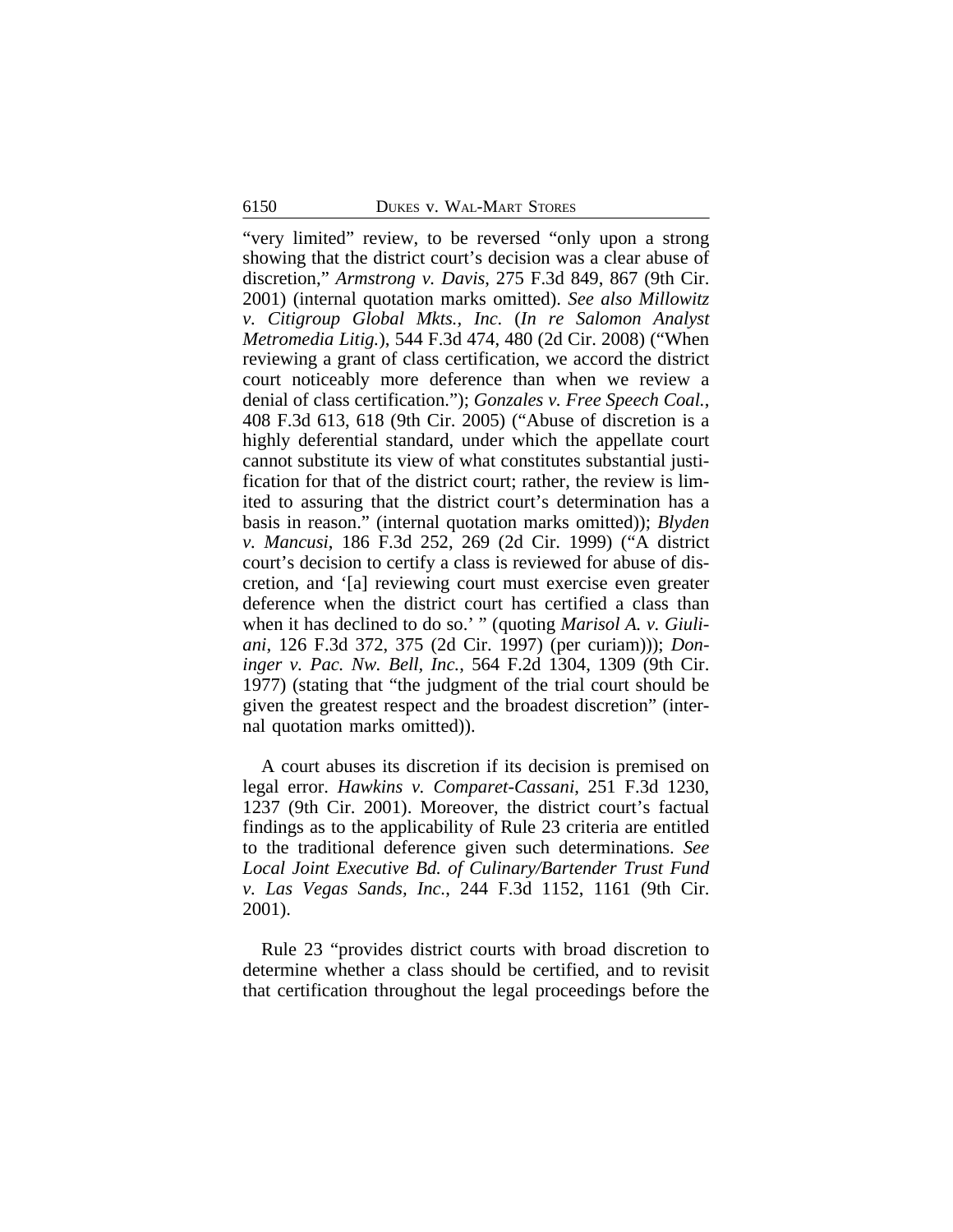"very limited" review, to be reversed "only upon a strong showing that the district court's decision was a clear abuse of discretion," *Armstrong v. Davis*, 275 F.3d 849, 867 (9th Cir. 2001) (internal quotation marks omitted). *See also Millowitz v. Citigroup Global Mkts., Inc.* (*In re Salomon Analyst Metromedia Litig.*), 544 F.3d 474, 480 (2d Cir. 2008) ("When reviewing a grant of class certification, we accord the district court noticeably more deference than when we review a denial of class certification."); *Gonzales v. Free Speech Coal.*, 408 F.3d 613, 618 (9th Cir. 2005) ("Abuse of discretion is a highly deferential standard, under which the appellate court cannot substitute its view of what constitutes substantial justification for that of the district court; rather, the review is limited to assuring that the district court's determination has a basis in reason." (internal quotation marks omitted)); *Blyden v. Mancusi*, 186 F.3d 252, 269 (2d Cir. 1999) ("A district court's decision to certify a class is reviewed for abuse of discretion, and '[a] reviewing court must exercise even greater deference when the district court has certified a class than when it has declined to do so.' " (quoting *Marisol A. v. Giuliani*, 126 F.3d 372, 375 (2d Cir. 1997) (per curiam))); *Doninger v. Pac. Nw. Bell, Inc.*, 564 F.2d 1304, 1309 (9th Cir. 1977) (stating that "the judgment of the trial court should be given the greatest respect and the broadest discretion" (internal quotation marks omitted)).

A court abuses its discretion if its decision is premised on legal error. *Hawkins v. Comparet-Cassani*, 251 F.3d 1230, 1237 (9th Cir. 2001). Moreover, the district court's factual findings as to the applicability of Rule 23 criteria are entitled to the traditional deference given such determinations. *See Local Joint Executive Bd. of Culinary/Bartender Trust Fund v. Las Vegas Sands, Inc.*, 244 F.3d 1152, 1161 (9th Cir. 2001).

Rule 23 "provides district courts with broad discretion to determine whether a class should be certified, and to revisit that certification throughout the legal proceedings before the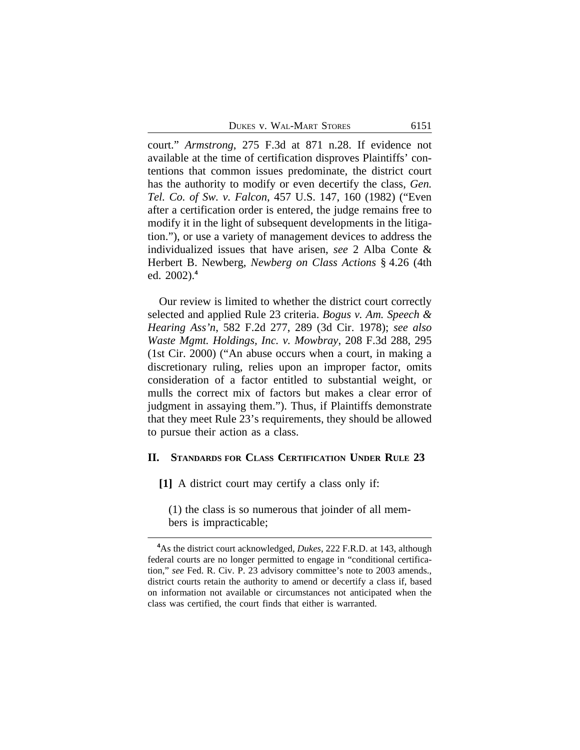court." *Armstrong*, 275 F.3d at 871 n.28. If evidence not available at the time of certification disproves Plaintiffs' contentions that common issues predominate, the district court has the authority to modify or even decertify the class, *Gen. Tel. Co. of Sw. v. Falcon*, 457 U.S. 147, 160 (1982) ("Even after a certification order is entered, the judge remains free to modify it in the light of subsequent developments in the litigation."), or use a variety of management devices to address the individualized issues that have arisen, *see* 2 Alba Conte & Herbert B. Newberg, *Newberg on Class Actions* § 4.26 (4th ed. 2002).[4]

Our review is limited to whether the district court correctly selected and applied Rule 23 criteria. *Bogus v. Am. Speech & Hearing Ass'n*, 582 F.2d 277, 289 (3d Cir. 1978); *see also Waste Mgmt. Holdings, Inc. v. Mowbray*, 208 F.3d 288, 295 (1st Cir. 2000) ("An abuse occurs when a court, in making a discretionary ruling, relies upon an improper factor, omits consideration of a factor entitled to substantial weight, or mulls the correct mix of factors but makes a clear error of judgment in assaying them."). Thus, if Plaintiffs demonstrate that they meet Rule 23's requirements, they should be allowed to pursue their action as a class.

## II. STANDARDS FOR CLASS CERTIFICATION UNDER RULE 23

**[1]** A district court may certify a class only if:

> (1) the class is so numerous that joinder of all members is impracticable;

[4]As the district court acknowledged, *Dukes*, 222 F.R.D. at 143, although federal courts are no longer permitted to engage in "conditional certification," *see* Fed. R. Civ. P. 23 advisory committee's note to 2003 amends., district courts retain the authority to amend or decertify a class if, based on information not available or circumstances not anticipated when the class was certified, the court finds that either is warranted.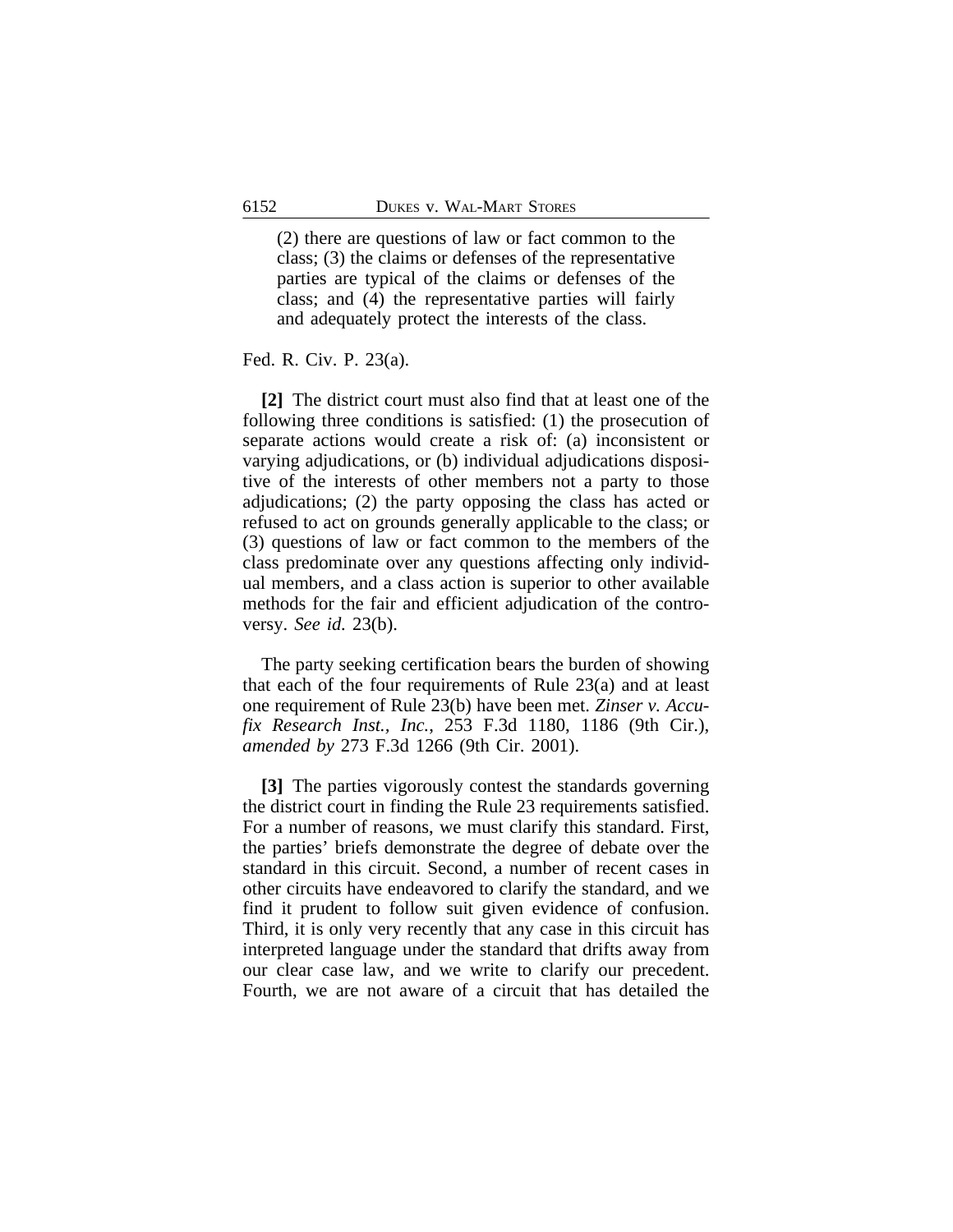> (2) there are questions of law or fact common to the class; (3) the claims or defenses of the representative parties are typical of the claims or defenses of the class; and (4) the representative parties will fairly and adequately protect the interests of the class.

Fed. R. Civ. P. 23(a).

**[2]** The district court must also find that at least one of the following three conditions is satisfied: (1) the prosecution of separate actions would create a risk of: (a) inconsistent or varying adjudications, or (b) individual adjudications dispositive of the interests of other members not a party to those adjudications; (2) the party opposing the class has acted or refused to act on grounds generally applicable to the class; or (3) questions of law or fact common to the members of the class predominate over any questions affecting only individual members, and a class action is superior to other available methods for the fair and efficient adjudication of the controversy. *See id.* 23(b).

The party seeking certification bears the burden of showing that each of the four requirements of Rule 23(a) and at least one requirement of Rule 23(b) have been met. *Zinser v. Accufix Research Inst., Inc.*, 253 F.3d 1180, 1186 (9th Cir.), *amended by* 273 F.3d 1266 (9th Cir. 2001).

**[3]** The parties vigorously contest the standards governing the district court in finding the Rule 23 requirements satisfied. For a number of reasons, we must clarify this standard. First, the parties' briefs demonstrate the degree of debate over the standard in this circuit. Second, a number of recent cases in other circuits have endeavored to clarify the standard, and we find it prudent to follow suit given evidence of confusion. Third, it is only very recently that any case in this circuit has interpreted language under the standard that drifts away from our clear case law, and we write to clarify our precedent. Fourth, we are not aware of a circuit that has detailed the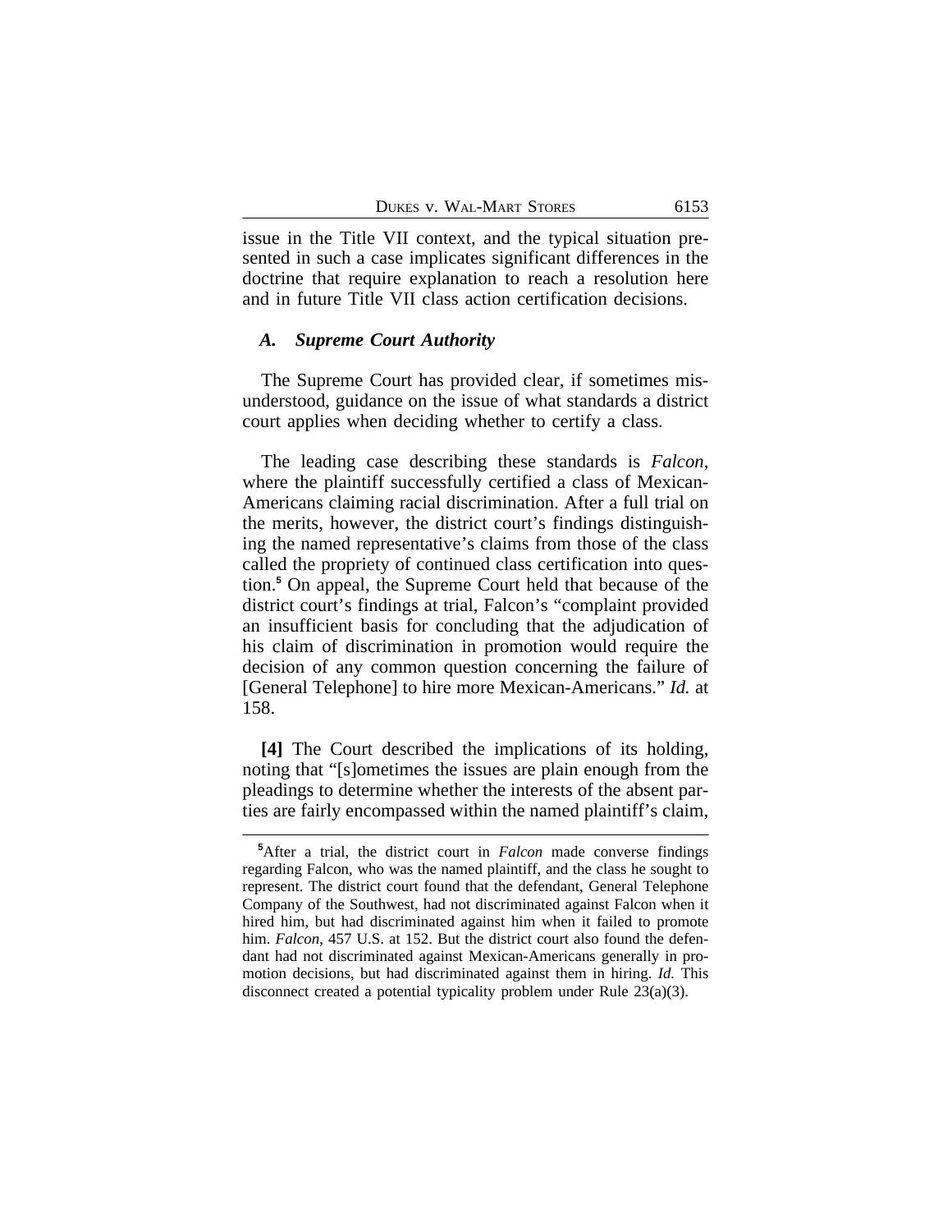issue in the Title VII context, and the typical situation presented in such a case implicates significant differences in the doctrine that require explanation to reach a resolution here and in future Title VII class action certification decisions.

### *A. Supreme Court Authority*

The Supreme Court has provided clear, if sometimes misunderstood, guidance on the issue of what standards a district court applies when deciding whether to certify a class.

The leading case describing these standards is *Falcon*, where the plaintiff successfully certified a class of Mexican-Americans claiming racial discrimination. After a full trial on the merits, however, the district court's findings distinguishing the named representative's claims from those of the class called the propriety of continued class certification into question.[5] On appeal, the Supreme Court held that because of the district court's findings at trial, Falcon's "complaint provided an insufficient basis for concluding that the adjudication of his claim of discrimination in promotion would require the decision of any common question concerning the failure of [General Telephone] to hire more Mexican-Americans." *Id.* at 158.

**[4]** The Court described the implications of its holding, noting that "[s]ometimes the issues are plain enough from the pleadings to determine whether the interests of the absent parties are fairly encompassed within the named plaintiff's claim,

[5]After a trial, the district court in *Falcon* made converse findings regarding Falcon, who was the named plaintiff, and the class he sought to represent. The district court found that the defendant, General Telephone Company of the Southwest, had not discriminated against Falcon when it hired him, but had discriminated against him when it failed to promote him. *Falcon*, 457 U.S. at 152. But the district court also found the defendant had not discriminated against Mexican-Americans generally in promotion decisions, but had discriminated against them in hiring. *Id.* This disconnect created a potential typicality problem under Rule 23(a)(3).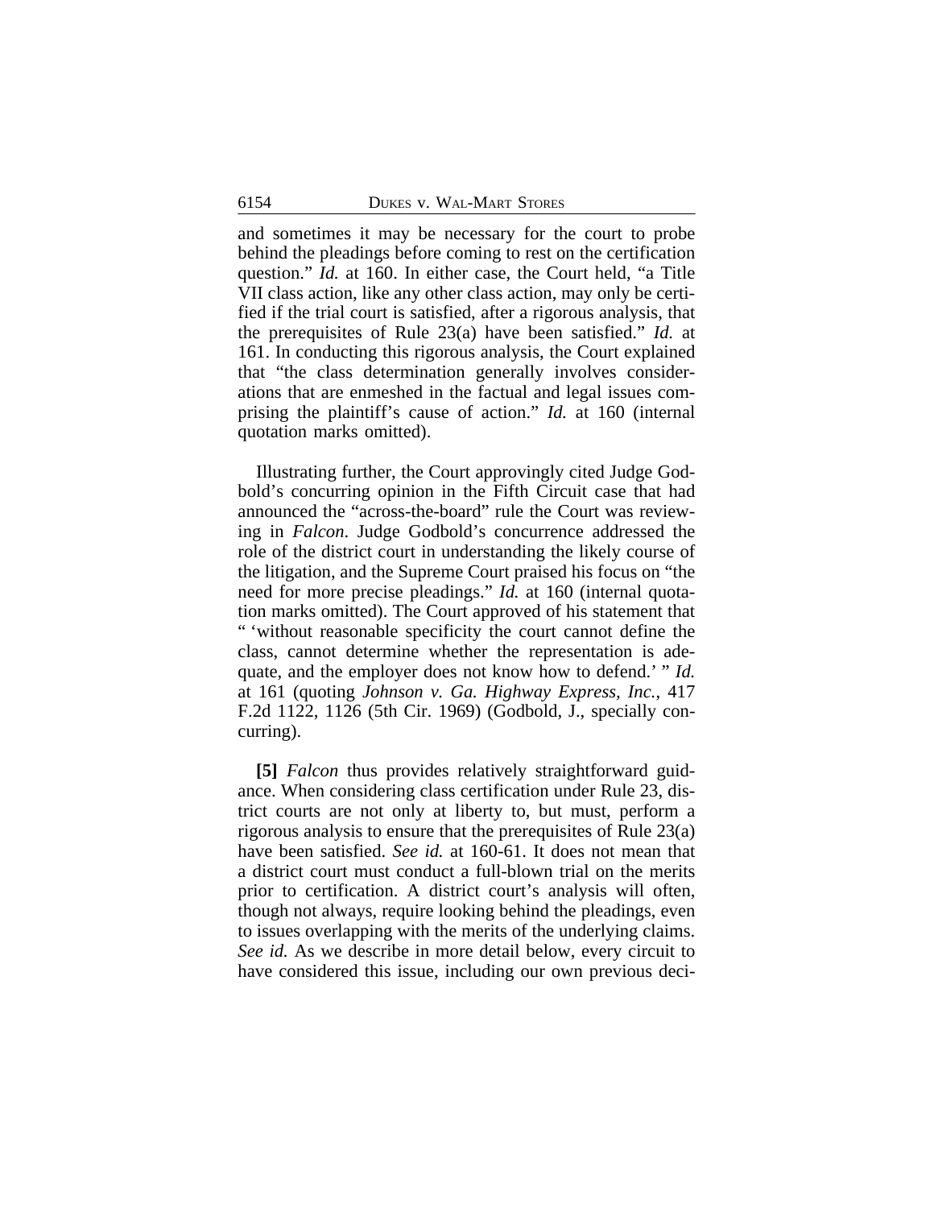and sometimes it may be necessary for the court to probe behind the pleadings before coming to rest on the certification question." *Id.* at 160. In either case, the Court held, "a Title VII class action, like any other class action, may only be certified if the trial court is satisfied, after a rigorous analysis, that the prerequisites of Rule 23(a) have been satisfied." *Id.* at 161. In conducting this rigorous analysis, the Court explained that "the class determination generally involves considerations that are enmeshed in the factual and legal issues comprising the plaintiff's cause of action." *Id.* at 160 (internal quotation marks omitted).

Illustrating further, the Court approvingly cited Judge Godbold's concurring opinion in the Fifth Circuit case that had announced the "across-the-board" rule the Court was reviewing in *Falcon*. Judge Godbold's concurrence addressed the role of the district court in understanding the likely course of the litigation, and the Supreme Court praised his focus on "the need for more precise pleadings." *Id.* at 160 (internal quotation marks omitted). The Court approved of his statement that " 'without reasonable specificity the court cannot define the class, cannot determine whether the representation is adequate, and the employer does not know how to defend.' " *Id.* at 161 (quoting *Johnson v. Ga. Highway Express, Inc.*, 417 F.2d 1122, 1126 (5th Cir. 1969) (Godbold, J., specially concurring).

**[5]** *Falcon* thus provides relatively straightforward guidance. When considering class certification under Rule 23, district courts are not only at liberty to, but must, perform a rigorous analysis to ensure that the prerequisites of Rule 23(a) have been satisfied. *See id.* at 160-61. It does not mean that a district court must conduct a full-blown trial on the merits prior to certification. A district court's analysis will often, though not always, require looking behind the pleadings, even to issues overlapping with the merits of the underlying claims. *See id.* As we describe in more detail below, every circuit to have considered this issue, including our own previous deci-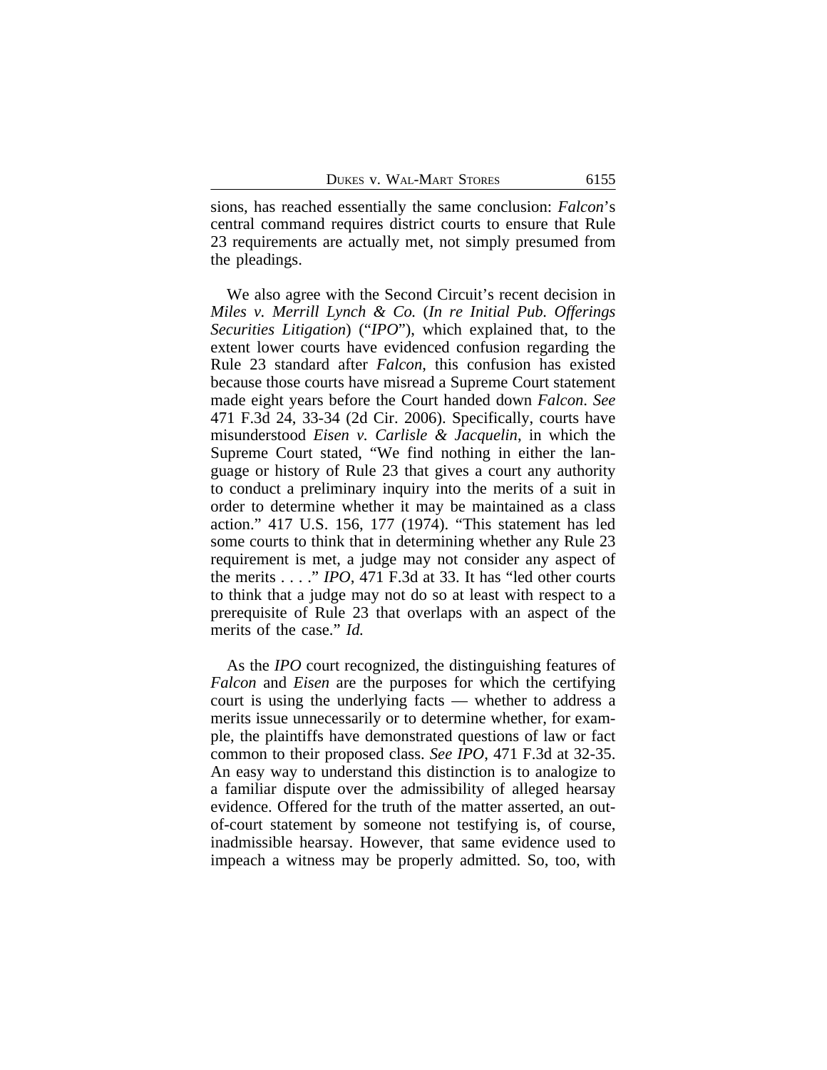sions, has reached essentially the same conclusion: *Falcon*'s central command requires district courts to ensure that Rule 23 requirements are actually met, not simply presumed from the pleadings.

We also agree with the Second Circuit's recent decision in *Miles v. Merrill Lynch & Co.* (*In re Initial Pub. Offerings Securities Litigation*) ("*IPO*"), which explained that, to the extent lower courts have evidenced confusion regarding the Rule 23 standard after *Falcon*, this confusion has existed because those courts have misread a Supreme Court statement made eight years before the Court handed down *Falcon*. *See* 471 F.3d 24, 33-34 (2d Cir. 2006). Specifically, courts have misunderstood *Eisen v. Carlisle & Jacquelin*, in which the Supreme Court stated, "We find nothing in either the language or history of Rule 23 that gives a court any authority to conduct a preliminary inquiry into the merits of a suit in order to determine whether it may be maintained as a class action." 417 U.S. 156, 177 (1974). "This statement has led some courts to think that in determining whether any Rule 23 requirement is met, a judge may not consider any aspect of the merits . . . ." *IPO*, 471 F.3d at 33. It has "led other courts to think that a judge may not do so at least with respect to a prerequisite of Rule 23 that overlaps with an aspect of the merits of the case." *Id.*

As the *IPO* court recognized, the distinguishing features of *Falcon* and *Eisen* are the purposes for which the certifying court is using the underlying facts — whether to address a merits issue unnecessarily or to determine whether, for example, the plaintiffs have demonstrated questions of law or fact common to their proposed class. *See IPO*, 471 F.3d at 32-35. An easy way to understand this distinction is to analogize to a familiar dispute over the admissibility of alleged hearsay evidence. Offered for the truth of the matter asserted, an out-of-court statement by someone not testifying is, of course, inadmissible hearsay. However, that same evidence used to impeach a witness may be properly admitted. So, too, with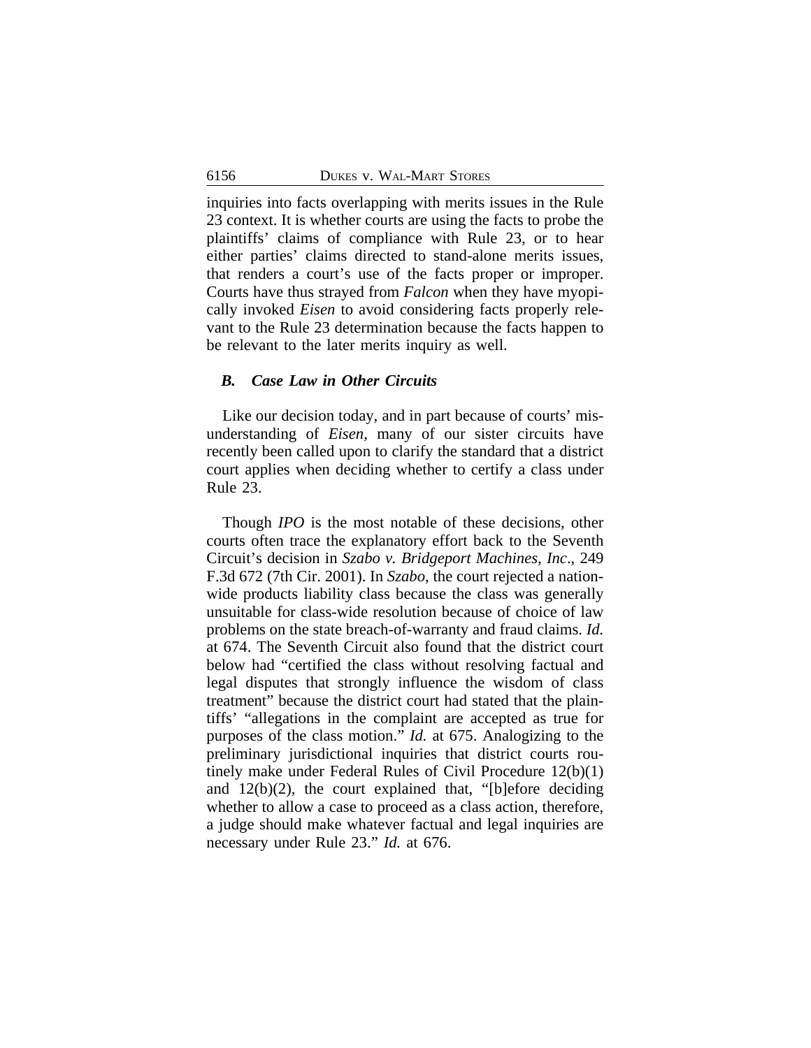inquiries into facts overlapping with merits issues in the Rule 23 context. It is whether courts are using the facts to probe the plaintiffs' claims of compliance with Rule 23, or to hear either parties' claims directed to stand-alone merits issues, that renders a court's use of the facts proper or improper. Courts have thus strayed from *Falcon* when they have myopically invoked *Eisen* to avoid considering facts properly relevant to the Rule 23 determination because the facts happen to be relevant to the later merits inquiry as well.

### *B. Case Law in Other Circuits*

Like our decision today, and in part because of courts' misunderstanding of *Eisen*, many of our sister circuits have recently been called upon to clarify the standard that a district court applies when deciding whether to certify a class under Rule 23.

Though *IPO* is the most notable of these decisions, other courts often trace the explanatory effort back to the Seventh Circuit's decision in *Szabo v. Bridgeport Machines, Inc*., 249 F.3d 672 (7th Cir. 2001). In *Szabo*, the court rejected a nationwide products liability class because the class was generally unsuitable for class-wide resolution because of choice of law problems on the state breach-of-warranty and fraud claims. *Id.* at 674. The Seventh Circuit also found that the district court below had "certified the class without resolving factual and legal disputes that strongly influence the wisdom of class treatment" because the district court had stated that the plaintiffs' "allegations in the complaint are accepted as true for purposes of the class motion." *Id.* at 675. Analogizing to the preliminary jurisdictional inquiries that district courts routinely make under Federal Rules of Civil Procedure 12(b)(1) and 12(b)(2), the court explained that, "[b]efore deciding whether to allow a case to proceed as a class action, therefore, a judge should make whatever factual and legal inquiries are necessary under Rule 23." *Id.* at 676.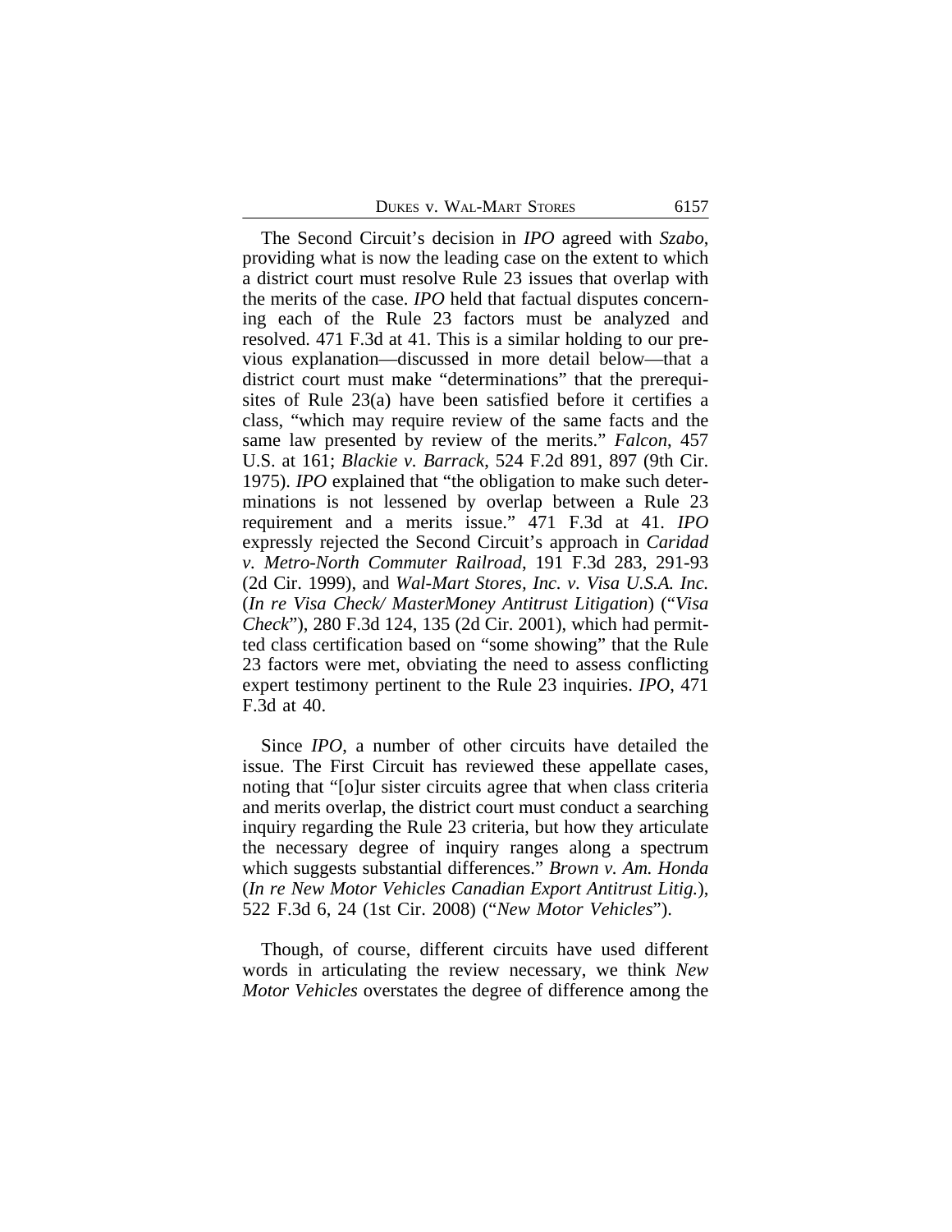The Second Circuit's decision in *IPO* agreed with *Szabo*, providing what is now the leading case on the extent to which a district court must resolve Rule 23 issues that overlap with the merits of the case. *IPO* held that factual disputes concerning each of the Rule 23 factors must be analyzed and resolved. 471 F.3d at 41. This is a similar holding to our previous explanation—discussed in more detail below—that a district court must make "determinations" that the prerequisites of Rule 23(a) have been satisfied before it certifies a class, "which may require review of the same facts and the same law presented by review of the merits." *Falcon*, 457 U.S. at 161; *Blackie v. Barrack*, 524 F.2d 891, 897 (9th Cir. 1975). *IPO* explained that "the obligation to make such determinations is not lessened by overlap between a Rule 23 requirement and a merits issue." 471 F.3d at 41. *IPO* expressly rejected the Second Circuit's approach in *Caridad v. Metro-North Commuter Railroad*, 191 F.3d 283, 291-93 (2d Cir. 1999), and *Wal-Mart Stores, Inc. v. Visa U.S.A. Inc.* (*In re Visa Check/ MasterMoney Antitrust Litigation*) ("*Visa Check*"), 280 F.3d 124, 135 (2d Cir. 2001), which had permitted class certification based on "some showing" that the Rule 23 factors were met, obviating the need to assess conflicting expert testimony pertinent to the Rule 23 inquiries. *IPO*, 471 F.3d at 40.

Since *IPO*, a number of other circuits have detailed the issue. The First Circuit has reviewed these appellate cases, noting that "[o]ur sister circuits agree that when class criteria and merits overlap, the district court must conduct a searching inquiry regarding the Rule 23 criteria, but how they articulate the necessary degree of inquiry ranges along a spectrum which suggests substantial differences." *Brown v. Am. Honda* (*In re New Motor Vehicles Canadian Export Antitrust Litig.*), 522 F.3d 6, 24 (1st Cir. 2008) ("*New Motor Vehicles*").

Though, of course, different circuits have used different words in articulating the review necessary, we think *New Motor Vehicles* overstates the degree of difference among the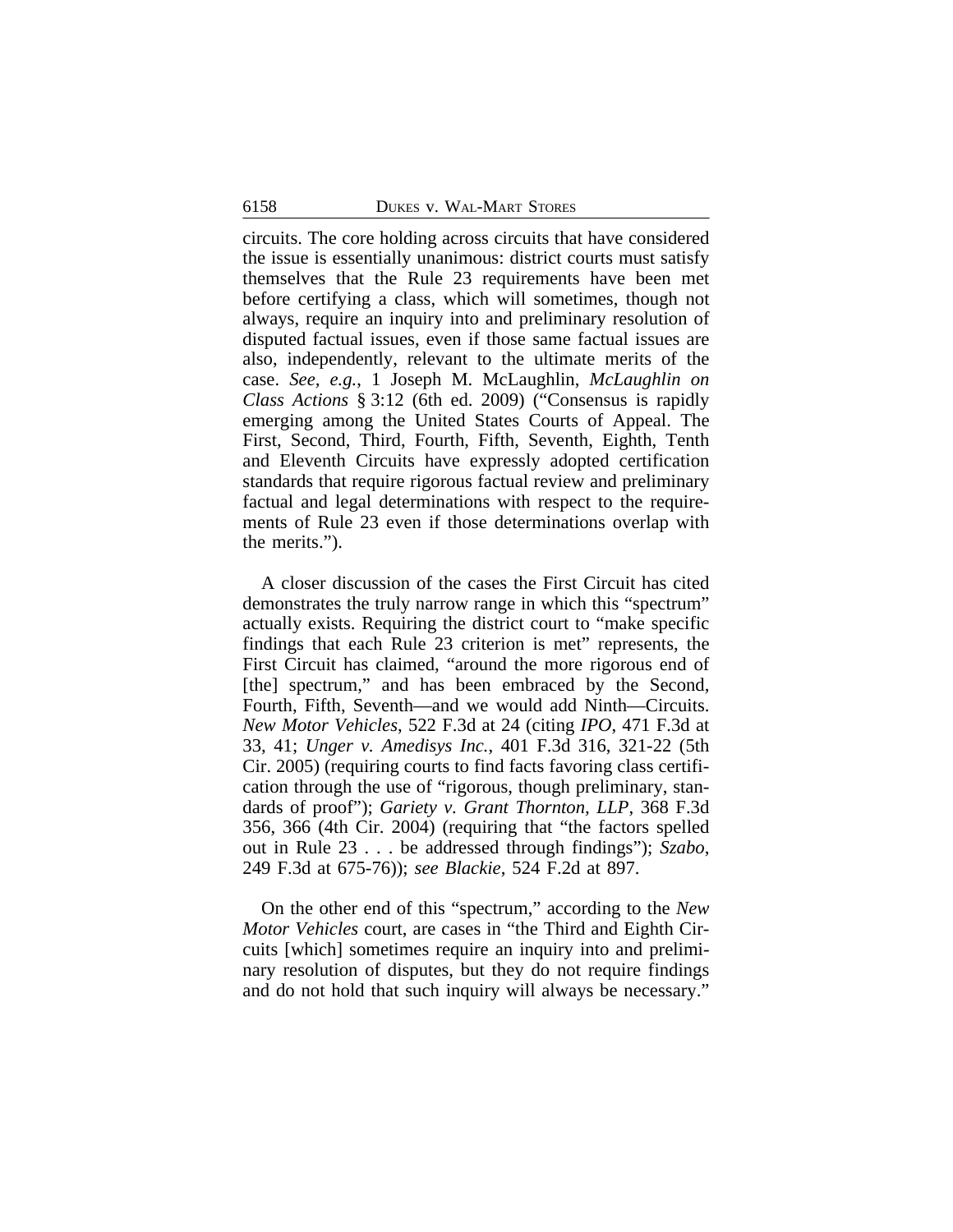circuits. The core holding across circuits that have considered the issue is essentially unanimous: district courts must satisfy themselves that the Rule 23 requirements have been met before certifying a class, which will sometimes, though not always, require an inquiry into and preliminary resolution of disputed factual issues, even if those same factual issues are also, independently, relevant to the ultimate merits of the case. *See, e.g.*, 1 Joseph M. McLaughlin, *McLaughlin on Class Actions* § 3:12 (6th ed. 2009) ("Consensus is rapidly emerging among the United States Courts of Appeal. The First, Second, Third, Fourth, Fifth, Seventh, Eighth, Tenth and Eleventh Circuits have expressly adopted certification standards that require rigorous factual review and preliminary factual and legal determinations with respect to the requirements of Rule 23 even if those determinations overlap with the merits.").

A closer discussion of the cases the First Circuit has cited demonstrates the truly narrow range in which this "spectrum" actually exists. Requiring the district court to "make specific findings that each Rule 23 criterion is met" represents, the First Circuit has claimed, "around the more rigorous end of [the] spectrum," and has been embraced by the Second, Fourth, Fifth, Seventh—and we would add Ninth—Circuits. *New Motor Vehicles*, 522 F.3d at 24 (citing *IPO*, 471 F.3d at 33, 41; *Unger v. Amedisys Inc.*, 401 F.3d 316, 321-22 (5th Cir. 2005) (requiring courts to find facts favoring class certification through the use of "rigorous, though preliminary, standards of proof"); *Gariety v. Grant Thornton, LLP*, 368 F.3d 356, 366 (4th Cir. 2004) (requiring that "the factors spelled out in Rule 23 . . . be addressed through findings"); *Szabo*, 249 F.3d at 675-76)); *see Blackie*, 524 F.2d at 897.

On the other end of this "spectrum," according to the *New Motor Vehicles* court, are cases in "the Third and Eighth Circuits [which] sometimes require an inquiry into and preliminary resolution of disputes, but they do not require findings and do not hold that such inquiry will always be necessary."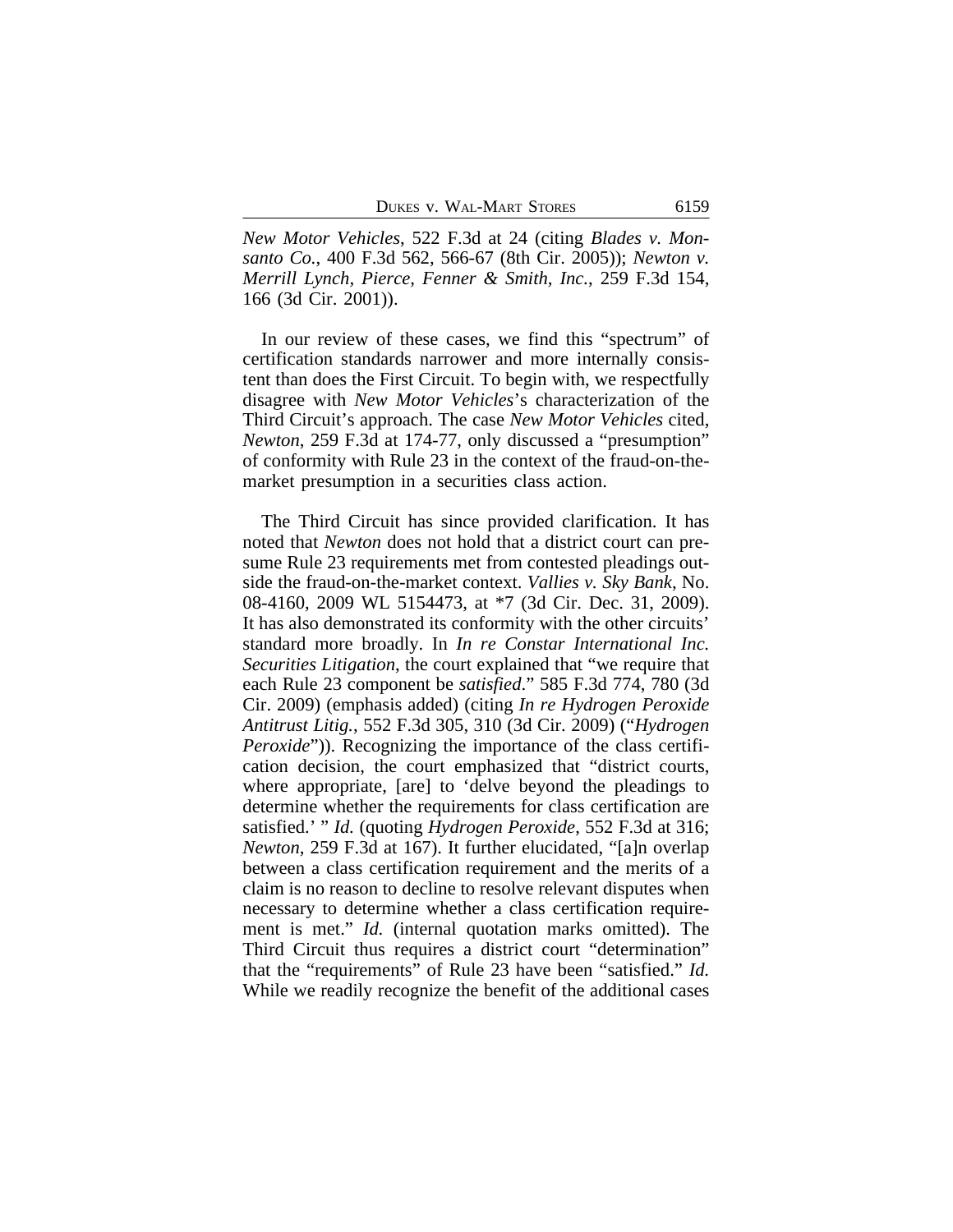*New Motor Vehicles*, 522 F.3d at 24 (citing *Blades v. Monsanto Co.*, 400 F.3d 562, 566-67 (8th Cir. 2005)); *Newton v. Merrill Lynch, Pierce, Fenner & Smith, Inc.*, 259 F.3d 154, 166 (3d Cir. 2001)).

In our review of these cases, we find this "spectrum" of certification standards narrower and more internally consistent than does the First Circuit. To begin with, we respectfully disagree with *New Motor Vehicles*'s characterization of the Third Circuit's approach. The case *New Motor Vehicles* cited, *Newton*, 259 F.3d at 174-77, only discussed a "presumption" of conformity with Rule 23 in the context of the fraud-on-the-market presumption in a securities class action.

The Third Circuit has since provided clarification. It has noted that *Newton* does not hold that a district court can presume Rule 23 requirements met from contested pleadings outside the fraud-on-the-market context. *Vallies v. Sky Bank*, No. 08-4160, 2009 WL 5154473, at *7 (3d Cir. Dec. 31, 2009). It has also demonstrated its conformity with the other circuits' standard more broadly. In *In re Constar International Inc. Securities Litigation*, the court explained that "we require that each Rule 23 component be *satisfied*." 585 F.3d 774, 780 (3d Cir. 2009) (emphasis added) (citing *In re Hydrogen Peroxide Antitrust Litig.*, 552 F.3d 305, 310 (3d Cir. 2009) ("*Hydrogen Peroxide*")). Recognizing the importance of the class certification decision, the court emphasized that "district courts, where appropriate, [are] to 'delve beyond the pleadings to determine whether the requirements for class certification are satisfied.' " *Id.* (quoting *Hydrogen Peroxide*, 552 F.3d at 316; *Newton*, 259 F.3d at 167). It further elucidated, "[a]n overlap between a class certification requirement and the merits of a claim is no reason to decline to resolve relevant disputes when necessary to determine whether a class certification requirement is met." *Id.* (internal quotation marks omitted). The Third Circuit thus requires a district court "determination" that the "requirements" of Rule 23 have been "satisfied." *Id.* While we readily recognize the benefit of the additional cases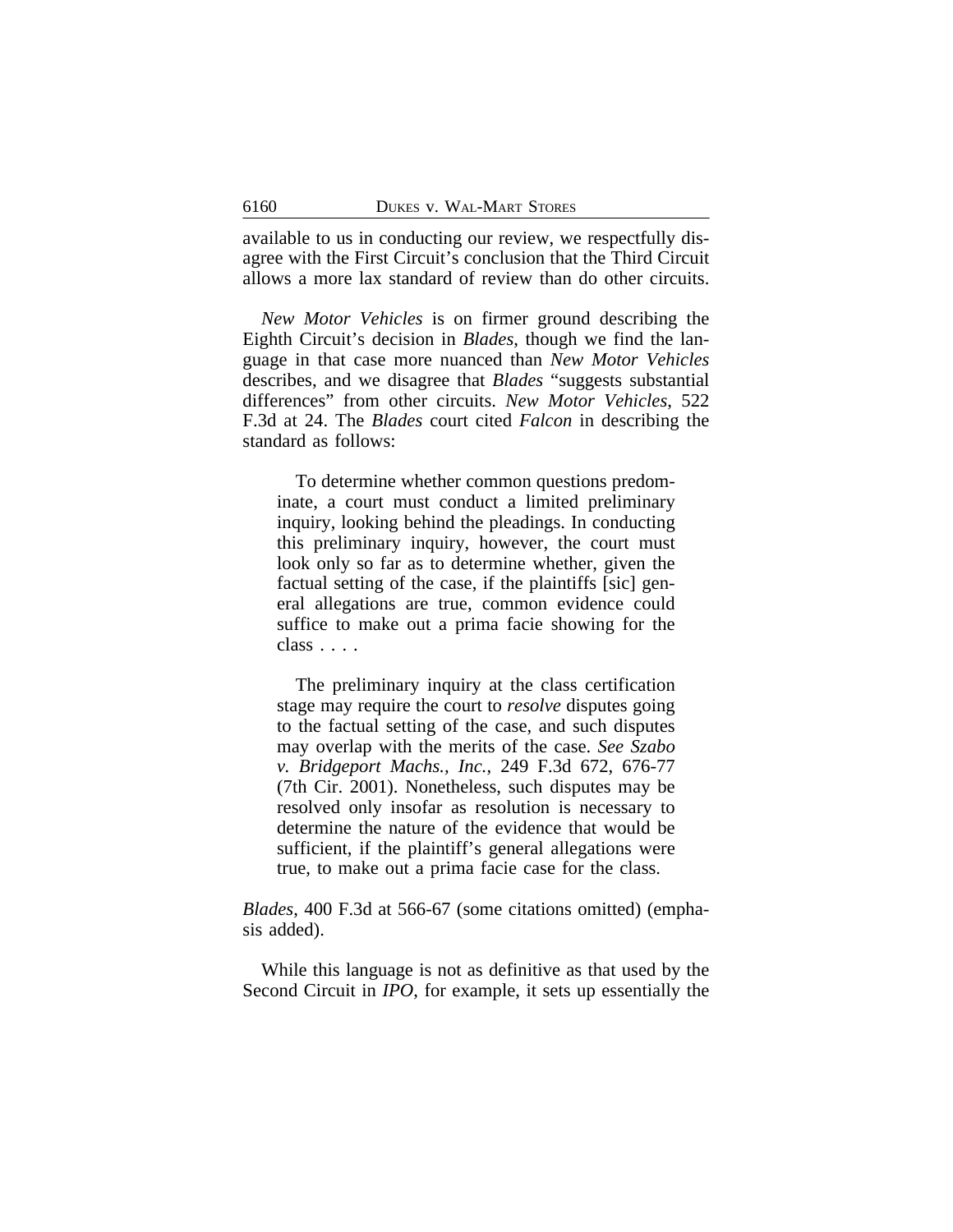available to us in conducting our review, we respectfully disagree with the First Circuit's conclusion that the Third Circuit allows a more lax standard of review than do other circuits.

*New Motor Vehicles* is on firmer ground describing the Eighth Circuit's decision in *Blades*, though we find the language in that case more nuanced than *New Motor Vehicles* describes, and we disagree that *Blades* "suggests substantial differences" from other circuits. *New Motor Vehicles*, 522 F.3d at 24. The *Blades* court cited *Falcon* in describing the standard as follows:

> To determine whether common questions predominate, a court must conduct a limited preliminary inquiry, looking behind the pleadings. In conducting this preliminary inquiry, however, the court must look only so far as to determine whether, given the factual setting of the case, if the plaintiffs [sic] general allegations are true, common evidence could suffice to make out a prima facie showing for the class . . . .
>
> The preliminary inquiry at the class certification stage may require the court to *resolve* disputes going to the factual setting of the case, and such disputes may overlap with the merits of the case. *See Szabo v. Bridgeport Machs., Inc.*, 249 F.3d 672, 676-77 (7th Cir. 2001). Nonetheless, such disputes may be resolved only insofar as resolution is necessary to determine the nature of the evidence that would be sufficient, if the plaintiff's general allegations were true, to make out a prima facie case for the class.

*Blades*, 400 F.3d at 566-67 (some citations omitted) (emphasis added).

While this language is not as definitive as that used by the Second Circuit in *IPO*, for example, it sets up essentially the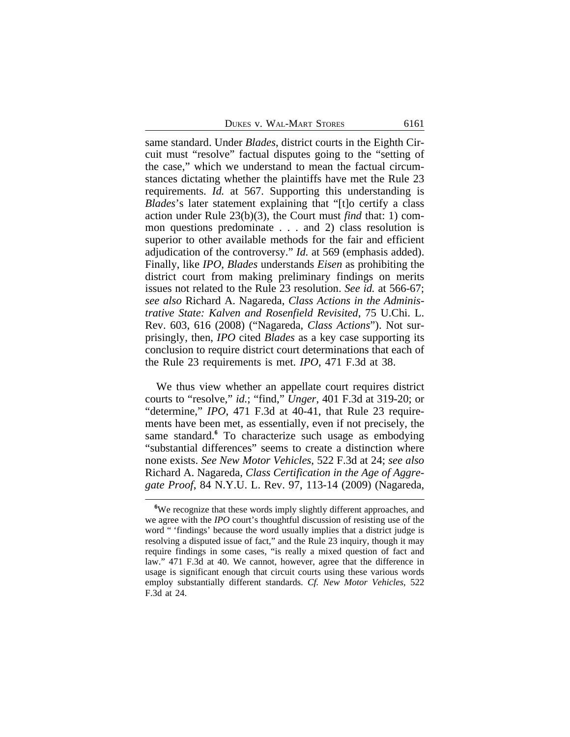same standard. Under *Blades*, district courts in the Eighth Circuit must "resolve" factual disputes going to the "setting of the case," which we understand to mean the factual circumstances dictating whether the plaintiffs have met the Rule 23 requirements. *Id.* at 567. Supporting this understanding is *Blades*'s later statement explaining that "[t]o certify a class action under Rule 23(b)(3), the Court must *find* that: 1) common questions predominate . . . and 2) class resolution is superior to other available methods for the fair and efficient adjudication of the controversy." *Id.* at 569 (emphasis added). Finally, like *IPO*, *Blades* understands *Eisen* as prohibiting the district court from making preliminary findings on merits issues not related to the Rule 23 resolution. *See id.* at 566-67; *see also* Richard A. Nagareda, *Class Actions in the Administrative State: Kalven and Rosenfield Revisited*, 75 U.Chi. L. Rev. 603, 616 (2008) ("Nagareda, *Class Actions*"). Not surprisingly, then, *IPO* cited *Blades* as a key case supporting its conclusion to require district court determinations that each of the Rule 23 requirements is met. *IPO*, 471 F.3d at 38.

We thus view whether an appellate court requires district courts to "resolve," *id.*; "find," *Unger*, 401 F.3d at 319-20; or "determine," *IPO*, 471 F.3d at 40-41, that Rule 23 requirements have been met, as essentially, even if not precisely, the same standard.[6] To characterize such usage as embodying "substantial differences" seems to create a distinction where none exists. *See New Motor Vehicles*, 522 F.3d at 24; *see also* Richard A. Nagareda, *Class Certification in the Age of Aggregate Proof*, 84 N.Y.U. L. Rev. 97, 113-14 (2009) (Nagareda,

[6] We recognize that these words imply slightly different approaches, and we agree with the *IPO* court's thoughtful discussion of resisting use of the word " 'findings' because the word usually implies that a district judge is resolving a disputed issue of fact," and the Rule 23 inquiry, though it may require findings in some cases, "is really a mixed question of fact and law." 471 F.3d at 40. We cannot, however, agree that the difference in usage is significant enough that circuit courts using these various words employ substantially different standards. *Cf. New Motor Vehicles*, 522 F.3d at 24.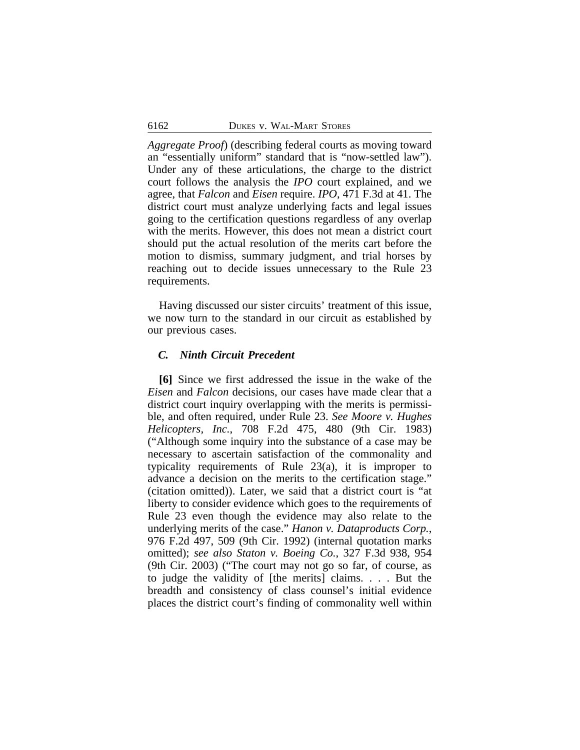*Aggregate Proof*) (describing federal courts as moving toward an "essentially uniform" standard that is "now-settled law"). Under any of these articulations, the charge to the district court follows the analysis the *IPO* court explained, and we agree, that *Falcon* and *Eisen* require. *IPO*, 471 F.3d at 41. The district court must analyze underlying facts and legal issues going to the certification questions regardless of any overlap with the merits. However, this does not mean a district court should put the actual resolution of the merits cart before the motion to dismiss, summary judgment, and trial horses by reaching out to decide issues unnecessary to the Rule 23 requirements.

Having discussed our sister circuits' treatment of this issue, we now turn to the standard in our circuit as established by our previous cases.

### *C. Ninth Circuit Precedent*

**[6]** Since we first addressed the issue in the wake of the *Eisen* and *Falcon* decisions, our cases have made clear that a district court inquiry overlapping with the merits is permissible, and often required, under Rule 23. *See Moore v. Hughes Helicopters, Inc.*, 708 F.2d 475, 480 (9th Cir. 1983) ("Although some inquiry into the substance of a case may be necessary to ascertain satisfaction of the commonality and typicality requirements of Rule 23(a), it is improper to advance a decision on the merits to the certification stage." (citation omitted)). Later, we said that a district court is "at liberty to consider evidence which goes to the requirements of Rule 23 even though the evidence may also relate to the underlying merits of the case." *Hanon v. Dataproducts Corp.*, 976 F.2d 497, 509 (9th Cir. 1992) (internal quotation marks omitted); *see also Staton v. Boeing Co.*, 327 F.3d 938, 954 (9th Cir. 2003) ("The court may not go so far, of course, as to judge the validity of [the merits] claims. . . . But the breadth and consistency of class counsel's initial evidence places the district court's finding of commonality well within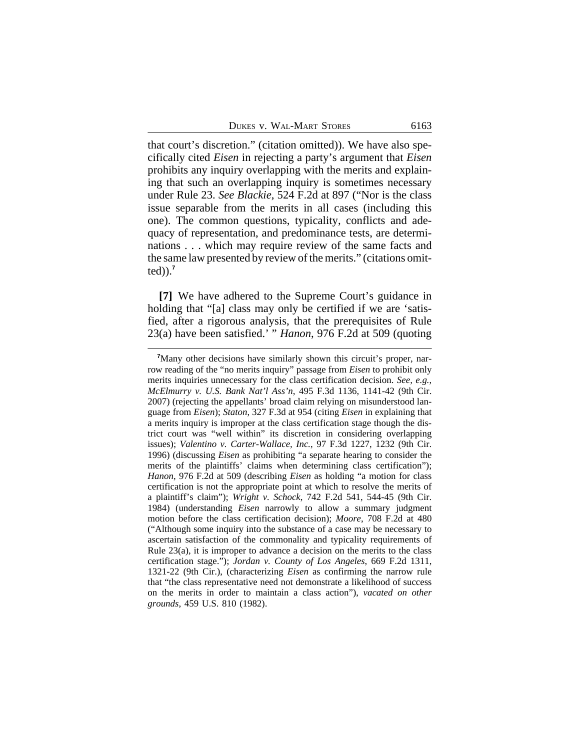that court's discretion." (citation omitted)). We have also specifically cited *Eisen* in rejecting a party's argument that *Eisen* prohibits any inquiry overlapping with the merits and explaining that such an overlapping inquiry is sometimes necessary under Rule 23. *See Blackie*, 524 F.2d at 897 ("Nor is the class issue separable from the merits in all cases (including this one). The common questions, typicality, conflicts and adequacy of representation, and predominance tests, are determinations . . . which may require review of the same facts and the same law presented by review of the merits." (citations omitted)).[7]

**[7]** We have adhered to the Supreme Court's guidance in holding that "[a] class may only be certified if we are 'satisfied, after a rigorous analysis, that the prerequisites of Rule 23(a) have been satisfied.' " *Hanon*, 976 F.2d at 509 (quoting

---

[7]Many other decisions have similarly shown this circuit's proper, narrow reading of the "no merits inquiry" passage from *Eisen* to prohibit only merits inquiries unnecessary for the class certification decision. *See, e.g.*, *McElmurry v. U.S. Bank Nat'l Ass'n*, 495 F.3d 1136, 1141-42 (9th Cir. 2007) (rejecting the appellants' broad claim relying on misunderstood language from *Eisen*); *Staton*, 327 F.3d at 954 (citing *Eisen* in explaining that a merits inquiry is improper at the class certification stage though the district court was "well within" its discretion in considering overlapping issues); *Valentino v. Carter-Wallace, Inc.*, 97 F.3d 1227, 1232 (9th Cir. 1996) (discussing *Eisen* as prohibiting "a separate hearing to consider the merits of the plaintiffs' claims when determining class certification"); *Hanon*, 976 F.2d at 509 (describing *Eisen* as holding "a motion for class certification is not the appropriate point at which to resolve the merits of a plaintiff's claim"); *Wright v. Schock*, 742 F.2d 541, 544-45 (9th Cir. 1984) (understanding *Eisen* narrowly to allow a summary judgment motion before the class certification decision); *Moore*, 708 F.2d at 480 ("Although some inquiry into the substance of a case may be necessary to ascertain satisfaction of the commonality and typicality requirements of Rule 23(a), it is improper to advance a decision on the merits to the class certification stage."); *Jordan v. County of Los Angeles*, 669 F.2d 1311, 1321-22 (9th Cir.), (characterizing *Eisen* as confirming the narrow rule that "the class representative need not demonstrate a likelihood of success on the merits in order to maintain a class action"), *vacated on other grounds*, 459 U.S. 810 (1982).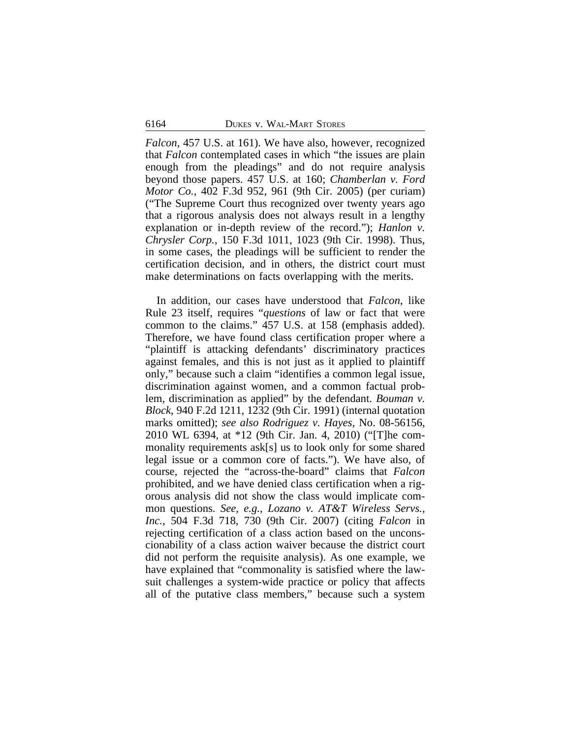*Falcon*, 457 U.S. at 161). We have also, however, recognized that *Falcon* contemplated cases in which "the issues are plain enough from the pleadings" and do not require analysis beyond those papers. 457 U.S. at 160; *Chamberlan v. Ford Motor Co.*, 402 F.3d 952, 961 (9th Cir. 2005) (per curiam) ("The Supreme Court thus recognized over twenty years ago that a rigorous analysis does not always result in a lengthy explanation or in-depth review of the record."); *Hanlon v. Chrysler Corp.*, 150 F.3d 1011, 1023 (9th Cir. 1998). Thus, in some cases, the pleadings will be sufficient to render the certification decision, and in others, the district court must make determinations on facts overlapping with the merits.

In addition, our cases have understood that *Falcon*, like Rule 23 itself, requires "*questions* of law or fact that were common to the claims." 457 U.S. at 158 (emphasis added). Therefore, we have found class certification proper where a "plaintiff is attacking defendants' discriminatory practices against females, and this is not just as it applied to plaintiff only," because such a claim "identifies a common legal issue, discrimination against women, and a common factual problem, discrimination as applied" by the defendant. *Bouman v. Block*, 940 F.2d 1211, 1232 (9th Cir. 1991) (internal quotation marks omitted); *see also Rodriguez v. Hayes*, No. 08-56156, 2010 WL 6394, at *12 (9th Cir. Jan. 4, 2010) ("[T]he commonality requirements ask[s] us to look only for some shared legal issue or a common core of facts."). We have also, of course, rejected the "across-the-board" claims that *Falcon* prohibited, and we have denied class certification when a rigorous analysis did not show the class would implicate common questions. *See, e.g.*, *Lozano v. AT&T Wireless Servs., Inc.*, 504 F.3d 718, 730 (9th Cir. 2007) (citing *Falcon* in rejecting certification of a class action based on the unconscionability of a class action waiver because the district court did not perform the requisite analysis). As one example, we have explained that "commonality is satisfied where the lawsuit challenges a system-wide practice or policy that affects all of the putative class members," because such a system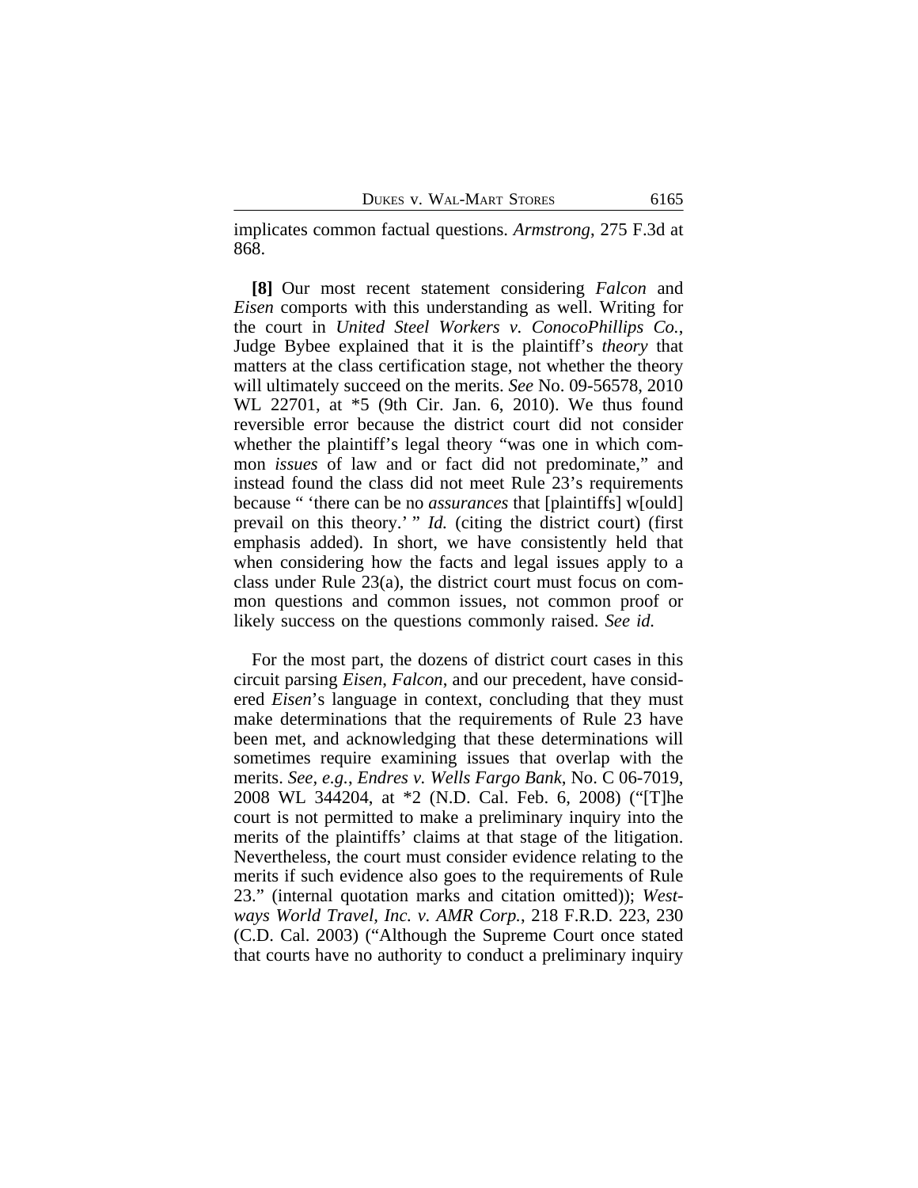implicates common factual questions. *Armstrong*, 275 F.3d at 868.

**[8]** Our most recent statement considering *Falcon* and *Eisen* comports with this understanding as well. Writing for the court in *United Steel Workers v. ConocoPhillips Co.*, Judge Bybee explained that it is the plaintiff's *theory* that matters at the class certification stage, not whether the theory will ultimately succeed on the merits. *See* No. 09-56578, 2010 WL 22701, at *5 (9th Cir. Jan. 6, 2010). We thus found reversible error because the district court did not consider whether the plaintiff's legal theory "was one in which common *issues* of law and or fact did not predominate," and instead found the class did not meet Rule 23's requirements because " 'there can be no *assurances* that [plaintiffs] w[ould] prevail on this theory.' " *Id.* (citing the district court) (first emphasis added). In short, we have consistently held that when considering how the facts and legal issues apply to a class under Rule 23(a), the district court must focus on common questions and common issues, not common proof or likely success on the questions commonly raised. *See id.*

For the most part, the dozens of district court cases in this circuit parsing *Eisen*, *Falcon*, and our precedent, have considered *Eisen*'s language in context, concluding that they must make determinations that the requirements of Rule 23 have been met, and acknowledging that these determinations will sometimes require examining issues that overlap with the merits. *See, e.g.*, *Endres v. Wells Fargo Bank*, No. C 06-7019, 2008 WL 344204, at *2 (N.D. Cal. Feb. 6, 2008) ("[T]he court is not permitted to make a preliminary inquiry into the merits of the plaintiffs' claims at that stage of the litigation. Nevertheless, the court must consider evidence relating to the merits if such evidence also goes to the requirements of Rule 23." (internal quotation marks and citation omitted)); *Westways World Travel, Inc. v. AMR Corp.*, 218 F.R.D. 223, 230 (C.D. Cal. 2003) ("Although the Supreme Court once stated that courts have no authority to conduct a preliminary inquiry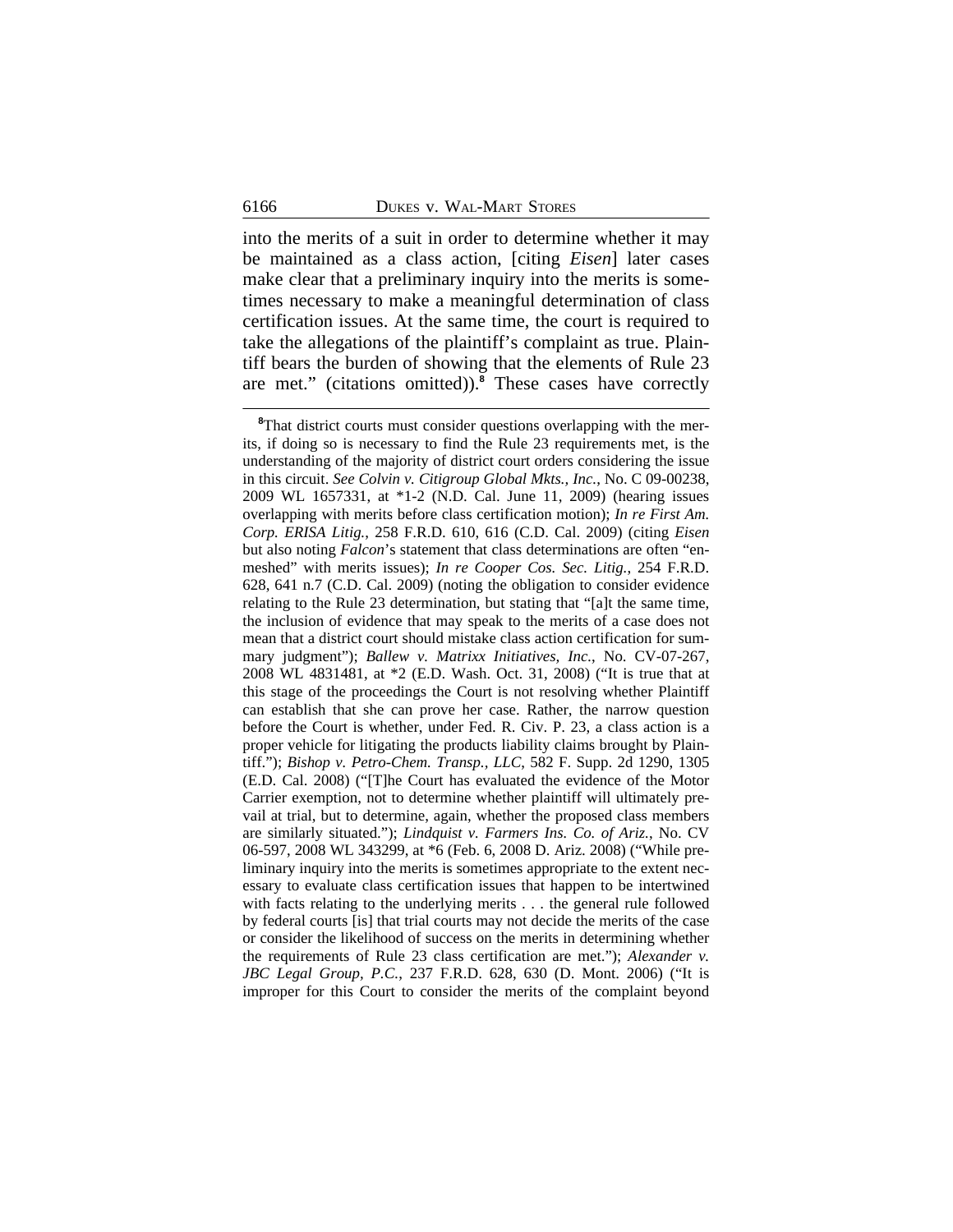into the merits of a suit in order to determine whether it may be maintained as a class action, [citing *Eisen*] later cases make clear that a preliminary inquiry into the merits is sometimes necessary to make a meaningful determination of class certification issues. At the same time, the court is required to take the allegations of the plaintiff's complaint as true. Plaintiff bears the burden of showing that the elements of Rule 23 are met." (citations omitted)).[8] These cases have correctly

---

[8]That district courts must consider questions overlapping with the merits, if doing so is necessary to find the Rule 23 requirements met, is the understanding of the majority of district court orders considering the issue in this circuit. *See Colvin v. Citigroup Global Mkts., Inc.*, No. C 09-00238, 2009 WL 1657331, at *1-2 (N.D. Cal. June 11, 2009) (hearing issues overlapping with merits before class certification motion); *In re First Am. Corp. ERISA Litig.*, 258 F.R.D. 610, 616 (C.D. Cal. 2009) (citing *Eisen* but also noting *Falcon*'s statement that class determinations are often "enmeshed" with merits issues); *In re Cooper Cos. Sec. Litig.*, 254 F.R.D. 628, 641 n.7 (C.D. Cal. 2009) (noting the obligation to consider evidence relating to the Rule 23 determination, but stating that "[a]t the same time, the inclusion of evidence that may speak to the merits of a case does not mean that a district court should mistake class action certification for summary judgment"); *Ballew v. Matrixx Initiatives, Inc.*, No. CV-07-267, 2008 WL 4831481, at *2 (E.D. Wash. Oct. 31, 2008) ("It is true that at this stage of the proceedings the Court is not resolving whether Plaintiff can establish that she can prove her case. Rather, the narrow question before the Court is whether, under Fed. R. Civ. P. 23, a class action is a proper vehicle for litigating the products liability claims brought by Plaintiff."); *Bishop v. Petro-Chem. Transp., LLC*, 582 F. Supp. 2d 1290, 1305 (E.D. Cal. 2008) ("[T]he Court has evaluated the evidence of the Motor Carrier exemption, not to determine whether plaintiff will ultimately prevail at trial, but to determine, again, whether the proposed class members are similarly situated."); *Lindquist v. Farmers Ins. Co. of Ariz.*, No. CV 06-597, 2008 WL 343299, at *6 (Feb. 6, 2008 D. Ariz. 2008) ("While preliminary inquiry into the merits is sometimes appropriate to the extent necessary to evaluate class certification issues that happen to be intertwined with facts relating to the underlying merits . . . the general rule followed by federal courts [is] that trial courts may not decide the merits of the case or consider the likelihood of success on the merits in determining whether the requirements of Rule 23 class certification are met."); *Alexander v. JBC Legal Group, P.C.*, 237 F.R.D. 628, 630 (D. Mont. 2006) ("It is improper for this Court to consider the merits of the complaint beyond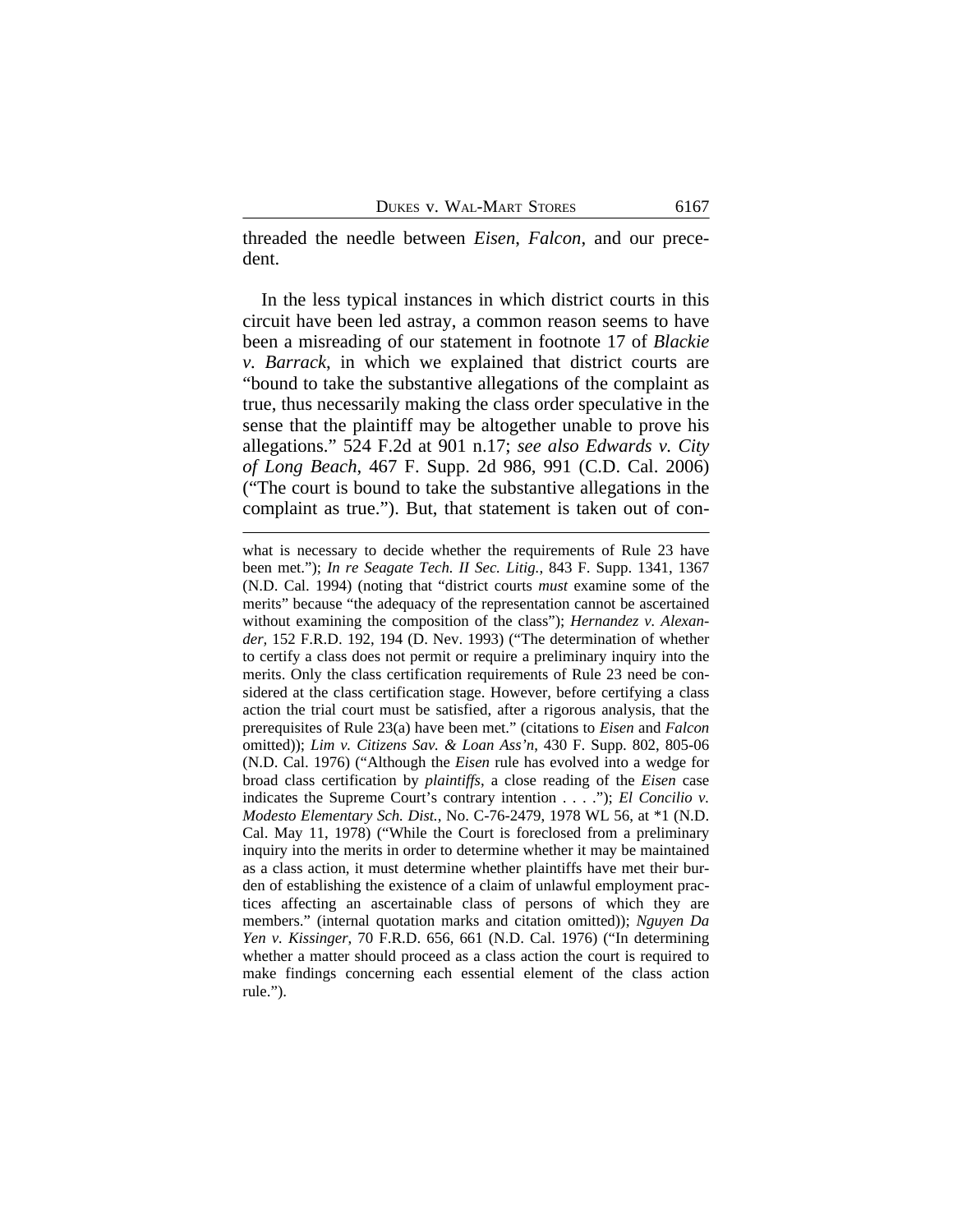threaded the needle between *Eisen*, *Falcon*, and our precedent.

In the less typical instances in which district courts in this circuit have been led astray, a common reason seems to have been a misreading of our statement in footnote 17 of *Blackie v. Barrack*, in which we explained that district courts are "bound to take the substantive allegations of the complaint as true, thus necessarily making the class order speculative in the sense that the plaintiff may be altogether unable to prove his allegations." 524 F.2d at 901 n.17; *see also Edwards v. City of Long Beach*, 467 F. Supp. 2d 986, 991 (C.D. Cal. 2006) ("The court is bound to take the substantive allegations in the complaint as true."). But, that statement is taken out of con-

---

what is necessary to decide whether the requirements of Rule 23 have been met."); *In re Seagate Tech. II Sec. Litig.*, 843 F. Supp. 1341, 1367 (N.D. Cal. 1994) (noting that "district courts *must* examine some of the merits" because "the adequacy of the representation cannot be ascertained without examining the composition of the class"); *Hernandez v. Alexander*, 152 F.R.D. 192, 194 (D. Nev. 1993) ("The determination of whether to certify a class does not permit or require a preliminary inquiry into the merits. Only the class certification requirements of Rule 23 need be considered at the class certification stage. However, before certifying a class action the trial court must be satisfied, after a rigorous analysis, that the prerequisites of Rule 23(a) have been met." (citations to *Eisen* and *Falcon* omitted)); *Lim v. Citizens Sav. & Loan Ass'n*, 430 F. Supp. 802, 805-06 (N.D. Cal. 1976) ("Although the *Eisen* rule has evolved into a wedge for broad class certification by *plaintiffs*, a close reading of the *Eisen* case indicates the Supreme Court's contrary intention . . . ."); *El Concilio v. Modesto Elementary Sch. Dist.*, No. C-76-2479, 1978 WL 56, at *1 (N.D. Cal. May 11, 1978) ("While the Court is foreclosed from a preliminary inquiry into the merits in order to determine whether it may be maintained as a class action, it must determine whether plaintiffs have met their burden of establishing the existence of a claim of unlawful employment practices affecting an ascertainable class of persons of which they are members." (internal quotation marks and citation omitted)); *Nguyen Da Yen v. Kissinger*, 70 F.R.D. 656, 661 (N.D. Cal. 1976) ("In determining whether a matter should proceed as a class action the court is required to make findings concerning each essential element of the class action rule.").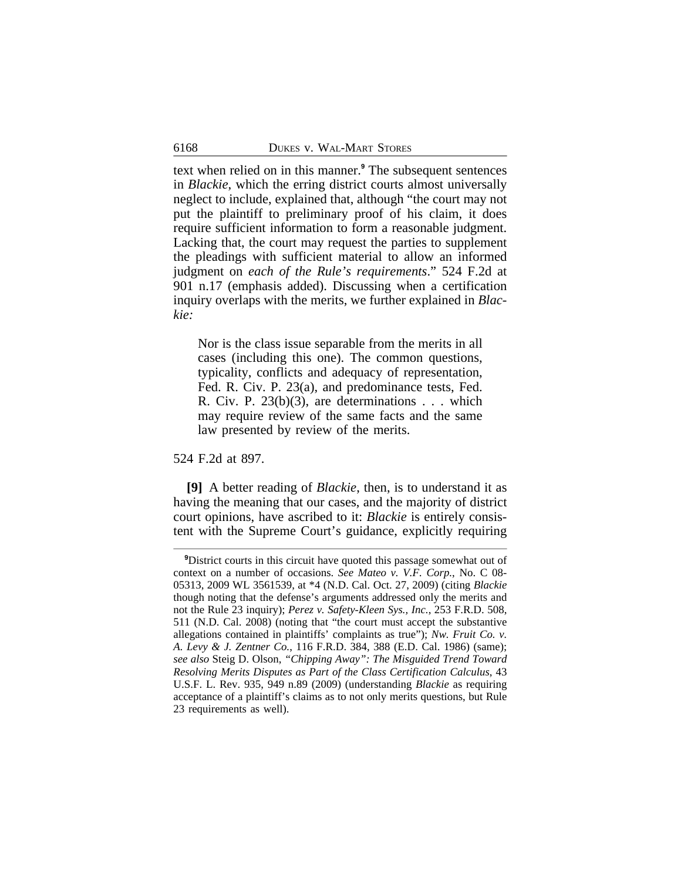text when relied on in this manner.[9] The subsequent sentences in *Blackie*, which the erring district courts almost universally neglect to include, explained that, although "the court may not put the plaintiff to preliminary proof of his claim, it does require sufficient information to form a reasonable judgment. Lacking that, the court may request the parties to supplement the pleadings with sufficient material to allow an informed judgment on *each of the Rule's requirements*." 524 F.2d at 901 n.17 (emphasis added). Discussing when a certification inquiry overlaps with the merits, we further explained in *Blackie:*

> Nor is the class issue separable from the merits in all cases (including this one). The common questions, typicality, conflicts and adequacy of representation, Fed. R. Civ. P. 23(a), and predominance tests, Fed. R. Civ. P. 23(b)(3), are determinations . . . which may require review of the same facts and the same law presented by review of the merits.

524 F.2d at 897.

**[9]** A better reading of *Blackie*, then, is to understand it as having the meaning that our cases, and the majority of district court opinions, have ascribed to it: *Blackie* is entirely consistent with the Supreme Court's guidance, explicitly requiring

[9]District courts in this circuit have quoted this passage somewhat out of context on a number of occasions. *See Mateo v. V.F. Corp.*, No. C 08-05313, 2009 WL 3561539, at *4 (N.D. Cal. Oct. 27, 2009) (citing *Blackie* though noting that the defense's arguments addressed only the merits and not the Rule 23 inquiry); *Perez v. Safety-Kleen Sys., Inc.*, 253 F.R.D. 508, 511 (N.D. Cal. 2008) (noting that "the court must accept the substantive allegations contained in plaintiffs' complaints as true"); *Nw. Fruit Co. v. A. Levy & J. Zentner Co.*, 116 F.R.D. 384, 388 (E.D. Cal. 1986) (same); *see also* Steig D. Olson, *"Chipping Away": The Misguided Trend Toward Resolving Merits Disputes as Part of the Class Certification Calculus*, 43 U.S.F. L. Rev. 935, 949 n.89 (2009) (understanding *Blackie* as requiring acceptance of a plaintiff's claims as to not only merits questions, but Rule 23 requirements as well).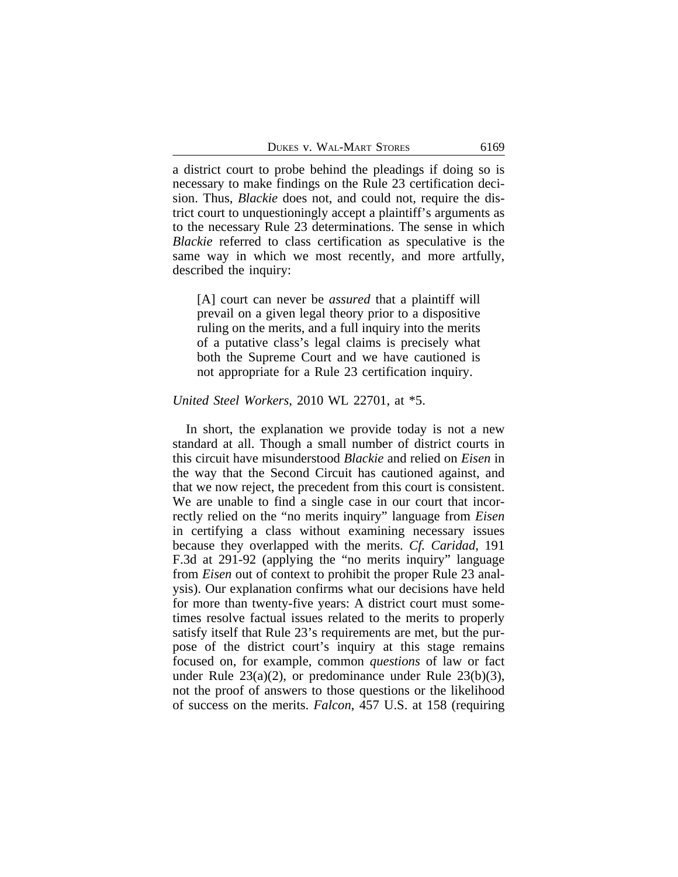a district court to probe behind the pleadings if doing so is necessary to make findings on the Rule 23 certification decision. Thus, *Blackie* does not, and could not, require the district court to unquestioningly accept a plaintiff's arguments as to the necessary Rule 23 determinations. The sense in which *Blackie* referred to class certification as speculative is the same way in which we most recently, and more artfully, described the inquiry:

> [A] court can never be *assured* that a plaintiff will prevail on a given legal theory prior to a dispositive ruling on the merits, and a full inquiry into the merits of a putative class's legal claims is precisely what both the Supreme Court and we have cautioned is not appropriate for a Rule 23 certification inquiry.

*United Steel Workers*, 2010 WL 22701, at *5.

In short, the explanation we provide today is not a new standard at all. Though a small number of district courts in this circuit have misunderstood *Blackie* and relied on *Eisen* in the way that the Second Circuit has cautioned against, and that we now reject, the precedent from this court is consistent. We are unable to find a single case in our court that incorrectly relied on the "no merits inquiry" language from *Eisen* in certifying a class without examining necessary issues because they overlapped with the merits. *Cf. Caridad*, 191 F.3d at 291-92 (applying the "no merits inquiry" language from *Eisen* out of context to prohibit the proper Rule 23 analysis). Our explanation confirms what our decisions have held for more than twenty-five years: A district court must sometimes resolve factual issues related to the merits to properly satisfy itself that Rule 23's requirements are met, but the purpose of the district court's inquiry at this stage remains focused on, for example, common *questions* of law or fact under Rule 23(a)(2), or predominance under Rule 23(b)(3), not the proof of answers to those questions or the likelihood of success on the merits. *Falcon*, 457 U.S. at 158 (requiring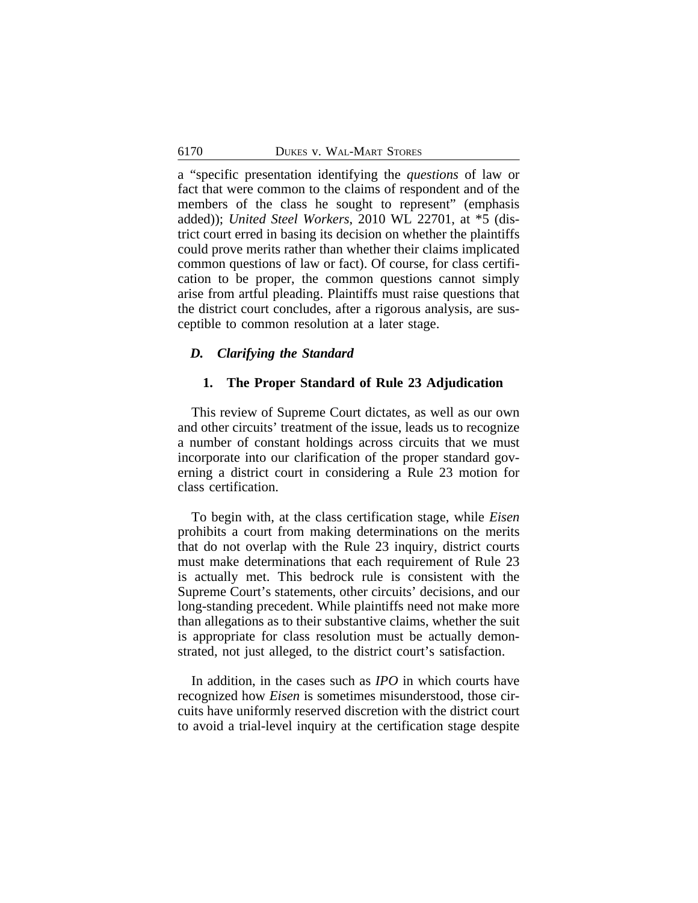a "specific presentation identifying the *questions* of law or fact that were common to the claims of respondent and of the members of the class he sought to represent" (emphasis added)); *United Steel Workers*, 2010 WL 22701, at *5 (district court erred in basing its decision on whether the plaintiffs could prove merits rather than whether their claims implicated common questions of law or fact). Of course, for class certification to be proper, the common questions cannot simply arise from artful pleading. Plaintiffs must raise questions that the district court concludes, after a rigorous analysis, are susceptible to common resolution at a later stage.

### *D. Clarifying the Standard*

#### 1. The Proper Standard of Rule 23 Adjudication

This review of Supreme Court dictates, as well as our own and other circuits' treatment of the issue, leads us to recognize a number of constant holdings across circuits that we must incorporate into our clarification of the proper standard governing a district court in considering a Rule 23 motion for class certification.

To begin with, at the class certification stage, while *Eisen* prohibits a court from making determinations on the merits that do not overlap with the Rule 23 inquiry, district courts must make determinations that each requirement of Rule 23 is actually met. This bedrock rule is consistent with the Supreme Court's statements, other circuits' decisions, and our long-standing precedent. While plaintiffs need not make more than allegations as to their substantive claims, whether the suit is appropriate for class resolution must be actually demonstrated, not just alleged, to the district court's satisfaction.

In addition, in the cases such as *IPO* in which courts have recognized how *Eisen* is sometimes misunderstood, those circuits have uniformly reserved discretion with the district court to avoid a trial-level inquiry at the certification stage despite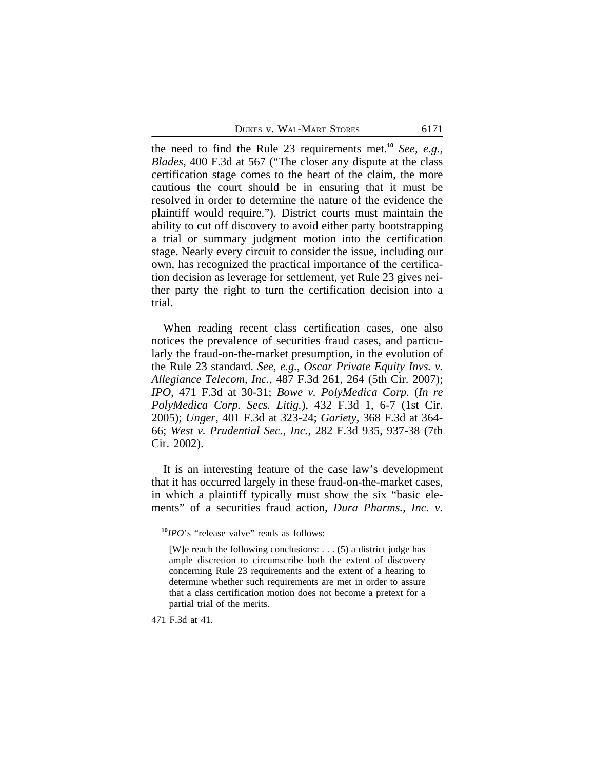the need to find the Rule 23 requirements met.[10] *See, e.g.*, *Blades*, 400 F.3d at 567 ("The closer any dispute at the class certification stage comes to the heart of the claim, the more cautious the court should be in ensuring that it must be resolved in order to determine the nature of the evidence the plaintiff would require."). District courts must maintain the ability to cut off discovery to avoid either party bootstrapping a trial or summary judgment motion into the certification stage. Nearly every circuit to consider the issue, including our own, has recognized the practical importance of the certification decision as leverage for settlement, yet Rule 23 gives neither party the right to turn the certification decision into a trial.

When reading recent class certification cases, one also notices the prevalence of securities fraud cases, and particularly the fraud-on-the-market presumption, in the evolution of the Rule 23 standard. *See, e.g.*, *Oscar Private Equity Invs. v. Allegiance Telecom, Inc.*, 487 F.3d 261, 264 (5th Cir. 2007); *IPO*, 471 F.3d at 30-31; *Bowe v. PolyMedica Corp.* (*In re PolyMedica Corp. Secs. Litig.*), 432 F.3d 1, 6-7 (1st Cir. 2005); *Unger*, 401 F.3d at 323-24; *Gariety*, 368 F.3d at 364-66; *West v. Prudential Sec., Inc.*, 282 F.3d 935, 937-38 (7th Cir. 2002).

It is an interesting feature of the case law's development that it has occurred largely in these fraud-on-the-market cases, in which a plaintiff typically must show the six "basic elements" of a securities fraud action, *Dura Pharms., Inc. v.*

---

[10] *IPO*'s "release valve" reads as follows:

> [W]e reach the following conclusions: . . . (5) a district judge has ample discretion to circumscribe both the extent of discovery concerning Rule 23 requirements and the extent of a hearing to determine whether such requirements are met in order to assure that a class certification motion does not become a pretext for a partial trial of the merits.

471 F.3d at 41.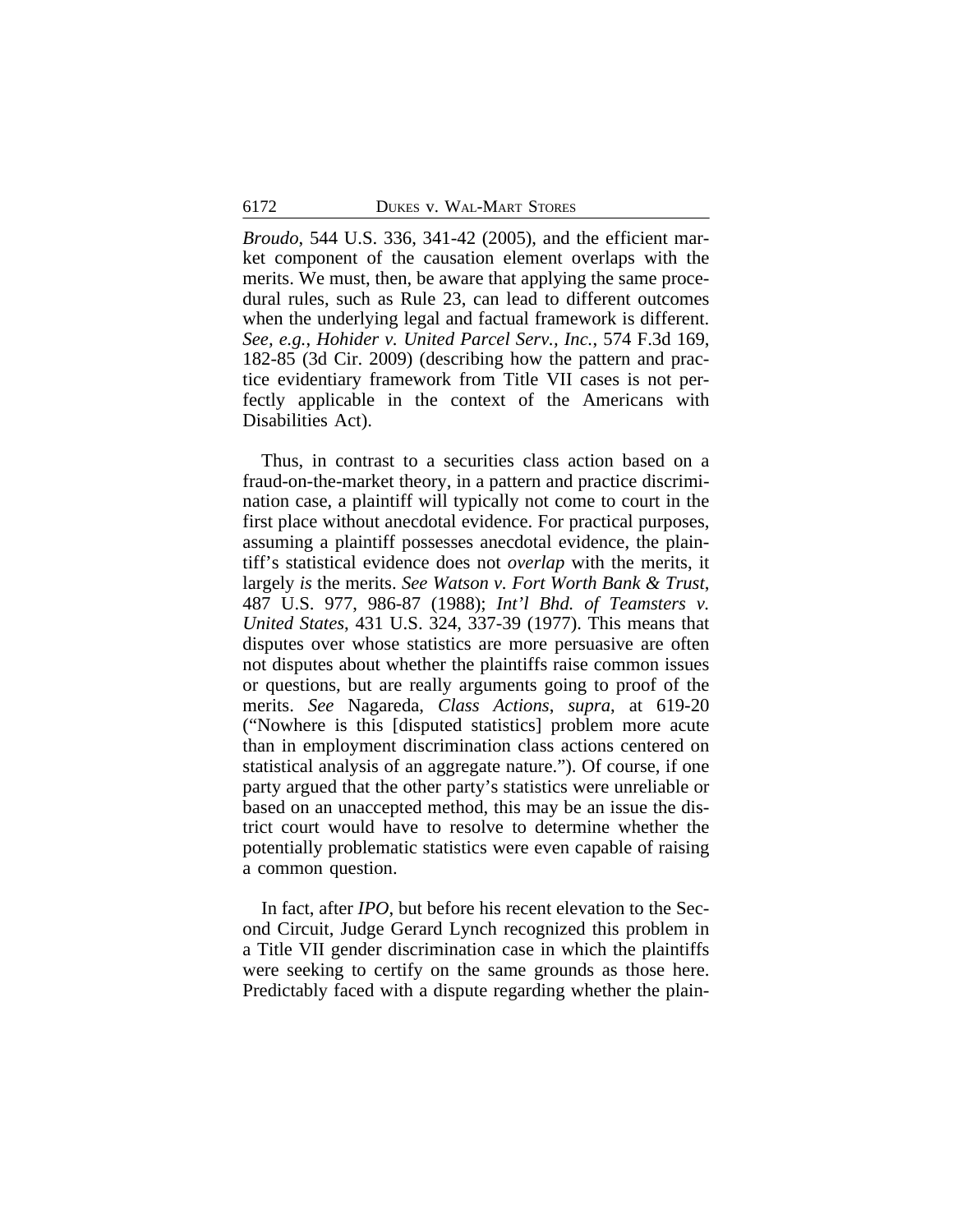*Broudo*, 544 U.S. 336, 341-42 (2005), and the efficient market component of the causation element overlaps with the merits. We must, then, be aware that applying the same procedural rules, such as Rule 23, can lead to different outcomes when the underlying legal and factual framework is different. *See, e.g.*, *Hohider v. United Parcel Serv., Inc.*, 574 F.3d 169, 182-85 (3d Cir. 2009) (describing how the pattern and practice evidentiary framework from Title VII cases is not perfectly applicable in the context of the Americans with Disabilities Act).

Thus, in contrast to a securities class action based on a fraud-on-the-market theory, in a pattern and practice discrimination case, a plaintiff will typically not come to court in the first place without anecdotal evidence. For practical purposes, assuming a plaintiff possesses anecdotal evidence, the plaintiff's statistical evidence does not *overlap* with the merits, it largely *is* the merits. *See Watson v. Fort Worth Bank & Trust*, 487 U.S. 977, 986-87 (1988); *Int'l Bhd. of Teamsters v. United States*, 431 U.S. 324, 337-39 (1977). This means that disputes over whose statistics are more persuasive are often not disputes about whether the plaintiffs raise common issues or questions, but are really arguments going to proof of the merits. *See* Nagareda, *Class Actions*, *supra*, at 619-20 ("Nowhere is this [disputed statistics] problem more acute than in employment discrimination class actions centered on statistical analysis of an aggregate nature."). Of course, if one party argued that the other party's statistics were unreliable or based on an unaccepted method, this may be an issue the district court would have to resolve to determine whether the potentially problematic statistics were even capable of raising a common question.

In fact, after *IPO*, but before his recent elevation to the Second Circuit, Judge Gerard Lynch recognized this problem in a Title VII gender discrimination case in which the plaintiffs were seeking to certify on the same grounds as those here. Predictably faced with a dispute regarding whether the plain-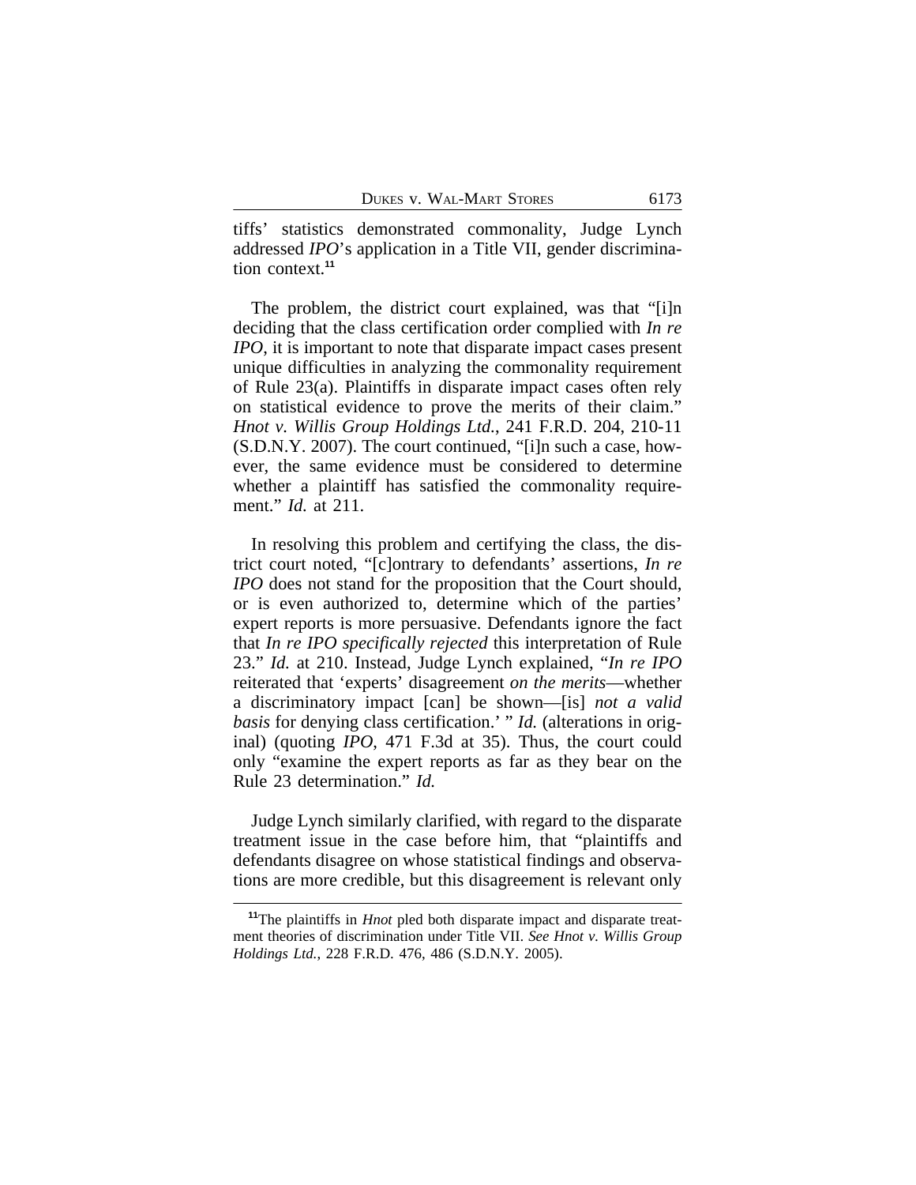tiffs' statistics demonstrated commonality, Judge Lynch addressed *IPO*'s application in a Title VII, gender discrimination context.[11]

The problem, the district court explained, was that "[i]n deciding that the class certification order complied with *In re IPO*, it is important to note that disparate impact cases present unique difficulties in analyzing the commonality requirement of Rule 23(a). Plaintiffs in disparate impact cases often rely on statistical evidence to prove the merits of their claim." *Hnot v. Willis Group Holdings Ltd.*, 241 F.R.D. 204, 210-11 (S.D.N.Y. 2007). The court continued, "[i]n such a case, however, the same evidence must be considered to determine whether a plaintiff has satisfied the commonality requirement." *Id.* at 211.

In resolving this problem and certifying the class, the district court noted, "[c]ontrary to defendants' assertions, *In re IPO* does not stand for the proposition that the Court should, or is even authorized to, determine which of the parties' expert reports is more persuasive. Defendants ignore the fact that *In re IPO specifically rejected* this interpretation of Rule 23." *Id.* at 210. Instead, Judge Lynch explained, "*In re IPO* reiterated that 'experts' disagreement *on the merits*—whether a discriminatory impact [can] be shown—[is] *not a valid basis* for denying class certification.' " *Id.* (alterations in original) (quoting *IPO*, 471 F.3d at 35). Thus, the court could only "examine the expert reports as far as they bear on the Rule 23 determination." *Id.*

Judge Lynch similarly clarified, with regard to the disparate treatment issue in the case before him, that "plaintiffs and defendants disagree on whose statistical findings and observations are more credible, but this disagreement is relevant only

[11]The plaintiffs in *Hnot* pled both disparate impact and disparate treatment theories of discrimination under Title VII. *See Hnot v. Willis Group Holdings Ltd.*, 228 F.R.D. 476, 486 (S.D.N.Y. 2005).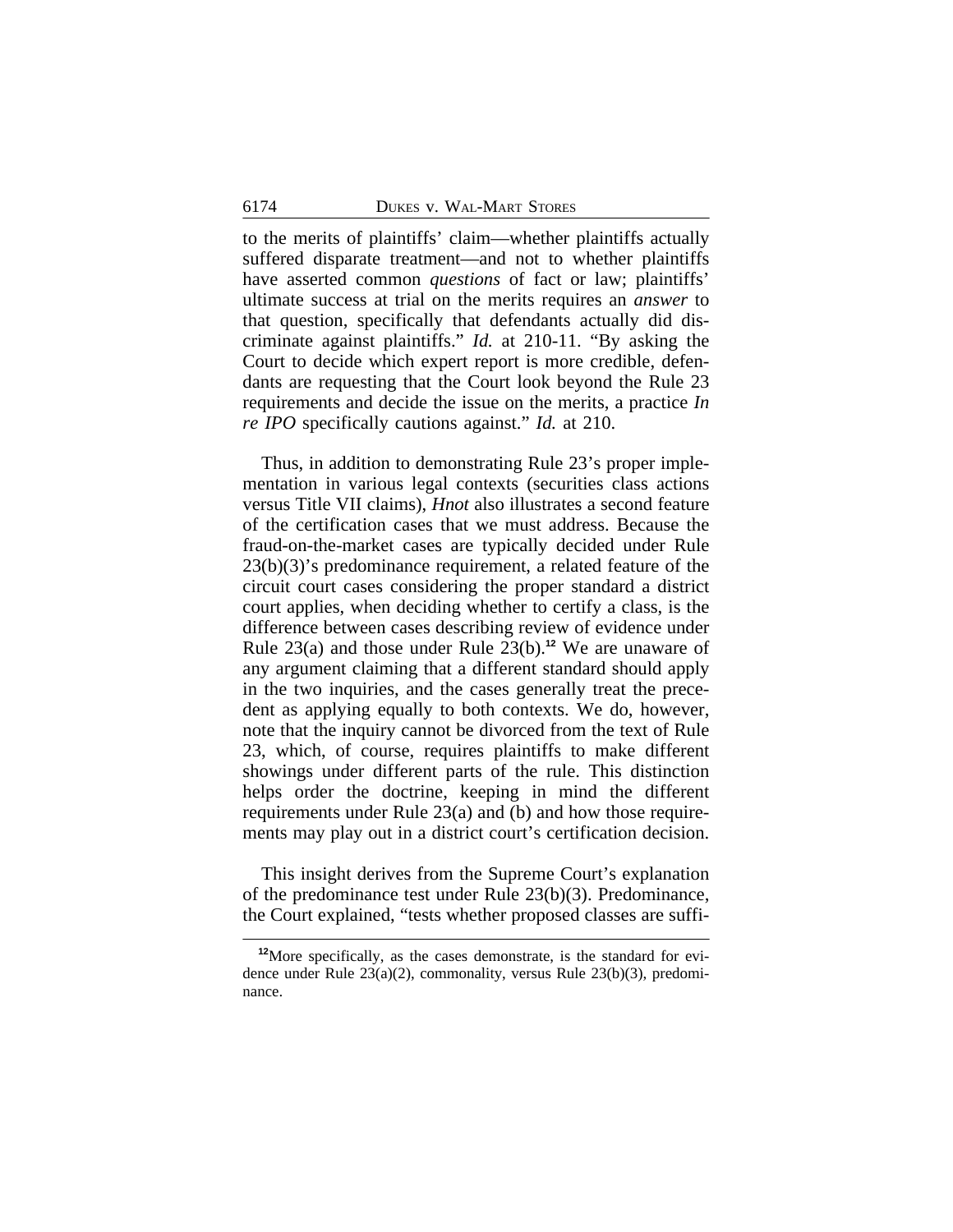to the merits of plaintiffs' claim—whether plaintiffs actually suffered disparate treatment—and not to whether plaintiffs have asserted common *questions* of fact or law; plaintiffs' ultimate success at trial on the merits requires an *answer* to that question, specifically that defendants actually did discriminate against plaintiffs." *Id.* at 210-11. "By asking the Court to decide which expert report is more credible, defendants are requesting that the Court look beyond the Rule 23 requirements and decide the issue on the merits, a practice *In re IPO* specifically cautions against." *Id.* at 210.

Thus, in addition to demonstrating Rule 23's proper implementation in various legal contexts (securities class actions versus Title VII claims), *Hnot* also illustrates a second feature of the certification cases that we must address. Because the fraud-on-the-market cases are typically decided under Rule 23(b)(3)'s predominance requirement, a related feature of the circuit court cases considering the proper standard a district court applies, when deciding whether to certify a class, is the difference between cases describing review of evidence under Rule 23(a) and those under Rule 23(b).[12] We are unaware of any argument claiming that a different standard should apply in the two inquiries, and the cases generally treat the precedent as applying equally to both contexts. We do, however, note that the inquiry cannot be divorced from the text of Rule 23, which, of course, requires plaintiffs to make different showings under different parts of the rule. This distinction helps order the doctrine, keeping in mind the different requirements under Rule 23(a) and (b) and how those requirements may play out in a district court's certification decision.

This insight derives from the Supreme Court's explanation of the predominance test under Rule 23(b)(3). Predominance, the Court explained, "tests whether proposed classes are suffi-

[12] More specifically, as the cases demonstrate, is the standard for evidence under Rule 23(a)(2), commonality, versus Rule 23(b)(3), predominance.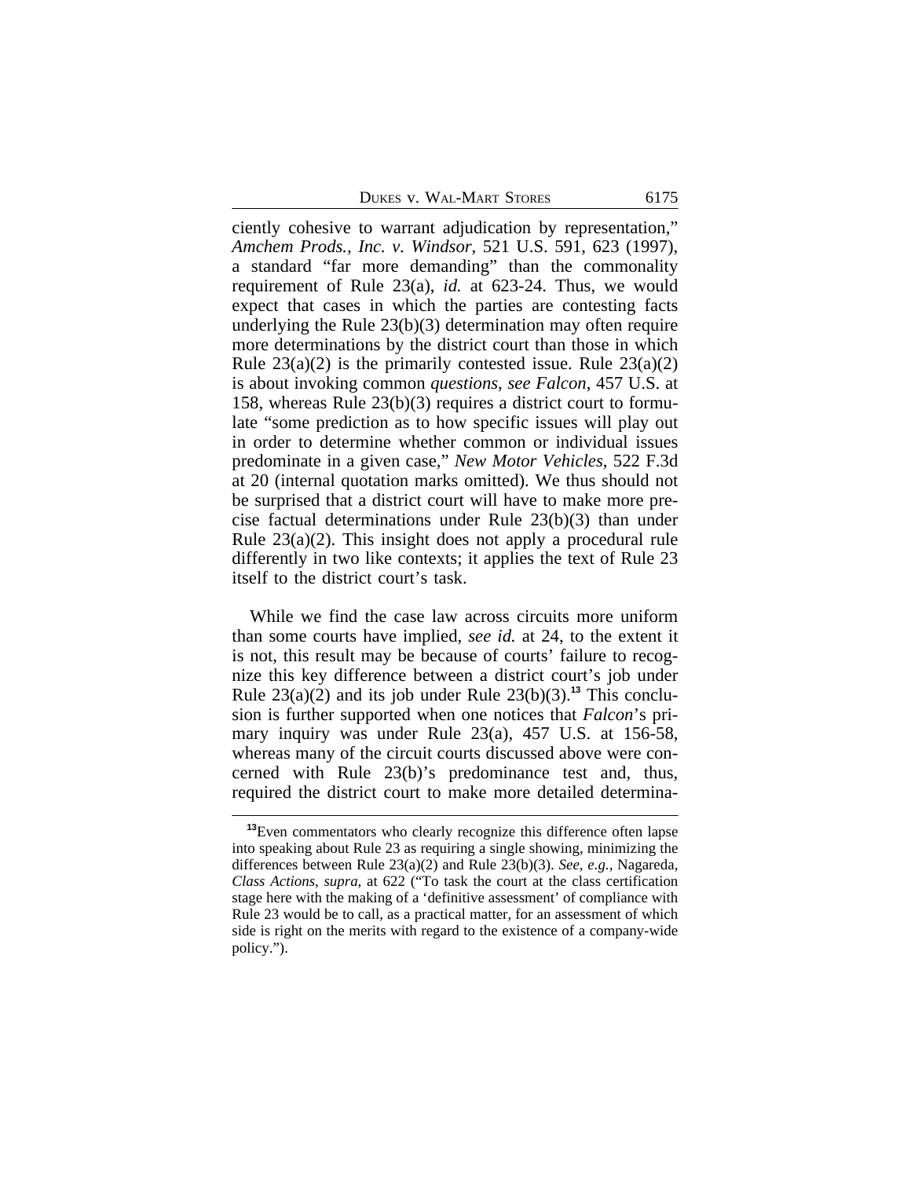ciently cohesive to warrant adjudication by representation," *Amchem Prods., Inc. v. Windsor*, 521 U.S. 591, 623 (1997), a standard "far more demanding" than the commonality requirement of Rule 23(a), *id.* at 623-24. Thus, we would expect that cases in which the parties are contesting facts underlying the Rule 23(b)(3) determination may often require more determinations by the district court than those in which Rule 23(a)(2) is the primarily contested issue. Rule 23(a)(2) is about invoking common *questions*, *see Falcon*, 457 U.S. at 158, whereas Rule 23(b)(3) requires a district court to formulate "some prediction as to how specific issues will play out in order to determine whether common or individual issues predominate in a given case," *New Motor Vehicles*, 522 F.3d at 20 (internal quotation marks omitted). We thus should not be surprised that a district court will have to make more precise factual determinations under Rule 23(b)(3) than under Rule 23(a)(2). This insight does not apply a procedural rule differently in two like contexts; it applies the text of Rule 23 itself to the district court's task.

While we find the case law across circuits more uniform than some courts have implied, *see id.* at 24, to the extent it is not, this result may be because of courts' failure to recognize this key difference between a district court's job under Rule 23(a)(2) and its job under Rule 23(b)(3).[13] This conclusion is further supported when one notices that *Falcon*'s primary inquiry was under Rule 23(a), 457 U.S. at 156-58, whereas many of the circuit courts discussed above were concerned with Rule 23(b)'s predominance test and, thus, required the district court to make more detailed determina-

[13]Even commentators who clearly recognize this difference often lapse into speaking about Rule 23 as requiring a single showing, minimizing the differences between Rule 23(a)(2) and Rule 23(b)(3). *See, e.g.*, Nagareda, *Class Actions*, *supra*, at 622 ("To task the court at the class certification stage here with the making of a 'definitive assessment' of compliance with Rule 23 would be to call, as a practical matter, for an assessment of which side is right on the merits with regard to the existence of a company-wide policy.").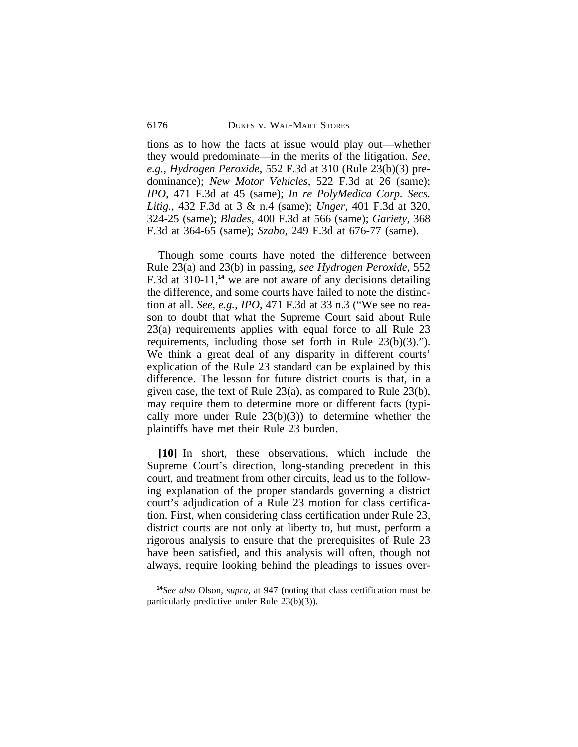tions as to how the facts at issue would play out—whether they would predominate—in the merits of the litigation. *See, e.g.*, *Hydrogen Peroxide*, 552 F.3d at 310 (Rule 23(b)(3) predominance); *New Motor Vehicles*, 522 F.3d at 26 (same); *IPO*, 471 F.3d at 45 (same); *In re PolyMedica Corp. Secs. Litig.*, 432 F.3d at 3 & n.4 (same); *Unger*, 401 F.3d at 320, 324-25 (same); *Blades*, 400 F.3d at 566 (same); *Gariety*, 368 F.3d at 364-65 (same); *Szabo*, 249 F.3d at 676-77 (same).

Though some courts have noted the difference between Rule 23(a) and 23(b) in passing, *see Hydrogen Peroxide*, 552 F.3d at 310-11,[14] we are not aware of any decisions detailing the difference, and some courts have failed to note the distinction at all. *See, e.g.*, *IPO*, 471 F.3d at 33 n.3 ("We see no reason to doubt that what the Supreme Court said about Rule 23(a) requirements applies with equal force to all Rule 23 requirements, including those set forth in Rule 23(b)(3)."). We think a great deal of any disparity in different courts' explication of the Rule 23 standard can be explained by this difference. The lesson for future district courts is that, in a given case, the text of Rule 23(a), as compared to Rule 23(b), may require them to determine more or different facts (typically more under Rule 23(b)(3)) to determine whether the plaintiffs have met their Rule 23 burden.

**[10]** In short, these observations, which include the Supreme Court's direction, long-standing precedent in this court, and treatment from other circuits, lead us to the following explanation of the proper standards governing a district court's adjudication of a Rule 23 motion for class certification. First, when considering class certification under Rule 23, district courts are not only at liberty to, but must, perform a rigorous analysis to ensure that the prerequisites of Rule 23 have been satisfied, and this analysis will often, though not always, require looking behind the pleadings to issues over-

[14] *See also* Olson, *supra*, at 947 (noting that class certification must be particularly predictive under Rule 23(b)(3)).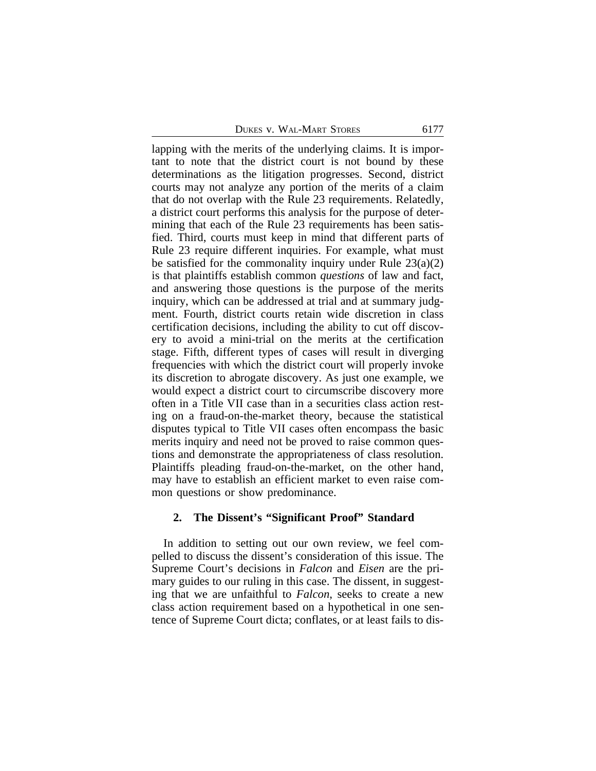lapping with the merits of the underlying claims. It is important to note that the district court is not bound by these determinations as the litigation progresses. Second, district courts may not analyze any portion of the merits of a claim that do not overlap with the Rule 23 requirements. Relatedly, a district court performs this analysis for the purpose of determining that each of the Rule 23 requirements has been satisfied. Third, courts must keep in mind that different parts of Rule 23 require different inquiries. For example, what must be satisfied for the commonality inquiry under Rule 23(a)(2) is that plaintiffs establish common *questions* of law and fact, and answering those questions is the purpose of the merits inquiry, which can be addressed at trial and at summary judgment. Fourth, district courts retain wide discretion in class certification decisions, including the ability to cut off discovery to avoid a mini-trial on the merits at the certification stage. Fifth, different types of cases will result in diverging frequencies with which the district court will properly invoke its discretion to abrogate discovery. As just one example, we would expect a district court to circumscribe discovery more often in a Title VII case than in a securities class action resting on a fraud-on-the-market theory, because the statistical disputes typical to Title VII cases often encompass the basic merits inquiry and need not be proved to raise common questions and demonstrate the appropriateness of class resolution. Plaintiffs pleading fraud-on-the-market, on the other hand, may have to establish an efficient market to even raise common questions or show predominance.

### 2. The Dissent's "Significant Proof" Standard

In addition to setting out our own review, we feel compelled to discuss the dissent's consideration of this issue. The Supreme Court's decisions in *Falcon* and *Eisen* are the primary guides to our ruling in this case. The dissent, in suggesting that we are unfaithful to *Falcon*, seeks to create a new class action requirement based on a hypothetical in one sentence of Supreme Court dicta; conflates, or at least fails to dis-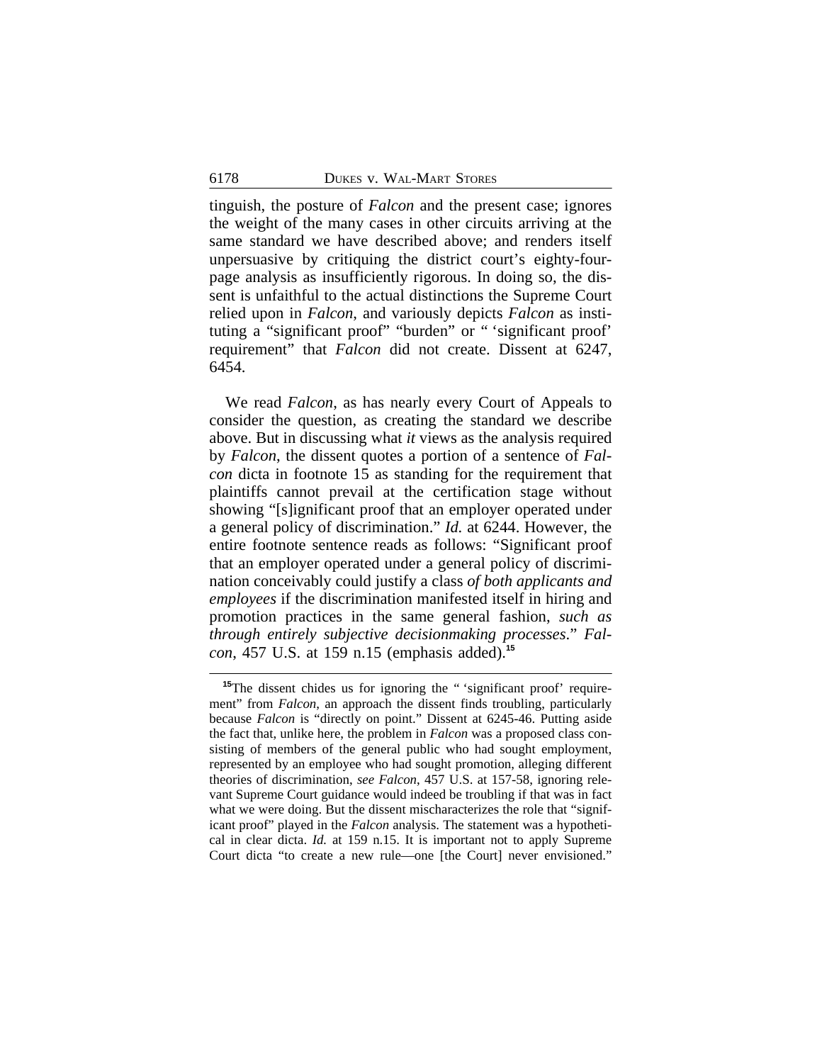tinguish, the posture of *Falcon* and the present case; ignores the weight of the many cases in other circuits arriving at the same standard we have described above; and renders itself unpersuasive by critiquing the district court's eighty-four-page analysis as insufficiently rigorous. In doing so, the dissent is unfaithful to the actual distinctions the Supreme Court relied upon in *Falcon*, and variously depicts *Falcon* as instituting a "significant proof" "burden" or " 'significant proof' requirement" that *Falcon* did not create. Dissent at 6247, 6454.

We read *Falcon*, as has nearly every Court of Appeals to consider the question, as creating the standard we describe above. But in discussing what *it* views as the analysis required by *Falcon*, the dissent quotes a portion of a sentence of *Falcon* dicta in footnote 15 as standing for the requirement that plaintiffs cannot prevail at the certification stage without showing "[s]ignificant proof that an employer operated under a general policy of discrimination." *Id.* at 6244. However, the entire footnote sentence reads as follows: "Significant proof that an employer operated under a general policy of discrimination conceivably could justify a class *of both applicants and employees* if the discrimination manifested itself in hiring and promotion practices in the same general fashion, *such as through entirely subjective decisionmaking processes*." *Falcon*, 457 U.S. at 159 n.15 (emphasis added).[15]

---

[15] The dissent chides us for ignoring the " 'significant proof' requirement" from *Falcon*, an approach the dissent finds troubling, particularly because *Falcon* is "directly on point." Dissent at 6245-46. Putting aside the fact that, unlike here, the problem in *Falcon* was a proposed class consisting of members of the general public who had sought employment, represented by an employee who had sought promotion, alleging different theories of discrimination, *see Falcon*, 457 U.S. at 157-58, ignoring relevant Supreme Court guidance would indeed be troubling if that was in fact what we were doing. But the dissent mischaracterizes the role that "significant proof" played in the *Falcon* analysis. The statement was a hypothetical in clear dicta. *Id.* at 159 n.15. It is important not to apply Supreme Court dicta "to create a new rule—one [the Court] never envisioned."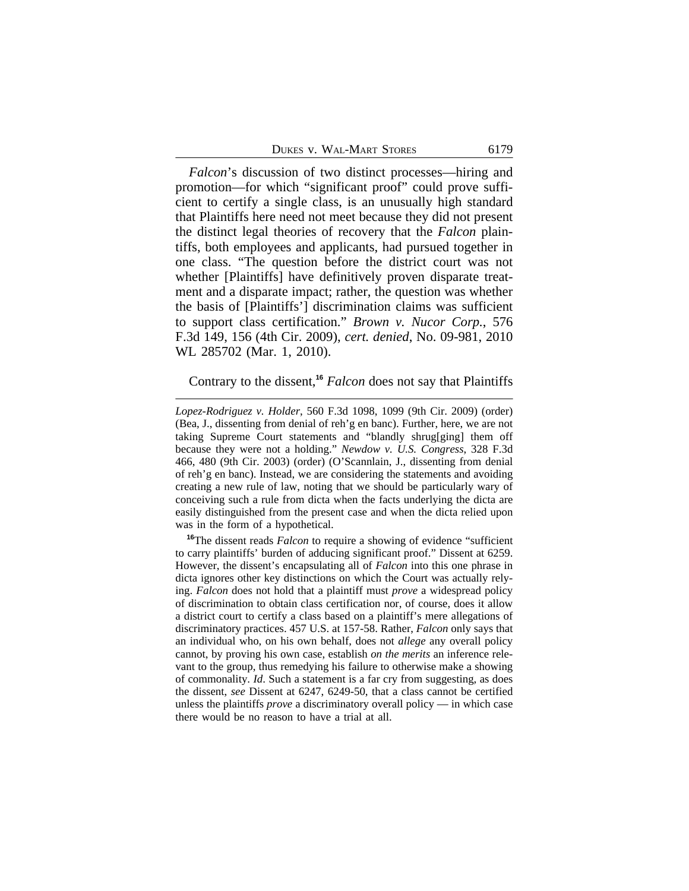*Falcon*'s discussion of two distinct processes—hiring and promotion—for which "significant proof" could prove sufficient to certify a single class, is an unusually high standard that Plaintiffs here need not meet because they did not present the distinct legal theories of recovery that the *Falcon* plaintiffs, both employees and applicants, had pursued together in one class. "The question before the district court was not whether [Plaintiffs] have definitively proven disparate treatment and a disparate impact; rather, the question was whether the basis of [Plaintiffs'] discrimination claims was sufficient to support class certification." *Brown v. Nucor Corp.*, 576 F.3d 149, 156 (4th Cir. 2009), *cert. denied*, No. 09-981, 2010 WL 285702 (Mar. 1, 2010).

Contrary to the dissent,[16] *Falcon* does not say that Plaintiffs

---

*Lopez-Rodriguez v. Holder*, 560 F.3d 1098, 1099 (9th Cir. 2009) (order) (Bea, J., dissenting from denial of reh'g en banc). Further, here, we are not taking Supreme Court statements and "blandly shrug[ging] them off because they were not a holding." *Newdow v. U.S. Congress*, 328 F.3d 466, 480 (9th Cir. 2003) (order) (O'Scannlain, J., dissenting from denial of reh'g en banc). Instead, we are considering the statements and avoiding creating a new rule of law, noting that we should be particularly wary of conceiving such a rule from dicta when the facts underlying the dicta are easily distinguished from the present case and when the dicta relied upon was in the form of a hypothetical.

[16]The dissent reads *Falcon* to require a showing of evidence "sufficient to carry plaintiffs' burden of adducing significant proof." Dissent at 6259. However, the dissent's encapsulating all of *Falcon* into this one phrase in dicta ignores other key distinctions on which the Court was actually relying. *Falcon* does not hold that a plaintiff must *prove* a widespread policy of discrimination to obtain class certification nor, of course, does it allow a district court to certify a class based on a plaintiff's mere allegations of discriminatory practices. 457 U.S. at 157-58. Rather, *Falcon* only says that an individual who, on his own behalf, does not *allege* any overall policy cannot, by proving his own case, establish *on the merits* an inference relevant to the group, thus remedying his failure to otherwise make a showing of commonality. *Id*. Such a statement is a far cry from suggesting, as does the dissent, *see* Dissent at 6247, 6249-50, that a class cannot be certified unless the plaintiffs *prove* a discriminatory overall policy — in which case there would be no reason to have a trial at all.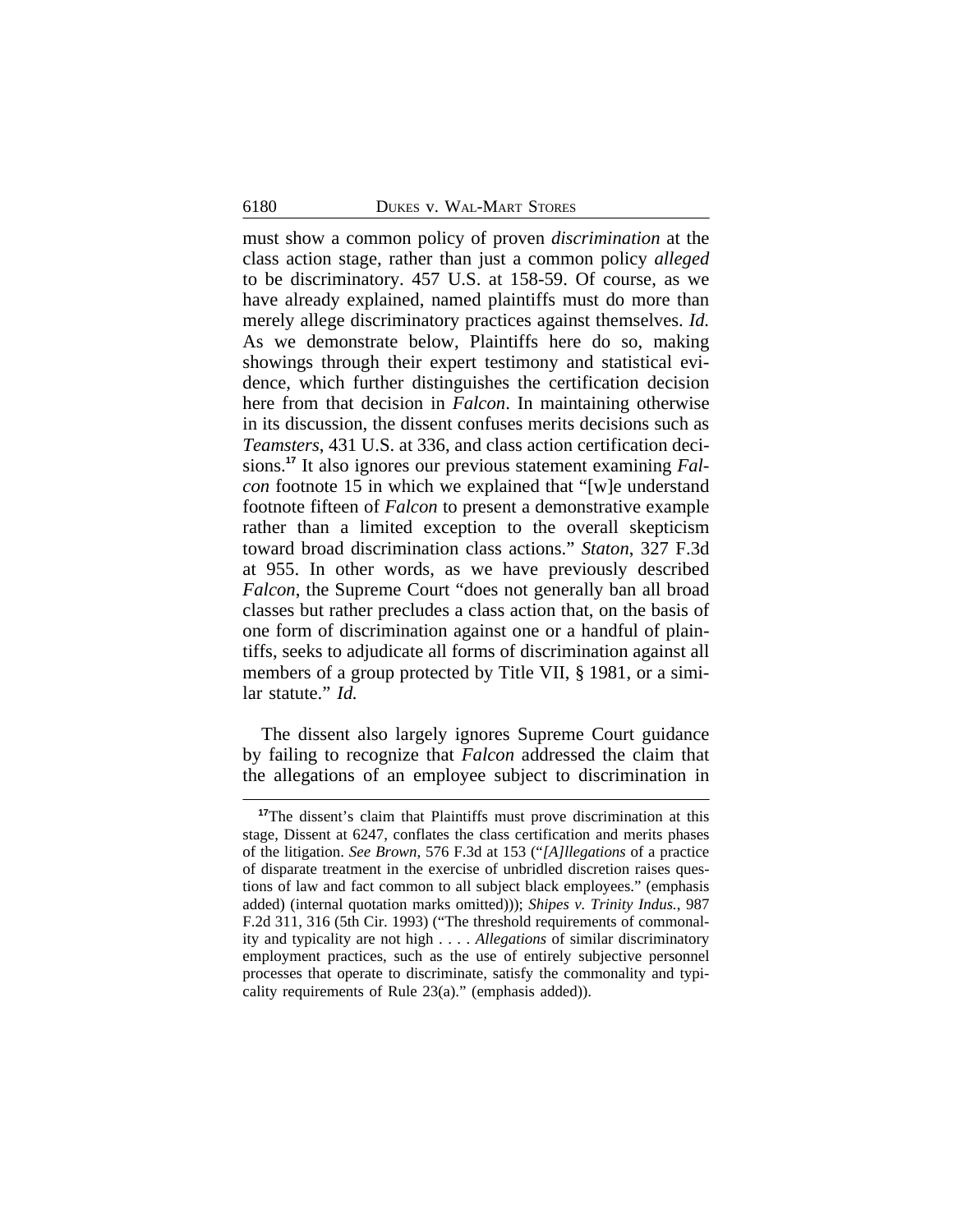must show a common policy of proven *discrimination* at the class action stage, rather than just a common policy *alleged* to be discriminatory. 457 U.S. at 158-59. Of course, as we have already explained, named plaintiffs must do more than merely allege discriminatory practices against themselves. *Id.* As we demonstrate below, Plaintiffs here do so, making showings through their expert testimony and statistical evidence, which further distinguishes the certification decision here from that decision in *Falcon*. In maintaining otherwise in its discussion, the dissent confuses merits decisions such as *Teamsters*, 431 U.S. at 336, and class action certification decisions.[17] It also ignores our previous statement examining *Falcon* footnote 15 in which we explained that "[w]e understand footnote fifteen of *Falcon* to present a demonstrative example rather than a limited exception to the overall skepticism toward broad discrimination class actions." *Staton*, 327 F.3d at 955. In other words, as we have previously described *Falcon*, the Supreme Court "does not generally ban all broad classes but rather precludes a class action that, on the basis of one form of discrimination against one or a handful of plaintiffs, seeks to adjudicate all forms of discrimination against all members of a group protected by Title VII, § 1981, or a similar statute." *Id.*

The dissent also largely ignores Supreme Court guidance by failing to recognize that *Falcon* addressed the claim that the allegations of an employee subject to discrimination in

[17]The dissent's claim that Plaintiffs must prove discrimination at this stage, Dissent at 6247, conflates the class certification and merits phases of the litigation. *See Brown*, 576 F.3d at 153 ("*[A]llegations* of a practice of disparate treatment in the exercise of unbridled discretion raises questions of law and fact common to all subject black employees." (emphasis added) (internal quotation marks omitted))); *Shipes v. Trinity Indus.*, 987 F.2d 311, 316 (5th Cir. 1993) ("The threshold requirements of commonality and typicality are not high . . . . *Allegations* of similar discriminatory employment practices, such as the use of entirely subjective personnel processes that operate to discriminate, satisfy the commonality and typicality requirements of Rule 23(a)." (emphasis added)).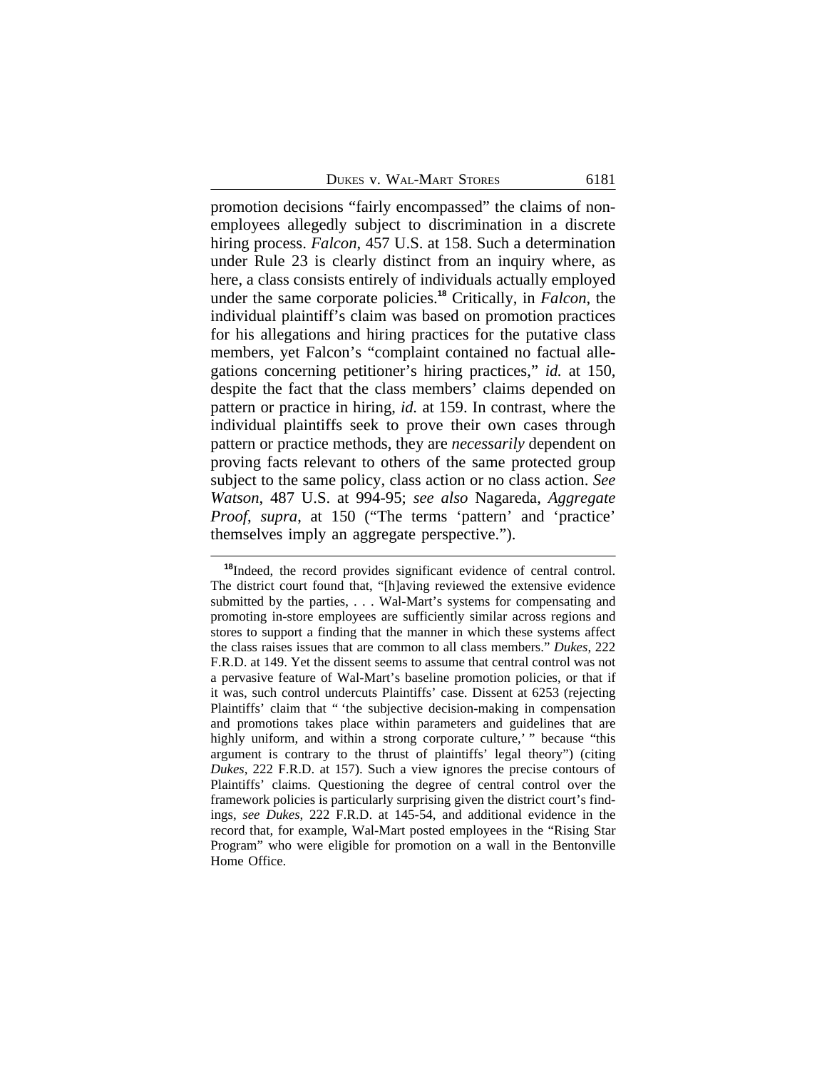promotion decisions "fairly encompassed" the claims of non-employees allegedly subject to discrimination in a discrete hiring process. *Falcon*, 457 U.S. at 158. Such a determination under Rule 23 is clearly distinct from an inquiry where, as here, a class consists entirely of individuals actually employed under the same corporate policies.[18] Critically, in *Falcon*, the individual plaintiff's claim was based on promotion practices for his allegations and hiring practices for the putative class members, yet Falcon's "complaint contained no factual allegations concerning petitioner's hiring practices," *id.* at 150, despite the fact that the class members' claims depended on pattern or practice in hiring, *id.* at 159. In contrast, where the individual plaintiffs seek to prove their own cases through pattern or practice methods, they are *necessarily* dependent on proving facts relevant to others of the same protected group subject to the same policy, class action or no class action. *See Watson*, 487 U.S. at 994-95; *see also* Nagareda, *Aggregate Proof*, *supra*, at 150 ("The terms 'pattern' and 'practice' themselves imply an aggregate perspective.").

---

[18]Indeed, the record provides significant evidence of central control. The district court found that, "[h]aving reviewed the extensive evidence submitted by the parties, . . . Wal-Mart's systems for compensating and promoting in-store employees are sufficiently similar across regions and stores to support a finding that the manner in which these systems affect the class raises issues that are common to all class members." *Dukes*, 222 F.R.D. at 149. Yet the dissent seems to assume that central control was not a pervasive feature of Wal-Mart's baseline promotion policies, or that if it was, such control undercuts Plaintiffs' case. Dissent at 6253 (rejecting Plaintiffs' claim that " 'the subjective decision-making in compensation and promotions takes place within parameters and guidelines that are highly uniform, and within a strong corporate culture,' " because "this argument is contrary to the thrust of plaintiffs' legal theory") (citing *Dukes*, 222 F.R.D. at 157). Such a view ignores the precise contours of Plaintiffs' claims. Questioning the degree of central control over the framework policies is particularly surprising given the district court's findings, *see Dukes*, 222 F.R.D. at 145-54, and additional evidence in the record that, for example, Wal-Mart posted employees in the "Rising Star Program" who were eligible for promotion on a wall in the Bentonville Home Office.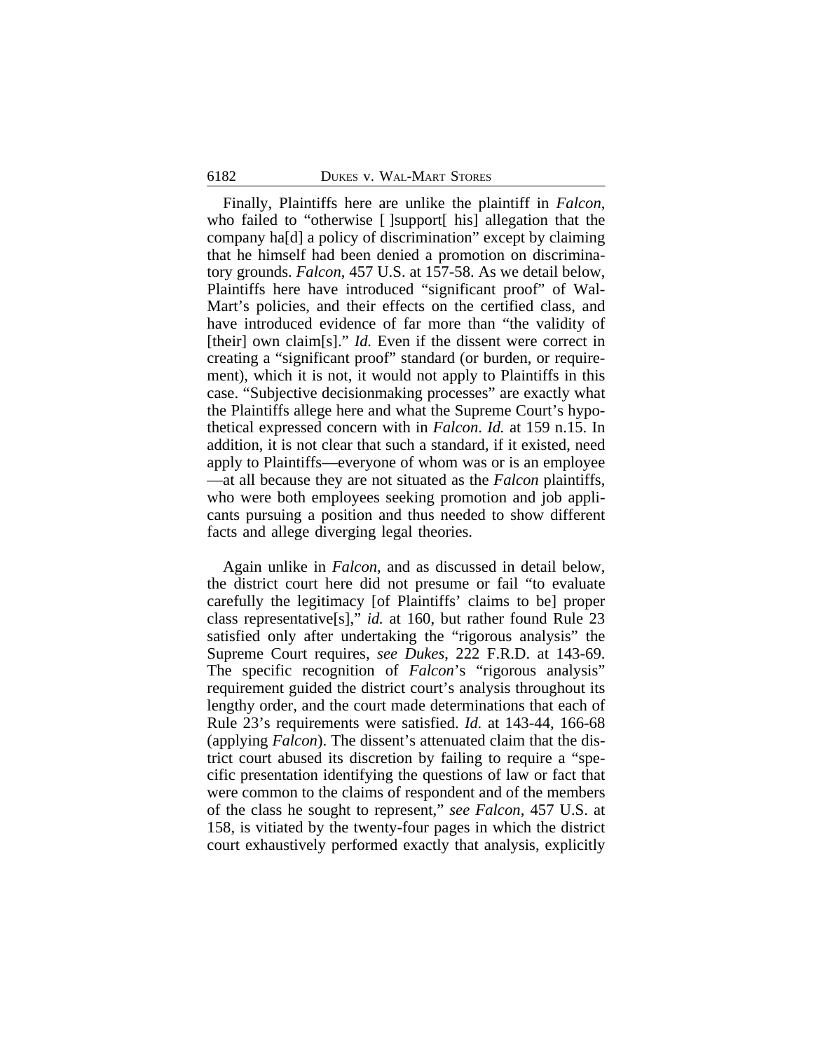Finally, Plaintiffs here are unlike the plaintiff in *Falcon*, who failed to "otherwise [ ]support[ his] allegation that the company ha[d] a policy of discrimination" except by claiming that he himself had been denied a promotion on discriminatory grounds. *Falcon*, 457 U.S. at 157-58. As we detail below, Plaintiffs here have introduced "significant proof" of Wal-Mart's policies, and their effects on the certified class, and have introduced evidence of far more than "the validity of [their] own claim[s]." *Id.* Even if the dissent were correct in creating a "significant proof" standard (or burden, or requirement), which it is not, it would not apply to Plaintiffs in this case. "Subjective decisionmaking processes" are exactly what the Plaintiffs allege here and what the Supreme Court's hypothetical expressed concern with in *Falcon*. *Id.* at 159 n.15. In addition, it is not clear that such a standard, if it existed, need apply to Plaintiffs—everyone of whom was or is an employee —at all because they are not situated as the *Falcon* plaintiffs, who were both employees seeking promotion and job applicants pursuing a position and thus needed to show different facts and allege diverging legal theories.

Again unlike in *Falcon*, and as discussed in detail below, the district court here did not presume or fail "to evaluate carefully the legitimacy [of Plaintiffs' claims to be] proper class representative[s]," *id.* at 160, but rather found Rule 23 satisfied only after undertaking the "rigorous analysis" the Supreme Court requires, *see Dukes*, 222 F.R.D. at 143-69. The specific recognition of *Falcon*'s "rigorous analysis" requirement guided the district court's analysis throughout its lengthy order, and the court made determinations that each of Rule 23's requirements were satisfied. *Id.* at 143-44, 166-68 (applying *Falcon*). The dissent's attenuated claim that the district court abused its discretion by failing to require a "specific presentation identifying the questions of law or fact that were common to the claims of respondent and of the members of the class he sought to represent," *see Falcon*, 457 U.S. at 158, is vitiated by the twenty-four pages in which the district court exhaustively performed exactly that analysis, explicitly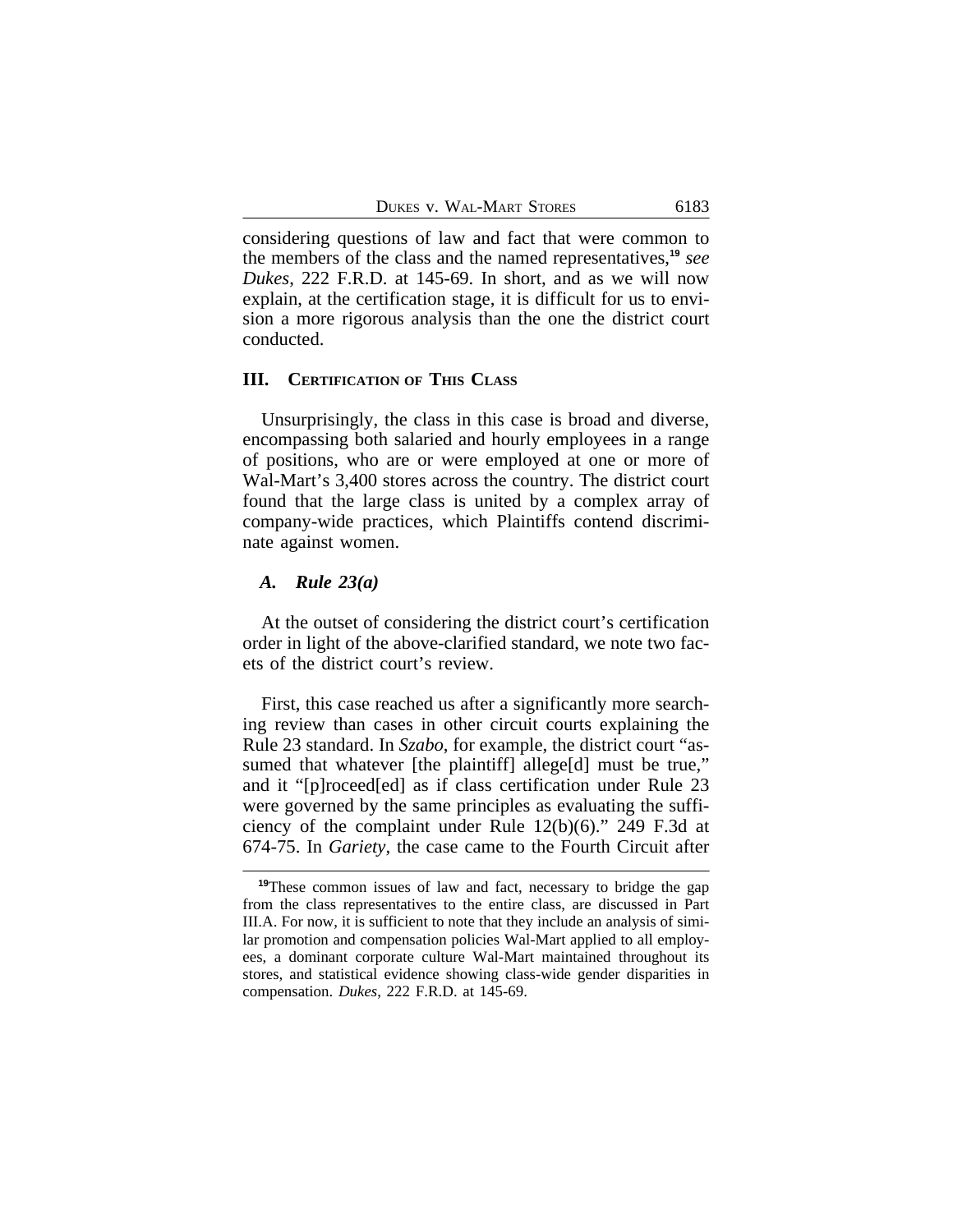considering questions of law and fact that were common to the members of the class and the named representatives,[19] *see Dukes*, 222 F.R.D. at 145-69. In short, and as we will now explain, at the certification stage, it is difficult for us to envision a more rigorous analysis than the one the district court conducted.

## III. Certification of This Class

Unsurprisingly, the class in this case is broad and diverse, encompassing both salaried and hourly employees in a range of positions, who are or were employed at one or more of Wal-Mart's 3,400 stores across the country. The district court found that the large class is united by a complex array of company-wide practices, which Plaintiffs contend discriminate against women.

### *A. Rule 23(a)*

At the outset of considering the district court's certification order in light of the above-clarified standard, we note two facets of the district court's review.

First, this case reached us after a significantly more searching review than cases in other circuit courts explaining the Rule 23 standard. In *Szabo*, for example, the district court "assumed that whatever [the plaintiff] allege[d] must be true," and it "[p]roceed[ed] as if class certification under Rule 23 were governed by the same principles as evaluating the sufficiency of the complaint under Rule 12(b)(6)." 249 F.3d at 674-75. In *Gariety*, the case came to the Fourth Circuit after

---

[19] These common issues of law and fact, necessary to bridge the gap from the class representatives to the entire class, are discussed in Part III.A. For now, it is sufficient to note that they include an analysis of similar promotion and compensation policies Wal-Mart applied to all employees, a dominant corporate culture Wal-Mart maintained throughout its stores, and statistical evidence showing class-wide gender disparities in compensation. *Dukes*, 222 F.R.D. at 145-69.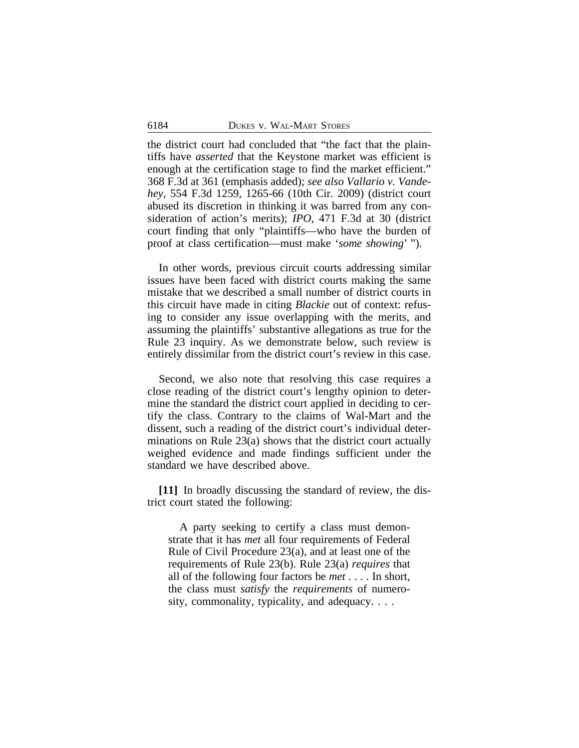the district court had concluded that "the fact that the plaintiffs have *asserted* that the Keystone market was efficient is enough at the certification stage to find the market efficient." 368 F.3d at 361 (emphasis added); *see also Vallario v. Vandehey*, 554 F.3d 1259, 1265-66 (10th Cir. 2009) (district court abused its discretion in thinking it was barred from any consideration of action's merits); *IPO*, 471 F.3d at 30 (district court finding that only "plaintiffs—who have the burden of proof at class certification—must make '*some showing*' ").

In other words, previous circuit courts addressing similar issues have been faced with district courts making the same mistake that we described a small number of district courts in this circuit have made in citing *Blackie* out of context: refusing to consider any issue overlapping with the merits, and assuming the plaintiffs' substantive allegations as true for the Rule 23 inquiry. As we demonstrate below, such review is entirely dissimilar from the district court's review in this case.

Second, we also note that resolving this case requires a close reading of the district court's lengthy opinion to determine the standard the district court applied in deciding to certify the class. Contrary to the claims of Wal-Mart and the dissent, such a reading of the district court's individual determinations on Rule 23(a) shows that the district court actually weighed evidence and made findings sufficient under the standard we have described above.

**[11]** In broadly discussing the standard of review, the district court stated the following:

> A party seeking to certify a class must demonstrate that it has *met* all four requirements of Federal Rule of Civil Procedure 23(a), and at least one of the requirements of Rule 23(b). Rule 23(a) *requires* that all of the following four factors be *met* . . . . In short, the class must *satisfy* the *requirements* of numerosity, commonality, typicality, and adequacy. . . .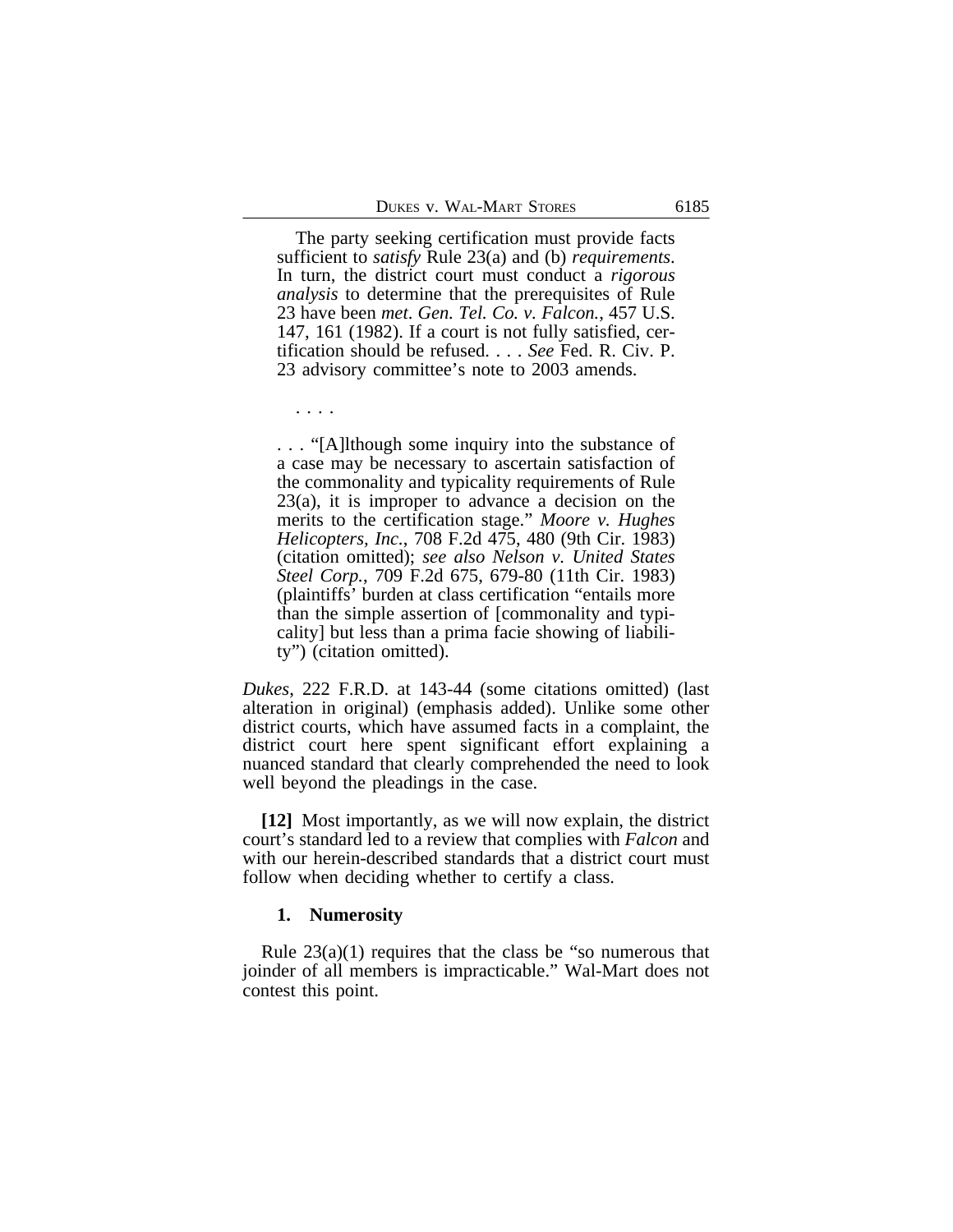> The party seeking certification must provide facts sufficient to *satisfy* Rule 23(a) and (b) *requirements*. In turn, the district court must conduct a *rigorous analysis* to determine that the prerequisites of Rule 23 have been *met*. *Gen. Tel. Co. v. Falcon.*, 457 U.S. 147, 161 (1982). If a court is not fully satisfied, certification should be refused. . . . *See* Fed. R. Civ. P. 23 advisory committee's note to 2003 amends.
>
> . . . .
>
> . . . "[A]lthough some inquiry into the substance of a case may be necessary to ascertain satisfaction of the commonality and typicality requirements of Rule 23(a), it is improper to advance a decision on the merits to the certification stage." *Moore v. Hughes Helicopters, Inc.*, 708 F.2d 475, 480 (9th Cir. 1983) (citation omitted); *see also Nelson v. United States Steel Corp.*, 709 F.2d 675, 679-80 (11th Cir. 1983) (plaintiffs' burden at class certification "entails more than the simple assertion of [commonality and typicality] but less than a prima facie showing of liability") (citation omitted).

*Dukes*, 222 F.R.D. at 143-44 (some citations omitted) (last alteration in original) (emphasis added). Unlike some other district courts, which have assumed facts in a complaint, the district court here spent significant effort explaining a nuanced standard that clearly comprehended the need to look well beyond the pleadings in the case.

**[12]** Most importantly, as we will now explain, the district court's standard led to a review that complies with *Falcon* and with our herein-described standards that a district court must follow when deciding whether to certify a class.

#### 1. Numerosity

Rule 23(a)(1) requires that the class be "so numerous that joinder of all members is impracticable." Wal-Mart does not contest this point.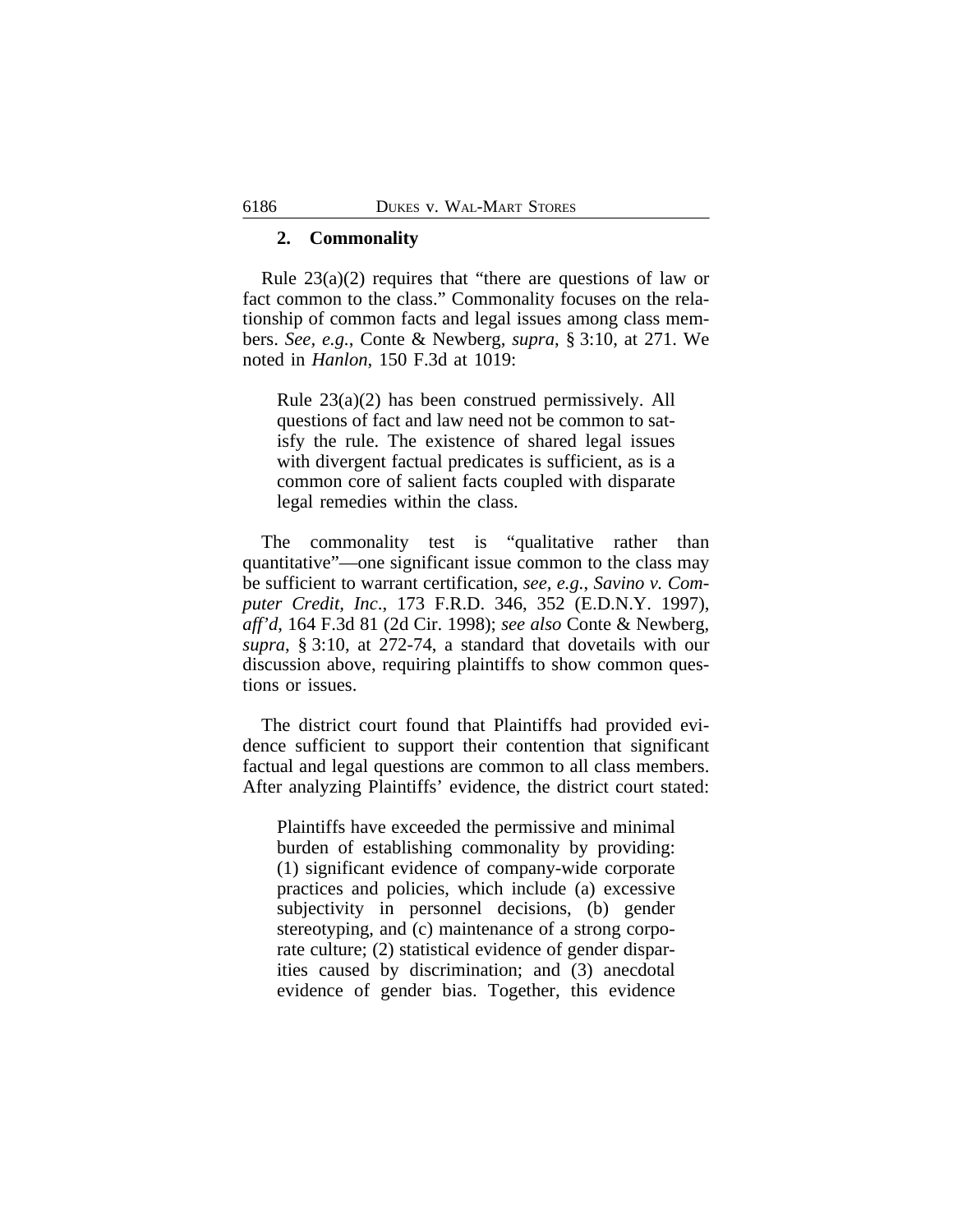### 2. Commonality

Rule 23(a)(2) requires that "there are questions of law or fact common to the class." Commonality focuses on the relationship of common facts and legal issues among class members. *See, e.g.*, Conte & Newberg, *supra*, § 3:10, at 271. We noted in *Hanlon*, 150 F.3d at 1019:

> Rule 23(a)(2) has been construed permissively. All questions of fact and law need not be common to satisfy the rule. The existence of shared legal issues with divergent factual predicates is sufficient, as is a common core of salient facts coupled with disparate legal remedies within the class.

The commonality test is "qualitative rather than quantitative"—one significant issue common to the class may be sufficient to warrant certification, *see, e.g.*, *Savino v. Computer Credit, Inc*., 173 F.R.D. 346, 352 (E.D.N.Y. 1997), *aff'd*, 164 F.3d 81 (2d Cir. 1998); *see also* Conte & Newberg, *supra*, § 3:10, at 272-74, a standard that dovetails with our discussion above, requiring plaintiffs to show common questions or issues.

The district court found that Plaintiffs had provided evidence sufficient to support their contention that significant factual and legal questions are common to all class members. After analyzing Plaintiffs' evidence, the district court stated:

> Plaintiffs have exceeded the permissive and minimal burden of establishing commonality by providing: (1) significant evidence of company-wide corporate practices and policies, which include (a) excessive subjectivity in personnel decisions, (b) gender stereotyping, and (c) maintenance of a strong corporate culture; (2) statistical evidence of gender disparities caused by discrimination; and (3) anecdotal evidence of gender bias. Together, this evidence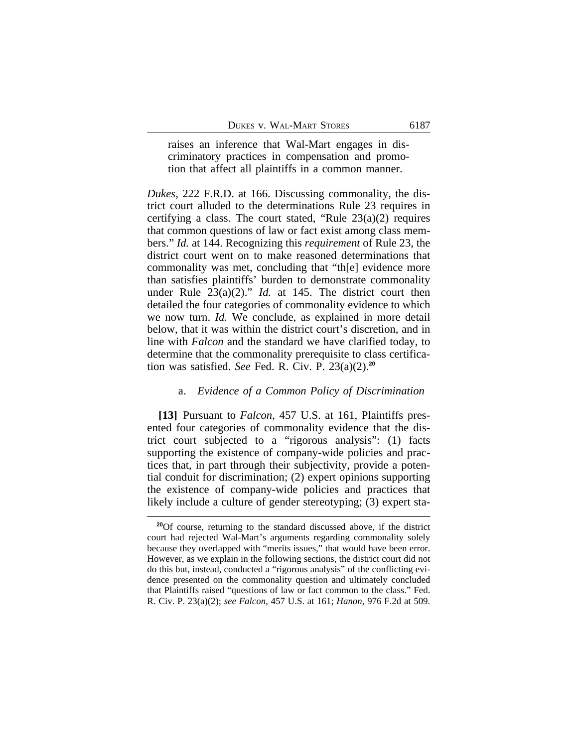raises an inference that Wal-Mart engages in discriminatory practices in compensation and promotion that affect all plaintiffs in a common manner.

*Dukes*, 222 F.R.D. at 166. Discussing commonality, the district court alluded to the determinations Rule 23 requires in certifying a class. The court stated, "Rule 23(a)(2) requires that common questions of law or fact exist among class members." *Id.* at 144. Recognizing this *requirement* of Rule 23, the district court went on to make reasoned determinations that commonality was met, concluding that "th[e] evidence more than satisfies plaintiffs' burden to demonstrate commonality under Rule 23(a)(2)." *Id.* at 145. The district court then detailed the four categories of commonality evidence to which we now turn. *Id.* We conclude, as explained in more detail below, that it was within the district court's discretion, and in line with *Falcon* and the standard we have clarified today, to determine that the commonality prerequisite to class certification was satisfied. *See* Fed. R. Civ. P. 23(a)(2).[20]

a. *Evidence of a Common Policy of Discrimination*

**[13]** Pursuant to *Falcon*, 457 U.S. at 161, Plaintiffs presented four categories of commonality evidence that the district court subjected to a "rigorous analysis": (1) facts supporting the existence of company-wide policies and practices that, in part through their subjectivity, provide a potential conduit for discrimination; (2) expert opinions supporting the existence of company-wide policies and practices that likely include a culture of gender stereotyping; (3) expert sta-

[20]Of course, returning to the standard discussed above, if the district court had rejected Wal-Mart's arguments regarding commonality solely because they overlapped with "merits issues," that would have been error. However, as we explain in the following sections, the district court did not do this but, instead, conducted a "rigorous analysis" of the conflicting evidence presented on the commonality question and ultimately concluded that Plaintiffs raised "questions of law or fact common to the class." Fed. R. Civ. P. 23(a)(2); *see Falcon*, 457 U.S. at 161; *Hanon*, 976 F.2d at 509.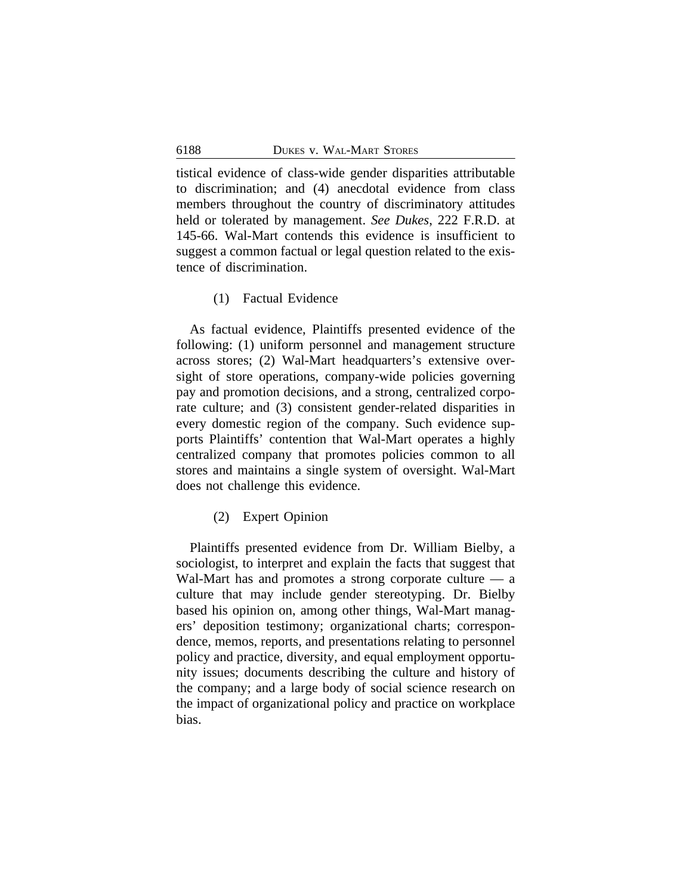tistical evidence of class-wide gender disparities attributable to discrimination; and (4) anecdotal evidence from class members throughout the country of discriminatory attitudes held or tolerated by management. *See Dukes*, 222 F.R.D. at 145-66. Wal-Mart contends this evidence is insufficient to suggest a common factual or legal question related to the existence of discrimination.

(1) Factual Evidence

As factual evidence, Plaintiffs presented evidence of the following: (1) uniform personnel and management structure across stores; (2) Wal-Mart headquarters's extensive oversight of store operations, company-wide policies governing pay and promotion decisions, and a strong, centralized corporate culture; and (3) consistent gender-related disparities in every domestic region of the company. Such evidence supports Plaintiffs' contention that Wal-Mart operates a highly centralized company that promotes policies common to all stores and maintains a single system of oversight. Wal-Mart does not challenge this evidence.

(2) Expert Opinion

Plaintiffs presented evidence from Dr. William Bielby, a sociologist, to interpret and explain the facts that suggest that Wal-Mart has and promotes a strong corporate culture — a culture that may include gender stereotyping. Dr. Bielby based his opinion on, among other things, Wal-Mart managers' deposition testimony; organizational charts; correspondence, memos, reports, and presentations relating to personnel policy and practice, diversity, and equal employment opportunity issues; documents describing the culture and history of the company; and a large body of social science research on the impact of organizational policy and practice on workplace bias.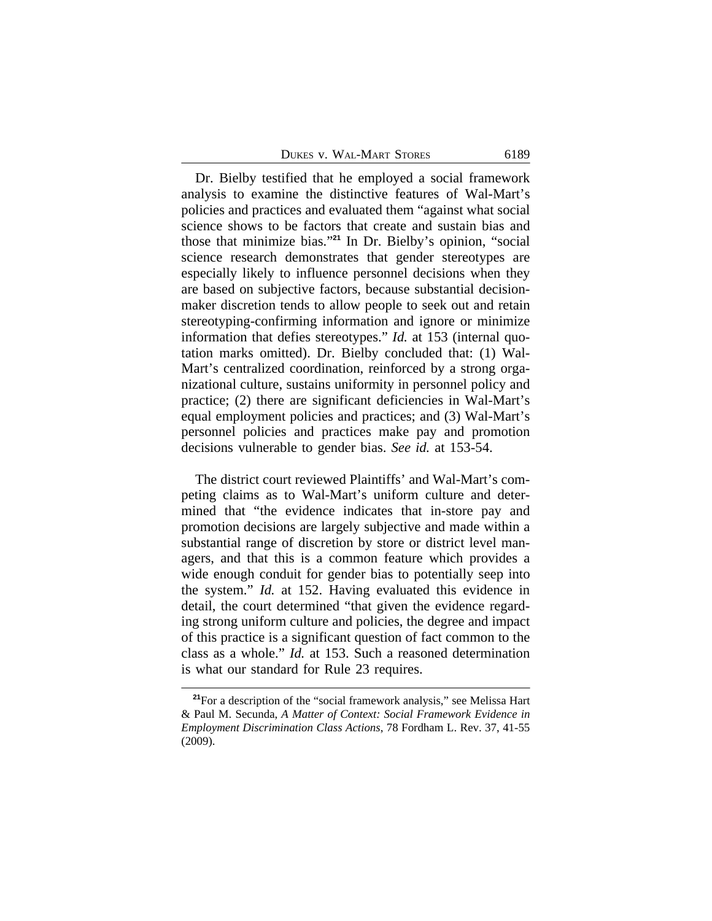Dr. Bielby testified that he employed a social framework analysis to examine the distinctive features of Wal-Mart's policies and practices and evaluated them "against what social science shows to be factors that create and sustain bias and those that minimize bias."[21] In Dr. Bielby's opinion, "social science research demonstrates that gender stereotypes are especially likely to influence personnel decisions when they are based on subjective factors, because substantial decision-maker discretion tends to allow people to seek out and retain stereotyping-confirming information and ignore or minimize information that defies stereotypes." *Id.* at 153 (internal quotation marks omitted). Dr. Bielby concluded that: (1) Wal-Mart's centralized coordination, reinforced by a strong organizational culture, sustains uniformity in personnel policy and practice; (2) there are significant deficiencies in Wal-Mart's equal employment policies and practices; and (3) Wal-Mart's personnel policies and practices make pay and promotion decisions vulnerable to gender bias. *See id.* at 153-54.

The district court reviewed Plaintiffs' and Wal-Mart's competing claims as to Wal-Mart's uniform culture and determined that "the evidence indicates that in-store pay and promotion decisions are largely subjective and made within a substantial range of discretion by store or district level managers, and that this is a common feature which provides a wide enough conduit for gender bias to potentially seep into the system." *Id.* at 152. Having evaluated this evidence in detail, the court determined "that given the evidence regarding strong uniform culture and policies, the degree and impact of this practice is a significant question of fact common to the class as a whole." *Id.* at 153. Such a reasoned determination is what our standard for Rule 23 requires.

[21]For a description of the "social framework analysis," see Melissa Hart & Paul M. Secunda, *A Matter of Context: Social Framework Evidence in Employment Discrimination Class Actions*, 78 Fordham L. Rev. 37, 41-55 (2009).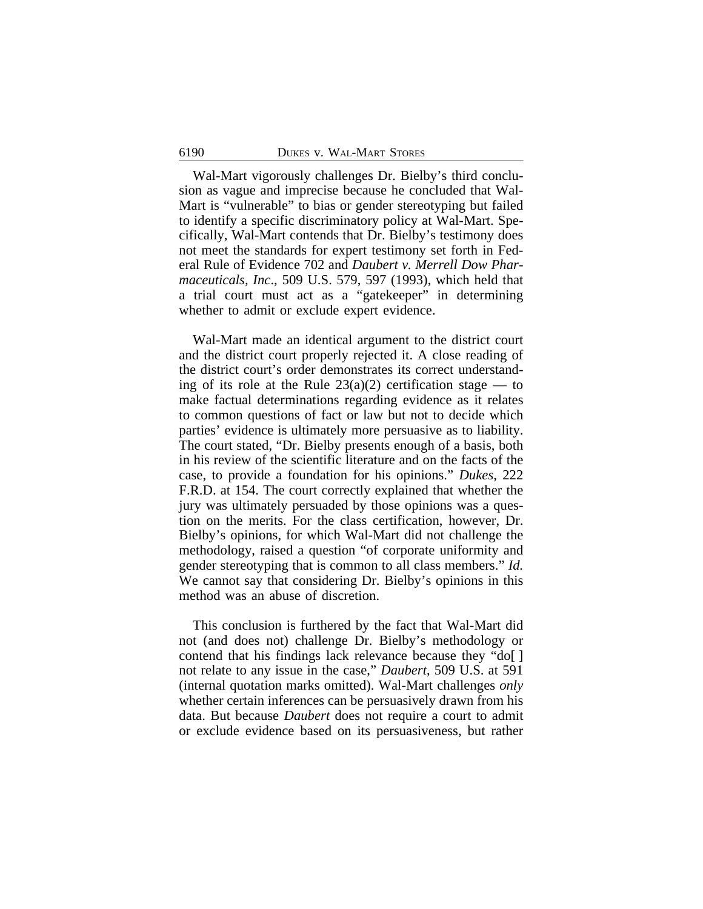Wal-Mart vigorously challenges Dr. Bielby's third conclusion as vague and imprecise because he concluded that Wal-Mart is "vulnerable" to bias or gender stereotyping but failed to identify a specific discriminatory policy at Wal-Mart. Specifically, Wal-Mart contends that Dr. Bielby's testimony does not meet the standards for expert testimony set forth in Federal Rule of Evidence 702 and *Daubert v. Merrell Dow Pharmaceuticals, Inc*., 509 U.S. 579, 597 (1993), which held that a trial court must act as a "gatekeeper" in determining whether to admit or exclude expert evidence.

Wal-Mart made an identical argument to the district court and the district court properly rejected it. A close reading of the district court's order demonstrates its correct understanding of its role at the Rule 23(a)(2) certification stage — to make factual determinations regarding evidence as it relates to common questions of fact or law but not to decide which parties' evidence is ultimately more persuasive as to liability. The court stated, "Dr. Bielby presents enough of a basis, both in his review of the scientific literature and on the facts of the case, to provide a foundation for his opinions." *Dukes*, 222 F.R.D. at 154. The court correctly explained that whether the jury was ultimately persuaded by those opinions was a question on the merits. For the class certification, however, Dr. Bielby's opinions, for which Wal-Mart did not challenge the methodology, raised a question "of corporate uniformity and gender stereotyping that is common to all class members." *Id.* We cannot say that considering Dr. Bielby's opinions in this method was an abuse of discretion.

This conclusion is furthered by the fact that Wal-Mart did not (and does not) challenge Dr. Bielby's methodology or contend that his findings lack relevance because they "do[ ] not relate to any issue in the case," *Daubert*, 509 U.S. at 591 (internal quotation marks omitted). Wal-Mart challenges *only* whether certain inferences can be persuasively drawn from his data. But because *Daubert* does not require a court to admit or exclude evidence based on its persuasiveness, but rather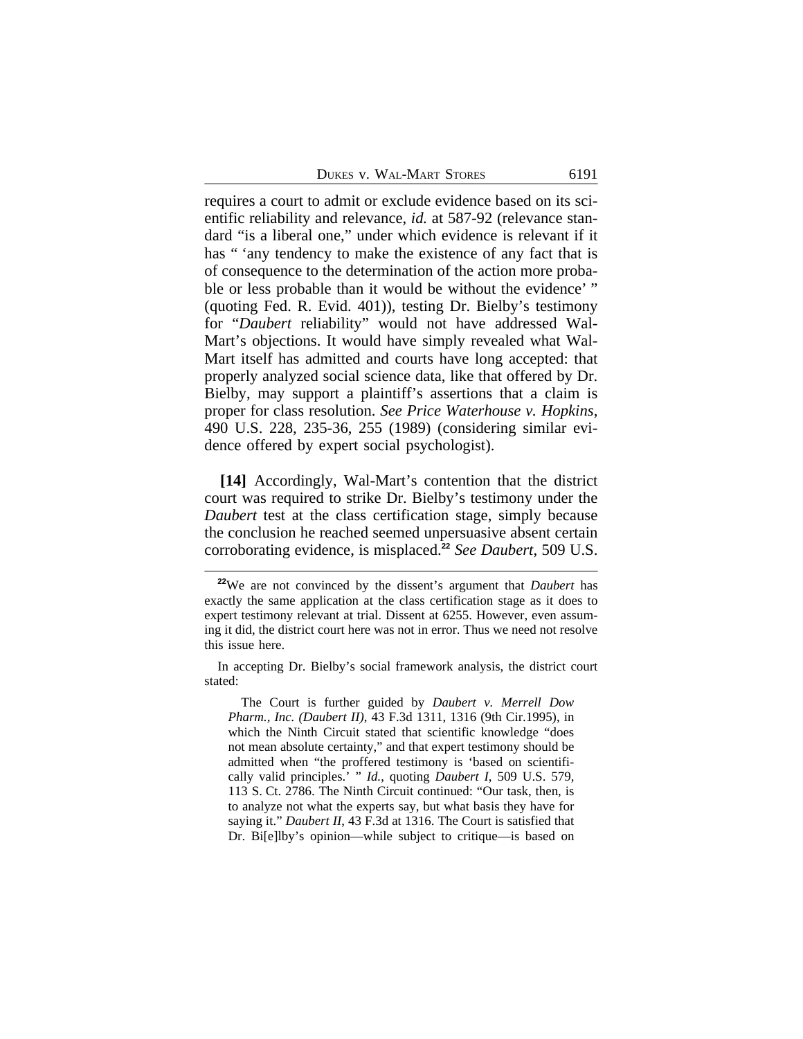requires a court to admit or exclude evidence based on its scientific reliability and relevance, *id.* at 587-92 (relevance standard "is a liberal one," under which evidence is relevant if it has " 'any tendency to make the existence of any fact that is of consequence to the determination of the action more probable or less probable than it would be without the evidence' " (quoting Fed. R. Evid. 401)), testing Dr. Bielby's testimony for "*Daubert* reliability" would not have addressed Wal-Mart's objections. It would have simply revealed what Wal-Mart itself has admitted and courts have long accepted: that properly analyzed social science data, like that offered by Dr. Bielby, may support a plaintiff's assertions that a claim is proper for class resolution. *See Price Waterhouse v. Hopkins*, 490 U.S. 228, 235-36, 255 (1989) (considering similar evidence offered by expert social psychologist).

**[14]** Accordingly, Wal-Mart's contention that the district court was required to strike Dr. Bielby's testimony under the *Daubert* test at the class certification stage, simply because the conclusion he reached seemed unpersuasive absent certain corroborating evidence, is misplaced.[22] *See Daubert*, 509 U.S.

---

[22]We are not convinced by the dissent's argument that *Daubert* has exactly the same application at the class certification stage as it does to expert testimony relevant at trial. Dissent at 6255. However, even assuming it did, the district court here was not in error. Thus we need not resolve this issue here.

In accepting Dr. Bielby's social framework analysis, the district court stated:

> The Court is further guided by *Daubert v. Merrell Dow Pharm., Inc. (Daubert II)*, 43 F.3d 1311, 1316 (9th Cir.1995), in which the Ninth Circuit stated that scientific knowledge "does not mean absolute certainty," and that expert testimony should be admitted when "the proffered testimony is 'based on scientifically valid principles.' " *Id.*, quoting *Daubert I*, 509 U.S. 579, 113 S. Ct. 2786. The Ninth Circuit continued: "Our task, then, is to analyze not what the experts say, but what basis they have for saying it." *Daubert II*, 43 F.3d at 1316. The Court is satisfied that Dr. Bi[e]lby's opinion—while subject to critique—is based on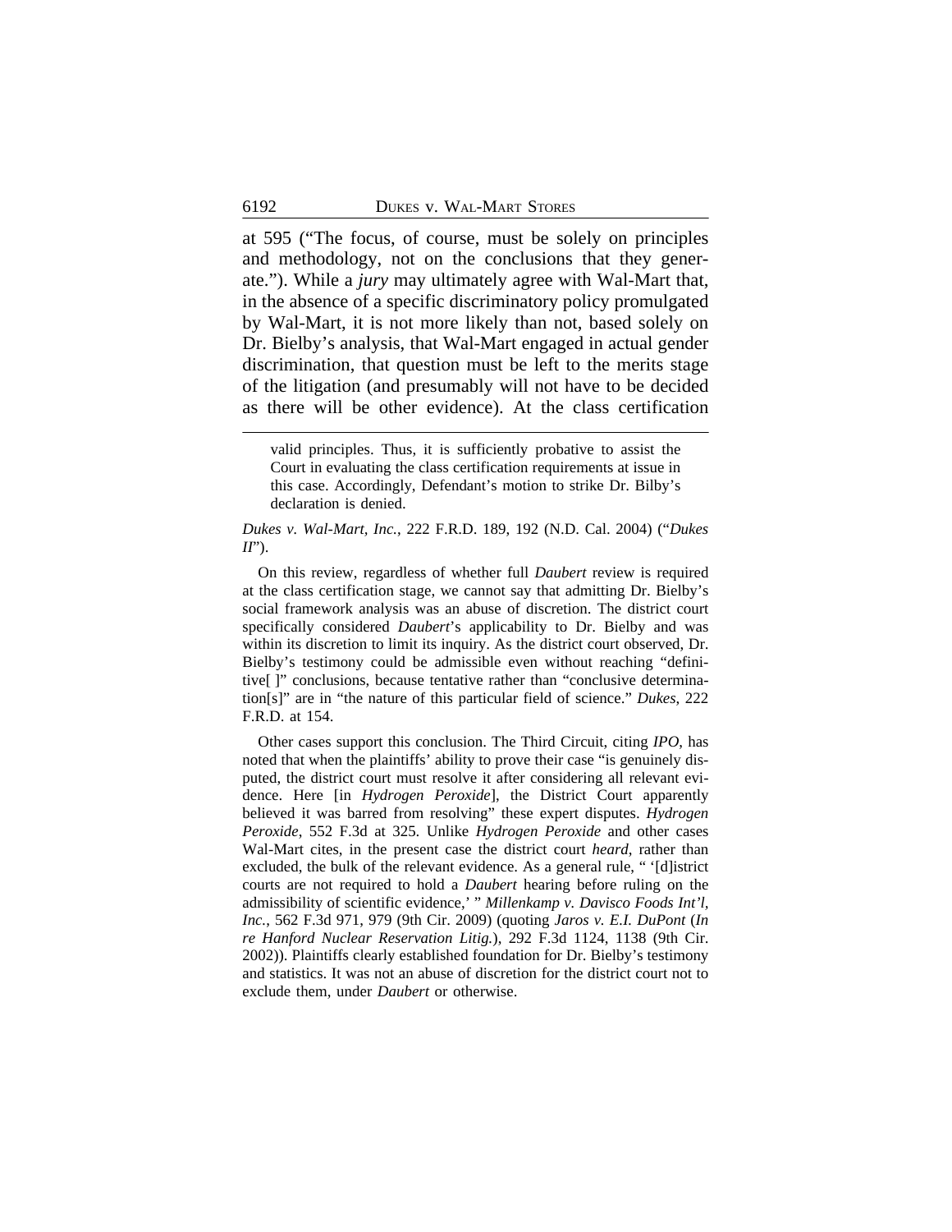at 595 ("The focus, of course, must be solely on principles and methodology, not on the conclusions that they generate."). While a *jury* may ultimately agree with Wal-Mart that, in the absence of a specific discriminatory policy promulgated by Wal-Mart, it is not more likely than not, based solely on Dr. Bielby's analysis, that Wal-Mart engaged in actual gender discrimination, that question must be left to the merits stage of the litigation (and presumably will not have to be decided as there will be other evidence). At the class certification

> valid principles. Thus, it is sufficiently probative to assist the Court in evaluating the class certification requirements at issue in this case. Accordingly, Defendant's motion to strike Dr. Bilby's declaration is denied.

*Dukes v. Wal-Mart, Inc.*, 222 F.R.D. 189, 192 (N.D. Cal. 2004) ("*Dukes II*").

On this review, regardless of whether full *Daubert* review is required at the class certification stage, we cannot say that admitting Dr. Bielby's social framework analysis was an abuse of discretion. The district court specifically considered *Daubert*'s applicability to Dr. Bielby and was within its discretion to limit its inquiry. As the district court observed, Dr. Bielby's testimony could be admissible even without reaching "definitive[ ]" conclusions, because tentative rather than "conclusive determination[s]" are in "the nature of this particular field of science." *Dukes*, 222 F.R.D. at 154.

Other cases support this conclusion. The Third Circuit, citing *IPO*, has noted that when the plaintiffs' ability to prove their case "is genuinely disputed, the district court must resolve it after considering all relevant evidence. Here [in *Hydrogen Peroxide*], the District Court apparently believed it was barred from resolving" these expert disputes. *Hydrogen Peroxide*, 552 F.3d at 325. Unlike *Hydrogen Peroxide* and other cases Wal-Mart cites, in the present case the district court *heard*, rather than excluded, the bulk of the relevant evidence. As a general rule, " '[d]istrict courts are not required to hold a *Daubert* hearing before ruling on the admissibility of scientific evidence,' " *Millenkamp v. Davisco Foods Int'l, Inc.*, 562 F.3d 971, 979 (9th Cir. 2009) (quoting *Jaros v. E.I. DuPont* (*In re Hanford Nuclear Reservation Litig.*), 292 F.3d 1124, 1138 (9th Cir. 2002)). Plaintiffs clearly established foundation for Dr. Bielby's testimony and statistics. It was not an abuse of discretion for the district court not to exclude them, under *Daubert* or otherwise.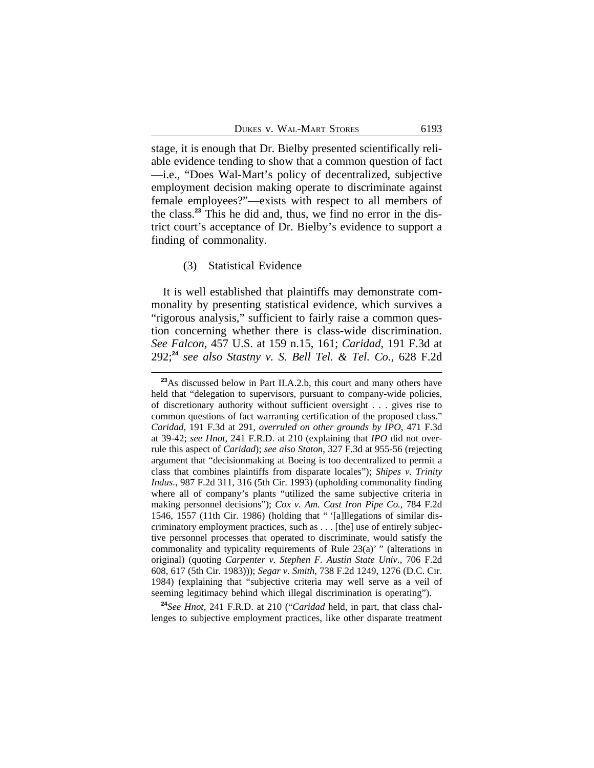stage, it is enough that Dr. Bielby presented scientifically reliable evidence tending to show that a common question of fact —i.e., "Does Wal-Mart's policy of decentralized, subjective employment decision making operate to discriminate against female employees?"—exists with respect to all members of the class.[23] This he did and, thus, we find no error in the district court's acceptance of Dr. Bielby's evidence to support a finding of commonality.

(3) Statistical Evidence

It is well established that plaintiffs may demonstrate commonality by presenting statistical evidence, which survives a "rigorous analysis," sufficient to fairly raise a common question concerning whether there is class-wide discrimination. *See Falcon*, 457 U.S. at 159 n.15, 161; *Caridad*, 191 F.3d at 292;[24] *see also Stastny v. S. Bell Tel. & Tel. Co.*, 628 F.2d

---

[23]As discussed below in Part II.A.2.b, this court and many others have held that "delegation to supervisors, pursuant to company-wide policies, of discretionary authority without sufficient oversight . . . gives rise to common questions of fact warranting certification of the proposed class." *Caridad*, 191 F.3d at 291, *overruled on other grounds by IPO*, 471 F.3d at 39-42; *see Hnot*, 241 F.R.D. at 210 (explaining that *IPO* did not overrule this aspect of *Caridad*); *see also Staton*, 327 F.3d at 955-56 (rejecting argument that "decisionmaking at Boeing is too decentralized to permit a class that combines plaintiffs from disparate locales"); *Shipes v. Trinity Indus.*, 987 F.2d 311, 316 (5th Cir. 1993) (upholding commonality finding where all of company's plants "utilized the same subjective criteria in making personnel decisions"); *Cox v. Am. Cast Iron Pipe Co.*, 784 F.2d 1546, 1557 (11th Cir. 1986) (holding that " '[a]llegations of similar discriminatory employment practices, such as . . . [the] use of entirely subjective personnel processes that operated to discriminate, would satisfy the commonality and typicality requirements of Rule 23(a)' " (alterations in original) (quoting *Carpenter v. Stephen F. Austin State Univ.*, 706 F.2d 608, 617 (5th Cir. 1983))); *Segar v. Smith*, 738 F.2d 1249, 1276 (D.C. Cir. 1984) (explaining that "subjective criteria may well serve as a veil of seeming legitimacy behind which illegal discrimination is operating").

[24]*See Hnot*, 241 F.R.D. at 210 ("*Caridad* held, in part, that class challenges to subjective employment practices, like other disparate treatment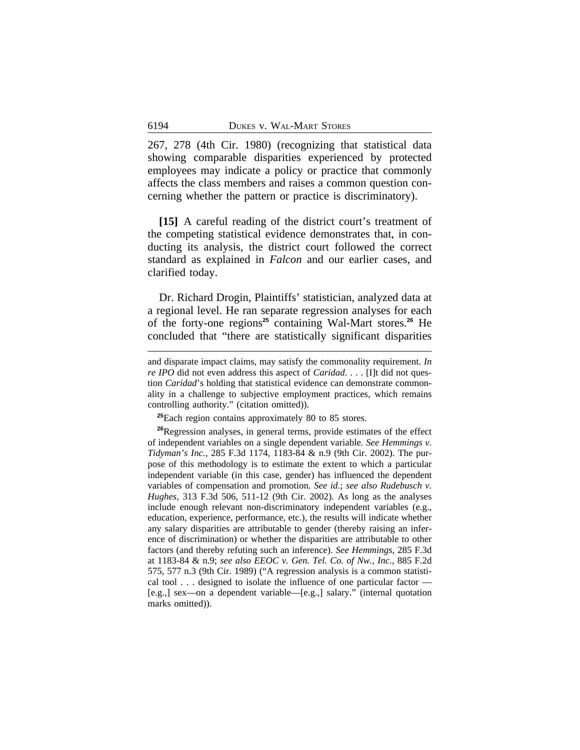267, 278 (4th Cir. 1980) (recognizing that statistical data showing comparable disparities experienced by protected employees may indicate a policy or practice that commonly affects the class members and raises a common question concerning whether the pattern or practice is discriminatory).

**[15]** A careful reading of the district court's treatment of the competing statistical evidence demonstrates that, in conducting its analysis, the district court followed the correct standard as explained in *Falcon* and our earlier cases, and clarified today.

Dr. Richard Drogin, Plaintiffs' statistician, analyzed data at a regional level. He ran separate regression analyses for each of the forty-one regions[25] containing Wal-Mart stores.[26] He concluded that "there are statistically significant disparities

---

and disparate impact claims, may satisfy the commonality requirement. *In re IPO* did not even address this aspect of *Caridad*. . . . [I]t did not question *Caridad*'s holding that statistical evidence can demonstrate commonality in a challenge to subjective employment practices, which remains controlling authority." (citation omitted)).

[25]Each region contains approximately 80 to 85 stores.

[26]Regression analyses, in general terms, provide estimates of the effect of independent variables on a single dependent variable. *See Hemmings v. Tidyman's Inc.*, 285 F.3d 1174, 1183-84 & n.9 (9th Cir. 2002). The purpose of this methodology is to estimate the extent to which a particular independent variable (in this case, gender) has influenced the dependent variables of compensation and promotion. *See id.*; *see also Rudebusch v. Hughes*, 313 F.3d 506, 511-12 (9th Cir. 2002). As long as the analyses include enough relevant non-discriminatory independent variables (e.g., education, experience, performance, etc.), the results will indicate whether any salary disparities are attributable to gender (thereby raising an inference of discrimination) or whether the disparities are attributable to other factors (and thereby refuting such an inference). *See Hemmings*, 285 F.3d at 1183-84 & n.9; *see also EEOC v. Gen. Tel. Co. of Nw., Inc.*, 885 F.2d 575, 577 n.3 (9th Cir. 1989) ("A regression analysis is a common statistical tool . . . designed to isolate the influence of one particular factor — [e.g.,] sex—on a dependent variable—[e.g.,] salary." (internal quotation marks omitted)).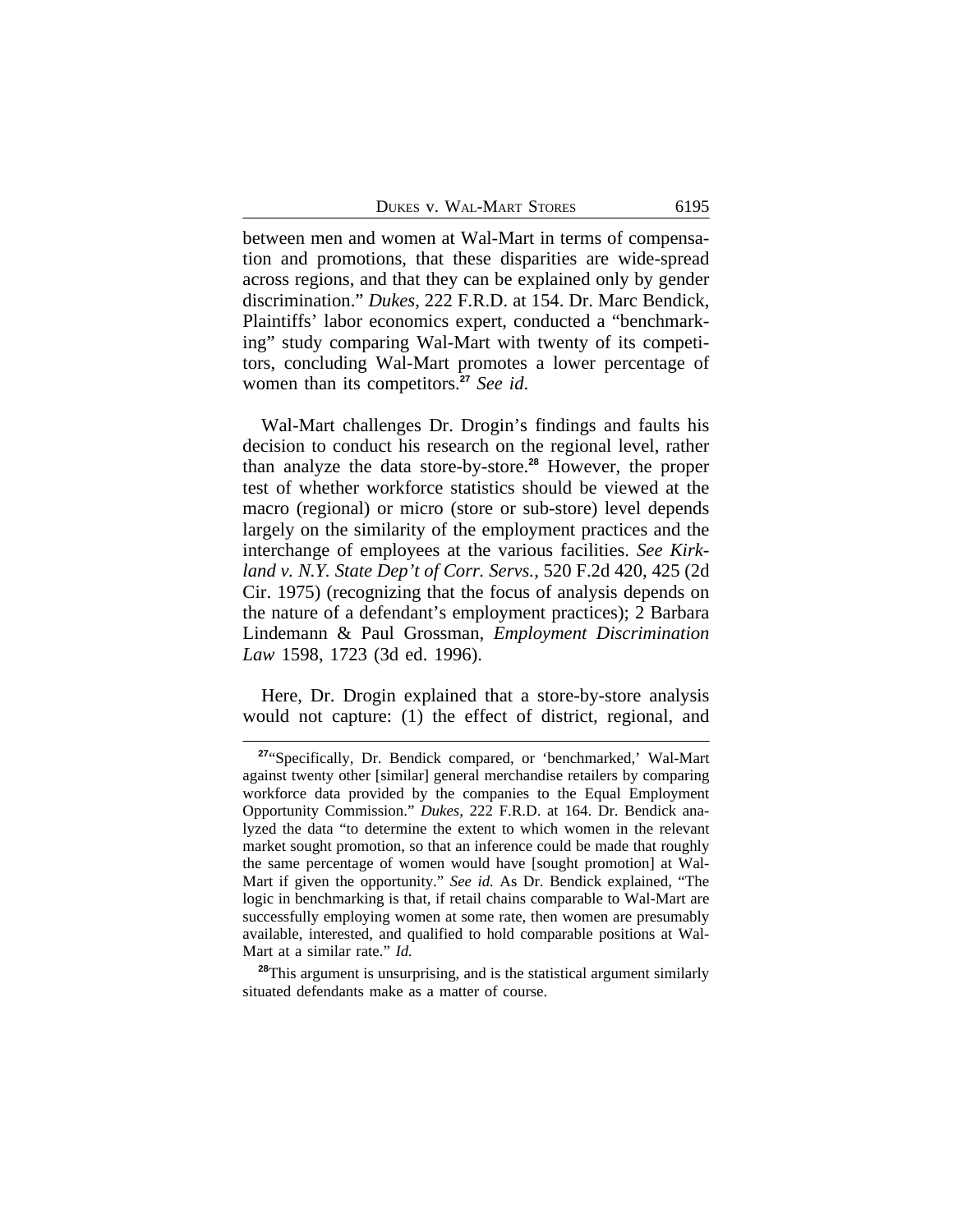between men and women at Wal-Mart in terms of compensation and promotions, that these disparities are wide-spread across regions, and that they can be explained only by gender discrimination." *Dukes*, 222 F.R.D. at 154. Dr. Marc Bendick, Plaintiffs' labor economics expert, conducted a "benchmarking" study comparing Wal-Mart with twenty of its competitors, concluding Wal-Mart promotes a lower percentage of women than its competitors.[27] *See id*.

Wal-Mart challenges Dr. Drogin's findings and faults his decision to conduct his research on the regional level, rather than analyze the data store-by-store.[28] However, the proper test of whether workforce statistics should be viewed at the macro (regional) or micro (store or sub-store) level depends largely on the similarity of the employment practices and the interchange of employees at the various facilities. *See Kirkland v. N.Y. State Dep't of Corr. Servs.*, 520 F.2d 420, 425 (2d Cir. 1975) (recognizing that the focus of analysis depends on the nature of a defendant's employment practices); 2 Barbara Lindemann & Paul Grossman, *Employment Discrimination Law* 1598, 1723 (3d ed. 1996).

Here, Dr. Drogin explained that a store-by-store analysis would not capture: (1) the effect of district, regional, and

---

[27]"Specifically, Dr. Bendick compared, or 'benchmarked,' Wal-Mart against twenty other [similar] general merchandise retailers by comparing workforce data provided by the companies to the Equal Employment Opportunity Commission." *Dukes*, 222 F.R.D. at 164. Dr. Bendick analyzed the data "to determine the extent to which women in the relevant market sought promotion, so that an inference could be made that roughly the same percentage of women would have [sought promotion] at Wal-Mart if given the opportunity." *See id.* As Dr. Bendick explained, "The logic in benchmarking is that, if retail chains comparable to Wal-Mart are successfully employing women at some rate, then women are presumably available, interested, and qualified to hold comparable positions at Wal-Mart at a similar rate." *Id.*

[28]This argument is unsurprising, and is the statistical argument similarly situated defendants make as a matter of course.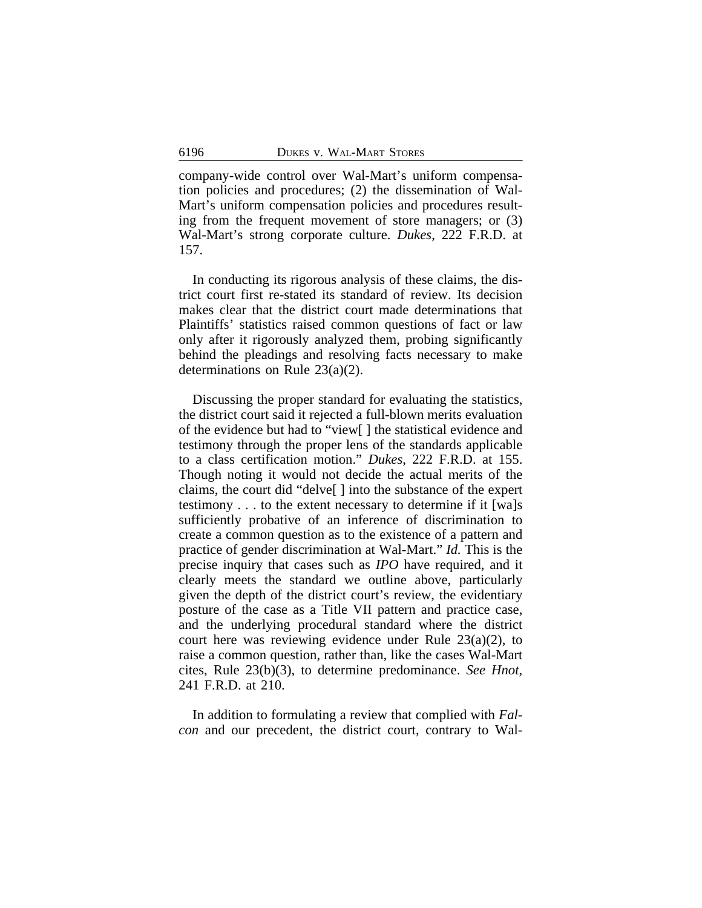company-wide control over Wal-Mart's uniform compensation policies and procedures; (2) the dissemination of Wal-Mart's uniform compensation policies and procedures resulting from the frequent movement of store managers; or (3) Wal-Mart's strong corporate culture. *Dukes*, 222 F.R.D. at 157.

In conducting its rigorous analysis of these claims, the district court first re-stated its standard of review. Its decision makes clear that the district court made determinations that Plaintiffs' statistics raised common questions of fact or law only after it rigorously analyzed them, probing significantly behind the pleadings and resolving facts necessary to make determinations on Rule 23(a)(2).

Discussing the proper standard for evaluating the statistics, the district court said it rejected a full-blown merits evaluation of the evidence but had to "view[ ] the statistical evidence and testimony through the proper lens of the standards applicable to a class certification motion." *Dukes*, 222 F.R.D. at 155. Though noting it would not decide the actual merits of the claims, the court did "delve[ ] into the substance of the expert testimony . . . to the extent necessary to determine if it [wa]s sufficiently probative of an inference of discrimination to create a common question as to the existence of a pattern and practice of gender discrimination at Wal-Mart." *Id.* This is the precise inquiry that cases such as *IPO* have required, and it clearly meets the standard we outline above, particularly given the depth of the district court's review, the evidentiary posture of the case as a Title VII pattern and practice case, and the underlying procedural standard where the district court here was reviewing evidence under Rule 23(a)(2), to raise a common question, rather than, like the cases Wal-Mart cites, Rule 23(b)(3), to determine predominance. *See Hnot*, 241 F.R.D. at 210.

In addition to formulating a review that complied with *Falcon* and our precedent, the district court, contrary to Wal-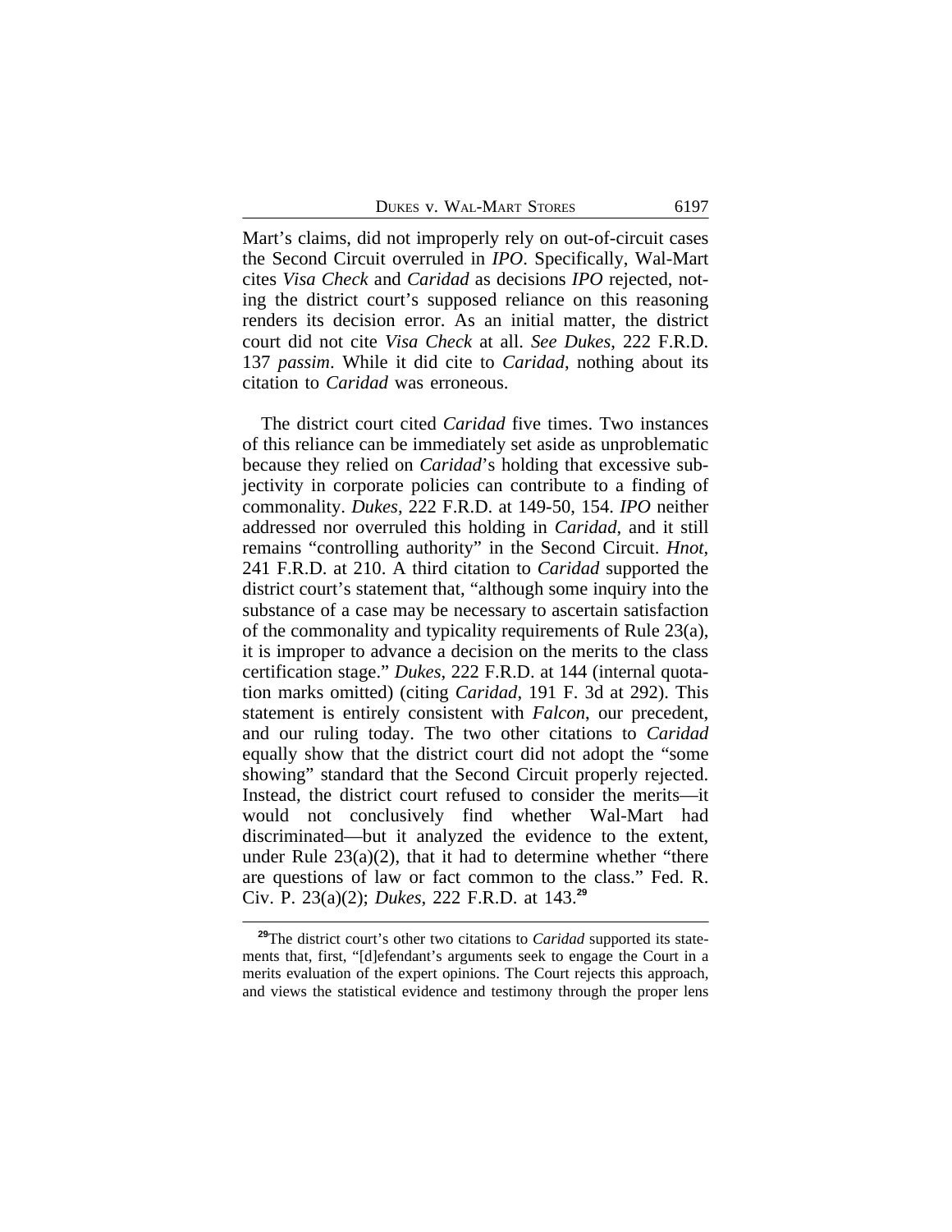Mart's claims, did not improperly rely on out-of-circuit cases the Second Circuit overruled in *IPO*. Specifically, Wal-Mart cites *Visa Check* and *Caridad* as decisions *IPO* rejected, noting the district court's supposed reliance on this reasoning renders its decision error. As an initial matter, the district court did not cite *Visa Check* at all. *See Dukes*, 222 F.R.D. 137 *passim*. While it did cite to *Caridad*, nothing about its citation to *Caridad* was erroneous.

The district court cited *Caridad* five times. Two instances of this reliance can be immediately set aside as unproblematic because they relied on *Caridad*'s holding that excessive subjectivity in corporate policies can contribute to a finding of commonality. *Dukes*, 222 F.R.D. at 149-50, 154. *IPO* neither addressed nor overruled this holding in *Caridad*, and it still remains "controlling authority" in the Second Circuit. *Hnot*, 241 F.R.D. at 210. A third citation to *Caridad* supported the district court's statement that, "although some inquiry into the substance of a case may be necessary to ascertain satisfaction of the commonality and typicality requirements of Rule 23(a), it is improper to advance a decision on the merits to the class certification stage." *Dukes*, 222 F.R.D. at 144 (internal quotation marks omitted) (citing *Caridad*, 191 F. 3d at 292). This statement is entirely consistent with *Falcon*, our precedent, and our ruling today. The two other citations to *Caridad* equally show that the district court did not adopt the "some showing" standard that the Second Circuit properly rejected. Instead, the district court refused to consider the merits—it would not conclusively find whether Wal-Mart had discriminated—but it analyzed the evidence to the extent, under Rule 23(a)(2), that it had to determine whether "there are questions of law or fact common to the class." Fed. R. Civ. P. 23(a)(2); *Dukes*, 222 F.R.D. at 143.[29]

[29]The district court's other two citations to *Caridad* supported its statements that, first, "[d]efendant's arguments seek to engage the Court in a merits evaluation of the expert opinions. The Court rejects this approach, and views the statistical evidence and testimony through the proper lens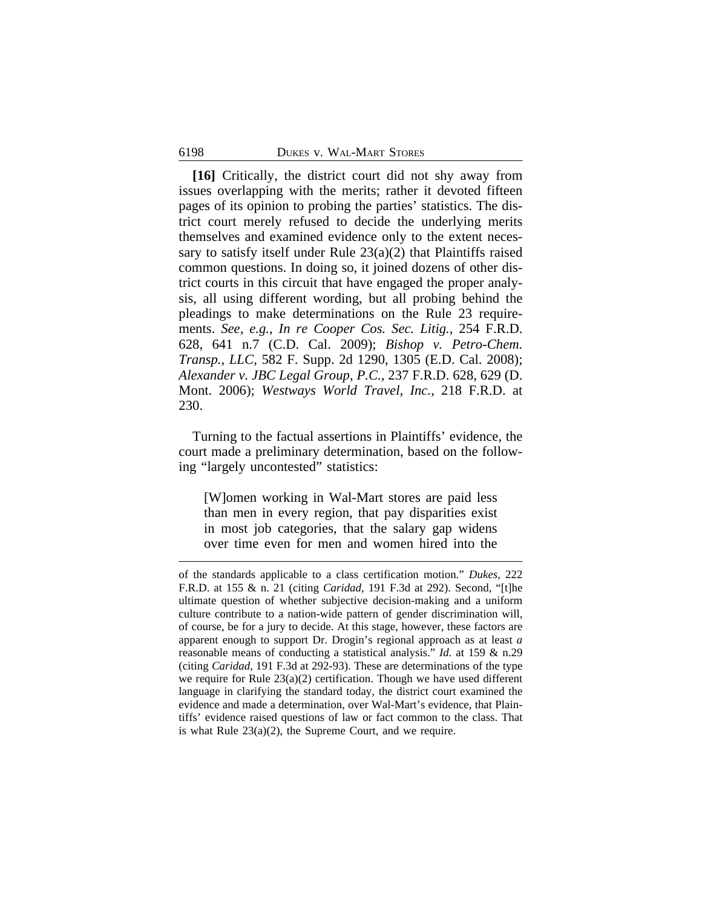**[16]** Critically, the district court did not shy away from issues overlapping with the merits; rather it devoted fifteen pages of its opinion to probing the parties' statistics. The district court merely refused to decide the underlying merits themselves and examined evidence only to the extent necessary to satisfy itself under Rule 23(a)(2) that Plaintiffs raised common questions. In doing so, it joined dozens of other district courts in this circuit that have engaged the proper analysis, all using different wording, but all probing behind the pleadings to make determinations on the Rule 23 requirements. *See, e.g.*, *In re Cooper Cos. Sec. Litig.*, 254 F.R.D. 628, 641 n.7 (C.D. Cal. 2009); *Bishop v. Petro-Chem. Transp., LLC*, 582 F. Supp. 2d 1290, 1305 (E.D. Cal. 2008); *Alexander v. JBC Legal Group, P.C.*, 237 F.R.D. 628, 629 (D. Mont. 2006); *Westways World Travel, Inc.*, 218 F.R.D. at 230.

Turning to the factual assertions in Plaintiffs' evidence, the court made a preliminary determination, based on the following "largely uncontested" statistics:

> [W]omen working in Wal-Mart stores are paid less than men in every region, that pay disparities exist in most job categories, that the salary gap widens over time even for men and women hired into the

---

of the standards applicable to a class certification motion." *Dukes*, 222 F.R.D. at 155 & n. 21 (citing *Caridad*, 191 F.3d at 292). Second, "[t]he ultimate question of whether subjective decision-making and a uniform culture contribute to a nation-wide pattern of gender discrimination will, of course, be for a jury to decide. At this stage, however, these factors are apparent enough to support Dr. Drogin's regional approach as at least *a* reasonable means of conducting a statistical analysis." *Id.* at 159 & n.29 (citing *Caridad*, 191 F.3d at 292-93). These are determinations of the type we require for Rule 23(a)(2) certification. Though we have used different language in clarifying the standard today, the district court examined the evidence and made a determination, over Wal-Mart's evidence, that Plaintiffs' evidence raised questions of law or fact common to the class. That is what Rule 23(a)(2), the Supreme Court, and we require.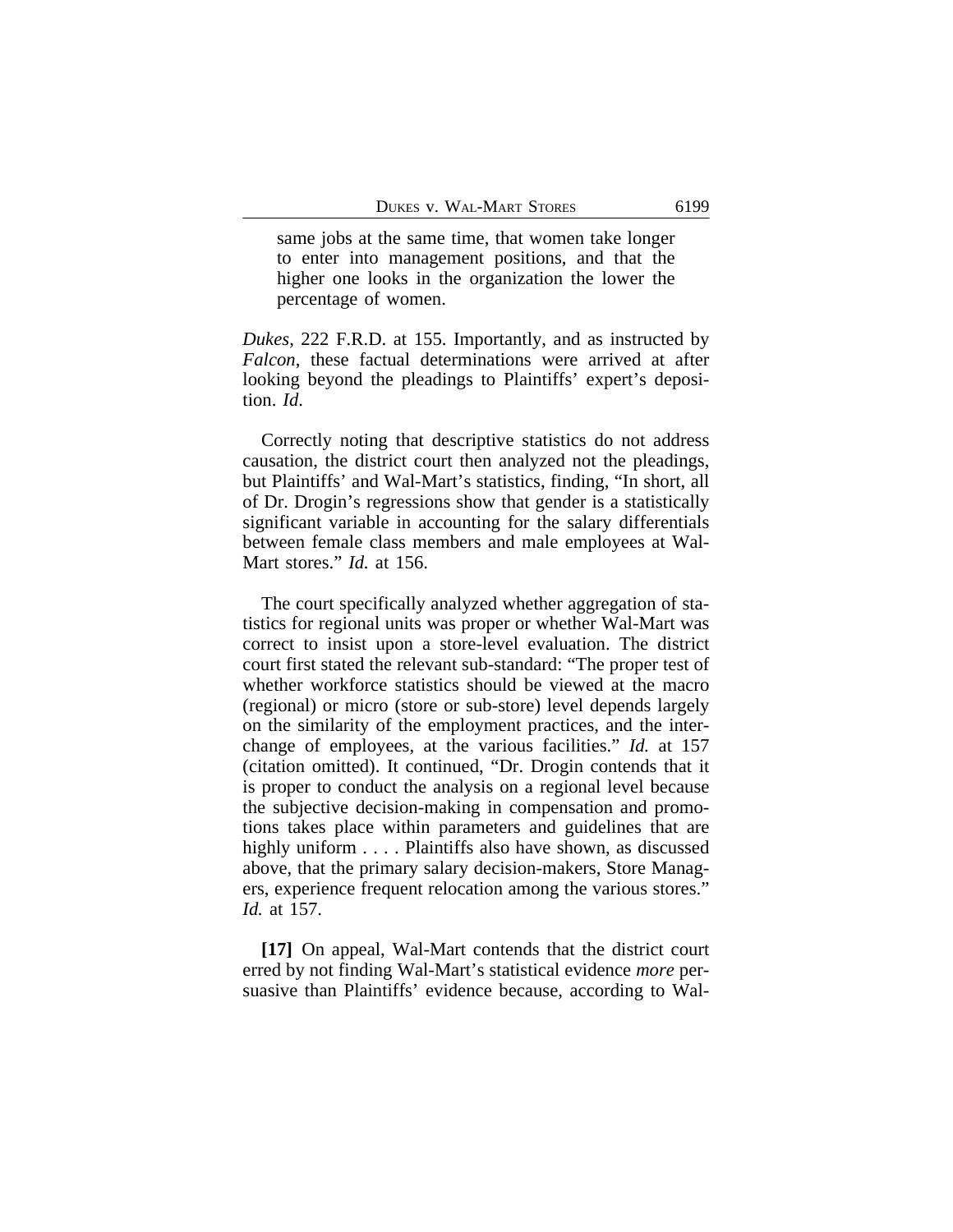> same jobs at the same time, that women take longer to enter into management positions, and that the higher one looks in the organization the lower the percentage of women.

*Dukes*, 222 F.R.D. at 155. Importantly, and as instructed by *Falcon*, these factual determinations were arrived at after looking beyond the pleadings to Plaintiffs' expert's deposition. *Id.*

Correctly noting that descriptive statistics do not address causation, the district court then analyzed not the pleadings, but Plaintiffs' and Wal-Mart's statistics, finding, "In short, all of Dr. Drogin's regressions show that gender is a statistically significant variable in accounting for the salary differentials between female class members and male employees at Wal-Mart stores." *Id.* at 156.

The court specifically analyzed whether aggregation of statistics for regional units was proper or whether Wal-Mart was correct to insist upon a store-level evaluation. The district court first stated the relevant sub-standard: "The proper test of whether workforce statistics should be viewed at the macro (regional) or micro (store or sub-store) level depends largely on the similarity of the employment practices, and the interchange of employees, at the various facilities." *Id.* at 157 (citation omitted). It continued, "Dr. Drogin contends that it is proper to conduct the analysis on a regional level because the subjective decision-making in compensation and promotions takes place within parameters and guidelines that are highly uniform . . . . Plaintiffs also have shown, as discussed above, that the primary salary decision-makers, Store Managers, experience frequent relocation among the various stores." *Id.* at 157.

**[17]** On appeal, Wal-Mart contends that the district court erred by not finding Wal-Mart's statistical evidence *more* persuasive than Plaintiffs' evidence because, according to Wal-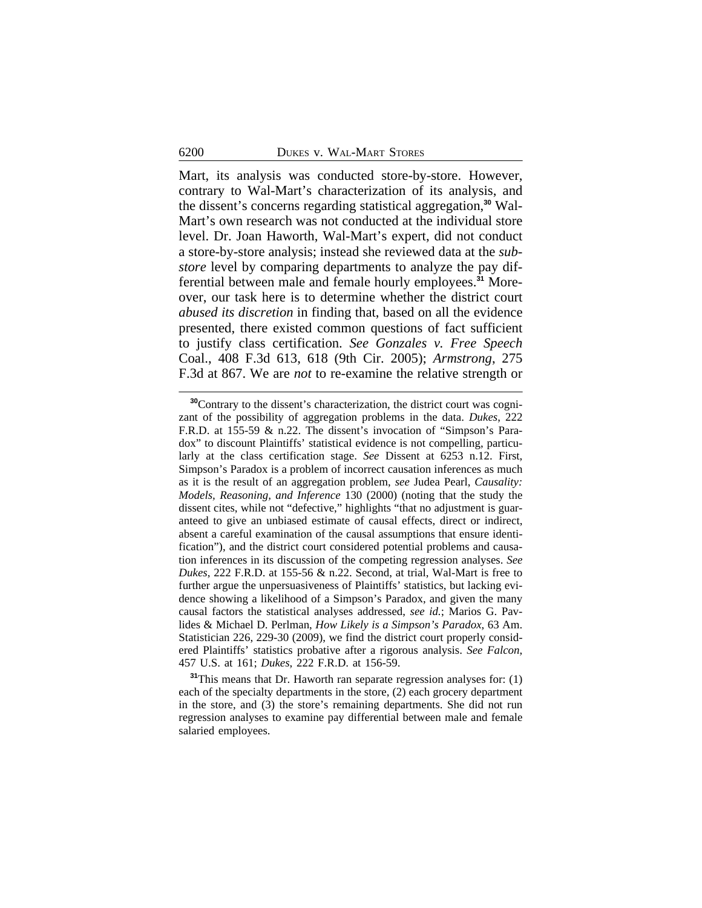Mart, its analysis was conducted store-by-store. However, contrary to Wal-Mart's characterization of its analysis, and the dissent's concerns regarding statistical aggregation,[30] Wal-Mart's own research was not conducted at the individual store level. Dr. Joan Haworth, Wal-Mart's expert, did not conduct a store-by-store analysis; instead she reviewed data at the *sub-store* level by comparing departments to analyze the pay differential between male and female hourly employees.[31] Moreover, our task here is to determine whether the district court *abused its discretion* in finding that, based on all the evidence presented, there existed common questions of fact sufficient to justify class certification. *See Gonzales v. Free Speech* Coal., 408 F.3d 613, 618 (9th Cir. 2005); *Armstrong*, 275 F.3d at 867. We are *not* to re-examine the relative strength or

[30]Contrary to the dissent's characterization, the district court was cognizant of the possibility of aggregation problems in the data. *Dukes*, 222 F.R.D. at 155-59 & n.22. The dissent's invocation of "Simpson's Paradox" to discount Plaintiffs' statistical evidence is not compelling, particularly at the class certification stage. *See* Dissent at 6253 n.12. First, Simpson's Paradox is a problem of incorrect causation inferences as much as it is the result of an aggregation problem, *see* Judea Pearl, *Causality: Models, Reasoning, and Inference* 130 (2000) (noting that the study the dissent cites, while not "defective," highlights "that no adjustment is guaranteed to give an unbiased estimate of causal effects, direct or indirect, absent a careful examination of the causal assumptions that ensure identification"), and the district court considered potential problems and causation inferences in its discussion of the competing regression analyses. *See Dukes*, 222 F.R.D. at 155-56 & n.22. Second, at trial, Wal-Mart is free to further argue the unpersuasiveness of Plaintiffs' statistics, but lacking evidence showing a likelihood of a Simpson's Paradox, and given the many causal factors the statistical analyses addressed, *see id.*; Marios G. Pavlides & Michael D. Perlman, *How Likely is a Simpson's Paradox*, 63 Am. Statistician 226, 229-30 (2009), we find the district court properly considered Plaintiffs' statistics probative after a rigorous analysis. *See Falcon*, 457 U.S. at 161; *Dukes*, 222 F.R.D. at 156-59.

[31]This means that Dr. Haworth ran separate regression analyses for: (1) each of the specialty departments in the store, (2) each grocery department in the store, and (3) the store's remaining departments. She did not run regression analyses to examine pay differential between male and female salaried employees.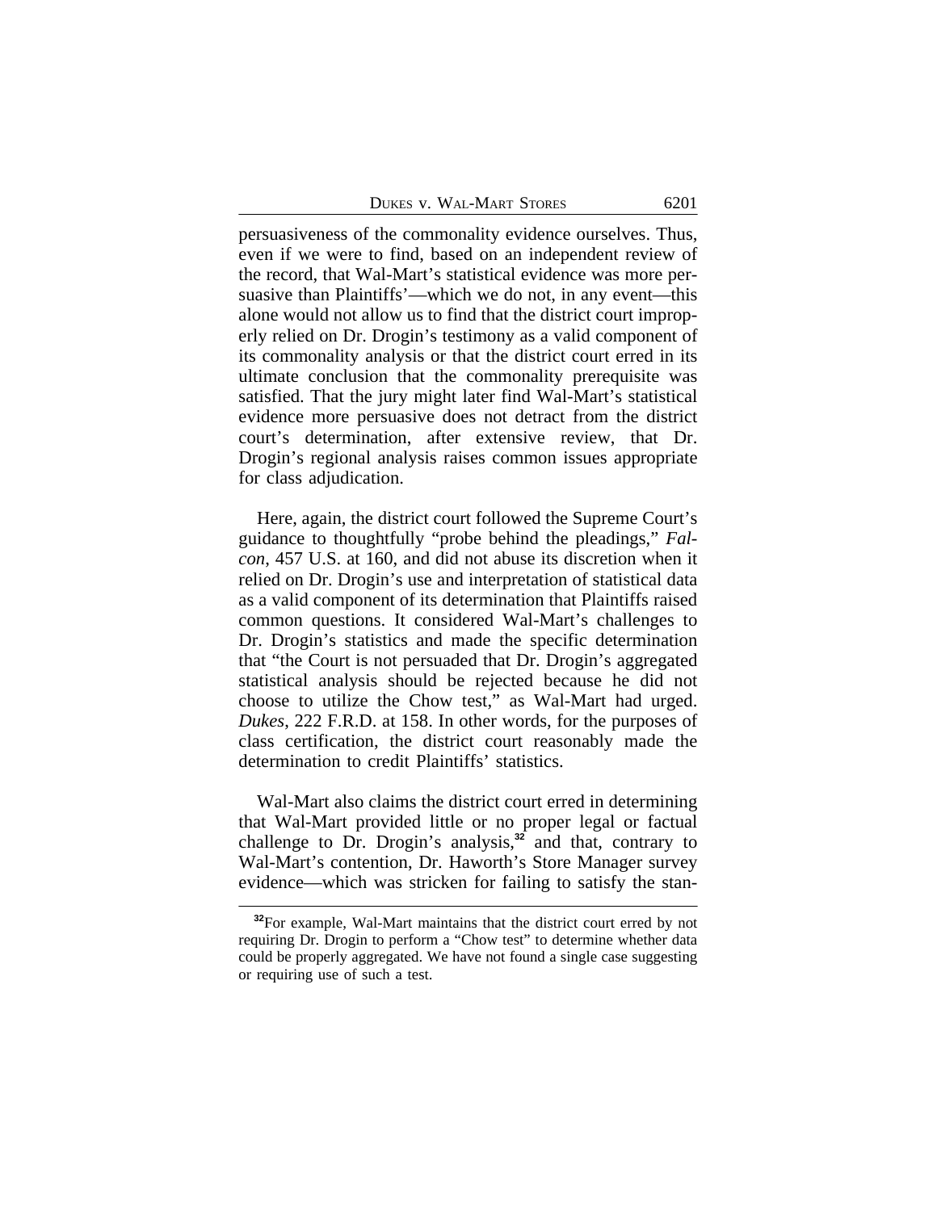persuasiveness of the commonality evidence ourselves. Thus, even if we were to find, based on an independent review of the record, that Wal-Mart's statistical evidence was more persuasive than Plaintiffs'—which we do not, in any event—this alone would not allow us to find that the district court improperly relied on Dr. Drogin's testimony as a valid component of its commonality analysis or that the district court erred in its ultimate conclusion that the commonality prerequisite was satisfied. That the jury might later find Wal-Mart's statistical evidence more persuasive does not detract from the district court's determination, after extensive review, that Dr. Drogin's regional analysis raises common issues appropriate for class adjudication.

Here, again, the district court followed the Supreme Court's guidance to thoughtfully "probe behind the pleadings," *Falcon*, 457 U.S. at 160, and did not abuse its discretion when it relied on Dr. Drogin's use and interpretation of statistical data as a valid component of its determination that Plaintiffs raised common questions. It considered Wal-Mart's challenges to Dr. Drogin's statistics and made the specific determination that "the Court is not persuaded that Dr. Drogin's aggregated statistical analysis should be rejected because he did not choose to utilize the Chow test," as Wal-Mart had urged. *Dukes*, 222 F.R.D. at 158. In other words, for the purposes of class certification, the district court reasonably made the determination to credit Plaintiffs' statistics.

Wal-Mart also claims the district court erred in determining that Wal-Mart provided little or no proper legal or factual challenge to Dr. Drogin's analysis,[32] and that, contrary to Wal-Mart's contention, Dr. Haworth's Store Manager survey evidence—which was stricken for failing to satisfy the stan-

[32]For example, Wal-Mart maintains that the district court erred by not requiring Dr. Drogin to perform a "Chow test" to determine whether data could be properly aggregated. We have not found a single case suggesting or requiring use of such a test.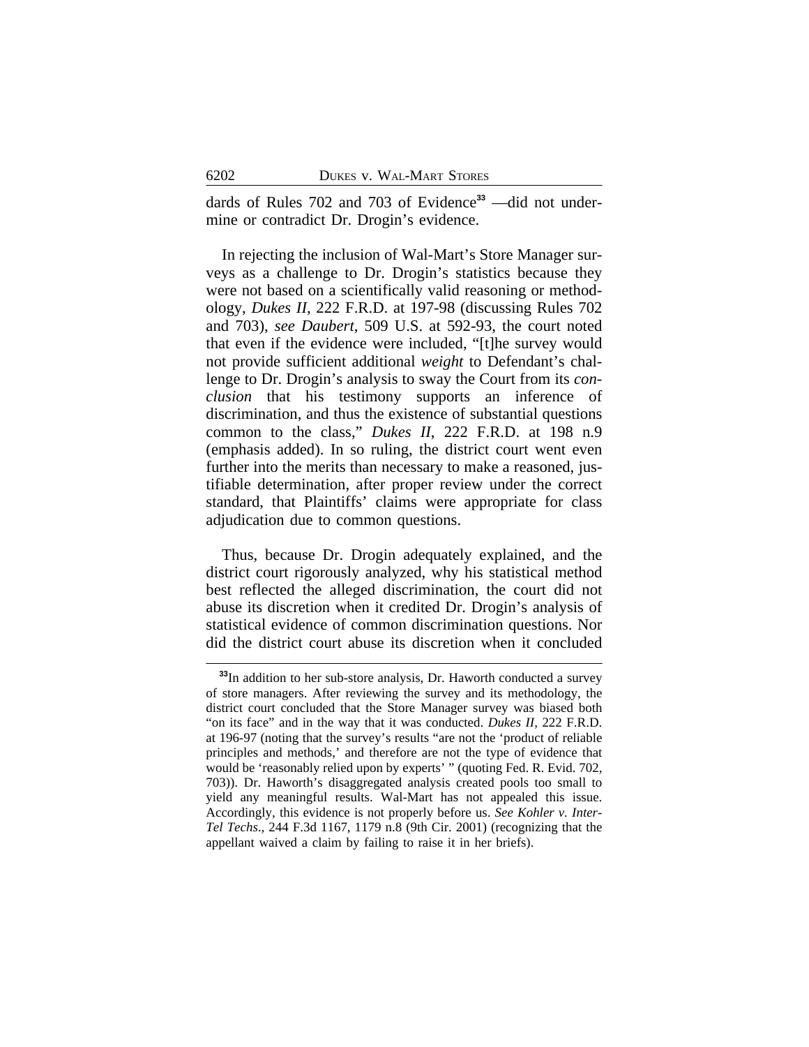dards of Rules 702 and 703 of Evidence[33] —did not undermine or contradict Dr. Drogin's evidence.

In rejecting the inclusion of Wal-Mart's Store Manager surveys as a challenge to Dr. Drogin's statistics because they were not based on a scientifically valid reasoning or methodology, *Dukes II*, 222 F.R.D. at 197-98 (discussing Rules 702 and 703), *see Daubert*, 509 U.S. at 592-93, the court noted that even if the evidence were included, "[t]he survey would not provide sufficient additional *weight* to Defendant's challenge to Dr. Drogin's analysis to sway the Court from its *conclusion* that his testimony supports an inference of discrimination, and thus the existence of substantial questions common to the class," *Dukes II*, 222 F.R.D. at 198 n.9 (emphasis added). In so ruling, the district court went even further into the merits than necessary to make a reasoned, justifiable determination, after proper review under the correct standard, that Plaintiffs' claims were appropriate for class adjudication due to common questions.

Thus, because Dr. Drogin adequately explained, and the district court rigorously analyzed, why his statistical method best reflected the alleged discrimination, the court did not abuse its discretion when it credited Dr. Drogin's analysis of statistical evidence of common discrimination questions. Nor did the district court abuse its discretion when it concluded

[33] In addition to her sub-store analysis, Dr. Haworth conducted a survey of store managers. After reviewing the survey and its methodology, the district court concluded that the Store Manager survey was biased both "on its face" and in the way that it was conducted. *Dukes II*, 222 F.R.D. at 196-97 (noting that the survey's results "are not the 'product of reliable principles and methods,' and therefore are not the type of evidence that would be 'reasonably relied upon by experts' " (quoting Fed. R. Evid. 702, 703)). Dr. Haworth's disaggregated analysis created pools too small to yield any meaningful results. Wal-Mart has not appealed this issue. Accordingly, this evidence is not properly before us. *See Kohler v. Inter-Tel Techs.*, 244 F.3d 1167, 1179 n.8 (9th Cir. 2001) (recognizing that the appellant waived a claim by failing to raise it in her briefs).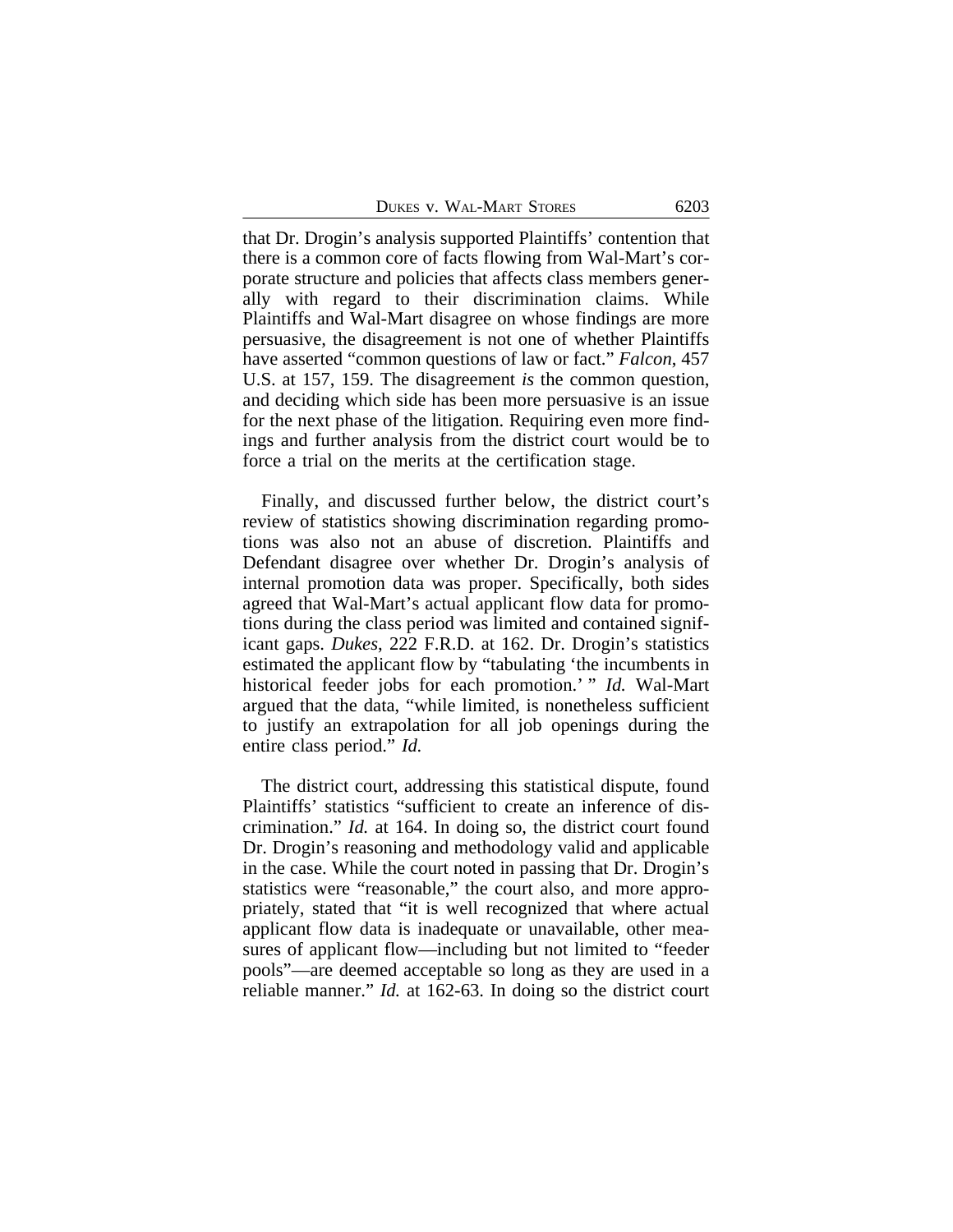that Dr. Drogin's analysis supported Plaintiffs' contention that there is a common core of facts flowing from Wal-Mart's corporate structure and policies that affects class members generally with regard to their discrimination claims. While Plaintiffs and Wal-Mart disagree on whose findings are more persuasive, the disagreement is not one of whether Plaintiffs have asserted "common questions of law or fact." *Falcon*, 457 U.S. at 157, 159. The disagreement *is* the common question, and deciding which side has been more persuasive is an issue for the next phase of the litigation. Requiring even more findings and further analysis from the district court would be to force a trial on the merits at the certification stage.

Finally, and discussed further below, the district court's review of statistics showing discrimination regarding promotions was also not an abuse of discretion. Plaintiffs and Defendant disagree over whether Dr. Drogin's analysis of internal promotion data was proper. Specifically, both sides agreed that Wal-Mart's actual applicant flow data for promotions during the class period was limited and contained significant gaps. *Dukes*, 222 F.R.D. at 162. Dr. Drogin's statistics estimated the applicant flow by "tabulating 'the incumbents in historical feeder jobs for each promotion.' " *Id.* Wal-Mart argued that the data, "while limited, is nonetheless sufficient to justify an extrapolation for all job openings during the entire class period." *Id.*

The district court, addressing this statistical dispute, found Plaintiffs' statistics "sufficient to create an inference of discrimination." *Id.* at 164. In doing so, the district court found Dr. Drogin's reasoning and methodology valid and applicable in the case. While the court noted in passing that Dr. Drogin's statistics were "reasonable," the court also, and more appropriately, stated that "it is well recognized that where actual applicant flow data is inadequate or unavailable, other measures of applicant flow—including but not limited to "feeder pools"—are deemed acceptable so long as they are used in a reliable manner." *Id.* at 162-63. In doing so the district court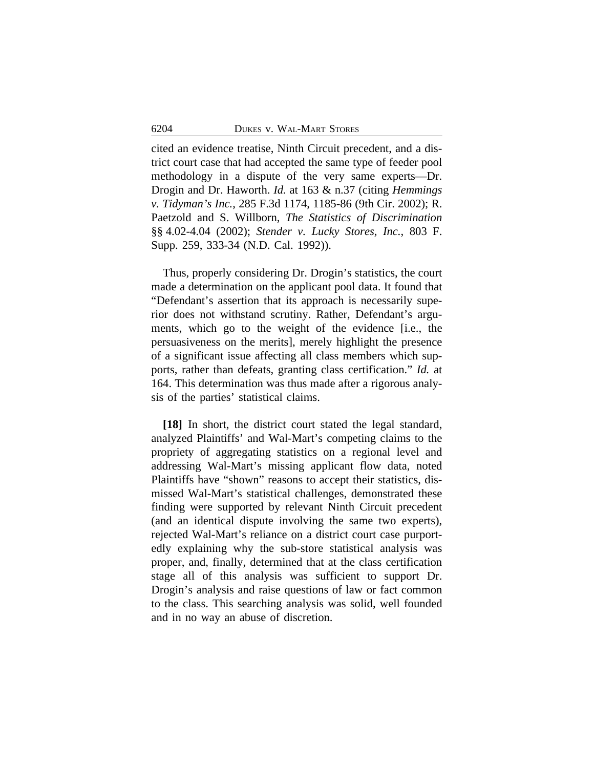cited an evidence treatise, Ninth Circuit precedent, and a district court case that had accepted the same type of feeder pool methodology in a dispute of the very same experts—Dr. Drogin and Dr. Haworth. *Id.* at 163 & n.37 (citing *Hemmings v. Tidyman's Inc.*, 285 F.3d 1174, 1185-86 (9th Cir. 2002); R. Paetzold and S. Willborn, *The Statistics of Discrimination* §§ 4.02-4.04 (2002); *Stender v. Lucky Stores, Inc.*, 803 F. Supp. 259, 333-34 (N.D. Cal. 1992)).

Thus, properly considering Dr. Drogin's statistics, the court made a determination on the applicant pool data. It found that "Defendant's assertion that its approach is necessarily superior does not withstand scrutiny. Rather, Defendant's arguments, which go to the weight of the evidence [i.e., the persuasiveness on the merits], merely highlight the presence of a significant issue affecting all class members which supports, rather than defeats, granting class certification." *Id.* at 164. This determination was thus made after a rigorous analysis of the parties' statistical claims.

**[18]** In short, the district court stated the legal standard, analyzed Plaintiffs' and Wal-Mart's competing claims to the propriety of aggregating statistics on a regional level and addressing Wal-Mart's missing applicant flow data, noted Plaintiffs have "shown" reasons to accept their statistics, dismissed Wal-Mart's statistical challenges, demonstrated these finding were supported by relevant Ninth Circuit precedent (and an identical dispute involving the same two experts), rejected Wal-Mart's reliance on a district court case purportedly explaining why the sub-store statistical analysis was proper, and, finally, determined that at the class certification stage all of this analysis was sufficient to support Dr. Drogin's analysis and raise questions of law or fact common to the class. This searching analysis was solid, well founded and in no way an abuse of discretion.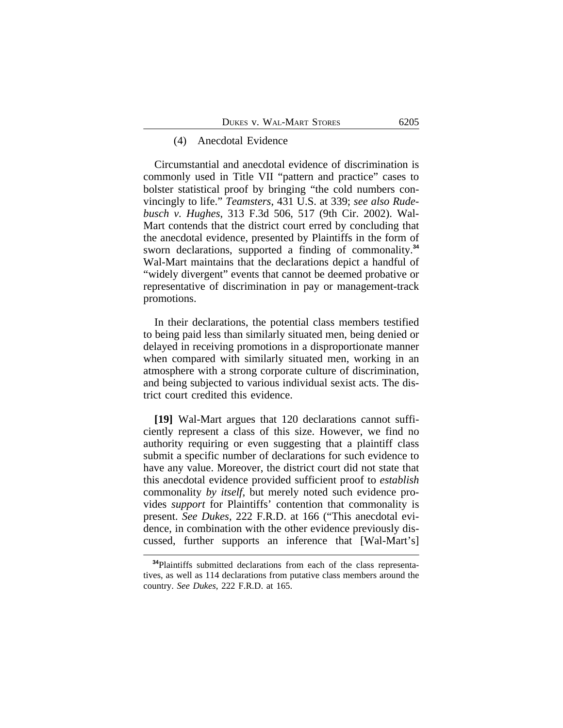(4) Anecdotal Evidence

Circumstantial and anecdotal evidence of discrimination is commonly used in Title VII "pattern and practice" cases to bolster statistical proof by bringing "the cold numbers convincingly to life." *Teamsters*, 431 U.S. at 339; *see also Rudebusch v. Hughes*, 313 F.3d 506, 517 (9th Cir. 2002). Wal-Mart contends that the district court erred by concluding that the anecdotal evidence, presented by Plaintiffs in the form of sworn declarations, supported a finding of commonality.[34] Wal-Mart maintains that the declarations depict a handful of "widely divergent" events that cannot be deemed probative or representative of discrimination in pay or management-track promotions.

In their declarations, the potential class members testified to being paid less than similarly situated men, being denied or delayed in receiving promotions in a disproportionate manner when compared with similarly situated men, working in an atmosphere with a strong corporate culture of discrimination, and being subjected to various individual sexist acts. The district court credited this evidence.

**[19]** Wal-Mart argues that 120 declarations cannot sufficiently represent a class of this size. However, we find no authority requiring or even suggesting that a plaintiff class submit a specific number of declarations for such evidence to have any value. Moreover, the district court did not state that this anecdotal evidence provided sufficient proof to *establish* commonality *by itself*, but merely noted such evidence provides *support* for Plaintiffs' contention that commonality is present. *See Dukes*, 222 F.R.D. at 166 ("This anecdotal evidence, in combination with the other evidence previously discussed, further supports an inference that [Wal-Mart's]

[34]Plaintiffs submitted declarations from each of the class representatives, as well as 114 declarations from putative class members around the country. *See Dukes*, 222 F.R.D. at 165.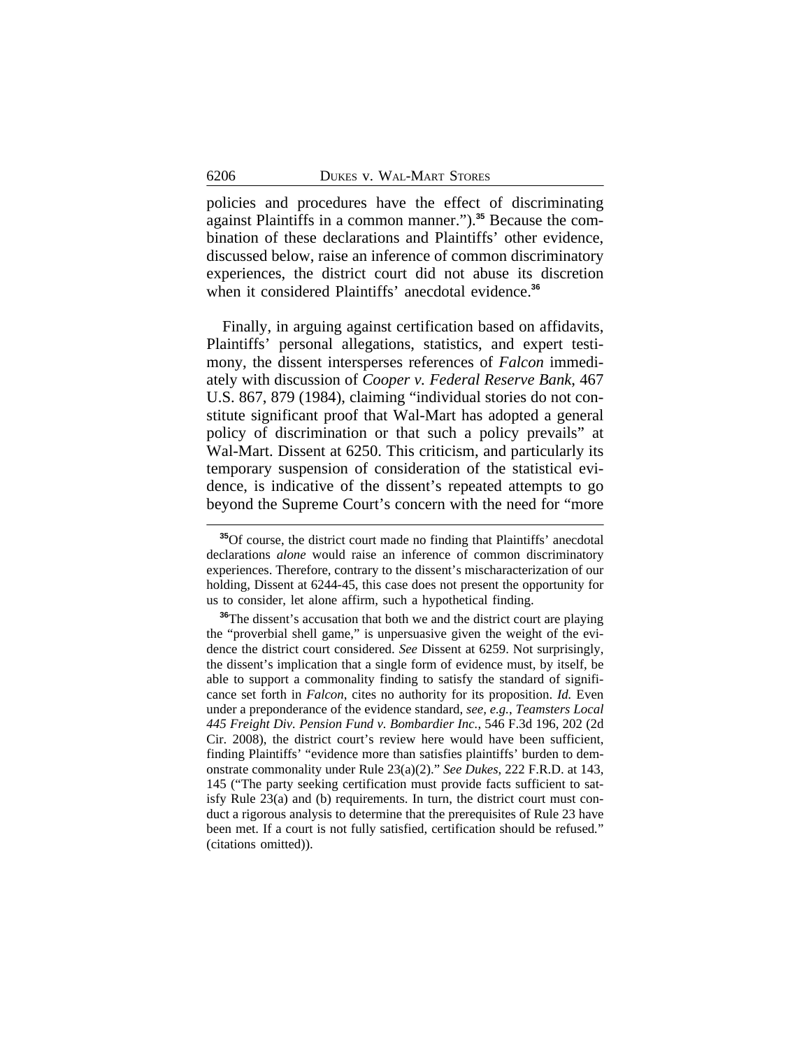policies and procedures have the effect of discriminating against Plaintiffs in a common manner.").[35] Because the combination of these declarations and Plaintiffs' other evidence, discussed below, raise an inference of common discriminatory experiences, the district court did not abuse its discretion when it considered Plaintiffs' anecdotal evidence.[36]

Finally, in arguing against certification based on affidavits, Plaintiffs' personal allegations, statistics, and expert testimony, the dissent intersperses references of *Falcon* immediately with discussion of *Cooper v. Federal Reserve Bank*, 467 U.S. 867, 879 (1984), claiming "individual stories do not constitute significant proof that Wal-Mart has adopted a general policy of discrimination or that such a policy prevails" at Wal-Mart. Dissent at 6250. This criticism, and particularly its temporary suspension of consideration of the statistical evidence, is indicative of the dissent's repeated attempts to go beyond the Supreme Court's concern with the need for "more

---

[35] Of course, the district court made no finding that Plaintiffs' anecdotal declarations *alone* would raise an inference of common discriminatory experiences. Therefore, contrary to the dissent's mischaracterization of our holding, Dissent at 6244-45, this case does not present the opportunity for us to consider, let alone affirm, such a hypothetical finding.

[36] The dissent's accusation that both we and the district court are playing the "proverbial shell game," is unpersuasive given the weight of the evidence the district court considered. *See* Dissent at 6259. Not surprisingly, the dissent's implication that a single form of evidence must, by itself, be able to support a commonality finding to satisfy the standard of significance set forth in *Falcon*, cites no authority for its proposition. *Id.* Even under a preponderance of the evidence standard, *see, e.g.*, *Teamsters Local 445 Freight Div. Pension Fund v. Bombardier Inc.*, 546 F.3d 196, 202 (2d Cir. 2008), the district court's review here would have been sufficient, finding Plaintiffs' "evidence more than satisfies plaintiffs' burden to demonstrate commonality under Rule 23(a)(2)." *See Dukes*, 222 F.R.D. at 143, 145 ("The party seeking certification must provide facts sufficient to satisfy Rule 23(a) and (b) requirements. In turn, the district court must conduct a rigorous analysis to determine that the prerequisites of Rule 23 have been met. If a court is not fully satisfied, certification should be refused." (citations omitted)).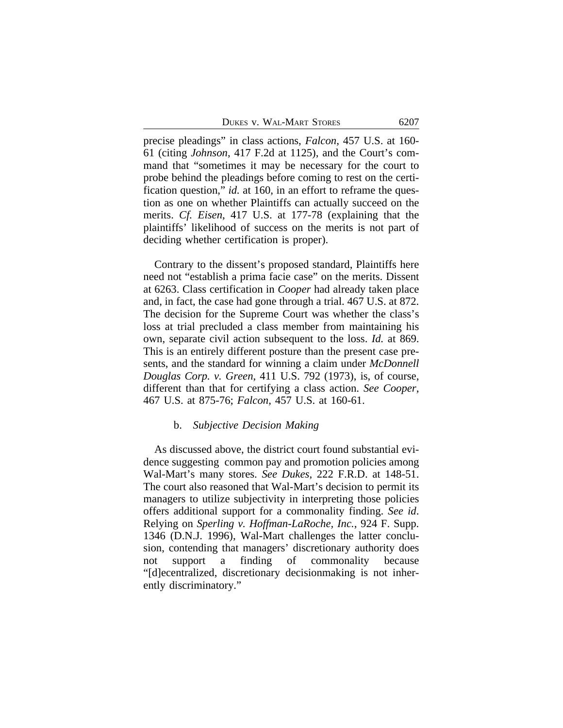precise pleadings" in class actions, *Falcon*, 457 U.S. at 160-61 (citing *Johnson*, 417 F.2d at 1125), and the Court's command that "sometimes it may be necessary for the court to probe behind the pleadings before coming to rest on the certification question," *id.* at 160, in an effort to reframe the question as one on whether Plaintiffs can actually succeed on the merits. *Cf. Eisen*, 417 U.S. at 177-78 (explaining that the plaintiffs' likelihood of success on the merits is not part of deciding whether certification is proper).

Contrary to the dissent's proposed standard, Plaintiffs here need not "establish a prima facie case" on the merits. Dissent at 6263. Class certification in *Cooper* had already taken place and, in fact, the case had gone through a trial. 467 U.S. at 872. The decision for the Supreme Court was whether the class's loss at trial precluded a class member from maintaining his own, separate civil action subsequent to the loss. *Id.* at 869. This is an entirely different posture than the present case presents, and the standard for winning a claim under *McDonnell Douglas Corp. v. Green*, 411 U.S. 792 (1973), is, of course, different than that for certifying a class action. *See Cooper*, 467 U.S. at 875-76; *Falcon*, 457 U.S. at 160-61.

b. *Subjective Decision Making*

As discussed above, the district court found substantial evidence suggesting common pay and promotion policies among Wal-Mart's many stores. *See Dukes*, 222 F.R.D. at 148-51. The court also reasoned that Wal-Mart's decision to permit its managers to utilize subjectivity in interpreting those policies offers additional support for a commonality finding. *See id*. Relying on *Sperling v. Hoffman-LaRoche, Inc.*, 924 F. Supp. 1346 (D.N.J. 1996), Wal-Mart challenges the latter conclusion, contending that managers' discretionary authority does not support a finding of commonality because "[d]ecentralized, discretionary decisionmaking is not inherently discriminatory."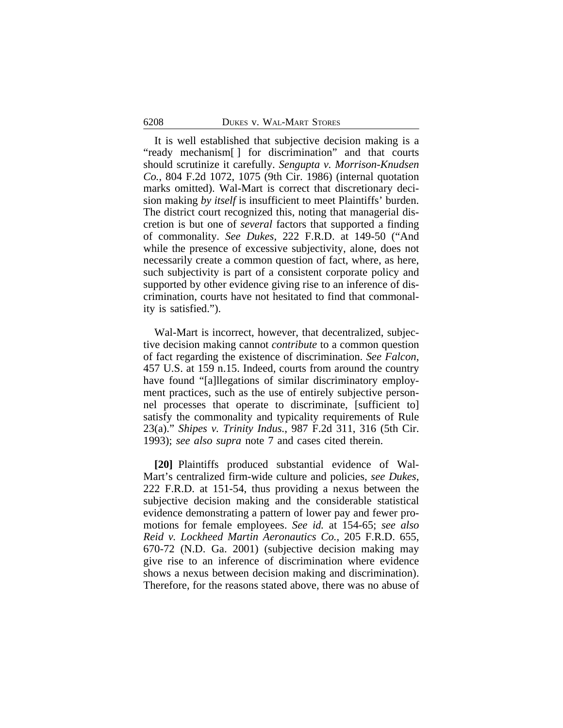It is well established that subjective decision making is a "ready mechanism[ ] for discrimination" and that courts should scrutinize it carefully. *Sengupta v. Morrison-Knudsen Co.*, 804 F.2d 1072, 1075 (9th Cir. 1986) (internal quotation marks omitted). Wal-Mart is correct that discretionary decision making *by itself* is insufficient to meet Plaintiffs' burden. The district court recognized this, noting that managerial discretion is but one of *several* factors that supported a finding of commonality. *See Dukes*, 222 F.R.D. at 149-50 ("And while the presence of excessive subjectivity, alone, does not necessarily create a common question of fact, where, as here, such subjectivity is part of a consistent corporate policy and supported by other evidence giving rise to an inference of discrimination, courts have not hesitated to find that commonality is satisfied.").

Wal-Mart is incorrect, however, that decentralized, subjective decision making cannot *contribute* to a common question of fact regarding the existence of discrimination. *See Falcon*, 457 U.S. at 159 n.15. Indeed, courts from around the country have found "[a]llegations of similar discriminatory employment practices, such as the use of entirely subjective personnel processes that operate to discriminate, [sufficient to] satisfy the commonality and typicality requirements of Rule 23(a)." *Shipes v. Trinity Indus.*, 987 F.2d 311, 316 (5th Cir. 1993); *see also supra* note 7 and cases cited therein.

**[20]** Plaintiffs produced substantial evidence of Wal-Mart's centralized firm-wide culture and policies, *see Dukes*, 222 F.R.D. at 151-54, thus providing a nexus between the subjective decision making and the considerable statistical evidence demonstrating a pattern of lower pay and fewer promotions for female employees. *See id.* at 154-65; *see also Reid v. Lockheed Martin Aeronautics Co.*, 205 F.R.D. 655, 670-72 (N.D. Ga. 2001) (subjective decision making may give rise to an inference of discrimination where evidence shows a nexus between decision making and discrimination). Therefore, for the reasons stated above, there was no abuse of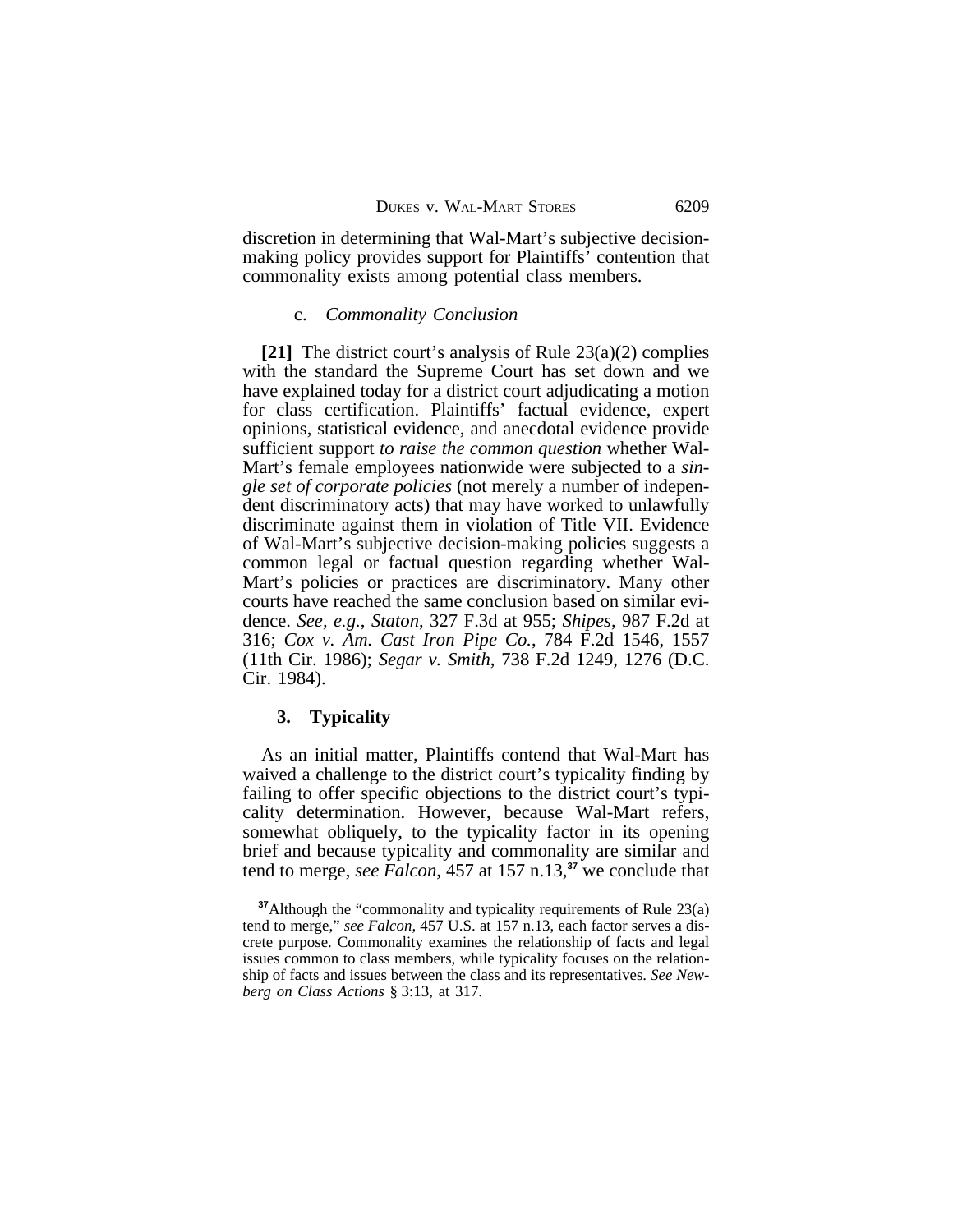discretion in determining that Wal-Mart's subjective decision-making policy provides support for Plaintiffs' contention that commonality exists among potential class members.

#### c. *Commonality Conclusion*

**[21]** The district court's analysis of Rule 23(a)(2) complies with the standard the Supreme Court has set down and we have explained today for a district court adjudicating a motion for class certification. Plaintiffs' factual evidence, expert opinions, statistical evidence, and anecdotal evidence provide sufficient support *to raise the common question* whether Wal-Mart's female employees nationwide were subjected to a *single set of corporate policies* (not merely a number of independent discriminatory acts) that may have worked to unlawfully discriminate against them in violation of Title VII. Evidence of Wal-Mart's subjective decision-making policies suggests a common legal or factual question regarding whether Wal-Mart's policies or practices are discriminatory. Many other courts have reached the same conclusion based on similar evidence. *See, e.g.*, *Staton*, 327 F.3d at 955; *Shipes*, 987 F.2d at 316; *Cox v. Am. Cast Iron Pipe Co.*, 784 F.2d 1546, 1557 (11th Cir. 1986); *Segar v. Smith*, 738 F.2d 1249, 1276 (D.C. Cir. 1984).

### 3. Typicality

As an initial matter, Plaintiffs contend that Wal-Mart has waived a challenge to the district court's typicality finding by failing to offer specific objections to the district court's typicality determination. However, because Wal-Mart refers, somewhat obliquely, to the typicality factor in its opening brief and because typicality and commonality are similar and tend to merge, *see Falcon*, 457 at 157 n.13,[37] we conclude that

[37] Although the "commonality and typicality requirements of Rule 23(a) tend to merge," *see Falcon*, 457 U.S. at 157 n.13, each factor serves a discrete purpose. Commonality examines the relationship of facts and legal issues common to class members, while typicality focuses on the relationship of facts and issues between the class and its representatives. *See Newberg on Class Actions* § 3:13, at 317.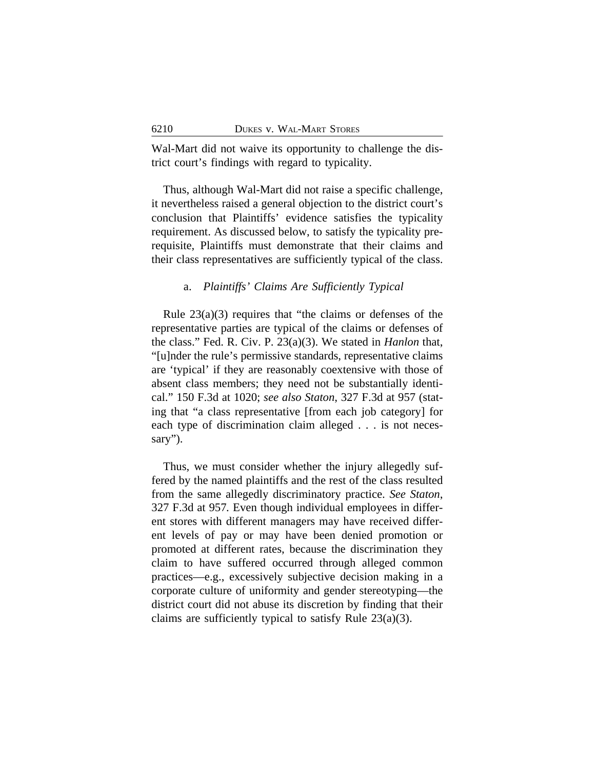Wal-Mart did not waive its opportunity to challenge the district court's findings with regard to typicality.

Thus, although Wal-Mart did not raise a specific challenge, it nevertheless raised a general objection to the district court's conclusion that Plaintiffs' evidence satisfies the typicality requirement. As discussed below, to satisfy the typicality prerequisite, Plaintiffs must demonstrate that their claims and their class representatives are sufficiently typical of the class.

a. *Plaintiffs' Claims Are Sufficiently Typical*

Rule 23(a)(3) requires that "the claims or defenses of the representative parties are typical of the claims or defenses of the class." Fed. R. Civ. P. 23(a)(3). We stated in *Hanlon* that, "[u]nder the rule's permissive standards, representative claims are 'typical' if they are reasonably coextensive with those of absent class members; they need not be substantially identical." 150 F.3d at 1020; *see also Staton*, 327 F.3d at 957 (stating that "a class representative [from each job category] for each type of discrimination claim alleged . . . is not necessary").

Thus, we must consider whether the injury allegedly suffered by the named plaintiffs and the rest of the class resulted from the same allegedly discriminatory practice. *See Staton*, 327 F.3d at 957. Even though individual employees in different stores with different managers may have received different levels of pay or may have been denied promotion or promoted at different rates, because the discrimination they claim to have suffered occurred through alleged common practices—e.g., excessively subjective decision making in a corporate culture of uniformity and gender stereotyping—the district court did not abuse its discretion by finding that their claims are sufficiently typical to satisfy Rule 23(a)(3).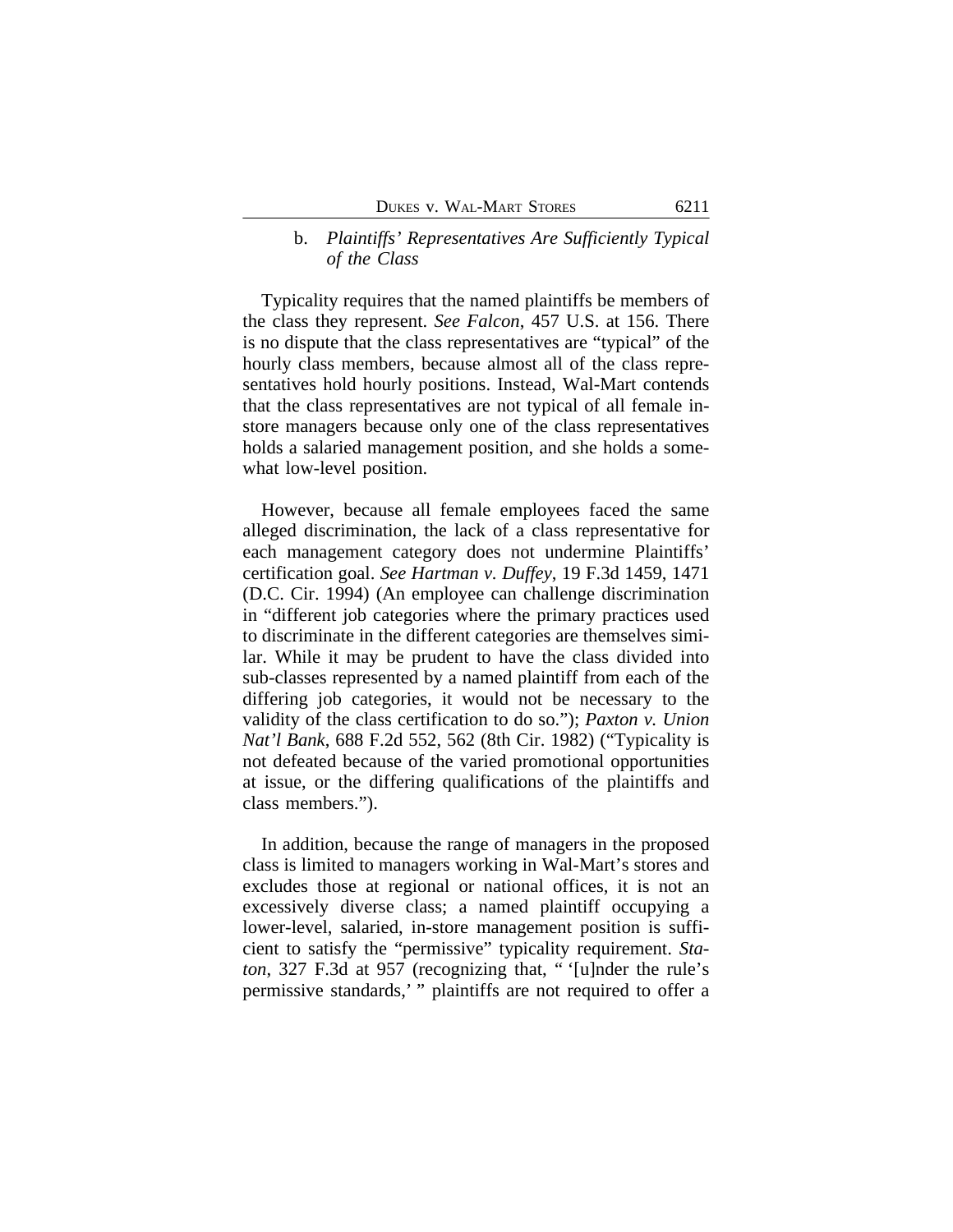### b. *Plaintiffs' Representatives Are Sufficiently Typical of the Class*

Typicality requires that the named plaintiffs be members of the class they represent. *See Falcon*, 457 U.S. at 156. There is no dispute that the class representatives are "typical" of the hourly class members, because almost all of the class representatives hold hourly positions. Instead, Wal-Mart contends that the class representatives are not typical of all female in-store managers because only one of the class representatives holds a salaried management position, and she holds a somewhat low-level position.

However, because all female employees faced the same alleged discrimination, the lack of a class representative for each management category does not undermine Plaintiffs' certification goal. *See Hartman v. Duffey*, 19 F.3d 1459, 1471 (D.C. Cir. 1994) (An employee can challenge discrimination in "different job categories where the primary practices used to discriminate in the different categories are themselves similar. While it may be prudent to have the class divided into sub-classes represented by a named plaintiff from each of the differing job categories, it would not be necessary to the validity of the class certification to do so."); *Paxton v. Union Nat'l Bank*, 688 F.2d 552, 562 (8th Cir. 1982) ("Typicality is not defeated because of the varied promotional opportunities at issue, or the differing qualifications of the plaintiffs and class members.").

In addition, because the range of managers in the proposed class is limited to managers working in Wal-Mart's stores and excludes those at regional or national offices, it is not an excessively diverse class; a named plaintiff occupying a lower-level, salaried, in-store management position is sufficient to satisfy the "permissive" typicality requirement. *Staton*, 327 F.3d at 957 (recognizing that, " '[u]nder the rule's permissive standards,' " plaintiffs are not required to offer a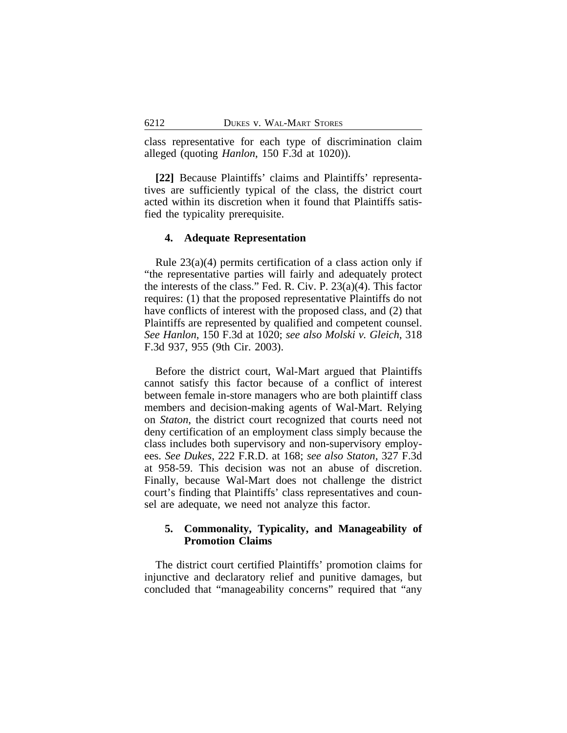class representative for each type of discrimination claim alleged (quoting *Hanlon*, 150 F.3d at 1020)).

**[22]** Because Plaintiffs' claims and Plaintiffs' representatives are sufficiently typical of the class, the district court acted within its discretion when it found that Plaintiffs satisfied the typicality prerequisite.

### 4. Adequate Representation

Rule 23(a)(4) permits certification of a class action only if "the representative parties will fairly and adequately protect the interests of the class." Fed. R. Civ. P. 23(a)(4). This factor requires: (1) that the proposed representative Plaintiffs do not have conflicts of interest with the proposed class, and (2) that Plaintiffs are represented by qualified and competent counsel. *See Hanlon*, 150 F.3d at 1020; *see also Molski v. Gleich*, 318 F.3d 937, 955 (9th Cir. 2003).

Before the district court, Wal-Mart argued that Plaintiffs cannot satisfy this factor because of a conflict of interest between female in-store managers who are both plaintiff class members and decision-making agents of Wal-Mart. Relying on *Staton*, the district court recognized that courts need not deny certification of an employment class simply because the class includes both supervisory and non-supervisory employees. *See Dukes*, 222 F.R.D. at 168; *see also Staton*, 327 F.3d at 958-59. This decision was not an abuse of discretion. Finally, because Wal-Mart does not challenge the district court's finding that Plaintiffs' class representatives and counsel are adequate, we need not analyze this factor.

### 5. Commonality, Typicality, and Manageability of Promotion Claims

The district court certified Plaintiffs' promotion claims for injunctive and declaratory relief and punitive damages, but concluded that "manageability concerns" required that "any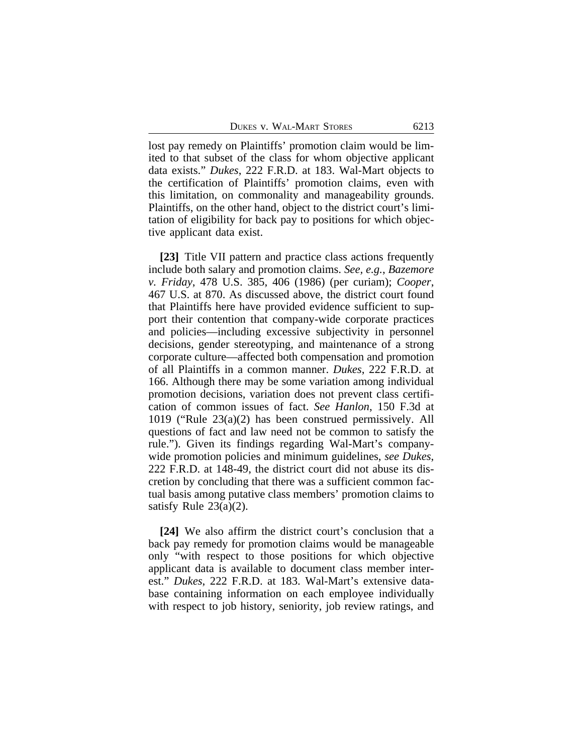lost pay remedy on Plaintiffs' promotion claim would be limited to that subset of the class for whom objective applicant data exists." *Dukes*, 222 F.R.D. at 183. Wal-Mart objects to the certification of Plaintiffs' promotion claims, even with this limitation, on commonality and manageability grounds. Plaintiffs, on the other hand, object to the district court's limitation of eligibility for back pay to positions for which objective applicant data exist.

**[23]** Title VII pattern and practice class actions frequently include both salary and promotion claims. *See, e.g.*, *Bazemore v. Friday*, 478 U.S. 385, 406 (1986) (per curiam); *Cooper*, 467 U.S. at 870. As discussed above, the district court found that Plaintiffs here have provided evidence sufficient to support their contention that company-wide corporate practices and policies—including excessive subjectivity in personnel decisions, gender stereotyping, and maintenance of a strong corporate culture—affected both compensation and promotion of all Plaintiffs in a common manner. *Dukes*, 222 F.R.D. at 166. Although there may be some variation among individual promotion decisions, variation does not prevent class certification of common issues of fact. *See Hanlon*, 150 F.3d at 1019 ("Rule 23(a)(2) has been construed permissively. All questions of fact and law need not be common to satisfy the rule."). Given its findings regarding Wal-Mart's company-wide promotion policies and minimum guidelines, *see Dukes*, 222 F.R.D. at 148-49, the district court did not abuse its discretion by concluding that there was a sufficient common factual basis among putative class members' promotion claims to satisfy Rule 23(a)(2).

**[24]** We also affirm the district court's conclusion that a back pay remedy for promotion claims would be manageable only "with respect to those positions for which objective applicant data is available to document class member interest." *Dukes*, 222 F.R.D. at 183. Wal-Mart's extensive database containing information on each employee individually with respect to job history, seniority, job review ratings, and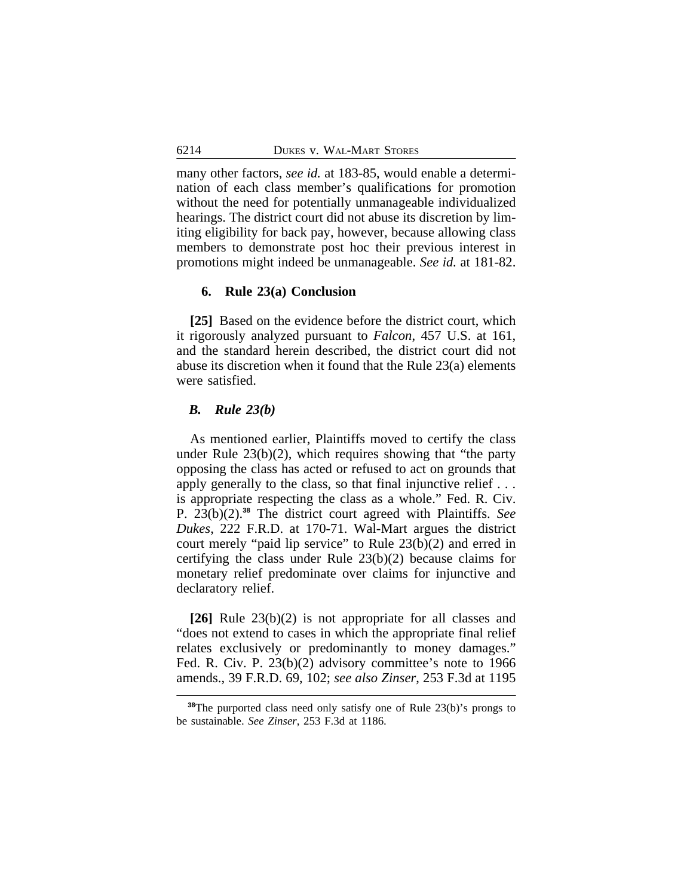many other factors, *see id.* at 183-85, would enable a determination of each class member's qualifications for promotion without the need for potentially unmanageable individualized hearings. The district court did not abuse its discretion by limiting eligibility for back pay, however, because allowing class members to demonstrate post hoc their previous interest in promotions might indeed be unmanageable. *See id.* at 181-82.

### 6. Rule 23(a) Conclusion

**[25]** Based on the evidence before the district court, which it rigorously analyzed pursuant to *Falcon*, 457 U.S. at 161, and the standard herein described, the district court did not abuse its discretion when it found that the Rule 23(a) elements were satisfied.

## *B. Rule 23(b)*

As mentioned earlier, Plaintiffs moved to certify the class under Rule 23(b)(2), which requires showing that "the party opposing the class has acted or refused to act on grounds that apply generally to the class, so that final injunctive relief . . . is appropriate respecting the class as a whole." Fed. R. Civ. P. 23(b)(2).[38] The district court agreed with Plaintiffs. *See Dukes*, 222 F.R.D. at 170-71. Wal-Mart argues the district court merely "paid lip service" to Rule 23(b)(2) and erred in certifying the class under Rule 23(b)(2) because claims for monetary relief predominate over claims for injunctive and declaratory relief.

**[26]** Rule 23(b)(2) is not appropriate for all classes and "does not extend to cases in which the appropriate final relief relates exclusively or predominantly to money damages." Fed. R. Civ. P. 23(b)(2) advisory committee's note to 1966 amends., 39 F.R.D. 69, 102; *see also Zinser*, 253 F.3d at 1195

---

[38]The purported class need only satisfy one of Rule 23(b)'s prongs to be sustainable. *See Zinser*, 253 F.3d at 1186.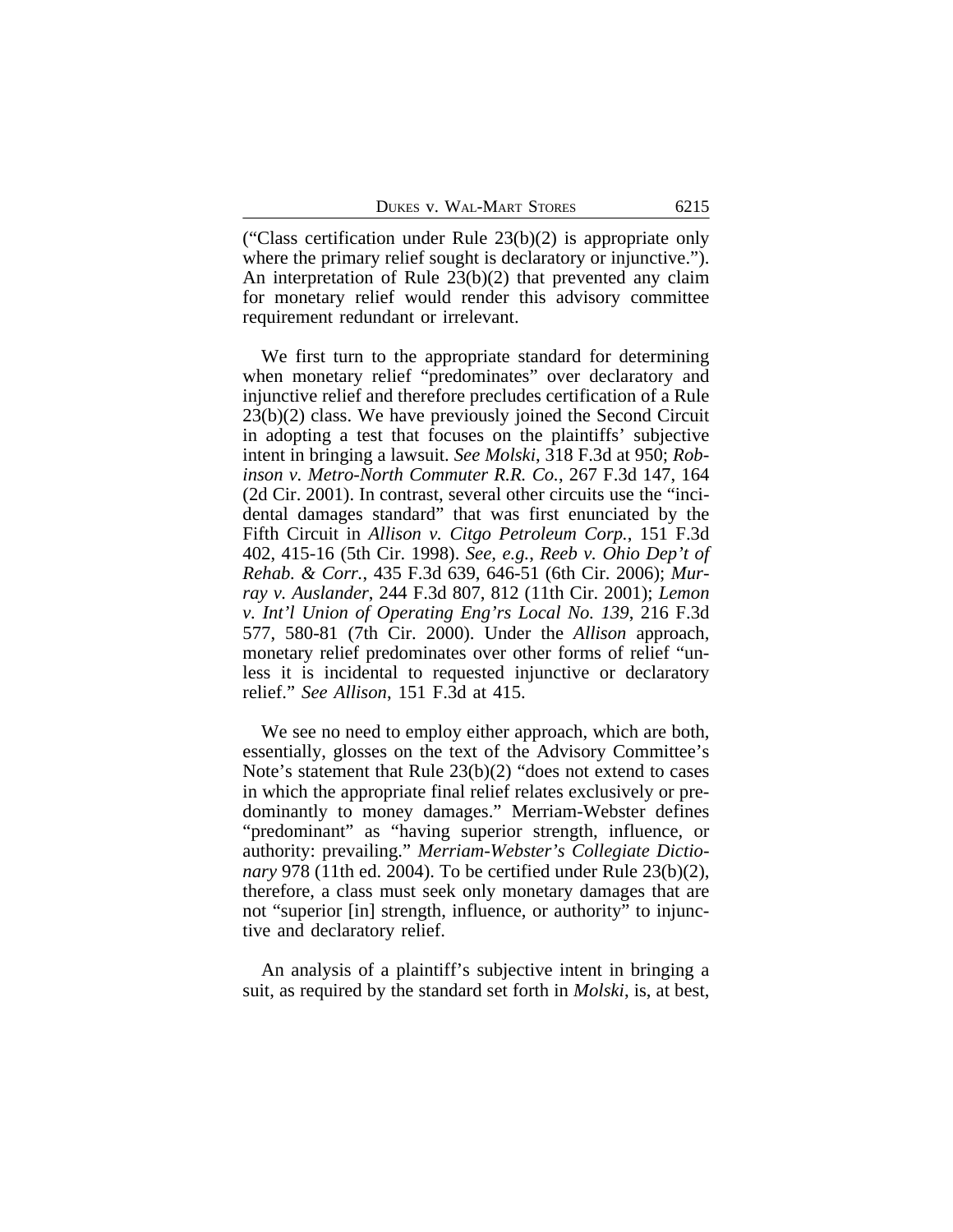("Class certification under Rule 23(b)(2) is appropriate only where the primary relief sought is declaratory or injunctive."). An interpretation of Rule 23(b)(2) that prevented any claim for monetary relief would render this advisory committee requirement redundant or irrelevant.

We first turn to the appropriate standard for determining when monetary relief "predominates" over declaratory and injunctive relief and therefore precludes certification of a Rule 23(b)(2) class. We have previously joined the Second Circuit in adopting a test that focuses on the plaintiffs' subjective intent in bringing a lawsuit. *See Molski*, 318 F.3d at 950; *Robinson v. Metro-North Commuter R.R. Co.*, 267 F.3d 147, 164 (2d Cir. 2001). In contrast, several other circuits use the "incidental damages standard" that was first enunciated by the Fifth Circuit in *Allison v. Citgo Petroleum Corp.*, 151 F.3d 402, 415-16 (5th Cir. 1998). *See, e.g.*, *Reeb v. Ohio Dep't of Rehab. & Corr.*, 435 F.3d 639, 646-51 (6th Cir. 2006); *Murray v. Auslander*, 244 F.3d 807, 812 (11th Cir. 2001); *Lemon v. Int'l Union of Operating Eng'rs Local No. 139*, 216 F.3d 577, 580-81 (7th Cir. 2000). Under the *Allison* approach, monetary relief predominates over other forms of relief "unless it is incidental to requested injunctive or declaratory relief." *See Allison*, 151 F.3d at 415.

We see no need to employ either approach, which are both, essentially, glosses on the text of the Advisory Committee's Note's statement that Rule 23(b)(2) "does not extend to cases in which the appropriate final relief relates exclusively or predominantly to money damages." Merriam-Webster defines "predominant" as "having superior strength, influence, or authority: prevailing." *Merriam-Webster's Collegiate Dictionary* 978 (11th ed. 2004). To be certified under Rule 23(b)(2), therefore, a class must seek only monetary damages that are not "superior [in] strength, influence, or authority" to injunctive and declaratory relief.

An analysis of a plaintiff's subjective intent in bringing a suit, as required by the standard set forth in *Molski*, is, at best,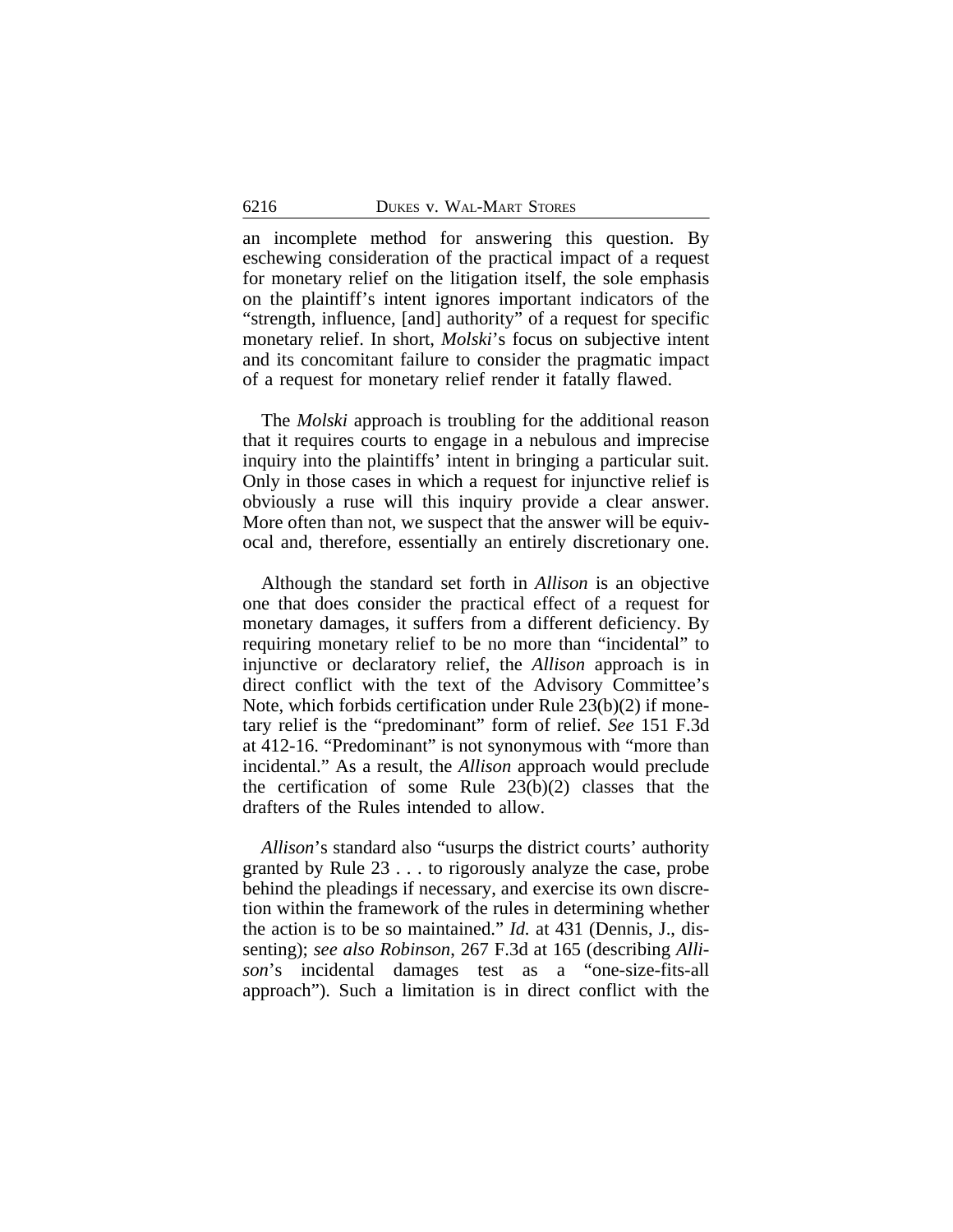an incomplete method for answering this question. By eschewing consideration of the practical impact of a request for monetary relief on the litigation itself, the sole emphasis on the plaintiff's intent ignores important indicators of the "strength, influence, [and] authority" of a request for specific monetary relief. In short, *Molski*'s focus on subjective intent and its concomitant failure to consider the pragmatic impact of a request for monetary relief render it fatally flawed.

The *Molski* approach is troubling for the additional reason that it requires courts to engage in a nebulous and imprecise inquiry into the plaintiffs' intent in bringing a particular suit. Only in those cases in which a request for injunctive relief is obviously a ruse will this inquiry provide a clear answer. More often than not, we suspect that the answer will be equivocal and, therefore, essentially an entirely discretionary one.

Although the standard set forth in *Allison* is an objective one that does consider the practical effect of a request for monetary damages, it suffers from a different deficiency. By requiring monetary relief to be no more than "incidental" to injunctive or declaratory relief, the *Allison* approach is in direct conflict with the text of the Advisory Committee's Note, which forbids certification under Rule 23(b)(2) if monetary relief is the "predominant" form of relief. *See* 151 F.3d at 412-16. "Predominant" is not synonymous with "more than incidental." As a result, the *Allison* approach would preclude the certification of some Rule 23(b)(2) classes that the drafters of the Rules intended to allow.

*Allison*'s standard also "usurps the district courts' authority granted by Rule 23 . . . to rigorously analyze the case, probe behind the pleadings if necessary, and exercise its own discretion within the framework of the rules in determining whether the action is to be so maintained." *Id.* at 431 (Dennis, J., dissenting); *see also Robinson*, 267 F.3d at 165 (describing *Allison*'s incidental damages test as a "one-size-fits-all approach"). Such a limitation is in direct conflict with the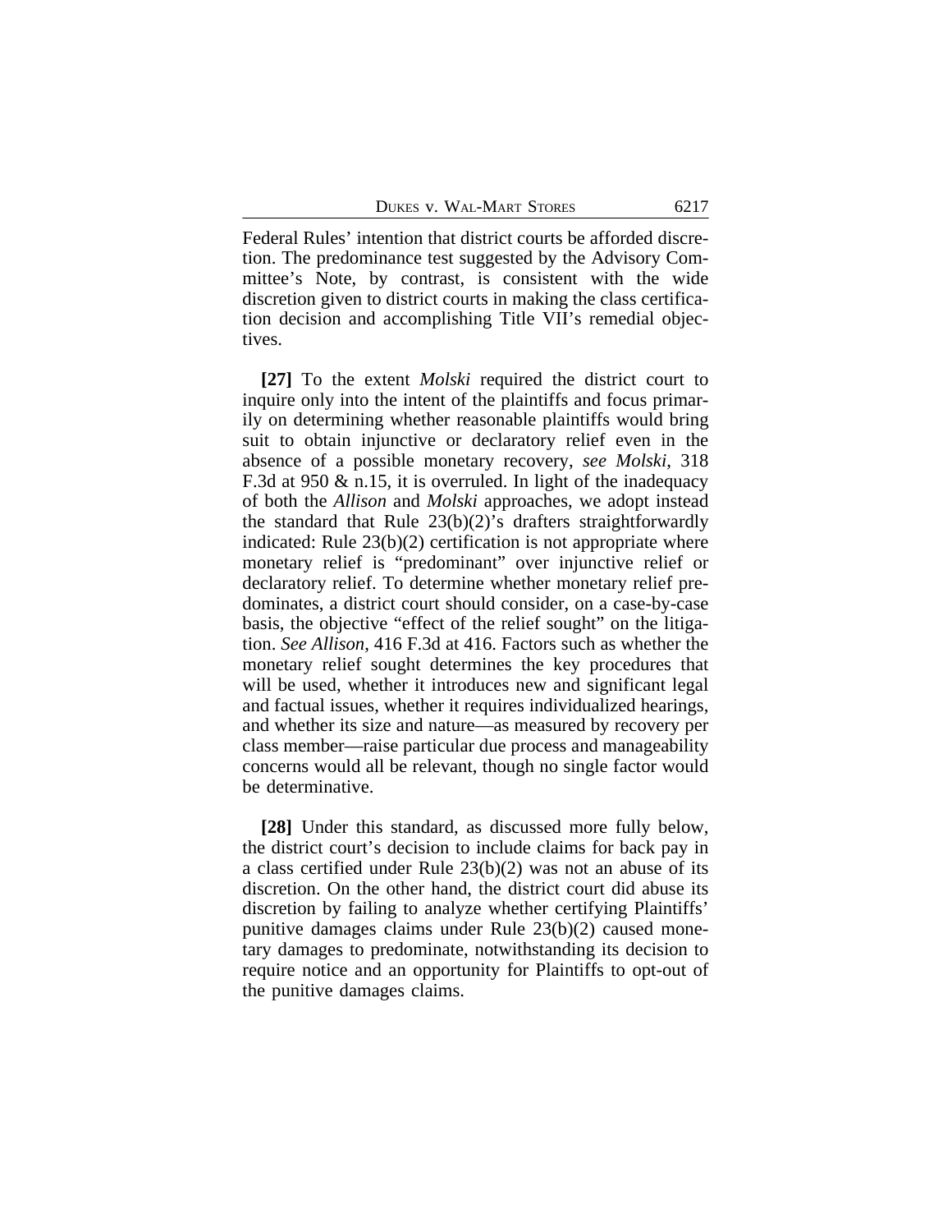Federal Rules' intention that district courts be afforded discretion. The predominance test suggested by the Advisory Committee's Note, by contrast, is consistent with the wide discretion given to district courts in making the class certification decision and accomplishing Title VII's remedial objectives.

**[27]** To the extent *Molski* required the district court to inquire only into the intent of the plaintiffs and focus primarily on determining whether reasonable plaintiffs would bring suit to obtain injunctive or declaratory relief even in the absence of a possible monetary recovery, *see Molski*, 318 F.3d at 950 & n.15, it is overruled. In light of the inadequacy of both the *Allison* and *Molski* approaches, we adopt instead the standard that Rule 23(b)(2)'s drafters straightforwardly indicated: Rule 23(b)(2) certification is not appropriate where monetary relief is "predominant" over injunctive relief or declaratory relief. To determine whether monetary relief predominates, a district court should consider, on a case-by-case basis, the objective "effect of the relief sought" on the litigation. *See Allison*, 416 F.3d at 416. Factors such as whether the monetary relief sought determines the key procedures that will be used, whether it introduces new and significant legal and factual issues, whether it requires individualized hearings, and whether its size and nature—as measured by recovery per class member—raise particular due process and manageability concerns would all be relevant, though no single factor would be determinative.

**[28]** Under this standard, as discussed more fully below, the district court's decision to include claims for back pay in a class certified under Rule 23(b)(2) was not an abuse of its discretion. On the other hand, the district court did abuse its discretion by failing to analyze whether certifying Plaintiffs' punitive damages claims under Rule 23(b)(2) caused monetary damages to predominate, notwithstanding its decision to require notice and an opportunity for Plaintiffs to opt-out of the punitive damages claims.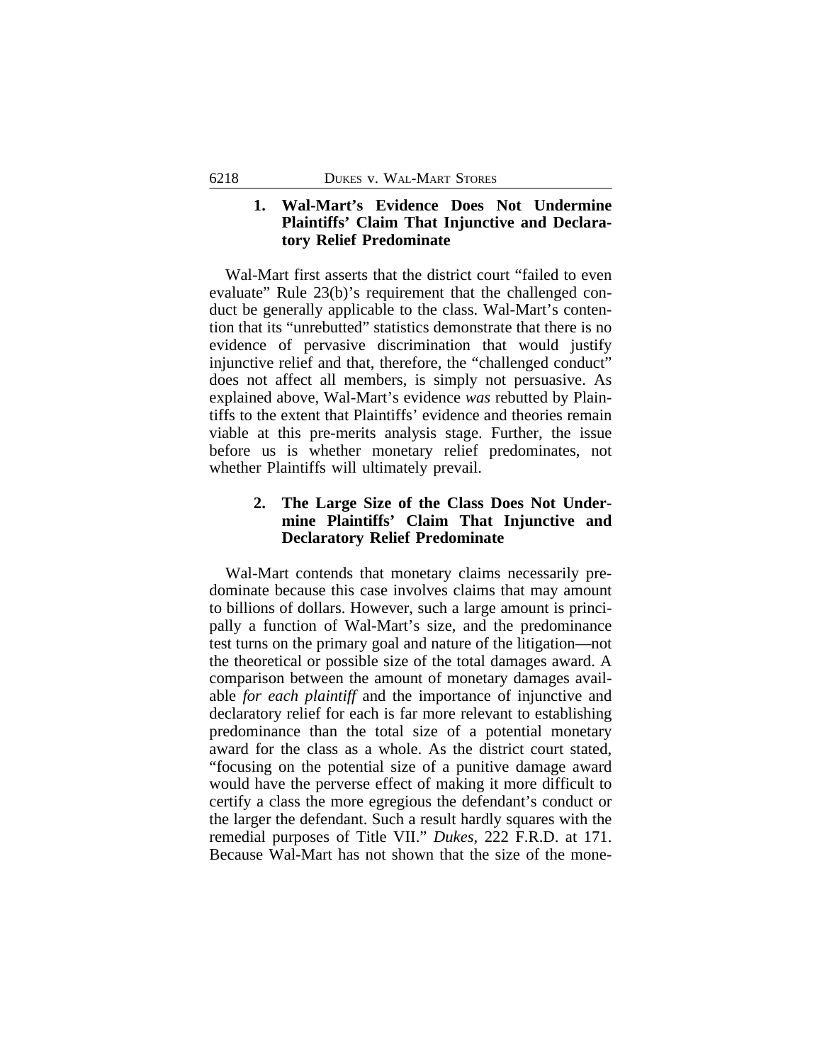### 1. Wal-Mart's Evidence Does Not Undermine Plaintiffs' Claim That Injunctive and Declaratory Relief Predominate

Wal-Mart first asserts that the district court "failed to even evaluate" Rule 23(b)'s requirement that the challenged conduct be generally applicable to the class. Wal-Mart's contention that its "unrebutted" statistics demonstrate that there is no evidence of pervasive discrimination that would justify injunctive relief and that, therefore, the "challenged conduct" does not affect all members, is simply not persuasive. As explained above, Wal-Mart's evidence *was* rebutted by Plaintiffs to the extent that Plaintiffs' evidence and theories remain viable at this pre-merits analysis stage. Further, the issue before us is whether monetary relief predominates, not whether Plaintiffs will ultimately prevail.

### 2. The Large Size of the Class Does Not Undermine Plaintiffs' Claim That Injunctive and Declaratory Relief Predominate

Wal-Mart contends that monetary claims necessarily predominate because this case involves claims that may amount to billions of dollars. However, such a large amount is principally a function of Wal-Mart's size, and the predominance test turns on the primary goal and nature of the litigation—not the theoretical or possible size of the total damages award. A comparison between the amount of monetary damages available *for each plaintiff* and the importance of injunctive and declaratory relief for each is far more relevant to establishing predominance than the total size of a potential monetary award for the class as a whole. As the district court stated, "focusing on the potential size of a punitive damage award would have the perverse effect of making it more difficult to certify a class the more egregious the defendant's conduct or the larger the defendant. Such a result hardly squares with the remedial purposes of Title VII." *Dukes*, 222 F.R.D. at 171. Because Wal-Mart has not shown that the size of the mone-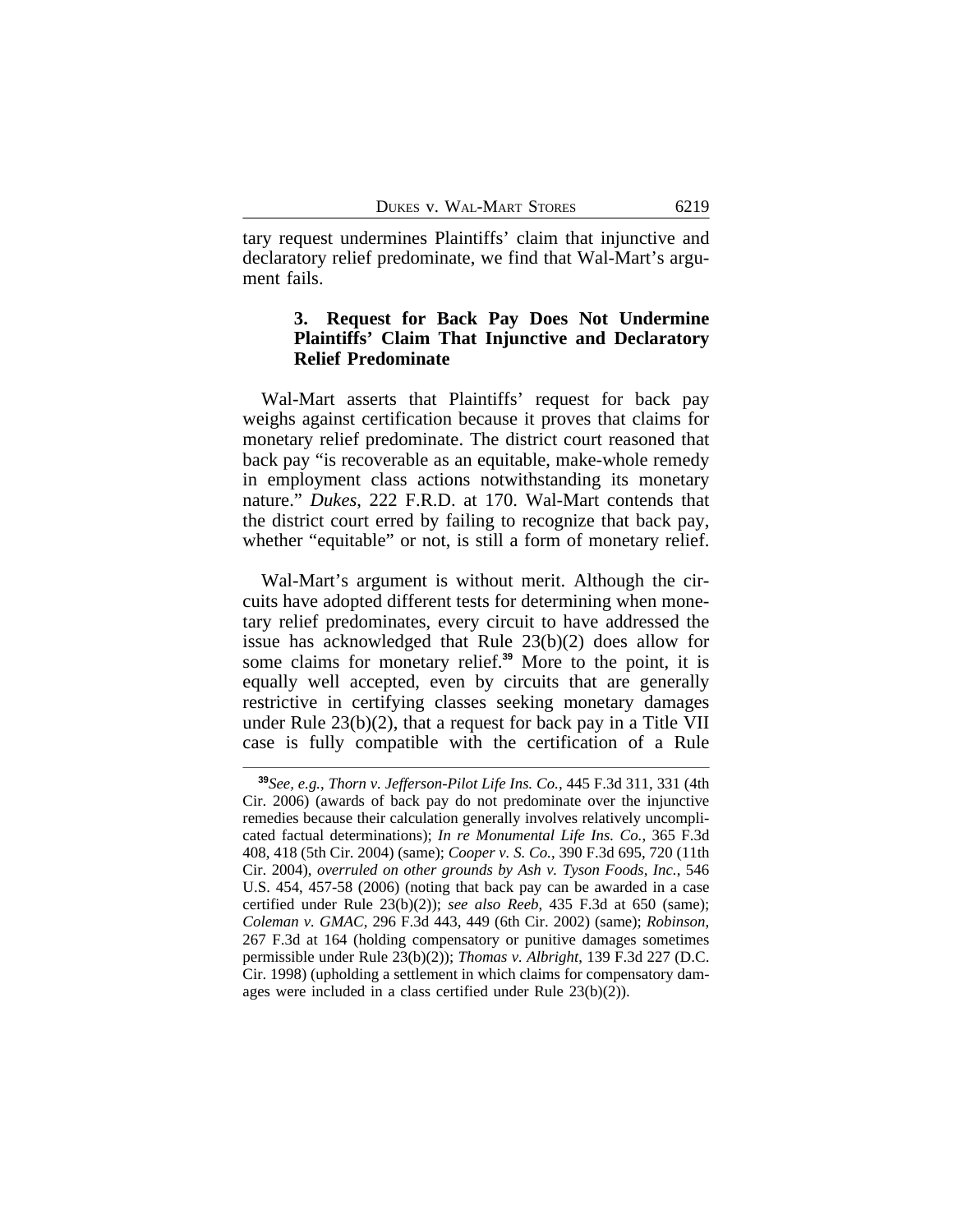tary request undermines Plaintiffs' claim that injunctive and declaratory relief predominate, we find that Wal-Mart's argument fails.

### 3. Request for Back Pay Does Not Undermine Plaintiffs' Claim That Injunctive and Declaratory Relief Predominate

Wal-Mart asserts that Plaintiffs' request for back pay weighs against certification because it proves that claims for monetary relief predominate. The district court reasoned that back pay "is recoverable as an equitable, make-whole remedy in employment class actions notwithstanding its monetary nature." *Dukes*, 222 F.R.D. at 170. Wal-Mart contends that the district court erred by failing to recognize that back pay, whether "equitable" or not, is still a form of monetary relief.

Wal-Mart's argument is without merit. Although the circuits have adopted different tests for determining when monetary relief predominates, every circuit to have addressed the issue has acknowledged that Rule 23(b)(2) does allow for some claims for monetary relief.[39] More to the point, it is equally well accepted, even by circuits that are generally restrictive in certifying classes seeking monetary damages under Rule 23(b)(2), that a request for back pay in a Title VII case is fully compatible with the certification of a Rule

---

[39]*See, e.g.*, *Thorn v. Jefferson-Pilot Life Ins. Co.*, 445 F.3d 311, 331 (4th Cir. 2006) (awards of back pay do not predominate over the injunctive remedies because their calculation generally involves relatively uncomplicated factual determinations); *In re Monumental Life Ins. Co.*, 365 F.3d 408, 418 (5th Cir. 2004) (same); *Cooper v. S. Co.*, 390 F.3d 695, 720 (11th Cir. 2004), *overruled on other grounds by Ash v. Tyson Foods, Inc.*, 546 U.S. 454, 457-58 (2006) (noting that back pay can be awarded in a case certified under Rule 23(b)(2)); *see also Reeb*, 435 F.3d at 650 (same); *Coleman v. GMAC*, 296 F.3d 443, 449 (6th Cir. 2002) (same); *Robinson*, 267 F.3d at 164 (holding compensatory or punitive damages sometimes permissible under Rule 23(b)(2)); *Thomas v. Albright*, 139 F.3d 227 (D.C. Cir. 1998) (upholding a settlement in which claims for compensatory damages were included in a class certified under Rule 23(b)(2)).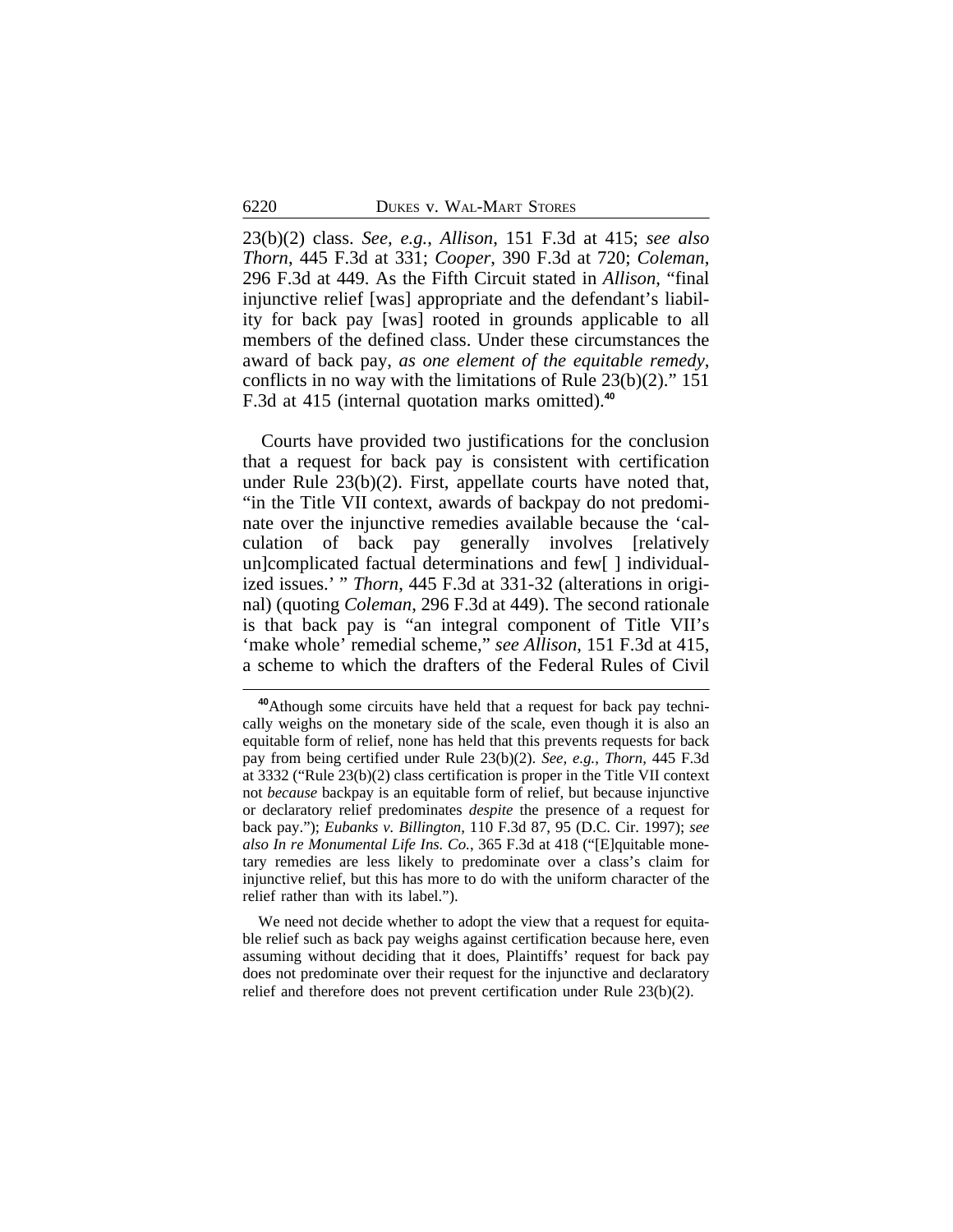23(b)(2) class. *See, e.g.*, *Allison*, 151 F.3d at 415; *see also Thorn*, 445 F.3d at 331; *Cooper*, 390 F.3d at 720; *Coleman*, 296 F.3d at 449. As the Fifth Circuit stated in *Allison*, "final injunctive relief [was] appropriate and the defendant's liability for back pay [was] rooted in grounds applicable to all members of the defined class. Under these circumstances the award of back pay, *as one element of the equitable remedy*, conflicts in no way with the limitations of Rule 23(b)(2)." 151 F.3d at 415 (internal quotation marks omitted).[40]

Courts have provided two justifications for the conclusion that a request for back pay is consistent with certification under Rule 23(b)(2). First, appellate courts have noted that, "in the Title VII context, awards of backpay do not predominate over the injunctive remedies available because the 'calculation of back pay generally involves [relatively un]complicated factual determinations and few[ ] individualized issues.' " *Thorn*, 445 F.3d at 331-32 (alterations in original) (quoting *Coleman*, 296 F.3d at 449). The second rationale is that back pay is "an integral component of Title VII's 'make whole' remedial scheme," *see Allison*, 151 F.3d at 415, a scheme to which the drafters of the Federal Rules of Civil

---

[40]Athough some circuits have held that a request for back pay technically weighs on the monetary side of the scale, even though it is also an equitable form of relief, none has held that this prevents requests for back pay from being certified under Rule 23(b)(2). *See, e.g.*, *Thorn*, 445 F.3d at 3332 ("Rule 23(b)(2) class certification is proper in the Title VII context not *because* backpay is an equitable form of relief, but because injunctive or declaratory relief predominates *despite* the presence of a request for back pay."); *Eubanks v. Billington*, 110 F.3d 87, 95 (D.C. Cir. 1997); *see also In re Monumental Life Ins. Co.*, 365 F.3d at 418 ("[E]quitable monetary remedies are less likely to predominate over a class's claim for injunctive relief, but this has more to do with the uniform character of the relief rather than with its label.").

We need not decide whether to adopt the view that a request for equitable relief such as back pay weighs against certification because here, even assuming without deciding that it does, Plaintiffs' request for back pay does not predominate over their request for the injunctive and declaratory relief and therefore does not prevent certification under Rule 23(b)(2).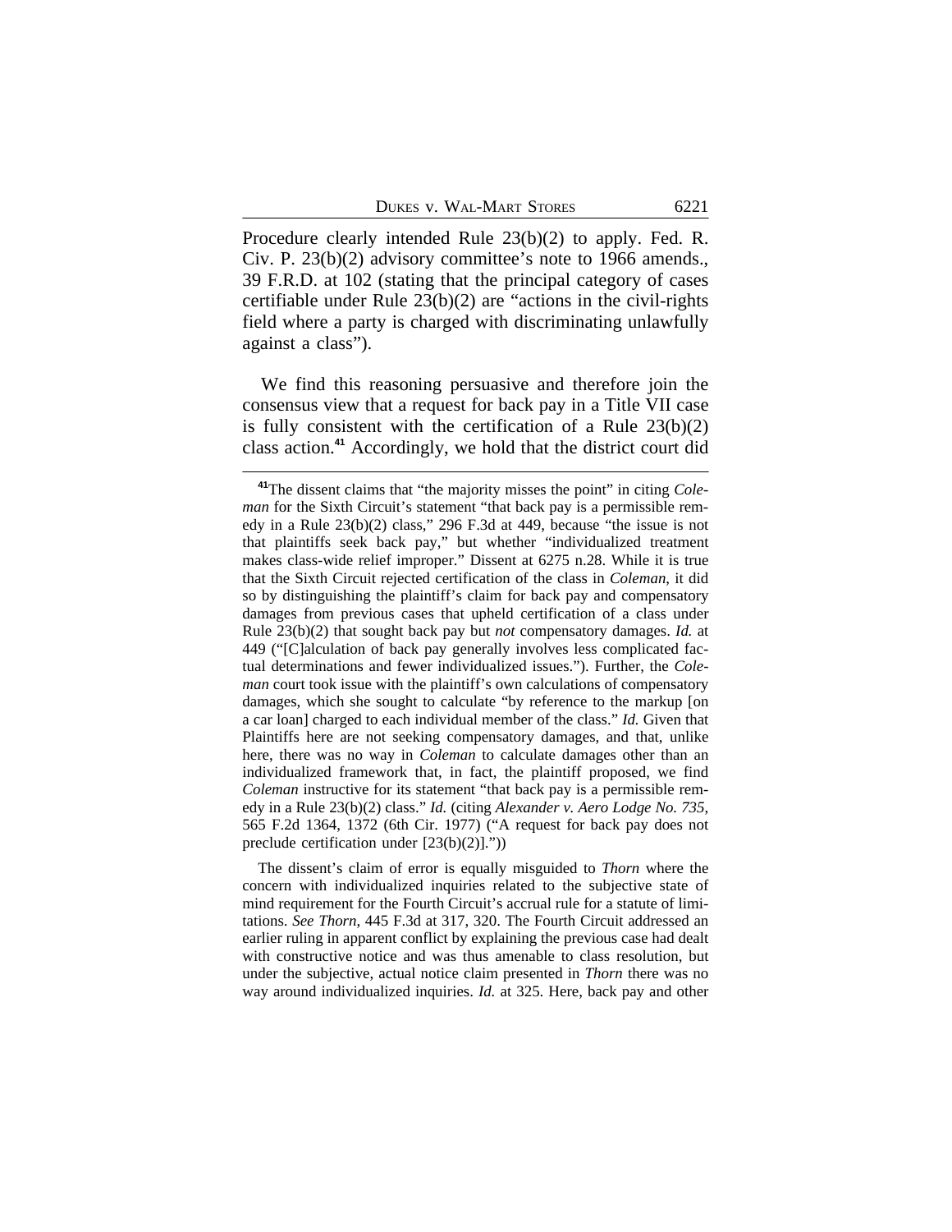Procedure clearly intended Rule 23(b)(2) to apply. Fed. R. Civ. P. 23(b)(2) advisory committee's note to 1966 amends., 39 F.R.D. at 102 (stating that the principal category of cases certifiable under Rule 23(b)(2) are "actions in the civil-rights field where a party is charged with discriminating unlawfully against a class").

We find this reasoning persuasive and therefore join the consensus view that a request for back pay in a Title VII case is fully consistent with the certification of a Rule 23(b)(2) class action.[41] Accordingly, we hold that the district court did

---

[41]The dissent claims that "the majority misses the point" in citing *Coleman* for the Sixth Circuit's statement "that back pay is a permissible remedy in a Rule 23(b)(2) class," 296 F.3d at 449, because "the issue is not that plaintiffs seek back pay," but whether "individualized treatment makes class-wide relief improper." Dissent at 6275 n.28. While it is true that the Sixth Circuit rejected certification of the class in *Coleman*, it did so by distinguishing the plaintiff's claim for back pay and compensatory damages from previous cases that upheld certification of a class under Rule 23(b)(2) that sought back pay but *not* compensatory damages. *Id.* at 449 ("[C]alculation of back pay generally involves less complicated factual determinations and fewer individualized issues."). Further, the *Coleman* court took issue with the plaintiff's own calculations of compensatory damages, which she sought to calculate "by reference to the markup [on a car loan] charged to each individual member of the class." *Id.* Given that Plaintiffs here are not seeking compensatory damages, and that, unlike here, there was no way in *Coleman* to calculate damages other than an individualized framework that, in fact, the plaintiff proposed, we find *Coleman* instructive for its statement "that back pay is a permissible remedy in a Rule 23(b)(2) class." *Id.* (citing *Alexander v. Aero Lodge No. 735*, 565 F.2d 1364, 1372 (6th Cir. 1977) ("A request for back pay does not preclude certification under [23(b)(2)]."))

The dissent's claim of error is equally misguided to *Thorn* where the concern with individualized inquiries related to the subjective state of mind requirement for the Fourth Circuit's accrual rule for a statute of limitations. *See Thorn*, 445 F.3d at 317, 320. The Fourth Circuit addressed an earlier ruling in apparent conflict by explaining the previous case had dealt with constructive notice and was thus amenable to class resolution, but under the subjective, actual notice claim presented in *Thorn* there was no way around individualized inquiries. *Id.* at 325. Here, back pay and other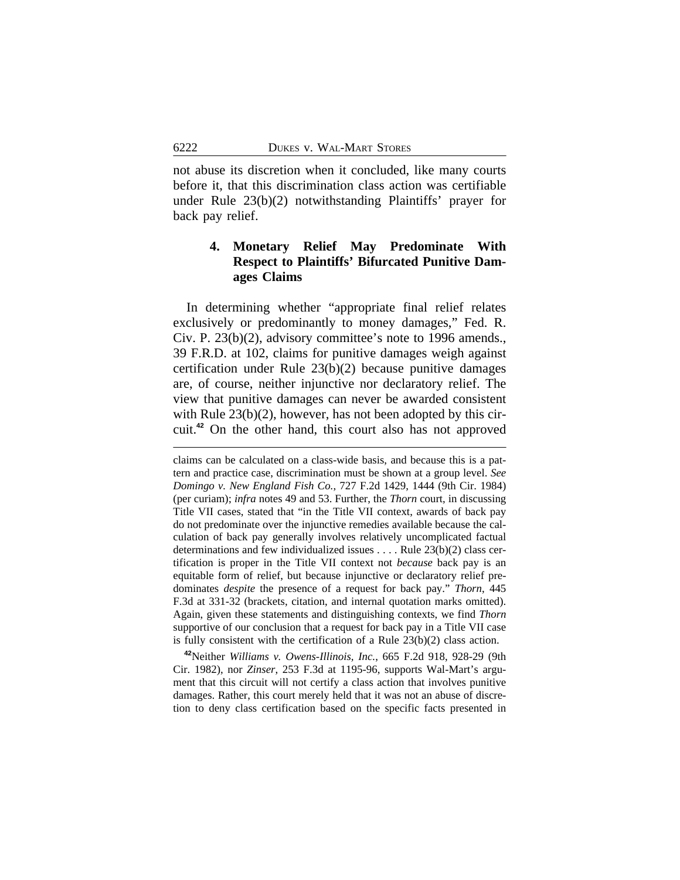not abuse its discretion when it concluded, like many courts before it, that this discrimination class action was certifiable under Rule 23(b)(2) notwithstanding Plaintiffs' prayer for back pay relief.

### 4. Monetary Relief May Predominate With Respect to Plaintiffs' Bifurcated Punitive Damages Claims

In determining whether "appropriate final relief relates exclusively or predominantly to money damages," Fed. R. Civ. P. 23(b)(2), advisory committee's note to 1996 amends., 39 F.R.D. at 102, claims for punitive damages weigh against certification under Rule 23(b)(2) because punitive damages are, of course, neither injunctive nor declaratory relief. The view that punitive damages can never be awarded consistent with Rule 23(b)(2), however, has not been adopted by this circuit.[42] On the other hand, this court also has not approved

---

claims can be calculated on a class-wide basis, and because this is a pattern and practice case, discrimination must be shown at a group level. *See Domingo v. New England Fish Co.*, 727 F.2d 1429, 1444 (9th Cir. 1984) (per curiam); *infra* notes 49 and 53. Further, the *Thorn* court, in discussing Title VII cases, stated that "in the Title VII context, awards of back pay do not predominate over the injunctive remedies available because the calculation of back pay generally involves relatively uncomplicated factual determinations and few individualized issues . . . . Rule 23(b)(2) class certification is proper in the Title VII context not *because* back pay is an equitable form of relief, but because injunctive or declaratory relief predominates *despite* the presence of a request for back pay." *Thorn*, 445 F.3d at 331-32 (brackets, citation, and internal quotation marks omitted). Again, given these statements and distinguishing contexts, we find *Thorn* supportive of our conclusion that a request for back pay in a Title VII case is fully consistent with the certification of a Rule 23(b)(2) class action.

[42] Neither *Williams v. Owens-Illinois, Inc.*, 665 F.2d 918, 928-29 (9th Cir. 1982), nor *Zinser*, 253 F.3d at 1195-96, supports Wal-Mart's argument that this circuit will not certify a class action that involves punitive damages. Rather, this court merely held that it was not an abuse of discretion to deny class certification based on the specific facts presented in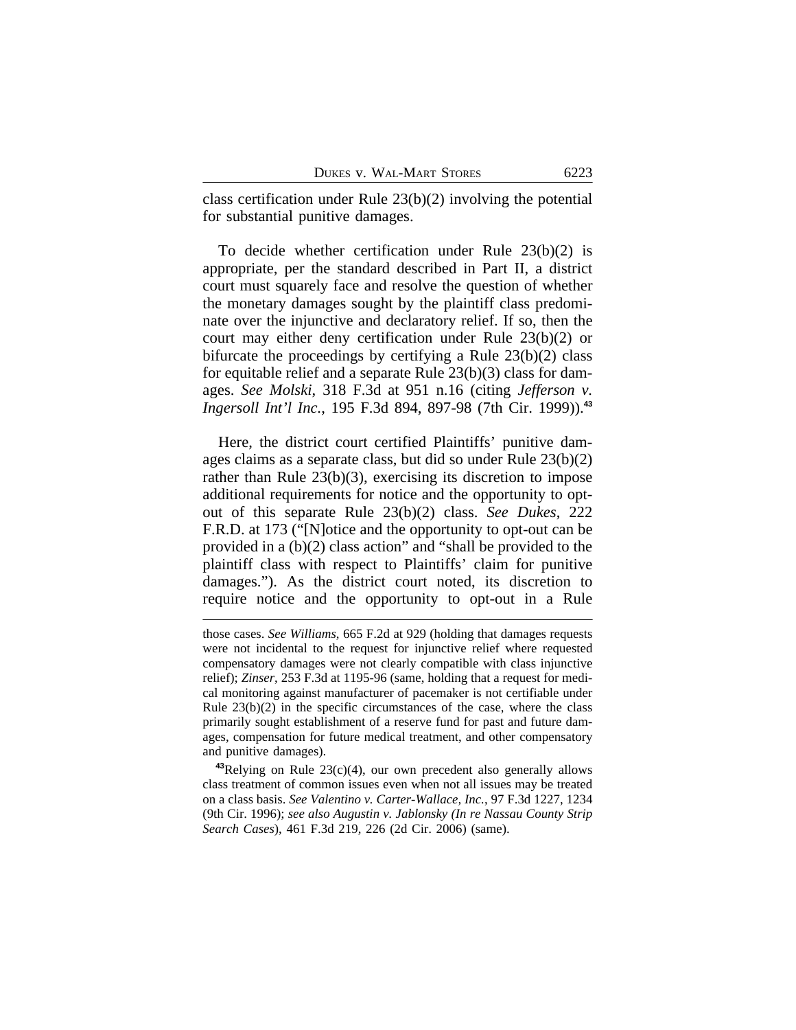class certification under Rule 23(b)(2) involving the potential for substantial punitive damages.

To decide whether certification under Rule 23(b)(2) is appropriate, per the standard described in Part II, a district court must squarely face and resolve the question of whether the monetary damages sought by the plaintiff class predominate over the injunctive and declaratory relief. If so, then the court may either deny certification under Rule 23(b)(2) or bifurcate the proceedings by certifying a Rule 23(b)(2) class for equitable relief and a separate Rule 23(b)(3) class for damages. *See Molski*, 318 F.3d at 951 n.16 (citing *Jefferson v. Ingersoll Int'l Inc.*, 195 F.3d 894, 897-98 (7th Cir. 1999)).[43]

Here, the district court certified Plaintiffs' punitive damages claims as a separate class, but did so under Rule 23(b)(2) rather than Rule 23(b)(3), exercising its discretion to impose additional requirements for notice and the opportunity to opt-out of this separate Rule 23(b)(2) class. *See Dukes*, 222 F.R.D. at 173 ("[N]otice and the opportunity to opt-out can be provided in a (b)(2) class action" and "shall be provided to the plaintiff class with respect to Plaintiffs' claim for punitive damages."). As the district court noted, its discretion to require notice and the opportunity to opt-out in a Rule

---

those cases. *See Williams*, 665 F.2d at 929 (holding that damages requests were not incidental to the request for injunctive relief where requested compensatory damages were not clearly compatible with class injunctive relief); *Zinser*, 253 F.3d at 1195-96 (same, holding that a request for medical monitoring against manufacturer of pacemaker is not certifiable under Rule 23(b)(2) in the specific circumstances of the case, where the class primarily sought establishment of a reserve fund for past and future damages, compensation for future medical treatment, and other compensatory and punitive damages).

[43]Relying on Rule 23(c)(4), our own precedent also generally allows class treatment of common issues even when not all issues may be treated on a class basis. *See Valentino v. Carter-Wallace, Inc.*, 97 F.3d 1227, 1234 (9th Cir. 1996); *see also Augustin v. Jablonsky (In re Nassau County Strip Search Cases)*, 461 F.3d 219, 226 (2d Cir. 2006) (same).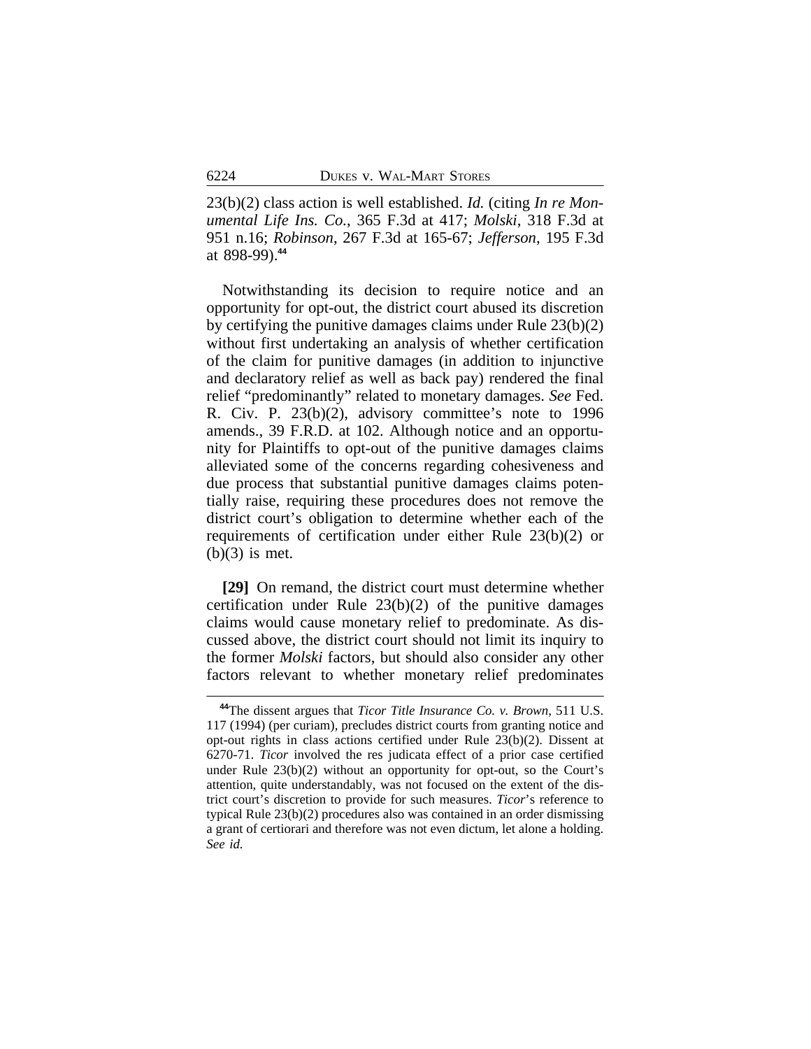23(b)(2) class action is well established. *Id.* (citing *In re Monumental Life Ins. Co.*, 365 F.3d at 417; *Molski*, 318 F.3d at 951 n.16; *Robinson*, 267 F.3d at 165-67; *Jefferson*, 195 F.3d at 898-99).[44]

Notwithstanding its decision to require notice and an opportunity for opt-out, the district court abused its discretion by certifying the punitive damages claims under Rule 23(b)(2) without first undertaking an analysis of whether certification of the claim for punitive damages (in addition to injunctive and declaratory relief as well as back pay) rendered the final relief "predominantly" related to monetary damages. *See* Fed. R. Civ. P. 23(b)(2), advisory committee's note to 1996 amends., 39 F.R.D. at 102. Although notice and an opportunity for Plaintiffs to opt-out of the punitive damages claims alleviated some of the concerns regarding cohesiveness and due process that substantial punitive damages claims potentially raise, requiring these procedures does not remove the district court's obligation to determine whether each of the requirements of certification under either Rule 23(b)(2) or (b)(3) is met.

**[29]** On remand, the district court must determine whether certification under Rule 23(b)(2) of the punitive damages claims would cause monetary relief to predominate. As discussed above, the district court should not limit its inquiry to the former *Molski* factors, but should also consider any other factors relevant to whether monetary relief predominates

---

[44] The dissent argues that *Ticor Title Insurance Co. v. Brown*, 511 U.S. 117 (1994) (per curiam), precludes district courts from granting notice and opt-out rights in class actions certified under Rule 23(b)(2). Dissent at 6270-71. *Ticor* involved the res judicata effect of a prior case certified under Rule 23(b)(2) without an opportunity for opt-out, so the Court's attention, quite understandably, was not focused on the extent of the district court's discretion to provide for such measures. *Ticor*'s reference to typical Rule 23(b)(2) procedures also was contained in an order dismissing a grant of certiorari and therefore was not even dictum, let alone a holding. *See id.*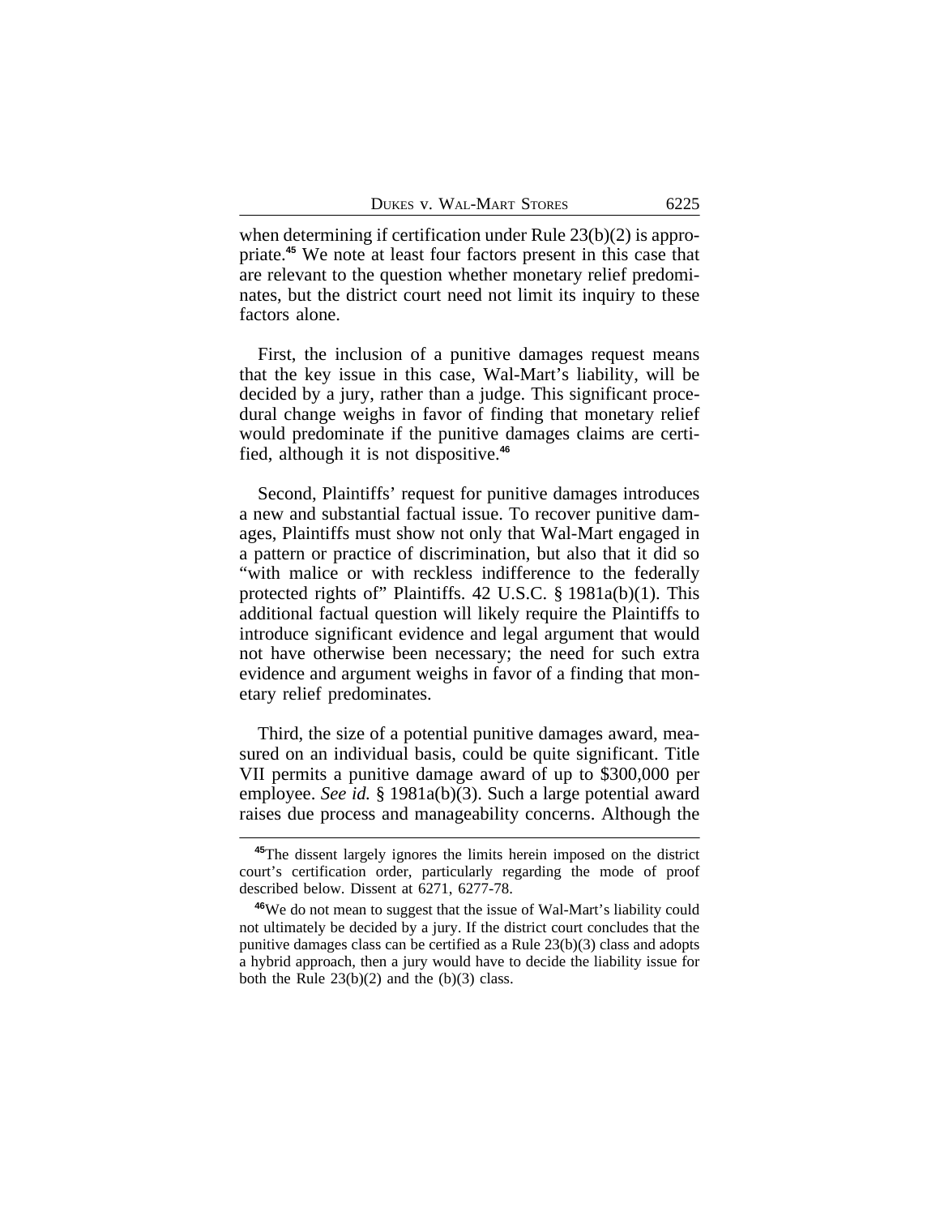when determining if certification under Rule 23(b)(2) is appropriate.[45] We note at least four factors present in this case that are relevant to the question whether monetary relief predominates, but the district court need not limit its inquiry to these factors alone.

First, the inclusion of a punitive damages request means that the key issue in this case, Wal-Mart's liability, will be decided by a jury, rather than a judge. This significant procedural change weighs in favor of finding that monetary relief would predominate if the punitive damages claims are certified, although it is not dispositive.[46]

Second, Plaintiffs' request for punitive damages introduces a new and substantial factual issue. To recover punitive damages, Plaintiffs must show not only that Wal-Mart engaged in a pattern or practice of discrimination, but also that it did so "with malice or with reckless indifference to the federally protected rights of" Plaintiffs. 42 U.S.C. § 1981a(b)(1). This additional factual question will likely require the Plaintiffs to introduce significant evidence and legal argument that would not have otherwise been necessary; the need for such extra evidence and argument weighs in favor of a finding that monetary relief predominates.

Third, the size of a potential punitive damages award, measured on an individual basis, could be quite significant. Title VII permits a punitive damage award of up to $300,000 per employee. *See id.* § 1981a(b)(3). Such a large potential award raises due process and manageability concerns. Although the

---

[45] The dissent largely ignores the limits herein imposed on the district court's certification order, particularly regarding the mode of proof described below. Dissent at 6271, 6277-78.

[46] We do not mean to suggest that the issue of Wal-Mart's liability could not ultimately be decided by a jury. If the district court concludes that the punitive damages class can be certified as a Rule 23(b)(3) class and adopts a hybrid approach, then a jury would have to decide the liability issue for both the Rule 23(b)(2) and the (b)(3) class.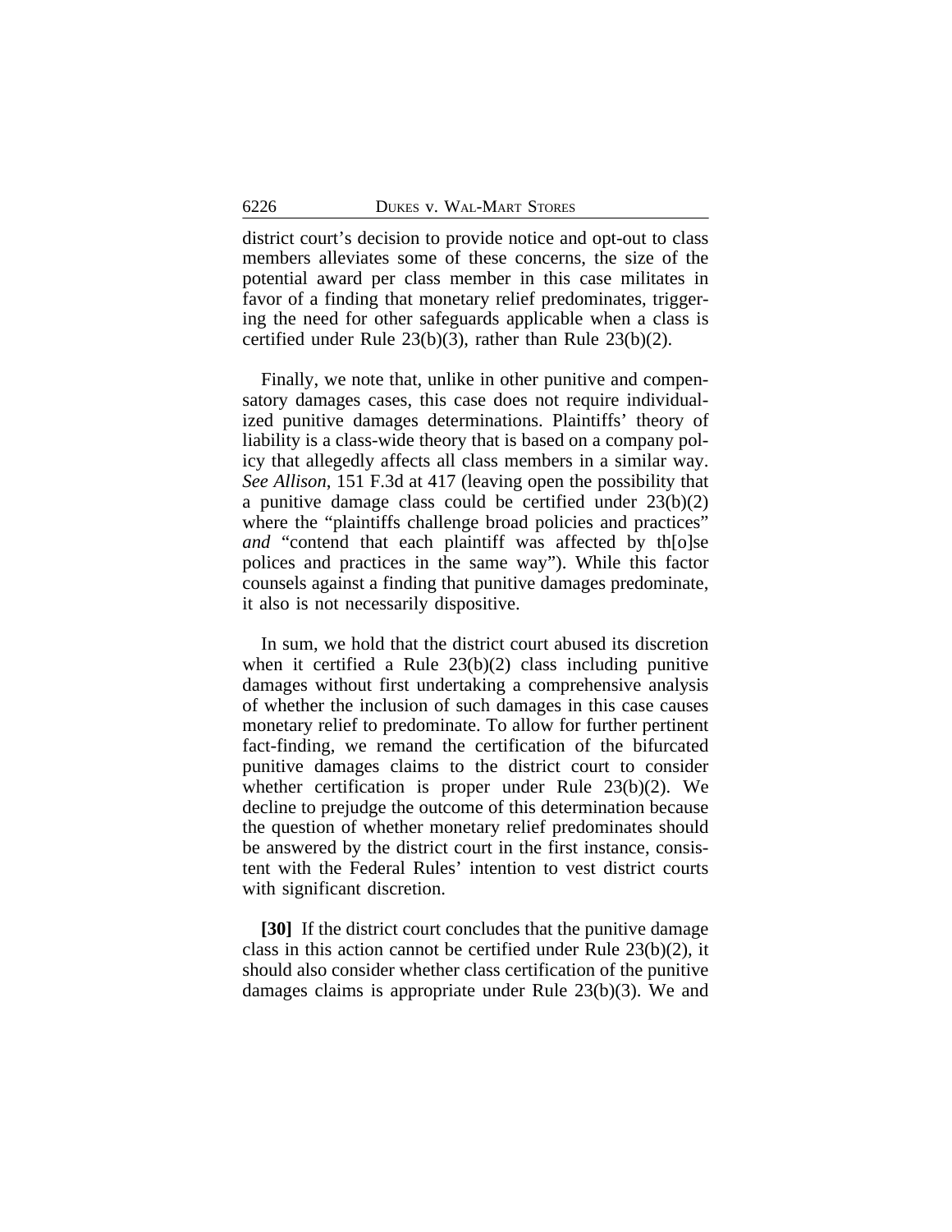district court's decision to provide notice and opt-out to class members alleviates some of these concerns, the size of the potential award per class member in this case militates in favor of a finding that monetary relief predominates, triggering the need for other safeguards applicable when a class is certified under Rule 23(b)(3), rather than Rule 23(b)(2).

Finally, we note that, unlike in other punitive and compensatory damages cases, this case does not require individualized punitive damages determinations. Plaintiffs' theory of liability is a class-wide theory that is based on a company policy that allegedly affects all class members in a similar way. *See Allison*, 151 F.3d at 417 (leaving open the possibility that a punitive damage class could be certified under 23(b)(2) where the "plaintiffs challenge broad policies and practices" *and* "contend that each plaintiff was affected by th[o]se polices and practices in the same way"). While this factor counsels against a finding that punitive damages predominate, it also is not necessarily dispositive.

In sum, we hold that the district court abused its discretion when it certified a Rule 23(b)(2) class including punitive damages without first undertaking a comprehensive analysis of whether the inclusion of such damages in this case causes monetary relief to predominate. To allow for further pertinent fact-finding, we remand the certification of the bifurcated punitive damages claims to the district court to consider whether certification is proper under Rule 23(b)(2). We decline to prejudge the outcome of this determination because the question of whether monetary relief predominates should be answered by the district court in the first instance, consistent with the Federal Rules' intention to vest district courts with significant discretion.

**[30]** If the district court concludes that the punitive damage class in this action cannot be certified under Rule 23(b)(2), it should also consider whether class certification of the punitive damages claims is appropriate under Rule 23(b)(3). We and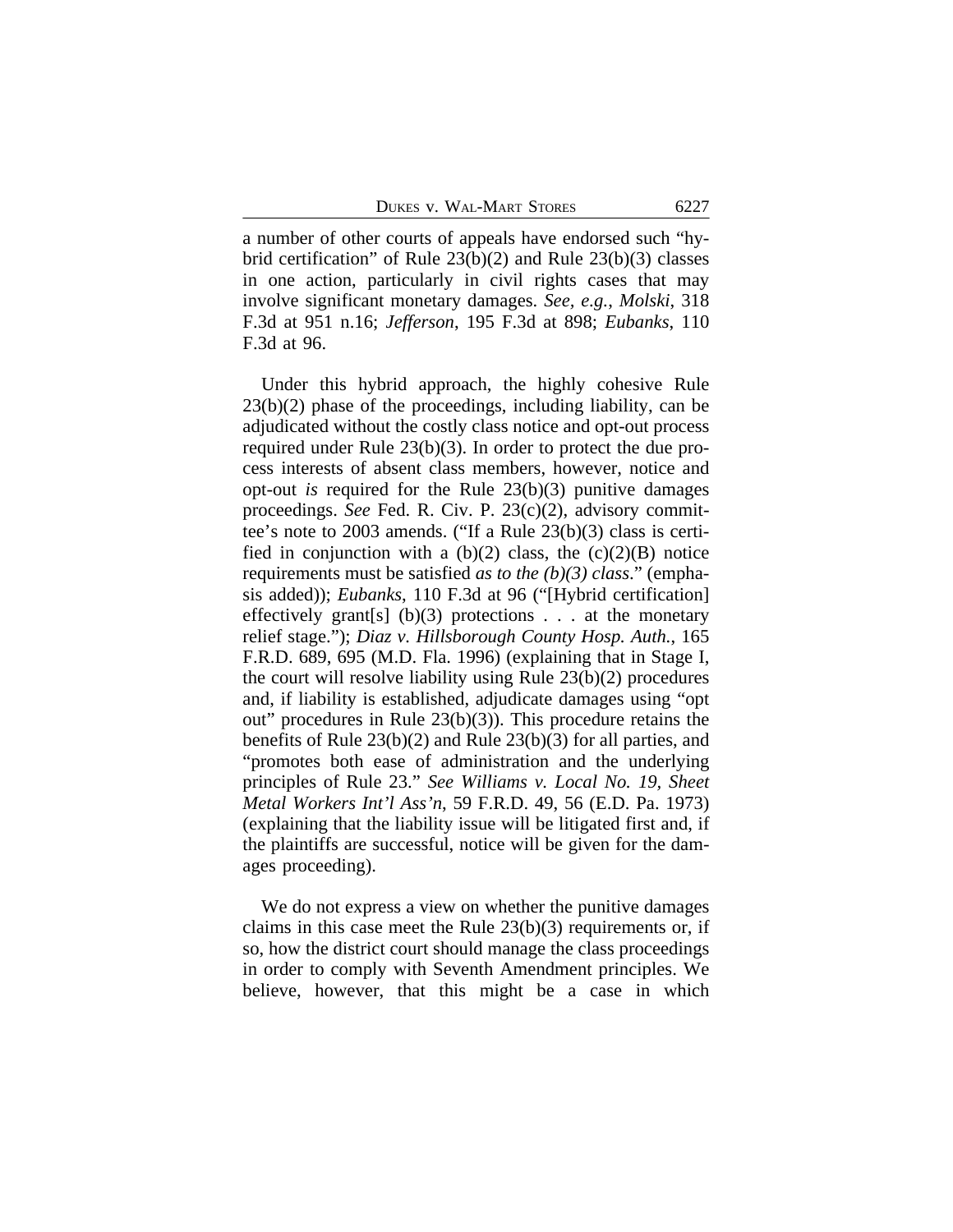a number of other courts of appeals have endorsed such "hybrid certification" of Rule 23(b)(2) and Rule 23(b)(3) classes in one action, particularly in civil rights cases that may involve significant monetary damages. *See, e.g.*, *Molski*, 318 F.3d at 951 n.16; *Jefferson*, 195 F.3d at 898; *Eubanks*, 110 F.3d at 96.

Under this hybrid approach, the highly cohesive Rule 23(b)(2) phase of the proceedings, including liability, can be adjudicated without the costly class notice and opt-out process required under Rule 23(b)(3). In order to protect the due process interests of absent class members, however, notice and opt-out *is* required for the Rule 23(b)(3) punitive damages proceedings. *See* Fed. R. Civ. P. 23(c)(2), advisory committee's note to 2003 amends. ("If a Rule 23(b)(3) class is certified in conjunction with a (b)(2) class, the (c)(2)(B) notice requirements must be satisfied *as to the (b)(3) class*." (emphasis added)); *Eubanks*, 110 F.3d at 96 ("[Hybrid certification] effectively grant[s] (b)(3) protections . . . at the monetary relief stage."); *Diaz v. Hillsborough County Hosp. Auth.*, 165 F.R.D. 689, 695 (M.D. Fla. 1996) (explaining that in Stage I, the court will resolve liability using Rule 23(b)(2) procedures and, if liability is established, adjudicate damages using "opt out" procedures in Rule 23(b)(3)). This procedure retains the benefits of Rule 23(b)(2) and Rule 23(b)(3) for all parties, and "promotes both ease of administration and the underlying principles of Rule 23." *See Williams v. Local No. 19, Sheet Metal Workers Int'l Ass'n*, 59 F.R.D. 49, 56 (E.D. Pa. 1973) (explaining that the liability issue will be litigated first and, if the plaintiffs are successful, notice will be given for the damages proceeding).

We do not express a view on whether the punitive damages claims in this case meet the Rule 23(b)(3) requirements or, if so, how the district court should manage the class proceedings in order to comply with Seventh Amendment principles. We believe, however, that this might be a case in which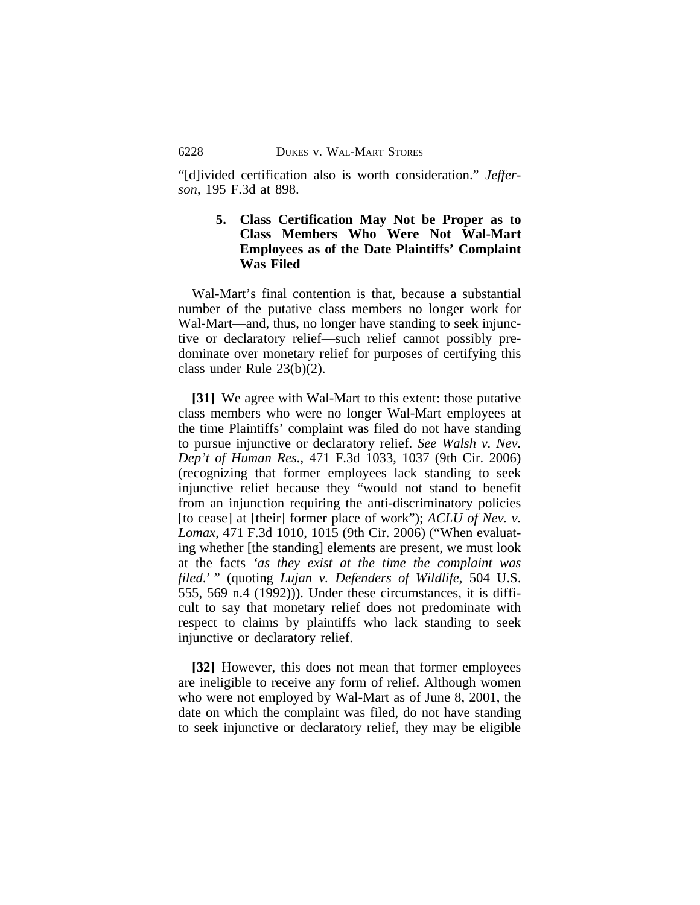"[d]ivided certification also is worth consideration." *Jefferson*, 195 F.3d at 898.

### 5. Class Certification May Not be Proper as to Class Members Who Were Not Wal-Mart Employees as of the Date Plaintiffs' Complaint Was Filed

Wal-Mart's final contention is that, because a substantial number of the putative class members no longer work for Wal-Mart—and, thus, no longer have standing to seek injunctive or declaratory relief—such relief cannot possibly predominate over monetary relief for purposes of certifying this class under Rule 23(b)(2).

**[31]** We agree with Wal-Mart to this extent: those putative class members who were no longer Wal-Mart employees at the time Plaintiffs' complaint was filed do not have standing to pursue injunctive or declaratory relief. *See Walsh v. Nev. Dep't of Human Res.*, 471 F.3d 1033, 1037 (9th Cir. 2006) (recognizing that former employees lack standing to seek injunctive relief because they "would not stand to benefit from an injunction requiring the anti-discriminatory policies [to cease] at [their] former place of work"); *ACLU of Nev. v. Lomax*, 471 F.3d 1010, 1015 (9th Cir. 2006) ("When evaluating whether [the standing] elements are present, we must look at the facts '*as they exist at the time the complaint was filed*.' " (quoting *Lujan v. Defenders of Wildlife*, 504 U.S. 555, 569 n.4 (1992))). Under these circumstances, it is difficult to say that monetary relief does not predominate with respect to claims by plaintiffs who lack standing to seek injunctive or declaratory relief.

**[32]** However, this does not mean that former employees are ineligible to receive any form of relief. Although women who were not employed by Wal-Mart as of June 8, 2001, the date on which the complaint was filed, do not have standing to seek injunctive or declaratory relief, they may be eligible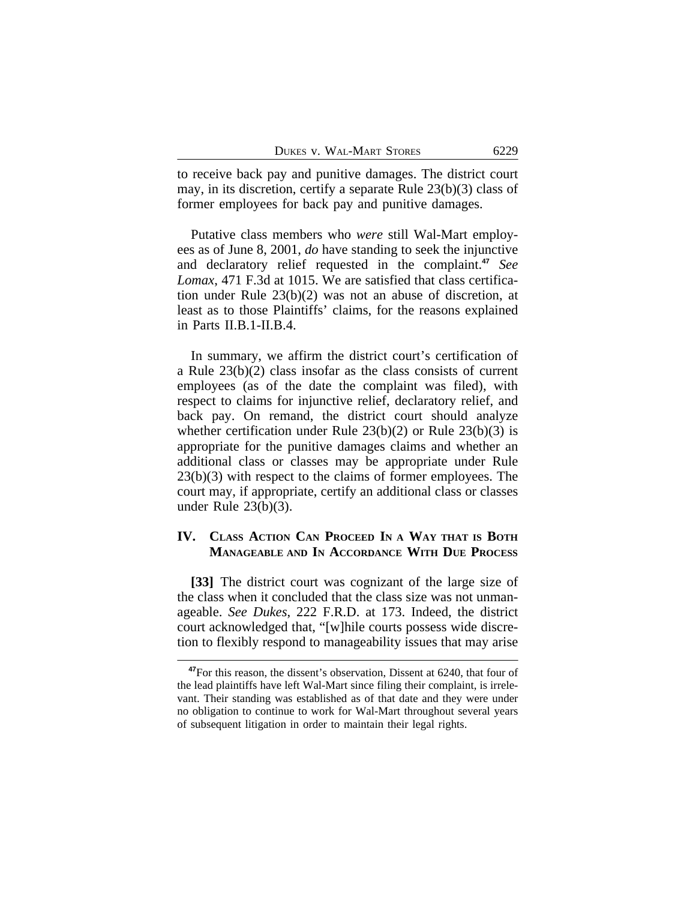to receive back pay and punitive damages. The district court may, in its discretion, certify a separate Rule 23(b)(3) class of former employees for back pay and punitive damages.

Putative class members who *were* still Wal-Mart employees as of June 8, 2001, *do* have standing to seek the injunctive and declaratory relief requested in the complaint.[47] *See Lomax*, 471 F.3d at 1015. We are satisfied that class certification under Rule 23(b)(2) was not an abuse of discretion, at least as to those Plaintiffs' claims, for the reasons explained in Parts II.B.1-II.B.4.

In summary, we affirm the district court's certification of a Rule 23(b)(2) class insofar as the class consists of current employees (as of the date the complaint was filed), with respect to claims for injunctive relief, declaratory relief, and back pay. On remand, the district court should analyze whether certification under Rule 23(b)(2) or Rule 23(b)(3) is appropriate for the punitive damages claims and whether an additional class or classes may be appropriate under Rule 23(b)(3) with respect to the claims of former employees. The court may, if appropriate, certify an additional class or classes under Rule 23(b)(3).

## IV. Class Action Can Proceed In a Way that is Both Manageable and In Accordance With Due Process

**[33]** The district court was cognizant of the large size of the class when it concluded that the class size was not unmanageable. *See Dukes*, 222 F.R.D. at 173. Indeed, the district court acknowledged that, "[w]hile courts possess wide discretion to flexibly respond to manageability issues that may arise

---

[47]For this reason, the dissent's observation, Dissent at 6240, that four of the lead plaintiffs have left Wal-Mart since filing their complaint, is irrelevant. Their standing was established as of that date and they were under no obligation to continue to work for Wal-Mart throughout several years of subsequent litigation in order to maintain their legal rights.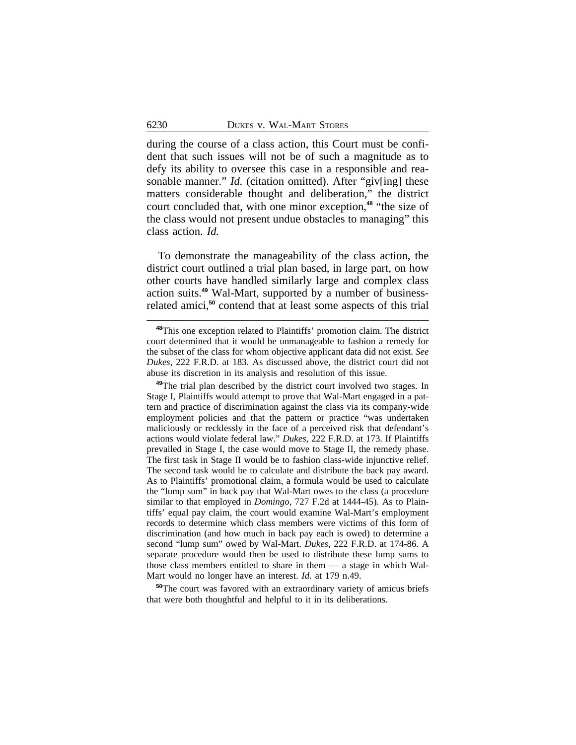during the course of a class action, this Court must be confident that such issues will not be of such a magnitude as to defy its ability to oversee this case in a responsible and reasonable manner." *Id.* (citation omitted). After "giv[ing] these matters considerable thought and deliberation," the district court concluded that, with one minor exception,[48] "the size of the class would not present undue obstacles to managing" this class action. *Id.*

To demonstrate the manageability of the class action, the district court outlined a trial plan based, in large part, on how other courts have handled similarly large and complex class action suits.[49] Wal-Mart, supported by a number of business-related amici,[50] contend that at least some aspects of this trial

---

[48]This one exception related to Plaintiffs' promotion claim. The district court determined that it would be unmanageable to fashion a remedy for the subset of the class for whom objective applicant data did not exist. *See Dukes*, 222 F.R.D. at 183. As discussed above, the district court did not abuse its discretion in its analysis and resolution of this issue.

[49]The trial plan described by the district court involved two stages. In Stage I, Plaintiffs would attempt to prove that Wal-Mart engaged in a pattern and practice of discrimination against the class via its company-wide employment policies and that the pattern or practice "was undertaken maliciously or recklessly in the face of a perceived risk that defendant's actions would violate federal law." *Dukes*, 222 F.R.D. at 173. If Plaintiffs prevailed in Stage I, the case would move to Stage II, the remedy phase. The first task in Stage II would be to fashion class-wide injunctive relief. The second task would be to calculate and distribute the back pay award. As to Plaintiffs' promotional claim, a formula would be used to calculate the "lump sum" in back pay that Wal-Mart owes to the class (a procedure similar to that employed in *Domingo*, 727 F.2d at 1444-45). As to Plaintiffs' equal pay claim, the court would examine Wal-Mart's employment records to determine which class members were victims of this form of discrimination (and how much in back pay each is owed) to determine a second "lump sum" owed by Wal-Mart. *Dukes*, 222 F.R.D. at 174-86. A separate procedure would then be used to distribute these lump sums to those class members entitled to share in them — a stage in which Wal-Mart would no longer have an interest. *Id.* at 179 n.49.

[50]The court was favored with an extraordinary variety of amicus briefs that were both thoughtful and helpful to it in its deliberations.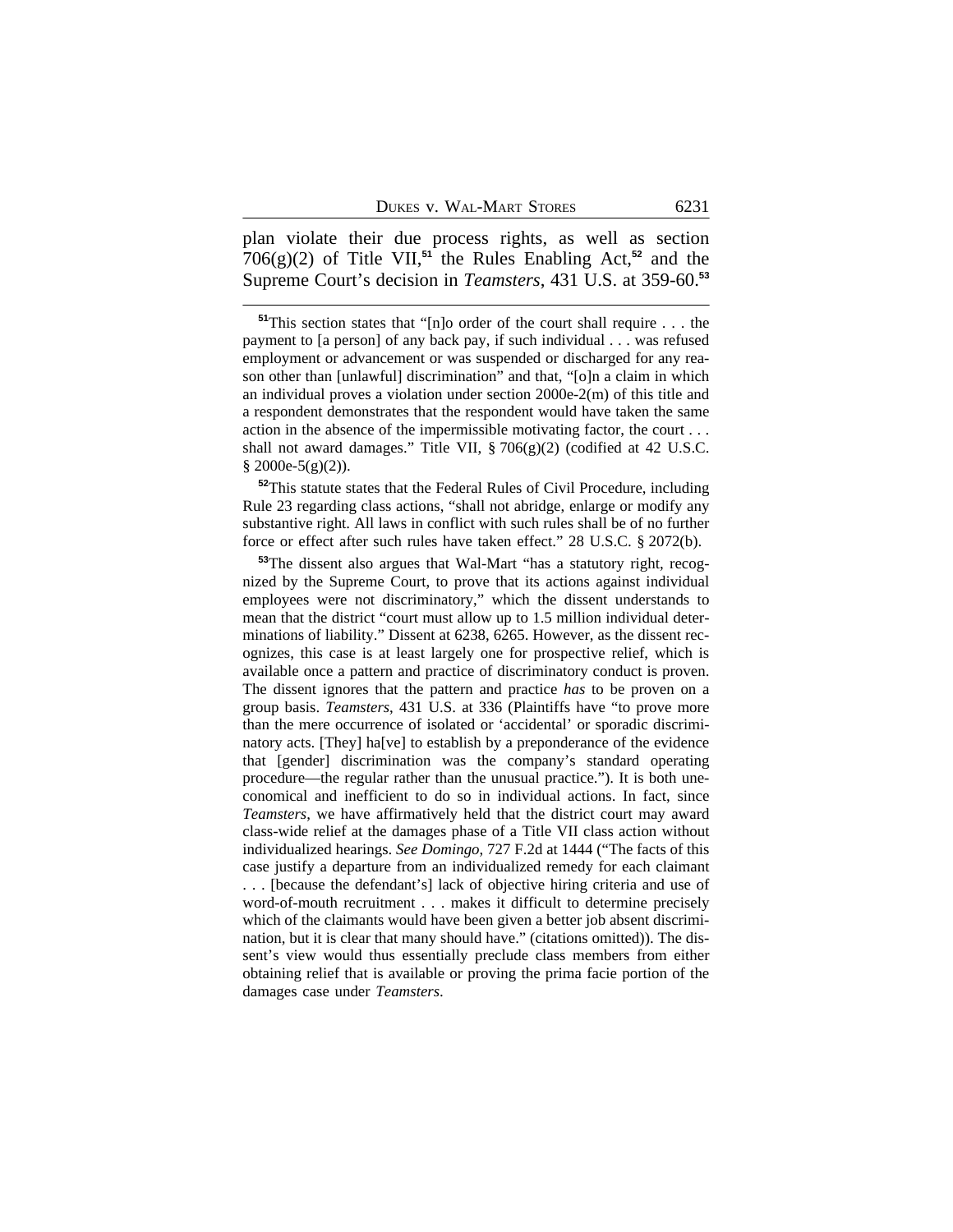plan violate their due process rights, as well as section 706(g)(2) of Title VII,[51] the Rules Enabling Act,[52] and the Supreme Court's decision in *Teamsters*, 431 U.S. at 359-60.[53]

---

[51]This section states that "[n]o order of the court shall require . . . the payment to [a person] of any back pay, if such individual . . . was refused employment or advancement or was suspended or discharged for any reason other than [unlawful] discrimination" and that, "[o]n a claim in which an individual proves a violation under section 2000e-2(m) of this title and a respondent demonstrates that the respondent would have taken the same action in the absence of the impermissible motivating factor, the court . . . shall not award damages." Title VII, § 706(g)(2) (codified at 42 U.S.C. § 2000e-5(g)(2)).

[52]This statute states that the Federal Rules of Civil Procedure, including Rule 23 regarding class actions, "shall not abridge, enlarge or modify any substantive right. All laws in conflict with such rules shall be of no further force or effect after such rules have taken effect." 28 U.S.C. § 2072(b).

[53]The dissent also argues that Wal-Mart "has a statutory right, recognized by the Supreme Court, to prove that its actions against individual employees were not discriminatory," which the dissent understands to mean that the district "court must allow up to 1.5 million individual determinations of liability." Dissent at 6238, 6265. However, as the dissent recognizes, this case is at least largely one for prospective relief, which is available once a pattern and practice of discriminatory conduct is proven. The dissent ignores that the pattern and practice *has* to be proven on a group basis. *Teamsters*, 431 U.S. at 336 (Plaintiffs have "to prove more than the mere occurrence of isolated or 'accidental' or sporadic discriminatory acts. [They] ha[ve] to establish by a preponderance of the evidence that [gender] discrimination was the company's standard operating procedure—the regular rather than the unusual practice."). It is both uneconomical and inefficient to do so in individual actions. In fact, since *Teamsters*, we have affirmatively held that the district court may award class-wide relief at the damages phase of a Title VII class action without individualized hearings. *See Domingo*, 727 F.2d at 1444 ("The facts of this case justify a departure from an individualized remedy for each claimant . . . [because the defendant's] lack of objective hiring criteria and use of word-of-mouth recruitment . . . makes it difficult to determine precisely which of the claimants would have been given a better job absent discrimination, but it is clear that many should have." (citations omitted)). The dissent's view would thus essentially preclude class members from either obtaining relief that is available or proving the prima facie portion of the damages case under *Teamsters*.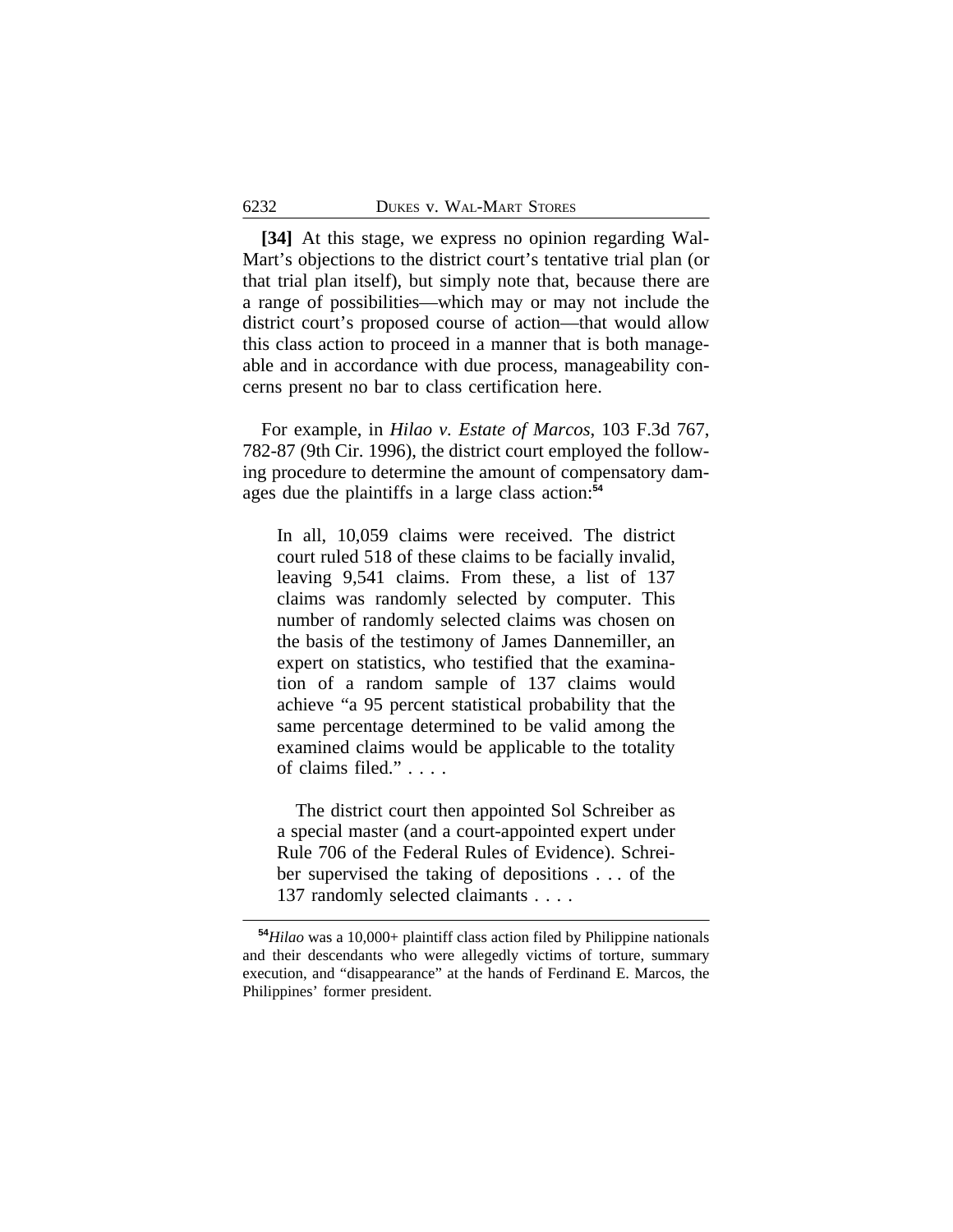**[34]** At this stage, we express no opinion regarding Wal-Mart's objections to the district court's tentative trial plan (or that trial plan itself), but simply note that, because there are a range of possibilities—which may or may not include the district court's proposed course of action—that would allow this class action to proceed in a manner that is both manageable and in accordance with due process, manageability concerns present no bar to class certification here.

For example, in *Hilao v. Estate of Marcos*, 103 F.3d 767, 782-87 (9th Cir. 1996), the district court employed the following procedure to determine the amount of compensatory damages due the plaintiffs in a large class action:[54]

> In all, 10,059 claims were received. The district court ruled 518 of these claims to be facially invalid, leaving 9,541 claims. From these, a list of 137 claims was randomly selected by computer. This number of randomly selected claims was chosen on the basis of the testimony of James Dannemiller, an expert on statistics, who testified that the examination of a random sample of 137 claims would achieve "a 95 percent statistical probability that the same percentage determined to be valid among the examined claims would be applicable to the totality of claims filed." . . . .
>
> The district court then appointed Sol Schreiber as a special master (and a court-appointed expert under Rule 706 of the Federal Rules of Evidence). Schreiber supervised the taking of depositions . . . of the 137 randomly selected claimants . . . .

[54]*Hilao* was a 10,000+ plaintiff class action filed by Philippine nationals and their descendants who were allegedly victims of torture, summary execution, and "disappearance" at the hands of Ferdinand E. Marcos, the Philippines' former president.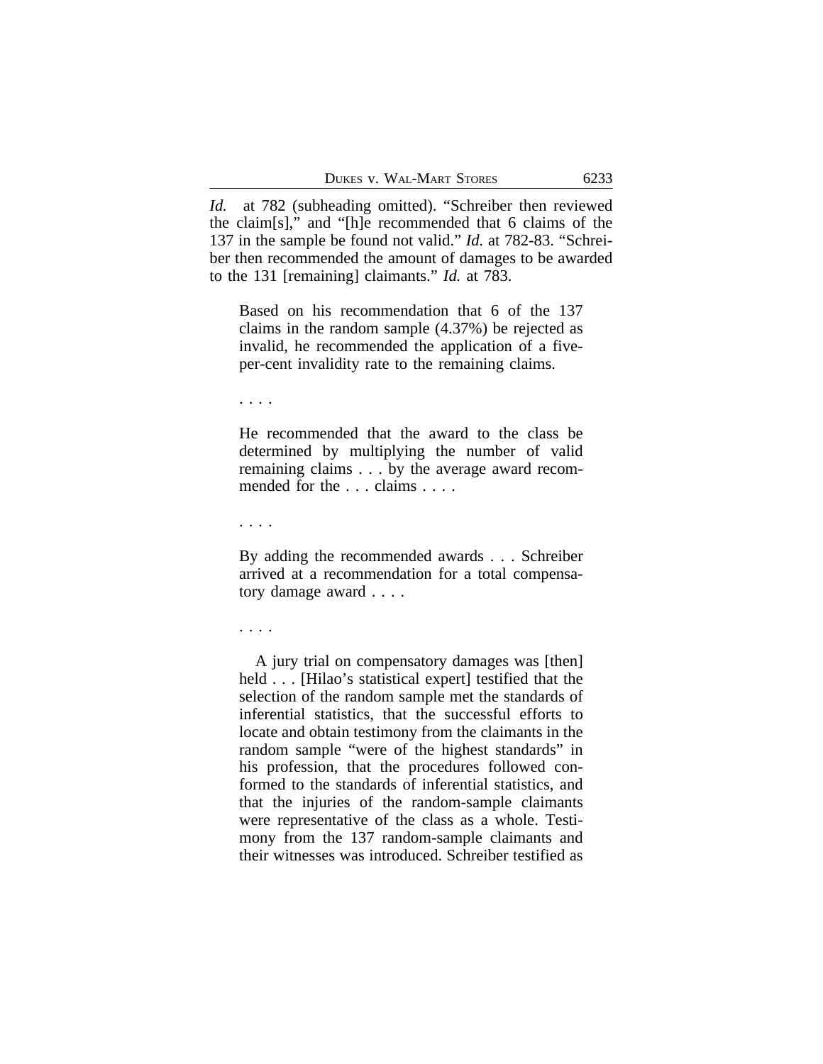*Id.* at 782 (subheading omitted). "Schreiber then reviewed the claim[s]," and "[h]e recommended that 6 claims of the 137 in the sample be found not valid." *Id.* at 782-83. "Schreiber then recommended the amount of damages to be awarded to the 131 [remaining] claimants." *Id.* at 783.

> Based on his recommendation that 6 of the 137 claims in the random sample (4.37%) be rejected as invalid, he recommended the application of a five-per-cent invalidity rate to the remaining claims.
>
> . . . .
>
> He recommended that the award to the class be determined by multiplying the number of valid remaining claims . . . by the average award recommended for the . . . claims . . . .
>
> . . . .
>
> By adding the recommended awards . . . Schreiber arrived at a recommendation for a total compensatory damage award . . . .
>
> . . . .
>
> A jury trial on compensatory damages was [then] held . . . [Hilao's statistical expert] testified that the selection of the random sample met the standards of inferential statistics, that the successful efforts to locate and obtain testimony from the claimants in the random sample "were of the highest standards" in his profession, that the procedures followed conformed to the standards of inferential statistics, and that the injuries of the random-sample claimants were representative of the class as a whole. Testimony from the 137 random-sample claimants and their witnesses was introduced. Schreiber testified as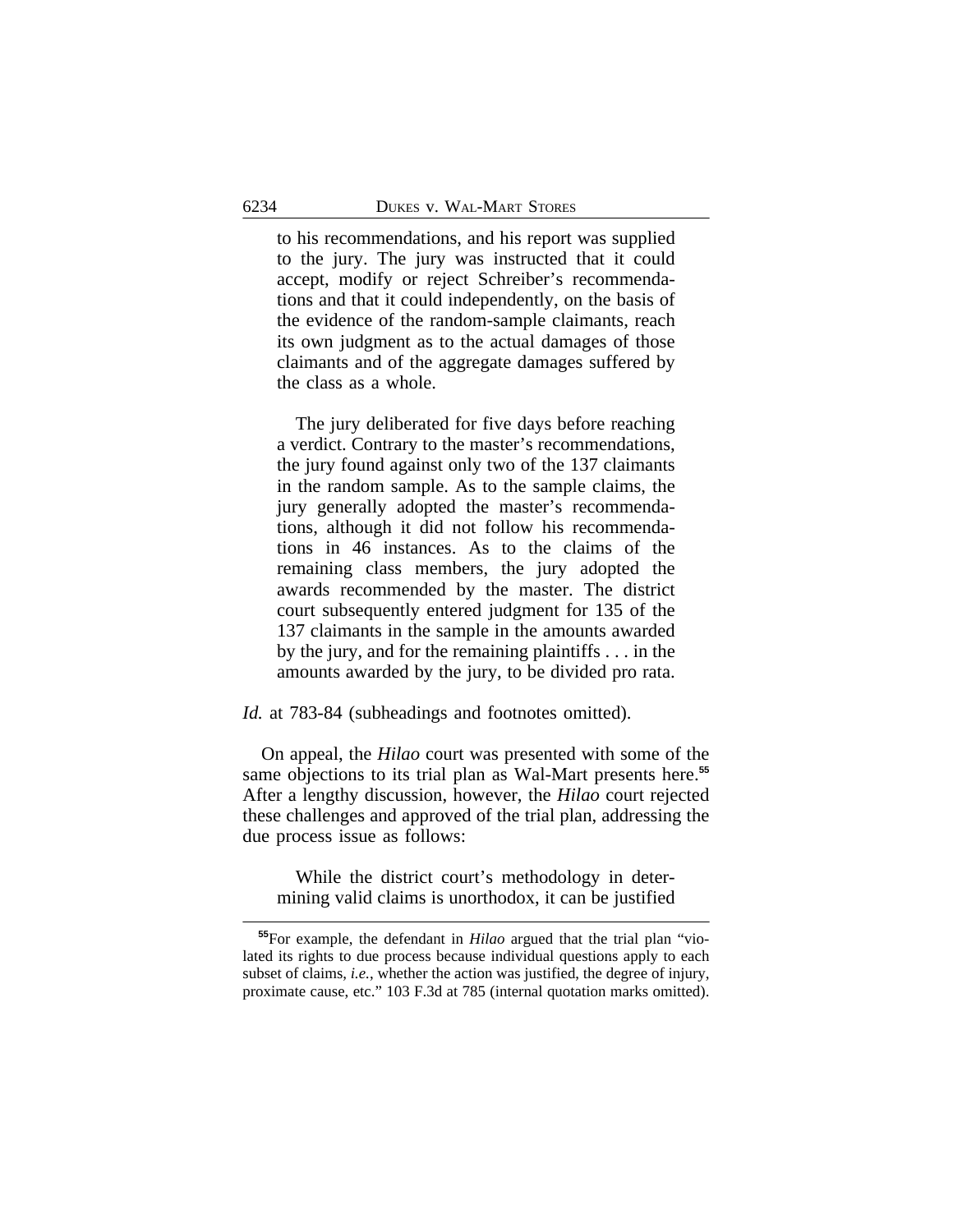> to his recommendations, and his report was supplied to the jury. The jury was instructed that it could accept, modify or reject Schreiber's recommendations and that it could independently, on the basis of the evidence of the random-sample claimants, reach its own judgment as to the actual damages of those claimants and of the aggregate damages suffered by the class as a whole.
>
> The jury deliberated for five days before reaching a verdict. Contrary to the master's recommendations, the jury found against only two of the 137 claimants in the random sample. As to the sample claims, the jury generally adopted the master's recommendations, although it did not follow his recommendations in 46 instances. As to the claims of the remaining class members, the jury adopted the awards recommended by the master. The district court subsequently entered judgment for 135 of the 137 claimants in the sample in the amounts awarded by the jury, and for the remaining plaintiffs . . . in the amounts awarded by the jury, to be divided pro rata.

*Id.* at 783-84 (subheadings and footnotes omitted).

On appeal, the *Hilao* court was presented with some of the same objections to its trial plan as Wal-Mart presents here.[55] After a lengthy discussion, however, the *Hilao* court rejected these challenges and approved of the trial plan, addressing the due process issue as follows:

> While the district court's methodology in determining valid claims is unorthodox, it can be justified

[55] For example, the defendant in *Hilao* argued that the trial plan "violated its rights to due process because individual questions apply to each subset of claims, *i.e.*, whether the action was justified, the degree of injury, proximate cause, etc." 103 F.3d at 785 (internal quotation marks omitted).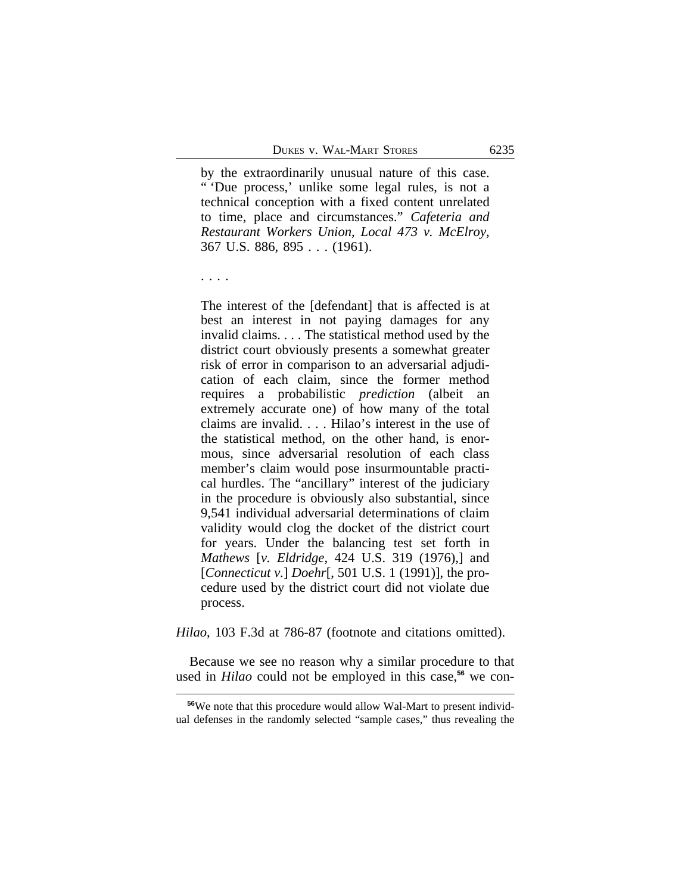> by the extraordinarily unusual nature of this case. " 'Due process,' unlike some legal rules, is not a technical conception with a fixed content unrelated to time, place and circumstances." *Cafeteria and Restaurant Workers Union, Local 473 v. McElroy*, 367 U.S. 886, 895 . . . (1961).
>
> . . . .
>
> The interest of the [defendant] that is affected is at best an interest in not paying damages for any invalid claims. . . . The statistical method used by the district court obviously presents a somewhat greater risk of error in comparison to an adversarial adjudication of each claim, since the former method requires a probabilistic *prediction* (albeit an extremely accurate one) of how many of the total claims are invalid. . . . Hilao's interest in the use of the statistical method, on the other hand, is enormous, since adversarial resolution of each class member's claim would pose insurmountable practical hurdles. The "ancillary" interest of the judiciary in the procedure is obviously also substantial, since 9,541 individual adversarial determinations of claim validity would clog the docket of the district court for years. Under the balancing test set forth in *Mathews* [*v. Eldridge*, 424 U.S. 319 (1976),] and [*Connecticut v.*] *Doehr*[, 501 U.S. 1 (1991)], the procedure used by the district court did not violate due process.

*Hilao*, 103 F.3d at 786-87 (footnote and citations omitted).

Because we see no reason why a similar procedure to that used in *Hilao* could not be employed in this case,[56] we con-

[56]We note that this procedure would allow Wal-Mart to present individual defenses in the randomly selected "sample cases," thus revealing the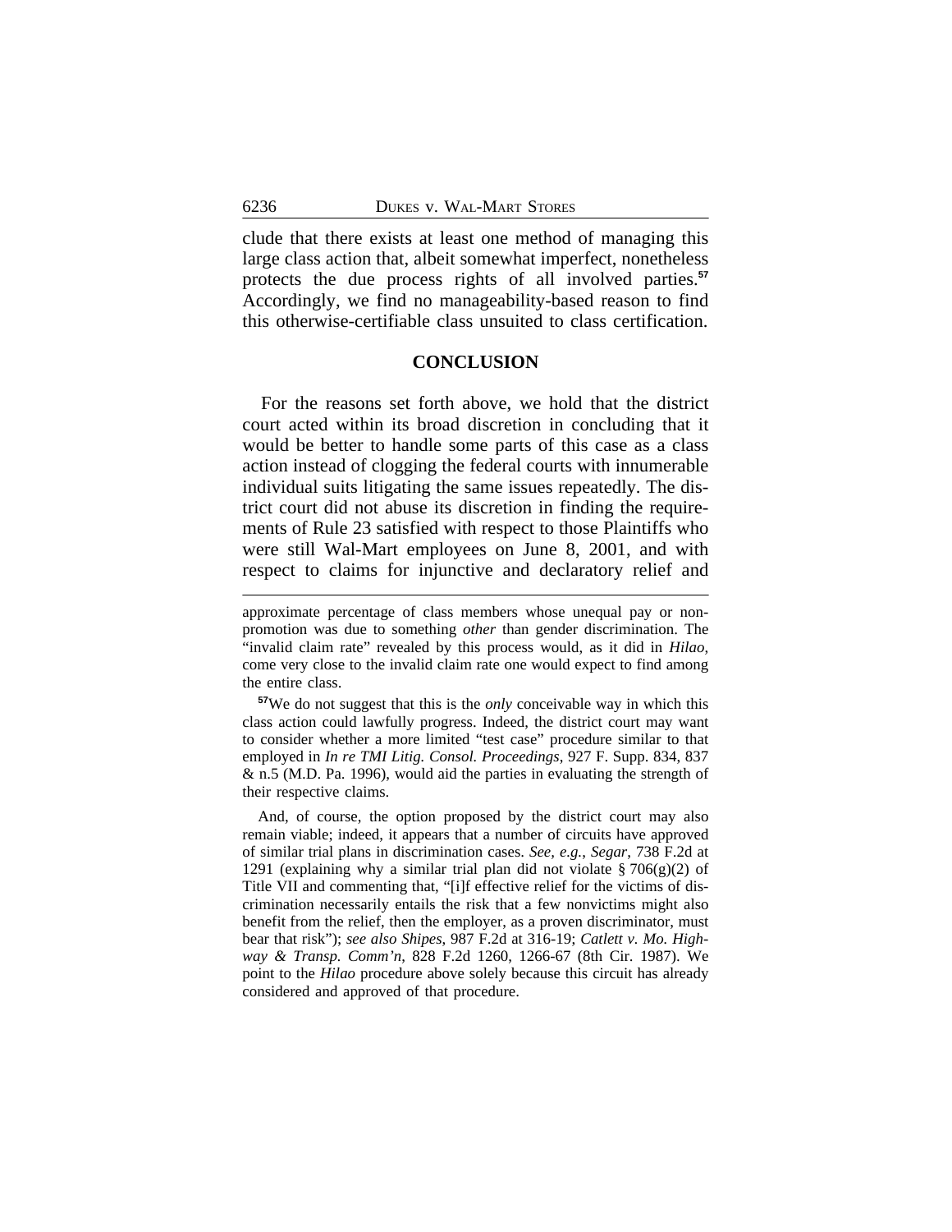clude that there exists at least one method of managing this large class action that, albeit somewhat imperfect, nonetheless protects the due process rights of all involved parties.[57] Accordingly, we find no manageability-based reason to find this otherwise-certifiable class unsuited to class certification.

## CONCLUSION

For the reasons set forth above, we hold that the district court acted within its broad discretion in concluding that it would be better to handle some parts of this case as a class action instead of clogging the federal courts with innumerable individual suits litigating the same issues repeatedly. The district court did not abuse its discretion in finding the requirements of Rule 23 satisfied with respect to those Plaintiffs who were still Wal-Mart employees on June 8, 2001, and with respect to claims for injunctive and declaratory relief and

---

approximate percentage of class members whose unequal pay or non-promotion was due to something *other* than gender discrimination. The "invalid claim rate" revealed by this process would, as it did in *Hilao*, come very close to the invalid claim rate one would expect to find among the entire class.

[57]We do not suggest that this is the *only* conceivable way in which this class action could lawfully progress. Indeed, the district court may want to consider whether a more limited "test case" procedure similar to that employed in *In re TMI Litig. Consol. Proceedings*, 927 F. Supp. 834, 837 & n.5 (M.D. Pa. 1996), would aid the parties in evaluating the strength of their respective claims.

And, of course, the option proposed by the district court may also remain viable; indeed, it appears that a number of circuits have approved of similar trial plans in discrimination cases. *See, e.g.*, *Segar*, 738 F.2d at 1291 (explaining why a similar trial plan did not violate § 706(g)(2) of Title VII and commenting that, "[i]f effective relief for the victims of discrimination necessarily entails the risk that a few nonvictims might also benefit from the relief, then the employer, as a proven discriminator, must bear that risk"); *see also Shipes*, 987 F.2d at 316-19; *Catlett v. Mo. Highway & Transp. Comm'n*, 828 F.2d 1260, 1266-67 (8th Cir. 1987). We point to the *Hilao* procedure above solely because this circuit has already considered and approved of that procedure.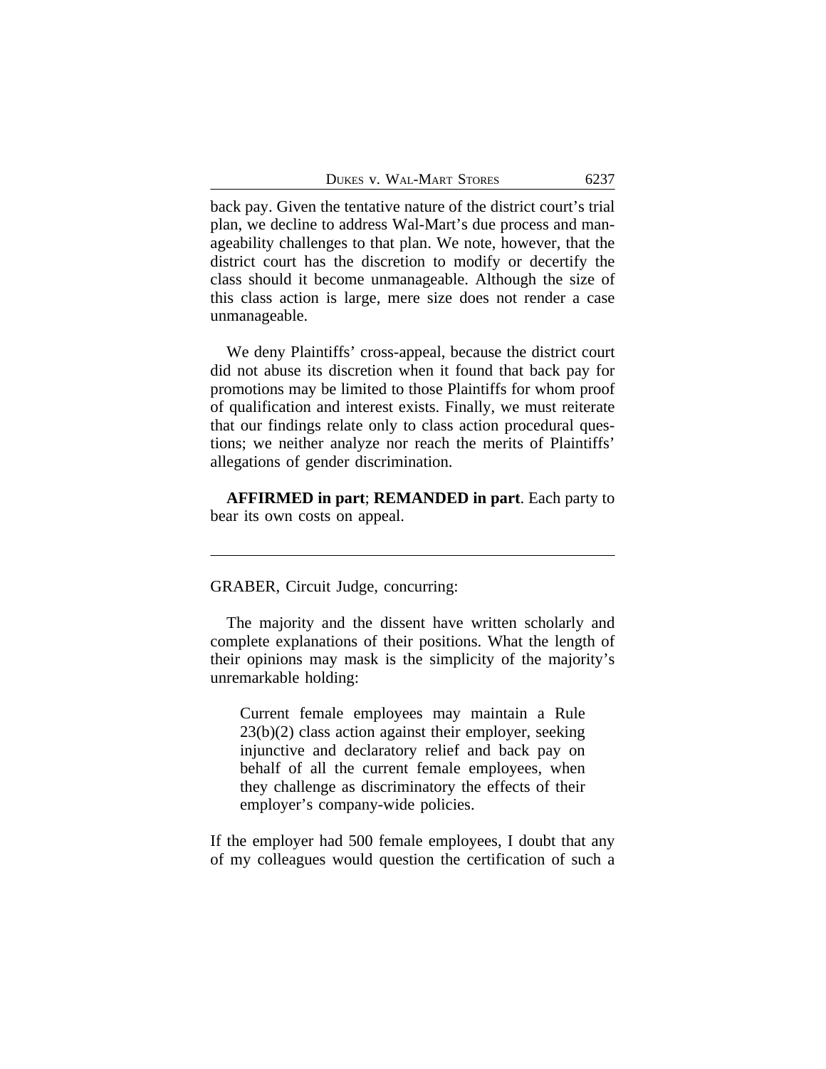back pay. Given the tentative nature of the district court's trial plan, we decline to address Wal-Mart's due process and manageability challenges to that plan. We note, however, that the district court has the discretion to modify or decertify the class should it become unmanageable. Although the size of this class action is large, mere size does not render a case unmanageable.

We deny Plaintiffs' cross-appeal, because the district court did not abuse its discretion when it found that back pay for promotions may be limited to those Plaintiffs for whom proof of qualification and interest exists. Finally, we must reiterate that our findings relate only to class action procedural questions; we neither analyze nor reach the merits of Plaintiffs' allegations of gender discrimination.

**AFFIRMED in part**; **REMANDED in part**. Each party to bear its own costs on appeal.

---

GRABER, Circuit Judge, concurring:

The majority and the dissent have written scholarly and complete explanations of their positions. What the length of their opinions may mask is the simplicity of the majority's unremarkable holding:

> Current female employees may maintain a Rule 23(b)(2) class action against their employer, seeking injunctive and declaratory relief and back pay on behalf of all the current female employees, when they challenge as discriminatory the effects of their employer's company-wide policies.

If the employer had 500 female employees, I doubt that any of my colleagues would question the certification of such a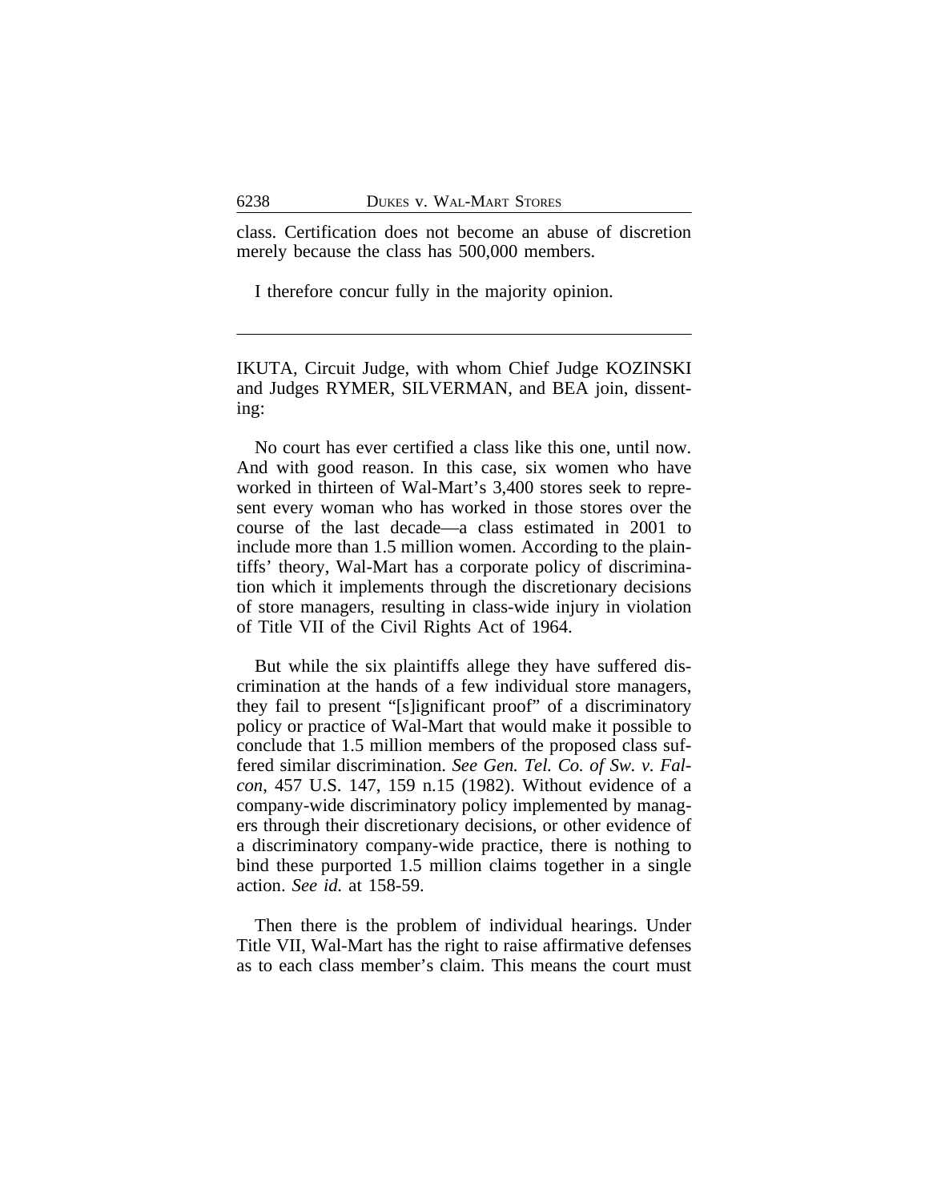class. Certification does not become an abuse of discretion merely because the class has 500,000 members.

I therefore concur fully in the majority opinion.

---

IKUTA, Circuit Judge, with whom Chief Judge KOZINSKI and Judges RYMER, SILVERMAN, and BEA join, dissenting:

No court has ever certified a class like this one, until now. And with good reason. In this case, six women who have worked in thirteen of Wal-Mart's 3,400 stores seek to represent every woman who has worked in those stores over the course of the last decade—a class estimated in 2001 to include more than 1.5 million women. According to the plaintiffs' theory, Wal-Mart has a corporate policy of discrimination which it implements through the discretionary decisions of store managers, resulting in class-wide injury in violation of Title VII of the Civil Rights Act of 1964.

But while the six plaintiffs allege they have suffered discrimination at the hands of a few individual store managers, they fail to present "[s]ignificant proof" of a discriminatory policy or practice of Wal-Mart that would make it possible to conclude that 1.5 million members of the proposed class suffered similar discrimination. *See Gen. Tel. Co. of Sw. v. Falcon*, 457 U.S. 147, 159 n.15 (1982). Without evidence of a company-wide discriminatory policy implemented by managers through their discretionary decisions, or other evidence of a discriminatory company-wide practice, there is nothing to bind these purported 1.5 million claims together in a single action. *See id.* at 158-59.

Then there is the problem of individual hearings. Under Title VII, Wal-Mart has the right to raise affirmative defenses as to each class member's claim. This means the court must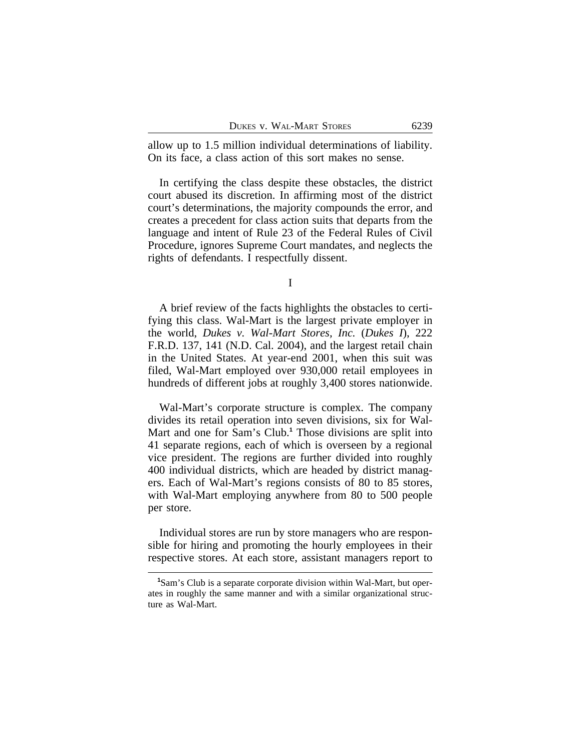allow up to 1.5 million individual determinations of liability. On its face, a class action of this sort makes no sense.

In certifying the class despite these obstacles, the district court abused its discretion. In affirming most of the district court's determinations, the majority compounds the error, and creates a precedent for class action suits that departs from the language and intent of Rule 23 of the Federal Rules of Civil Procedure, ignores Supreme Court mandates, and neglects the rights of defendants. I respectfully dissent.

## I

A brief review of the facts highlights the obstacles to certifying this class. Wal-Mart is the largest private employer in the world, *Dukes v. Wal-Mart Stores, Inc.* (*Dukes I*), 222 F.R.D. 137, 141 (N.D. Cal. 2004), and the largest retail chain in the United States. At year-end 2001, when this suit was filed, Wal-Mart employed over 930,000 retail employees in hundreds of different jobs at roughly 3,400 stores nationwide.

Wal-Mart's corporate structure is complex. The company divides its retail operation into seven divisions, six for Wal-Mart and one for Sam's Club.[1] Those divisions are split into 41 separate regions, each of which is overseen by a regional vice president. The regions are further divided into roughly 400 individual districts, which are headed by district managers. Each of Wal-Mart's regions consists of 80 to 85 stores, with Wal-Mart employing anywhere from 80 to 500 people per store.

Individual stores are run by store managers who are responsible for hiring and promoting the hourly employees in their respective stores. At each store, assistant managers report to

[1] Sam's Club is a separate corporate division within Wal-Mart, but operates in roughly the same manner and with a similar organizational structure as Wal-Mart.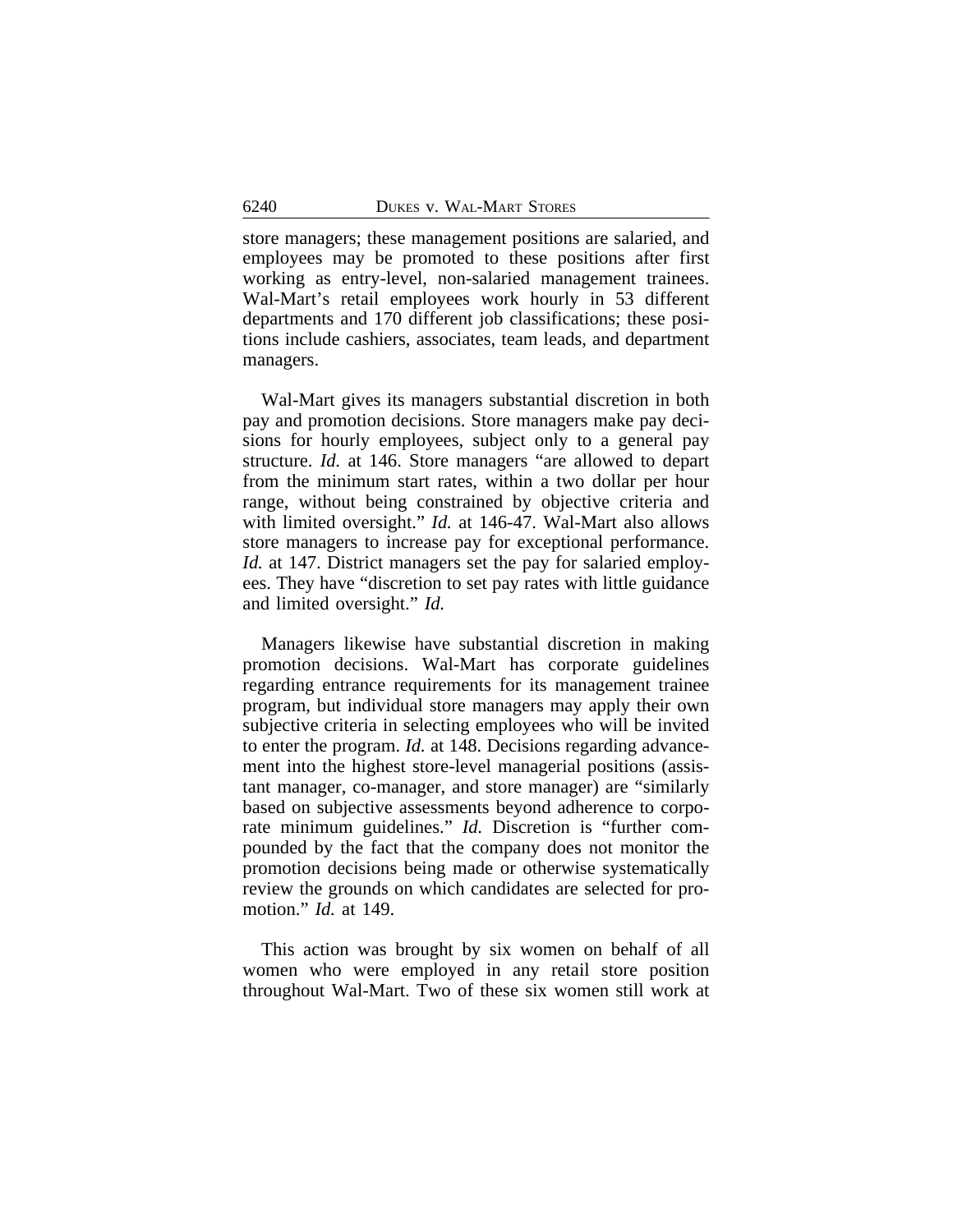store managers; these management positions are salaried, and employees may be promoted to these positions after first working as entry-level, non-salaried management trainees. Wal-Mart's retail employees work hourly in 53 different departments and 170 different job classifications; these positions include cashiers, associates, team leads, and department managers.

Wal-Mart gives its managers substantial discretion in both pay and promotion decisions. Store managers make pay decisions for hourly employees, subject only to a general pay structure. *Id.* at 146. Store managers "are allowed to depart from the minimum start rates, within a two dollar per hour range, without being constrained by objective criteria and with limited oversight." *Id.* at 146-47. Wal-Mart also allows store managers to increase pay for exceptional performance. *Id.* at 147. District managers set the pay for salaried employees. They have "discretion to set pay rates with little guidance and limited oversight." *Id.*

Managers likewise have substantial discretion in making promotion decisions. Wal-Mart has corporate guidelines regarding entrance requirements for its management trainee program, but individual store managers may apply their own subjective criteria in selecting employees who will be invited to enter the program. *Id.* at 148. Decisions regarding advancement into the highest store-level managerial positions (assistant manager, co-manager, and store manager) are "similarly based on subjective assessments beyond adherence to corporate minimum guidelines." *Id.* Discretion is "further compounded by the fact that the company does not monitor the promotion decisions being made or otherwise systematically review the grounds on which candidates are selected for promotion." *Id.* at 149.

This action was brought by six women on behalf of all women who were employed in any retail store position throughout Wal-Mart. Two of these six women still work at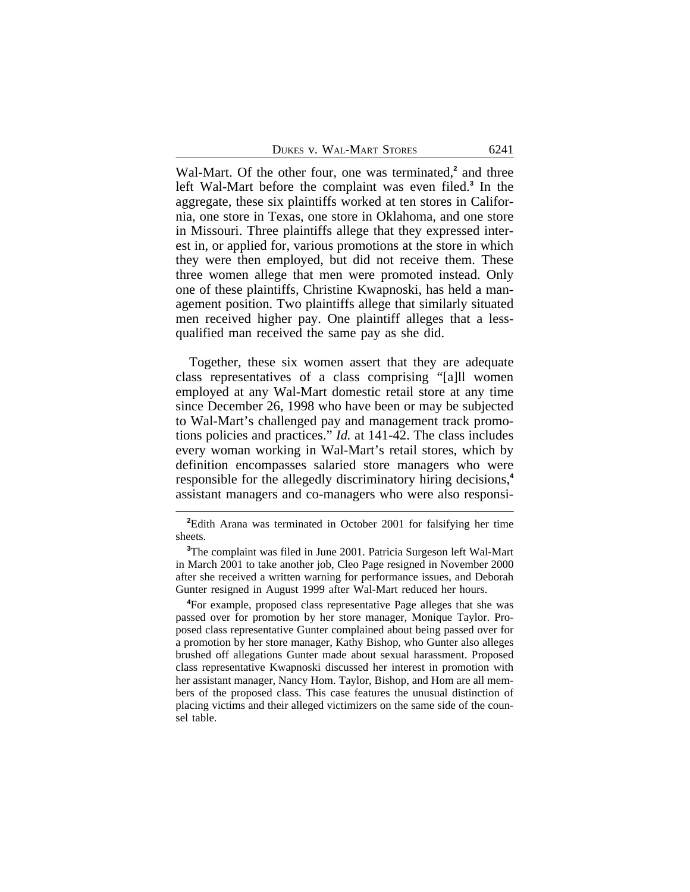Wal-Mart. Of the other four, one was terminated,[2] and three left Wal-Mart before the complaint was even filed.[3] In the aggregate, these six plaintiffs worked at ten stores in California, one store in Texas, one store in Oklahoma, and one store in Missouri. Three plaintiffs allege that they expressed interest in, or applied for, various promotions at the store in which they were then employed, but did not receive them. These three women allege that men were promoted instead. Only one of these plaintiffs, Christine Kwapnoski, has held a management position. Two plaintiffs allege that similarly situated men received higher pay. One plaintiff alleges that a less-qualified man received the same pay as she did.

Together, these six women assert that they are adequate class representatives of a class comprising "[a]ll women employed at any Wal-Mart domestic retail store at any time since December 26, 1998 who have been or may be subjected to Wal-Mart's challenged pay and management track promotions policies and practices." *Id.* at 141-42. The class includes every woman working in Wal-Mart's retail stores, which by definition encompasses salaried store managers who were responsible for the allegedly discriminatory hiring decisions,[4] assistant managers and co-managers who were also responsi-

---

[2] Edith Arana was terminated in October 2001 for falsifying her time sheets.

[3] The complaint was filed in June 2001. Patricia Surgeson left Wal-Mart in March 2001 to take another job, Cleo Page resigned in November 2000 after she received a written warning for performance issues, and Deborah Gunter resigned in August 1999 after Wal-Mart reduced her hours.

[4] For example, proposed class representative Page alleges that she was passed over for promotion by her store manager, Monique Taylor. Proposed class representative Gunter complained about being passed over for a promotion by her store manager, Kathy Bishop, who Gunter also alleges brushed off allegations Gunter made about sexual harassment. Proposed class representative Kwapnoski discussed her interest in promotion with her assistant manager, Nancy Hom. Taylor, Bishop, and Hom are all members of the proposed class. This case features the unusual distinction of placing victims and their alleged victimizers on the same side of the counsel table.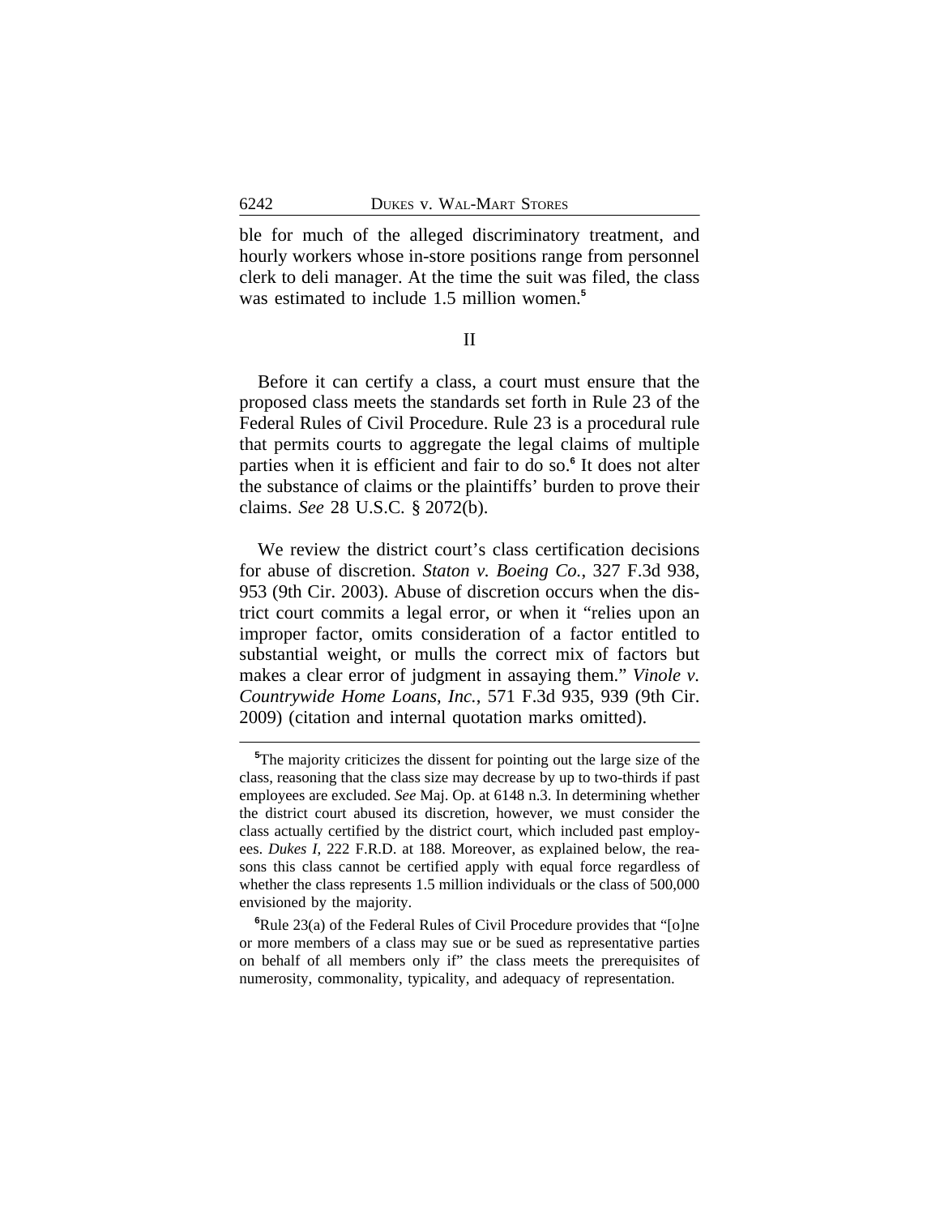ble for much of the alleged discriminatory treatment, and hourly workers whose in-store positions range from personnel clerk to deli manager. At the time the suit was filed, the class was estimated to include 1.5 million women.[5]

## II

Before it can certify a class, a court must ensure that the proposed class meets the standards set forth in Rule 23 of the Federal Rules of Civil Procedure. Rule 23 is a procedural rule that permits courts to aggregate the legal claims of multiple parties when it is efficient and fair to do so.[6] It does not alter the substance of claims or the plaintiffs' burden to prove their claims. *See* 28 U.S.C. § 2072(b).

We review the district court's class certification decisions for abuse of discretion. *Staton v. Boeing Co.*, 327 F.3d 938, 953 (9th Cir. 2003). Abuse of discretion occurs when the district court commits a legal error, or when it "relies upon an improper factor, omits consideration of a factor entitled to substantial weight, or mulls the correct mix of factors but makes a clear error of judgment in assaying them." *Vinole v. Countrywide Home Loans, Inc.*, 571 F.3d 935, 939 (9th Cir. 2009) (citation and internal quotation marks omitted).

---

[5] The majority criticizes the dissent for pointing out the large size of the class, reasoning that the class size may decrease by up to two-thirds if past employees are excluded. *See* Maj. Op. at 6148 n.3. In determining whether the district court abused its discretion, however, we must consider the class actually certified by the district court, which included past employees. *Dukes I*, 222 F.R.D. at 188. Moreover, as explained below, the reasons this class cannot be certified apply with equal force regardless of whether the class represents 1.5 million individuals or the class of 500,000 envisioned by the majority.

[6] Rule 23(a) of the Federal Rules of Civil Procedure provides that "[o]ne or more members of a class may sue or be sued as representative parties on behalf of all members only if" the class meets the prerequisites of numerosity, commonality, typicality, and adequacy of representation.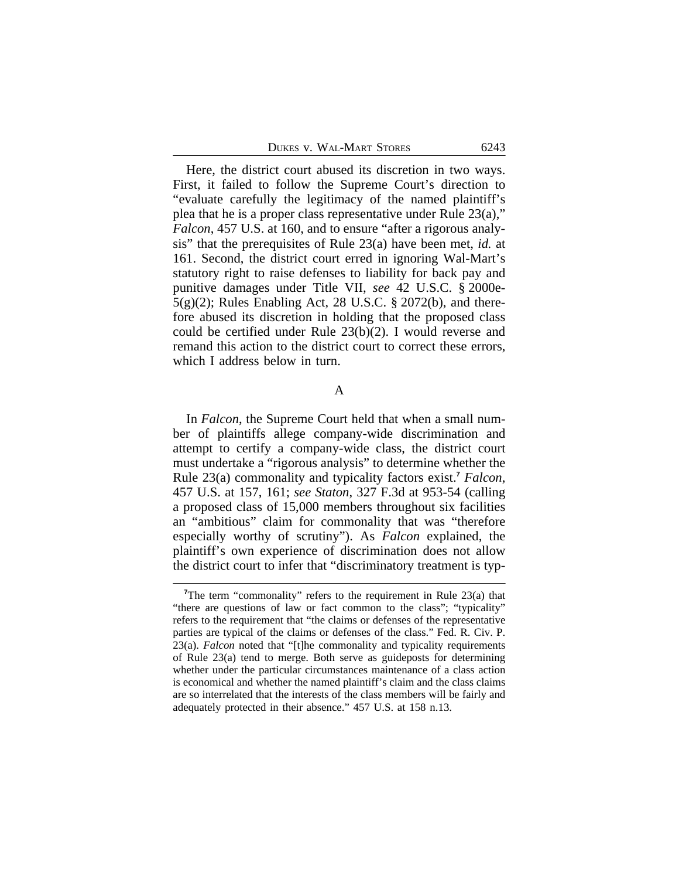Here, the district court abused its discretion in two ways. First, it failed to follow the Supreme Court's direction to "evaluate carefully the legitimacy of the named plaintiff's plea that he is a proper class representative under Rule 23(a)," *Falcon*, 457 U.S. at 160, and to ensure "after a rigorous analysis" that the prerequisites of Rule 23(a) have been met, *id.* at 161. Second, the district court erred in ignoring Wal-Mart's statutory right to raise defenses to liability for back pay and punitive damages under Title VII, *see* 42 U.S.C. § 2000e-5(g)(2); Rules Enabling Act, 28 U.S.C. § 2072(b), and therefore abused its discretion in holding that the proposed class could be certified under Rule 23(b)(2). I would reverse and remand this action to the district court to correct these errors, which I address below in turn.

### A

In *Falcon*, the Supreme Court held that when a small number of plaintiffs allege company-wide discrimination and attempt to certify a company-wide class, the district court must undertake a "rigorous analysis" to determine whether the Rule 23(a) commonality and typicality factors exist.[7] *Falcon*, 457 U.S. at 157, 161; *see Staton*, 327 F.3d at 953-54 (calling a proposed class of 15,000 members throughout six facilities an "ambitious" claim for commonality that was "therefore especially worthy of scrutiny"). As *Falcon* explained, the plaintiff's own experience of discrimination does not allow the district court to infer that "discriminatory treatment is typ-

[7] The term "commonality" refers to the requirement in Rule 23(a) that "there are questions of law or fact common to the class"; "typicality" refers to the requirement that "the claims or defenses of the representative parties are typical of the claims or defenses of the class." Fed. R. Civ. P. 23(a). *Falcon* noted that "[t]he commonality and typicality requirements of Rule 23(a) tend to merge. Both serve as guideposts for determining whether under the particular circumstances maintenance of a class action is economical and whether the named plaintiff's claim and the class claims are so interrelated that the interests of the class members will be fairly and adequately protected in their absence." 457 U.S. at 158 n.13.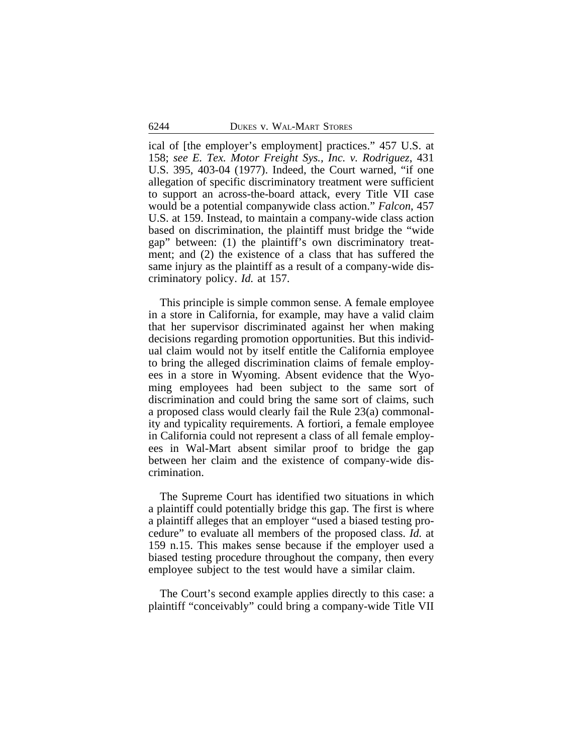ical of [the employer's employment] practices." 457 U.S. at 158; *see E. Tex. Motor Freight Sys., Inc. v. Rodriguez*, 431 U.S. 395, 403-04 (1977). Indeed, the Court warned, "if one allegation of specific discriminatory treatment were sufficient to support an across-the-board attack, every Title VII case would be a potential companywide class action." *Falcon*, 457 U.S. at 159. Instead, to maintain a company-wide class action based on discrimination, the plaintiff must bridge the "wide gap" between: (1) the plaintiff's own discriminatory treatment; and (2) the existence of a class that has suffered the same injury as the plaintiff as a result of a company-wide discriminatory policy. *Id.* at 157.

This principle is simple common sense. A female employee in a store in California, for example, may have a valid claim that her supervisor discriminated against her when making decisions regarding promotion opportunities. But this individual claim would not by itself entitle the California employee to bring the alleged discrimination claims of female employees in a store in Wyoming. Absent evidence that the Wyoming employees had been subject to the same sort of discrimination and could bring the same sort of claims, such a proposed class would clearly fail the Rule 23(a) commonality and typicality requirements. A fortiori, a female employee in California could not represent a class of all female employees in Wal-Mart absent similar proof to bridge the gap between her claim and the existence of company-wide discrimination.

The Supreme Court has identified two situations in which a plaintiff could potentially bridge this gap. The first is where a plaintiff alleges that an employer "used a biased testing procedure" to evaluate all members of the proposed class. *Id.* at 159 n.15. This makes sense because if the employer used a biased testing procedure throughout the company, then every employee subject to the test would have a similar claim.

The Court's second example applies directly to this case: a plaintiff "conceivably" could bring a company-wide Title VII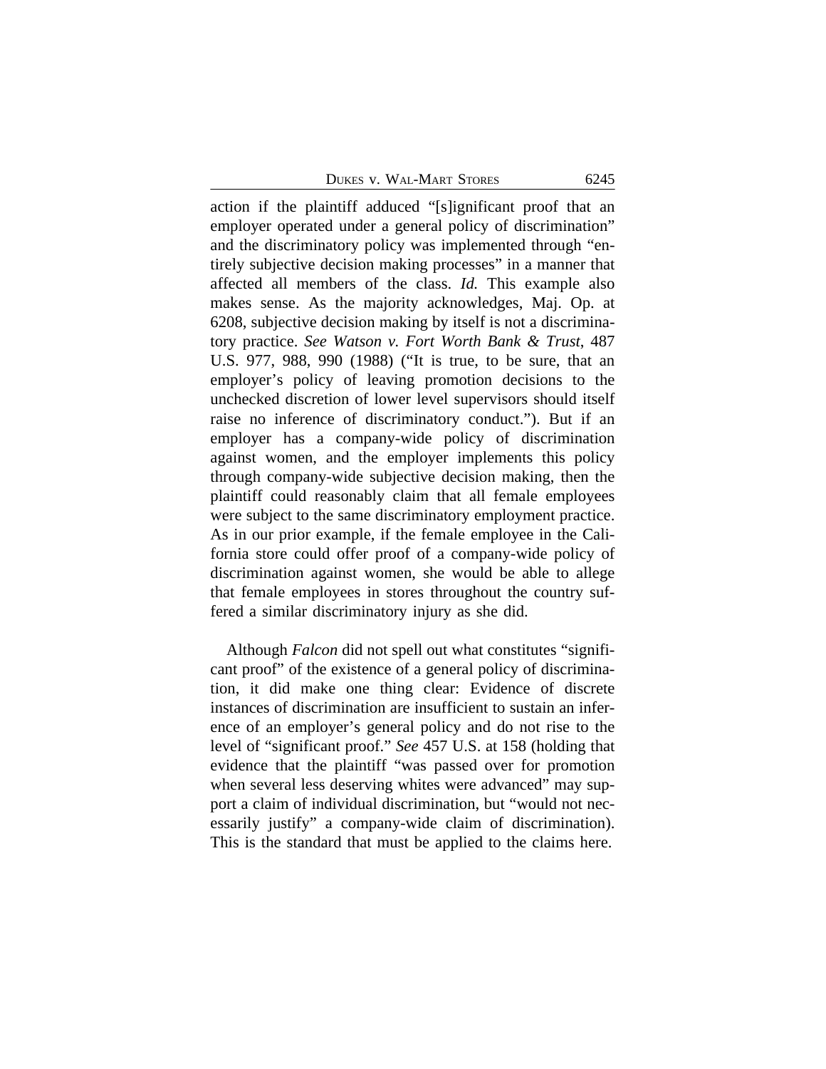action if the plaintiff adduced "[s]ignificant proof that an employer operated under a general policy of discrimination" and the discriminatory policy was implemented through "entirely subjective decision making processes" in a manner that affected all members of the class. *Id.* This example also makes sense. As the majority acknowledges, Maj. Op. at 6208, subjective decision making by itself is not a discriminatory practice. *See Watson v. Fort Worth Bank & Trust*, 487 U.S. 977, 988, 990 (1988) ("It is true, to be sure, that an employer's policy of leaving promotion decisions to the unchecked discretion of lower level supervisors should itself raise no inference of discriminatory conduct."). But if an employer has a company-wide policy of discrimination against women, and the employer implements this policy through company-wide subjective decision making, then the plaintiff could reasonably claim that all female employees were subject to the same discriminatory employment practice. As in our prior example, if the female employee in the California store could offer proof of a company-wide policy of discrimination against women, she would be able to allege that female employees in stores throughout the country suffered a similar discriminatory injury as she did.

Although *Falcon* did not spell out what constitutes "significant proof" of the existence of a general policy of discrimination, it did make one thing clear: Evidence of discrete instances of discrimination are insufficient to sustain an inference of an employer's general policy and do not rise to the level of "significant proof." *See* 457 U.S. at 158 (holding that evidence that the plaintiff "was passed over for promotion when several less deserving whites were advanced" may support a claim of individual discrimination, but "would not necessarily justify" a company-wide claim of discrimination). This is the standard that must be applied to the claims here.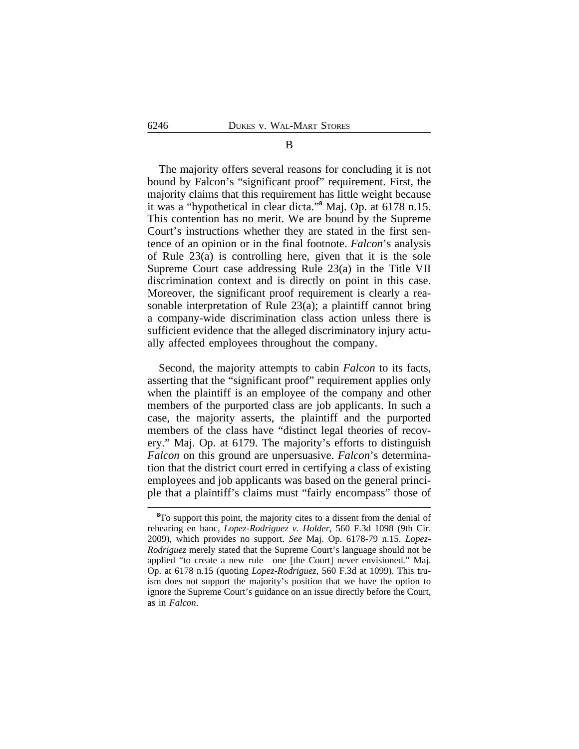B

The majority offers several reasons for concluding it is not bound by Falcon's "significant proof" requirement. First, the majority claims that this requirement has little weight because it was a "hypothetical in clear dicta."[8] Maj. Op. at 6178 n.15. This contention has no merit. We are bound by the Supreme Court's instructions whether they are stated in the first sentence of an opinion or in the final footnote. *Falcon*'s analysis of Rule 23(a) is controlling here, given that it is the sole Supreme Court case addressing Rule 23(a) in the Title VII discrimination context and is directly on point in this case. Moreover, the significant proof requirement is clearly a reasonable interpretation of Rule 23(a); a plaintiff cannot bring a company-wide discrimination class action unless there is sufficient evidence that the alleged discriminatory injury actually affected employees throughout the company.

Second, the majority attempts to cabin *Falcon* to its facts, asserting that the "significant proof" requirement applies only when the plaintiff is an employee of the company and other members of the purported class are job applicants. In such a case, the majority asserts, the plaintiff and the purported members of the class have "distinct legal theories of recovery." Maj. Op. at 6179. The majority's efforts to distinguish *Falcon* on this ground are unpersuasive. *Falcon*'s determination that the district court erred in certifying a class of existing employees and job applicants was based on the general principle that a plaintiff's claims must "fairly encompass" those of

[8]To support this point, the majority cites to a dissent from the denial of rehearing en banc, *Lopez-Rodriguez v. Holder*, 560 F.3d 1098 (9th Cir. 2009), which provides no support. *See* Maj. Op. 6178-79 n.15. *Lopez-Rodriguez* merely stated that the Supreme Court's language should not be applied "to create a new rule—one [the Court] never envisioned." Maj. Op. at 6178 n.15 (quoting *Lopez-Rodriguez*, 560 F.3d at 1099). This truism does not support the majority's position that we have the option to ignore the Supreme Court's guidance on an issue directly before the Court, as in *Falcon*.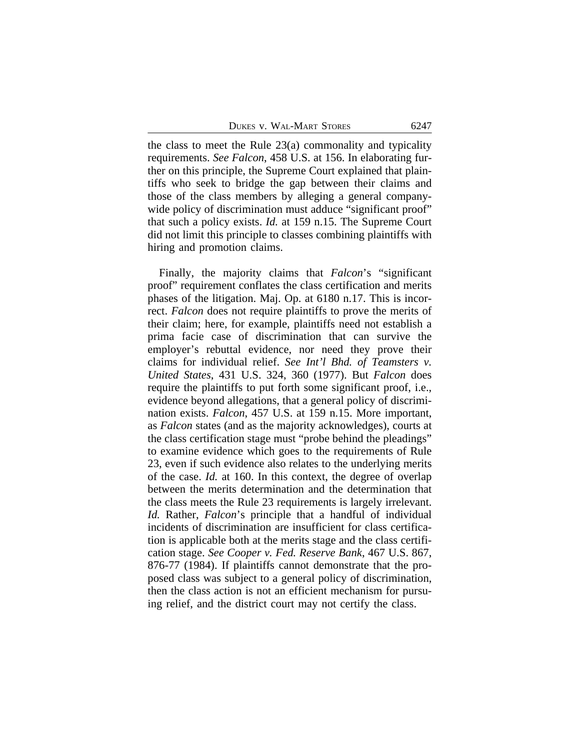the class to meet the Rule 23(a) commonality and typicality requirements. *See Falcon*, 458 U.S. at 156. In elaborating further on this principle, the Supreme Court explained that plaintiffs who seek to bridge the gap between their claims and those of the class members by alleging a general companywide policy of discrimination must adduce "significant proof" that such a policy exists. *Id.* at 159 n.15. The Supreme Court did not limit this principle to classes combining plaintiffs with hiring and promotion claims.

Finally, the majority claims that *Falcon*'s "significant proof" requirement conflates the class certification and merits phases of the litigation. Maj. Op. at 6180 n.17. This is incorrect. *Falcon* does not require plaintiffs to prove the merits of their claim; here, for example, plaintiffs need not establish a prima facie case of discrimination that can survive the employer's rebuttal evidence, nor need they prove their claims for individual relief. *See Int'l Bhd. of Teamsters v. United States*, 431 U.S. 324, 360 (1977). But *Falcon* does require the plaintiffs to put forth some significant proof, i.e., evidence beyond allegations, that a general policy of discrimination exists. *Falcon*, 457 U.S. at 159 n.15. More important, as *Falcon* states (and as the majority acknowledges), courts at the class certification stage must "probe behind the pleadings" to examine evidence which goes to the requirements of Rule 23, even if such evidence also relates to the underlying merits of the case. *Id.* at 160. In this context, the degree of overlap between the merits determination and the determination that the class meets the Rule 23 requirements is largely irrelevant. *Id.* Rather, *Falcon*'s principle that a handful of individual incidents of discrimination are insufficient for class certification is applicable both at the merits stage and the class certification stage. *See Cooper v. Fed. Reserve Bank*, 467 U.S. 867, 876-77 (1984). If plaintiffs cannot demonstrate that the proposed class was subject to a general policy of discrimination, then the class action is not an efficient mechanism for pursuing relief, and the district court may not certify the class.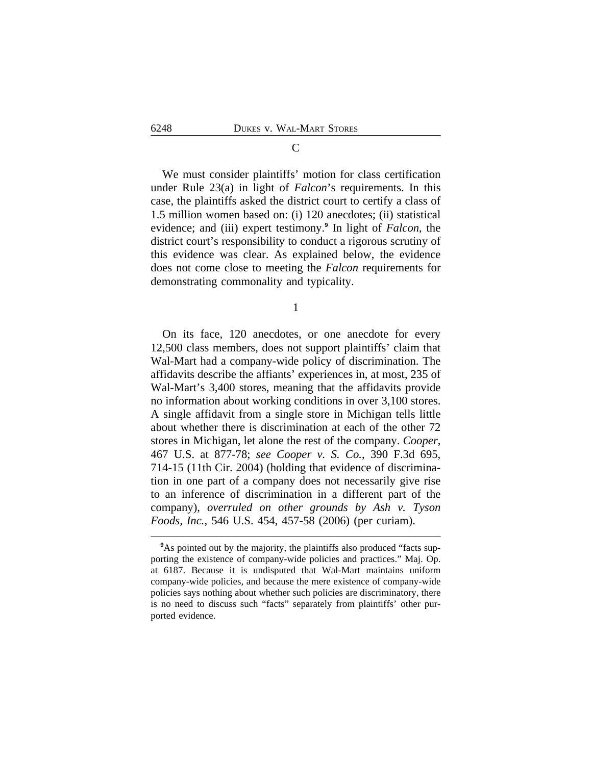### C

We must consider plaintiffs' motion for class certification under Rule 23(a) in light of *Falcon*'s requirements. In this case, the plaintiffs asked the district court to certify a class of 1.5 million women based on: (i) 120 anecdotes; (ii) statistical evidence; and (iii) expert testimony.[9] In light of *Falcon*, the district court's responsibility to conduct a rigorous scrutiny of this evidence was clear. As explained below, the evidence does not come close to meeting the *Falcon* requirements for demonstrating commonality and typicality.

#### 1

On its face, 120 anecdotes, or one anecdote for every 12,500 class members, does not support plaintiffs' claim that Wal-Mart had a company-wide policy of discrimination. The affidavits describe the affiants' experiences in, at most, 235 of Wal-Mart's 3,400 stores, meaning that the affidavits provide no information about working conditions in over 3,100 stores. A single affidavit from a single store in Michigan tells little about whether there is discrimination at each of the other 72 stores in Michigan, let alone the rest of the company. *Cooper*, 467 U.S. at 877-78; *see Cooper v. S. Co.*, 390 F.3d 695, 714-15 (11th Cir. 2004) (holding that evidence of discrimination in one part of a company does not necessarily give rise to an inference of discrimination in a different part of the company), *overruled on other grounds by Ash v. Tyson Foods, Inc.*, 546 U.S. 454, 457-58 (2006) (per curiam).

---

[9]As pointed out by the majority, the plaintiffs also produced "facts supporting the existence of company-wide policies and practices." Maj. Op. at 6187. Because it is undisputed that Wal-Mart maintains uniform company-wide policies, and because the mere existence of company-wide policies says nothing about whether such policies are discriminatory, there is no need to discuss such "facts" separately from plaintiffs' other purported evidence.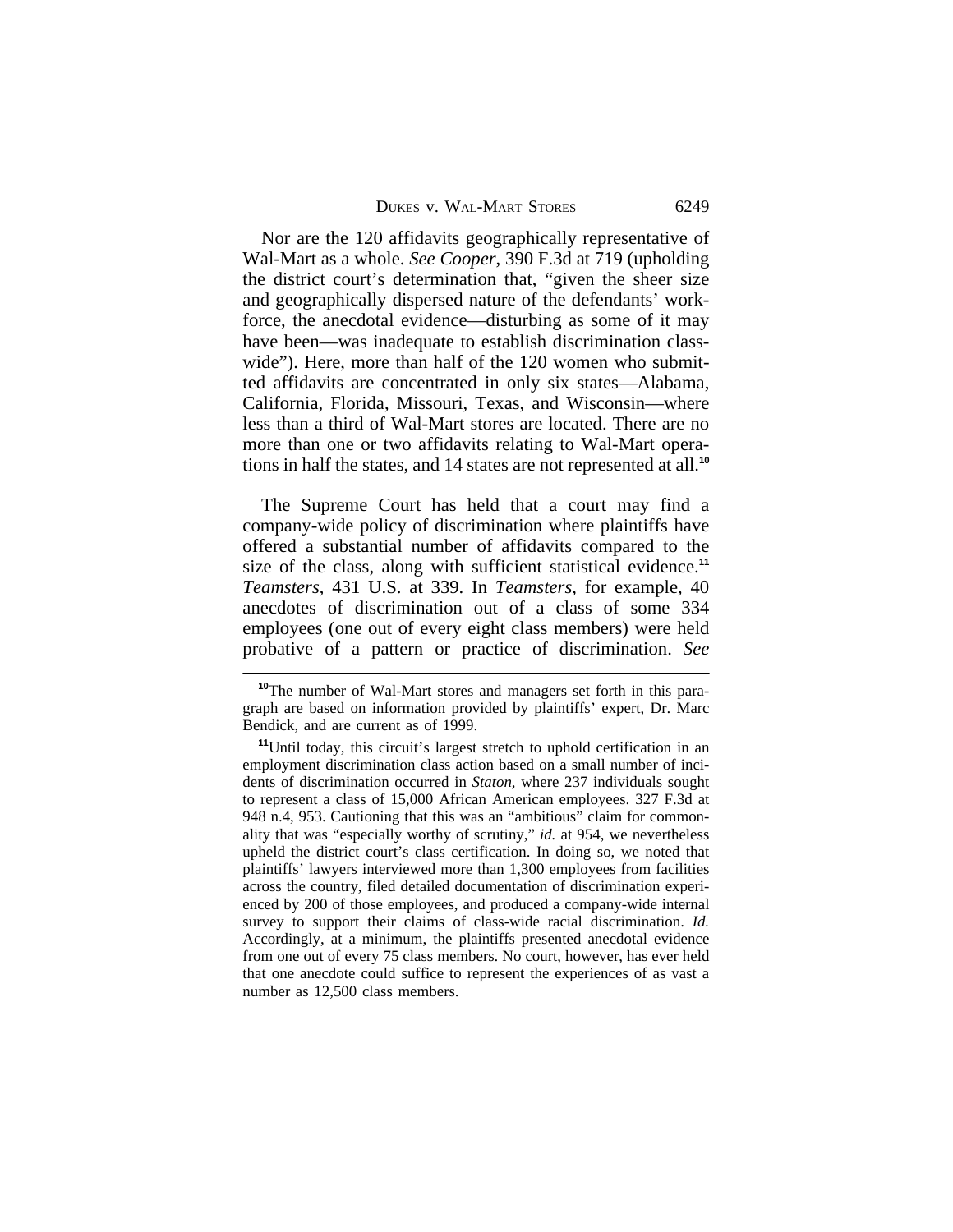Nor are the 120 affidavits geographically representative of Wal-Mart as a whole. *See Cooper*, 390 F.3d at 719 (upholding the district court's determination that, "given the sheer size and geographically dispersed nature of the defendants' workforce, the anecdotal evidence—disturbing as some of it may have been—was inadequate to establish discrimination class-wide"). Here, more than half of the 120 women who submitted affidavits are concentrated in only six states—Alabama, California, Florida, Missouri, Texas, and Wisconsin—where less than a third of Wal-Mart stores are located. There are no more than one or two affidavits relating to Wal-Mart operations in half the states, and 14 states are not represented at all.[10]

The Supreme Court has held that a court may find a company-wide policy of discrimination where plaintiffs have offered a substantial number of affidavits compared to the size of the class, along with sufficient statistical evidence.[11] *Teamsters*, 431 U.S. at 339. In *Teamsters*, for example, 40 anecdotes of discrimination out of a class of some 334 employees (one out of every eight class members) were held probative of a pattern or practice of discrimination. *See*

---

[10]The number of Wal-Mart stores and managers set forth in this paragraph are based on information provided by plaintiffs' expert, Dr. Marc Bendick, and are current as of 1999.

[11]Until today, this circuit's largest stretch to uphold certification in an employment discrimination class action based on a small number of incidents of discrimination occurred in *Staton*, where 237 individuals sought to represent a class of 15,000 African American employees. 327 F.3d at 948 n.4, 953. Cautioning that this was an "ambitious" claim for commonality that was "especially worthy of scrutiny," *id.* at 954, we nevertheless upheld the district court's class certification. In doing so, we noted that plaintiffs' lawyers interviewed more than 1,300 employees from facilities across the country, filed detailed documentation of discrimination experienced by 200 of those employees, and produced a company-wide internal survey to support their claims of class-wide racial discrimination. *Id.* Accordingly, at a minimum, the plaintiffs presented anecdotal evidence from one out of every 75 class members. No court, however, has ever held that one anecdote could suffice to represent the experiences of as vast a number as 12,500 class members.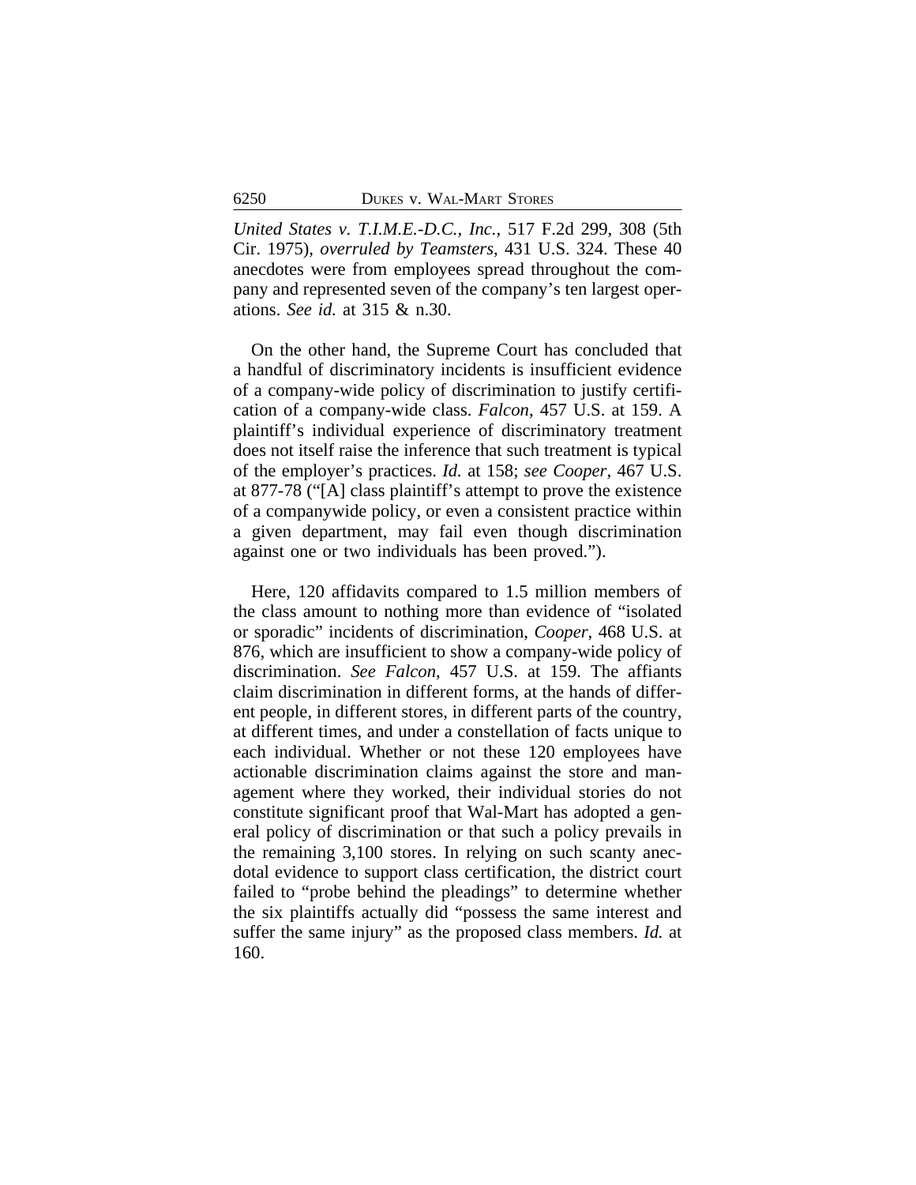*United States v. T.I.M.E.-D.C., Inc.*, 517 F.2d 299, 308 (5th Cir. 1975), *overruled by Teamsters*, 431 U.S. 324. These 40 anecdotes were from employees spread throughout the company and represented seven of the company's ten largest operations. *See id.* at 315 & n.30.

On the other hand, the Supreme Court has concluded that a handful of discriminatory incidents is insufficient evidence of a company-wide policy of discrimination to justify certification of a company-wide class. *Falcon*, 457 U.S. at 159. A plaintiff's individual experience of discriminatory treatment does not itself raise the inference that such treatment is typical of the employer's practices. *Id.* at 158; *see Cooper*, 467 U.S. at 877-78 ("[A] class plaintiff's attempt to prove the existence of a companywide policy, or even a consistent practice within a given department, may fail even though discrimination against one or two individuals has been proved.").

Here, 120 affidavits compared to 1.5 million members of the class amount to nothing more than evidence of "isolated or sporadic" incidents of discrimination, *Cooper*, 468 U.S. at 876, which are insufficient to show a company-wide policy of discrimination. *See Falcon*, 457 U.S. at 159. The affiants claim discrimination in different forms, at the hands of different people, in different stores, in different parts of the country, at different times, and under a constellation of facts unique to each individual. Whether or not these 120 employees have actionable discrimination claims against the store and management where they worked, their individual stories do not constitute significant proof that Wal-Mart has adopted a general policy of discrimination or that such a policy prevails in the remaining 3,100 stores. In relying on such scanty anecdotal evidence to support class certification, the district court failed to "probe behind the pleadings" to determine whether the six plaintiffs actually did "possess the same interest and suffer the same injury" as the proposed class members. *Id.* at 160.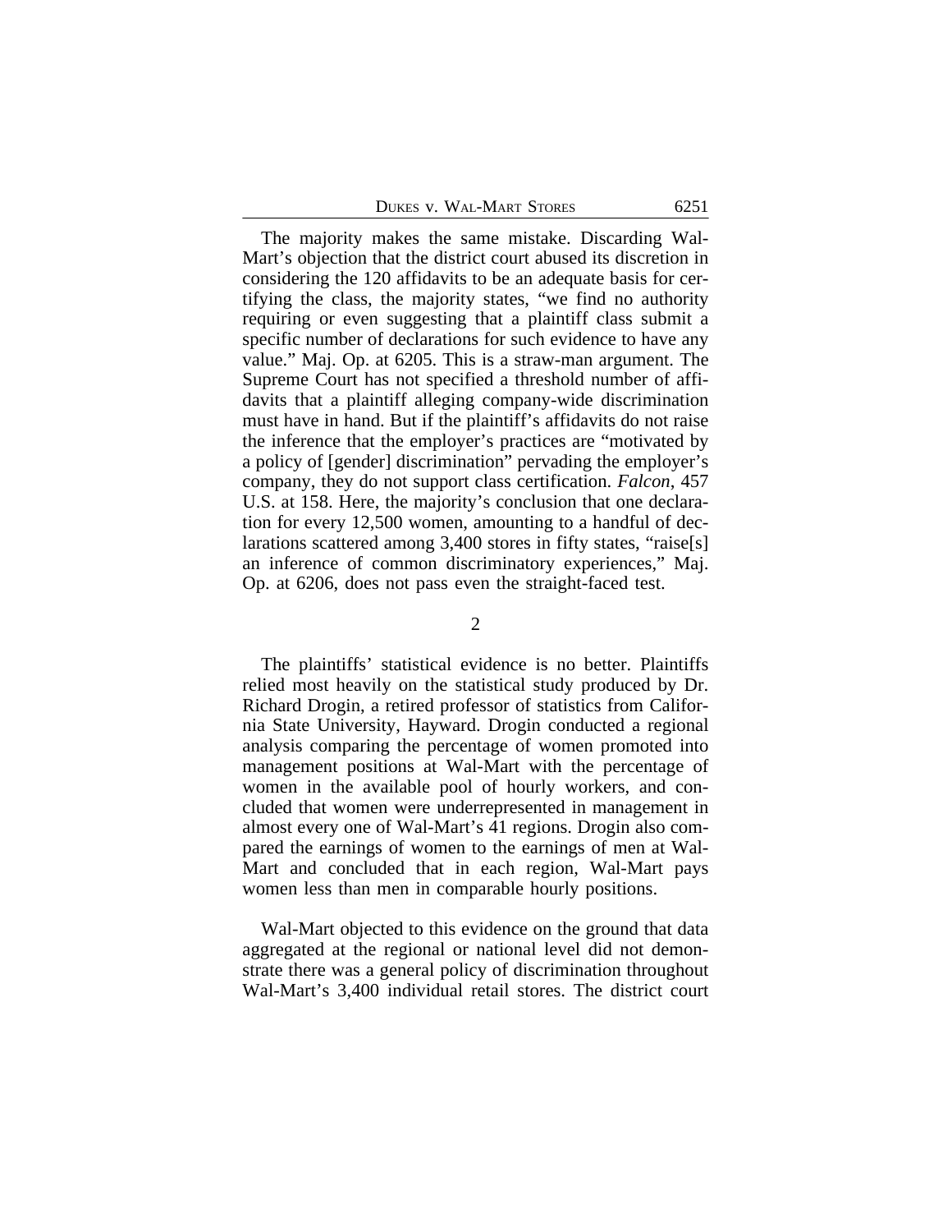The majority makes the same mistake. Discarding Wal-Mart's objection that the district court abused its discretion in considering the 120 affidavits to be an adequate basis for certifying the class, the majority states, "we find no authority requiring or even suggesting that a plaintiff class submit a specific number of declarations for such evidence to have any value." Maj. Op. at 6205. This is a straw-man argument. The Supreme Court has not specified a threshold number of affidavits that a plaintiff alleging company-wide discrimination must have in hand. But if the plaintiff's affidavits do not raise the inference that the employer's practices are "motivated by a policy of [gender] discrimination" pervading the employer's company, they do not support class certification. *Falcon*, 457 U.S. at 158. Here, the majority's conclusion that one declaration for every 12,500 women, amounting to a handful of declarations scattered among 3,400 stores in fifty states, "raise[s] an inference of common discriminatory experiences," Maj. Op. at 6206, does not pass even the straight-faced test.

2

The plaintiffs' statistical evidence is no better. Plaintiffs relied most heavily on the statistical study produced by Dr. Richard Drogin, a retired professor of statistics from California State University, Hayward. Drogin conducted a regional analysis comparing the percentage of women promoted into management positions at Wal-Mart with the percentage of women in the available pool of hourly workers, and concluded that women were underrepresented in management in almost every one of Wal-Mart's 41 regions. Drogin also compared the earnings of women to the earnings of men at Wal-Mart and concluded that in each region, Wal-Mart pays women less than men in comparable hourly positions.

Wal-Mart objected to this evidence on the ground that data aggregated at the regional or national level did not demonstrate there was a general policy of discrimination throughout Wal-Mart's 3,400 individual retail stores. The district court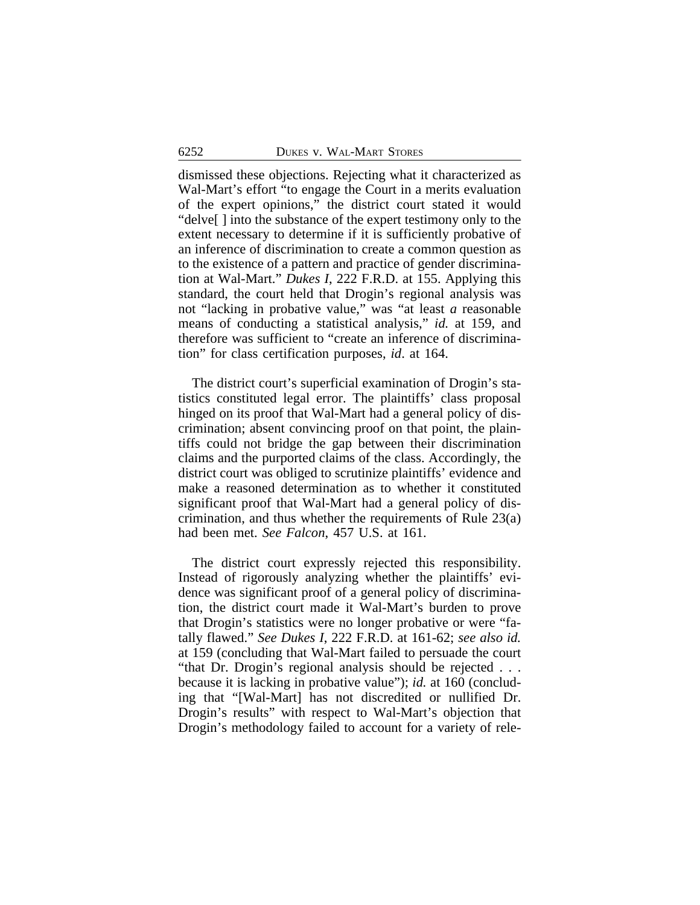dismissed these objections. Rejecting what it characterized as Wal-Mart's effort "to engage the Court in a merits evaluation of the expert opinions," the district court stated it would "delve[ ] into the substance of the expert testimony only to the extent necessary to determine if it is sufficiently probative of an inference of discrimination to create a common question as to the existence of a pattern and practice of gender discrimination at Wal-Mart." *Dukes I*, 222 F.R.D. at 155. Applying this standard, the court held that Drogin's regional analysis was not "lacking in probative value," was "at least *a* reasonable means of conducting a statistical analysis," *id.* at 159, and therefore was sufficient to "create an inference of discrimination" for class certification purposes, *id*. at 164.

The district court's superficial examination of Drogin's statistics constituted legal error. The plaintiffs' class proposal hinged on its proof that Wal-Mart had a general policy of discrimination; absent convincing proof on that point, the plaintiffs could not bridge the gap between their discrimination claims and the purported claims of the class. Accordingly, the district court was obliged to scrutinize plaintiffs' evidence and make a reasoned determination as to whether it constituted significant proof that Wal-Mart had a general policy of discrimination, and thus whether the requirements of Rule 23(a) had been met. *See Falcon*, 457 U.S. at 161.

The district court expressly rejected this responsibility. Instead of rigorously analyzing whether the plaintiffs' evidence was significant proof of a general policy of discrimination, the district court made it Wal-Mart's burden to prove that Drogin's statistics were no longer probative or were "fatally flawed." *See Dukes I*, 222 F.R.D. at 161-62; *see also id.* at 159 (concluding that Wal-Mart failed to persuade the court "that Dr. Drogin's regional analysis should be rejected . . . because it is lacking in probative value"); *id.* at 160 (concluding that "[Wal-Mart] has not discredited or nullified Dr. Drogin's results" with respect to Wal-Mart's objection that Drogin's methodology failed to account for a variety of rele-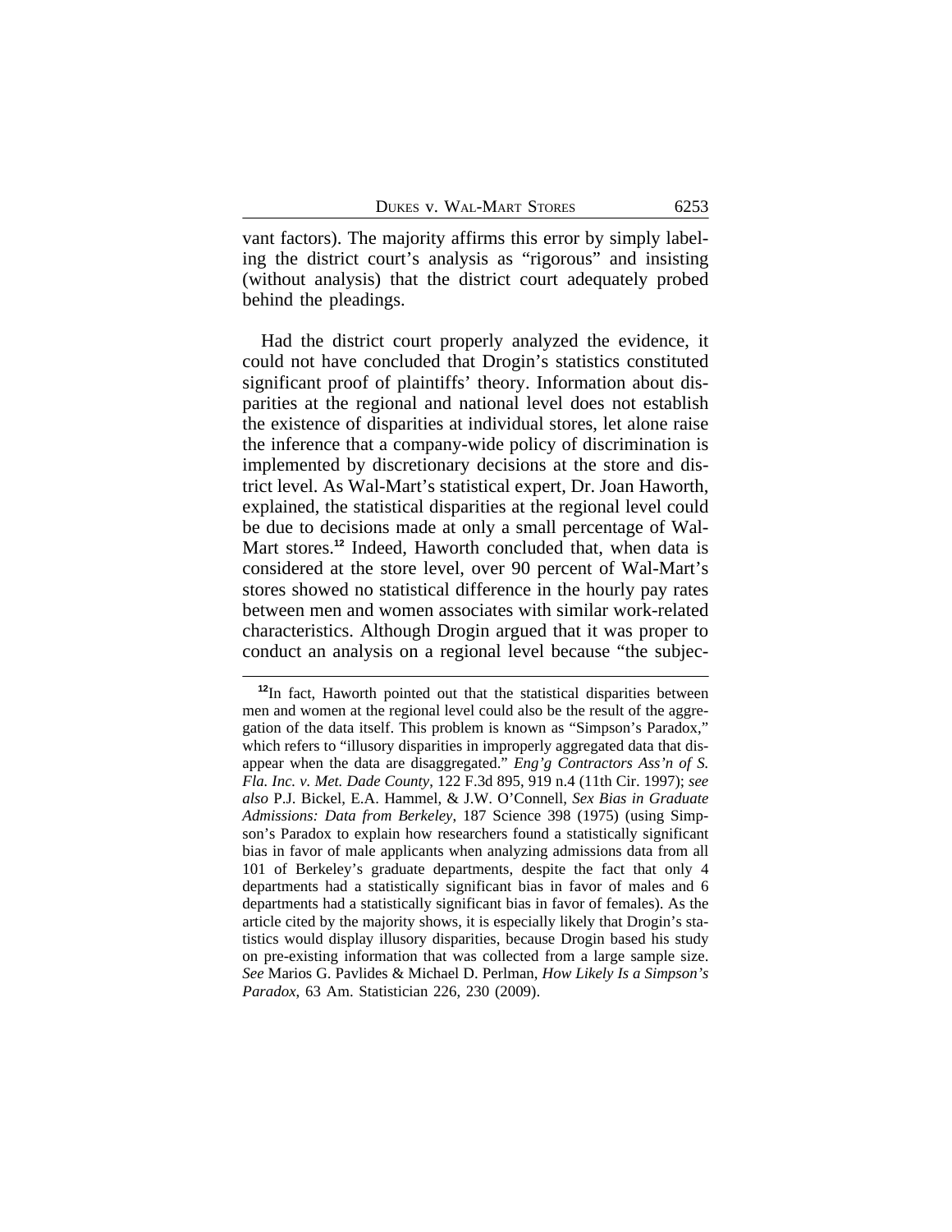vant factors). The majority affirms this error by simply labeling the district court's analysis as "rigorous" and insisting (without analysis) that the district court adequately probed behind the pleadings.

Had the district court properly analyzed the evidence, it could not have concluded that Drogin's statistics constituted significant proof of plaintiffs' theory. Information about disparities at the regional and national level does not establish the existence of disparities at individual stores, let alone raise the inference that a company-wide policy of discrimination is implemented by discretionary decisions at the store and district level. As Wal-Mart's statistical expert, Dr. Joan Haworth, explained, the statistical disparities at the regional level could be due to decisions made at only a small percentage of Wal-Mart stores.[12] Indeed, Haworth concluded that, when data is considered at the store level, over 90 percent of Wal-Mart's stores showed no statistical difference in the hourly pay rates between men and women associates with similar work-related characteristics. Although Drogin argued that it was proper to conduct an analysis on a regional level because "the subjec-

[12]In fact, Haworth pointed out that the statistical disparities between men and women at the regional level could also be the result of the aggregation of the data itself. This problem is known as "Simpson's Paradox," which refers to "illusory disparities in improperly aggregated data that disappear when the data are disaggregated." *Eng'g Contractors Ass'n of S. Fla. Inc. v. Met. Dade County*, 122 F.3d 895, 919 n.4 (11th Cir. 1997); *see also* P.J. Bickel, E.A. Hammel, & J.W. O'Connell, *Sex Bias in Graduate Admissions: Data from Berkeley*, 187 Science 398 (1975) (using Simpson's Paradox to explain how researchers found a statistically significant bias in favor of male applicants when analyzing admissions data from all 101 of Berkeley's graduate departments, despite the fact that only 4 departments had a statistically significant bias in favor of males and 6 departments had a statistically significant bias in favor of females). As the article cited by the majority shows, it is especially likely that Drogin's statistics would display illusory disparities, because Drogin based his study on pre-existing information that was collected from a large sample size. *See* Marios G. Pavlides & Michael D. Perlman, *How Likely Is a Simpson's Paradox*, 63 Am. Statistician 226, 230 (2009).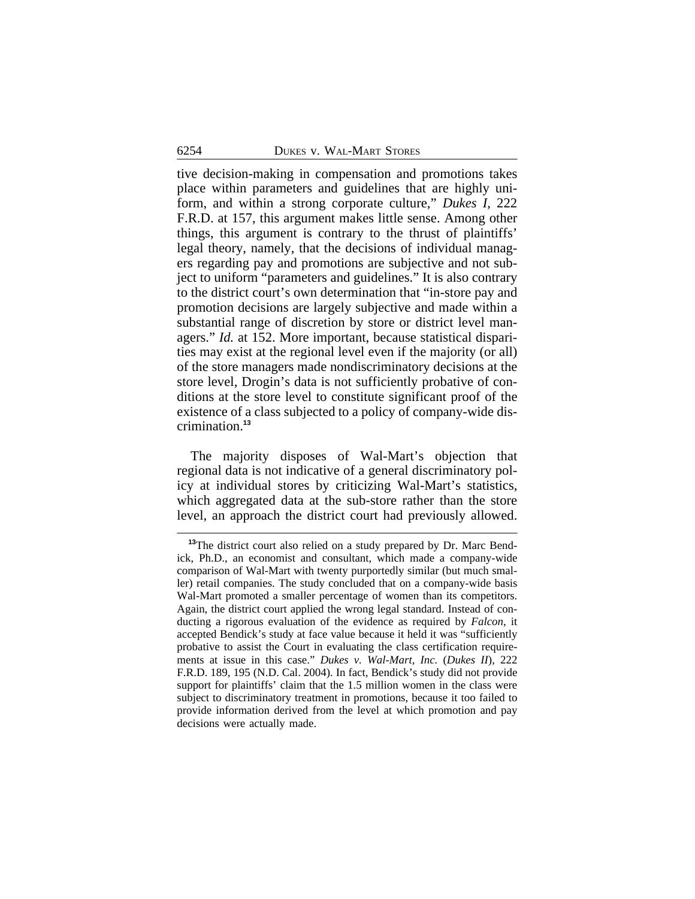tive decision-making in compensation and promotions takes place within parameters and guidelines that are highly uniform, and within a strong corporate culture," *Dukes I*, 222 F.R.D. at 157, this argument makes little sense. Among other things, this argument is contrary to the thrust of plaintiffs' legal theory, namely, that the decisions of individual managers regarding pay and promotions are subjective and not subject to uniform "parameters and guidelines." It is also contrary to the district court's own determination that "in-store pay and promotion decisions are largely subjective and made within a substantial range of discretion by store or district level managers." *Id.* at 152. More important, because statistical disparities may exist at the regional level even if the majority (or all) of the store managers made nondiscriminatory decisions at the store level, Drogin's data is not sufficiently probative of conditions at the store level to constitute significant proof of the existence of a class subjected to a policy of company-wide discrimination.[13]

The majority disposes of Wal-Mart's objection that regional data is not indicative of a general discriminatory policy at individual stores by criticizing Wal-Mart's statistics, which aggregated data at the sub-store rather than the store level, an approach the district court had previously allowed.

[13]The district court also relied on a study prepared by Dr. Marc Bendick, Ph.D., an economist and consultant, which made a company-wide comparison of Wal-Mart with twenty purportedly similar (but much smaller) retail companies. The study concluded that on a company-wide basis Wal-Mart promoted a smaller percentage of women than its competitors. Again, the district court applied the wrong legal standard. Instead of conducting a rigorous evaluation of the evidence as required by *Falcon*, it accepted Bendick's study at face value because it held it was "sufficiently probative to assist the Court in evaluating the class certification requirements at issue in this case." *Dukes v. Wal-Mart, Inc.* (*Dukes II*), 222 F.R.D. 189, 195 (N.D. Cal. 2004). In fact, Bendick's study did not provide support for plaintiffs' claim that the 1.5 million women in the class were subject to discriminatory treatment in promotions, because it too failed to provide information derived from the level at which promotion and pay decisions were actually made.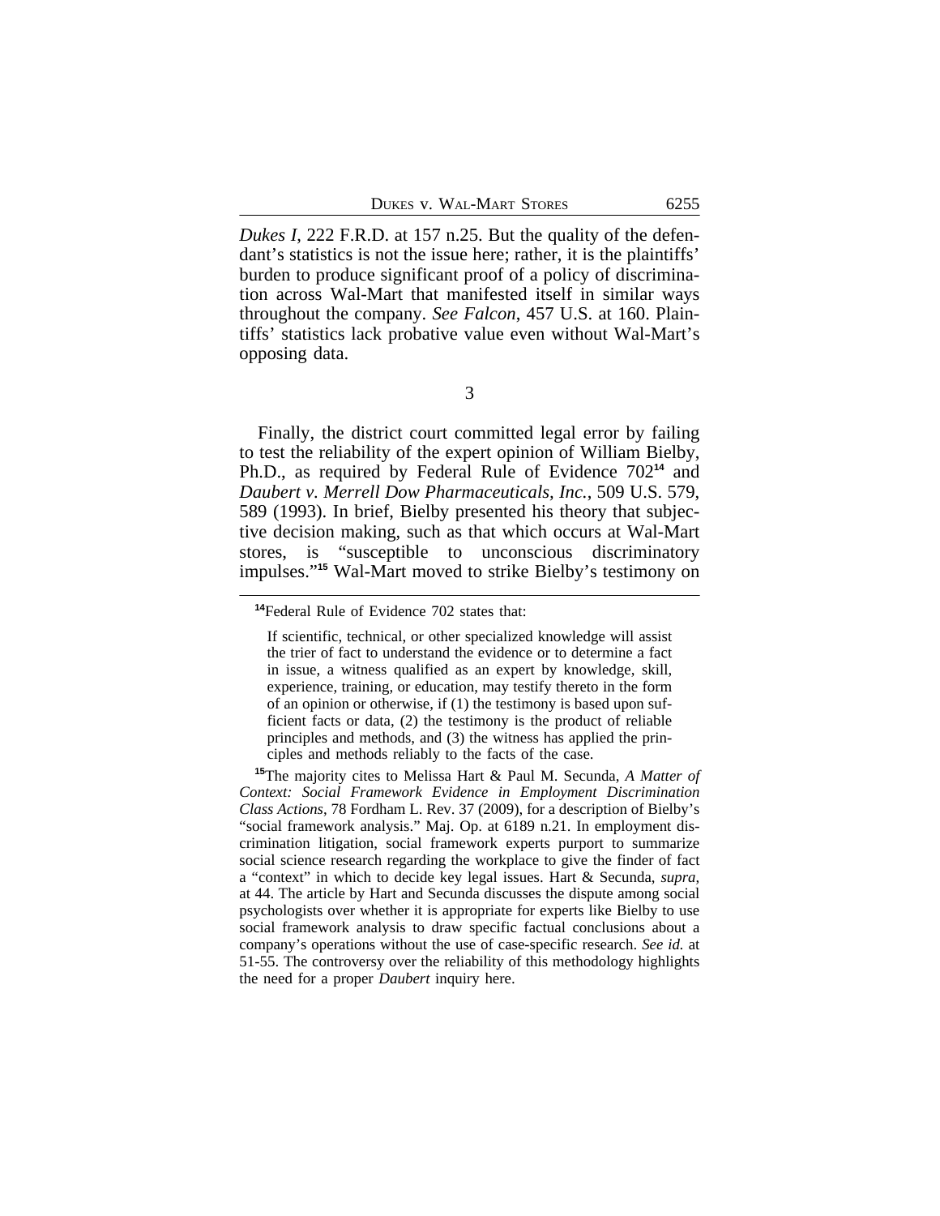*Dukes I*, 222 F.R.D. at 157 n.25. But the quality of the defendant's statistics is not the issue here; rather, it is the plaintiffs' burden to produce significant proof of a policy of discrimination across Wal-Mart that manifested itself in similar ways throughout the company. *See Falcon*, 457 U.S. at 160. Plaintiffs' statistics lack probative value even without Wal-Mart's opposing data.

3

Finally, the district court committed legal error by failing to test the reliability of the expert opinion of William Bielby, Ph.D., as required by Federal Rule of Evidence 702[14] and *Daubert v. Merrell Dow Pharmaceuticals, Inc.*, 509 U.S. 579, 589 (1993). In brief, Bielby presented his theory that subjective decision making, such as that which occurs at Wal-Mart stores, is "susceptible to unconscious discriminatory impulses."[15] Wal-Mart moved to strike Bielby's testimony on

---

[14]Federal Rule of Evidence 702 states that:

> If scientific, technical, or other specialized knowledge will assist the trier of fact to understand the evidence or to determine a fact in issue, a witness qualified as an expert by knowledge, skill, experience, training, or education, may testify thereto in the form of an opinion or otherwise, if (1) the testimony is based upon sufficient facts or data, (2) the testimony is the product of reliable principles and methods, and (3) the witness has applied the principles and methods reliably to the facts of the case.

[15]The majority cites to Melissa Hart & Paul M. Secunda, *A Matter of Context: Social Framework Evidence in Employment Discrimination Class Actions*, 78 Fordham L. Rev. 37 (2009), for a description of Bielby's "social framework analysis." Maj. Op. at 6189 n.21. In employment discrimination litigation, social framework experts purport to summarize social science research regarding the workplace to give the finder of fact a "context" in which to decide key legal issues. Hart & Secunda, *supra*, at 44. The article by Hart and Secunda discusses the dispute among social psychologists over whether it is appropriate for experts like Bielby to use social framework analysis to draw specific factual conclusions about a company's operations without the use of case-specific research. *See id.* at 51-55. The controversy over the reliability of this methodology highlights the need for a proper *Daubert* inquiry here.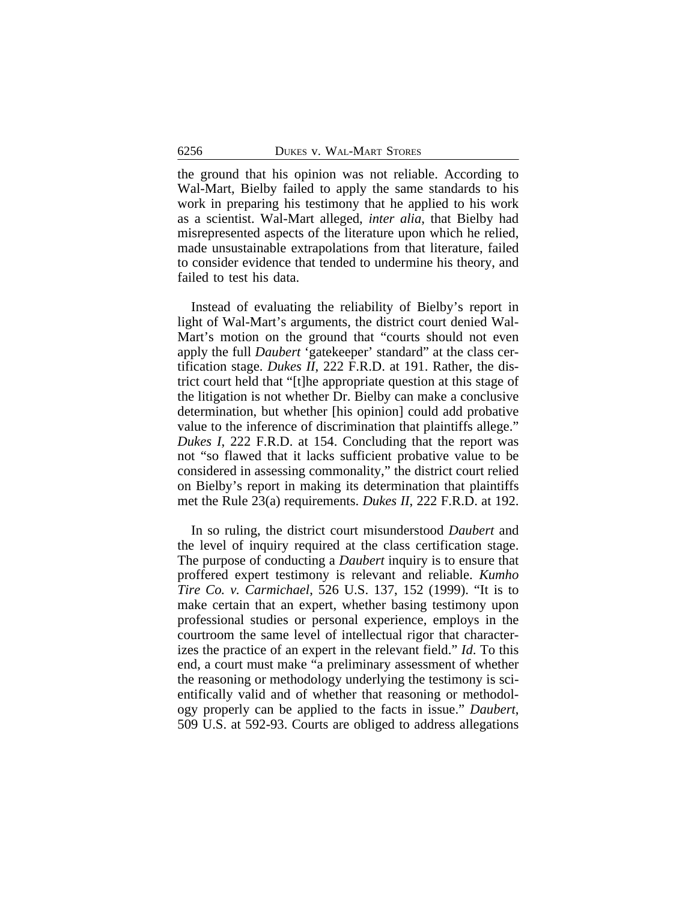the ground that his opinion was not reliable. According to Wal-Mart, Bielby failed to apply the same standards to his work in preparing his testimony that he applied to his work as a scientist. Wal-Mart alleged, *inter alia*, that Bielby had misrepresented aspects of the literature upon which he relied, made unsustainable extrapolations from that literature, failed to consider evidence that tended to undermine his theory, and failed to test his data.

Instead of evaluating the reliability of Bielby's report in light of Wal-Mart's arguments, the district court denied Wal-Mart's motion on the ground that "courts should not even apply the full *Daubert* 'gatekeeper' standard" at the class certification stage. *Dukes II*, 222 F.R.D. at 191. Rather, the district court held that "[t]he appropriate question at this stage of the litigation is not whether Dr. Bielby can make a conclusive determination, but whether [his opinion] could add probative value to the inference of discrimination that plaintiffs allege." *Dukes I*, 222 F.R.D. at 154. Concluding that the report was not "so flawed that it lacks sufficient probative value to be considered in assessing commonality," the district court relied on Bielby's report in making its determination that plaintiffs met the Rule 23(a) requirements. *Dukes II*, 222 F.R.D. at 192.

In so ruling, the district court misunderstood *Daubert* and the level of inquiry required at the class certification stage. The purpose of conducting a *Daubert* inquiry is to ensure that proffered expert testimony is relevant and reliable. *Kumho Tire Co. v. Carmichael*, 526 U.S. 137, 152 (1999). "It is to make certain that an expert, whether basing testimony upon professional studies or personal experience, employs in the courtroom the same level of intellectual rigor that characterizes the practice of an expert in the relevant field." *Id*. To this end, a court must make "a preliminary assessment of whether the reasoning or methodology underlying the testimony is scientifically valid and of whether that reasoning or methodology properly can be applied to the facts in issue." *Daubert*, 509 U.S. at 592-93. Courts are obliged to address allegations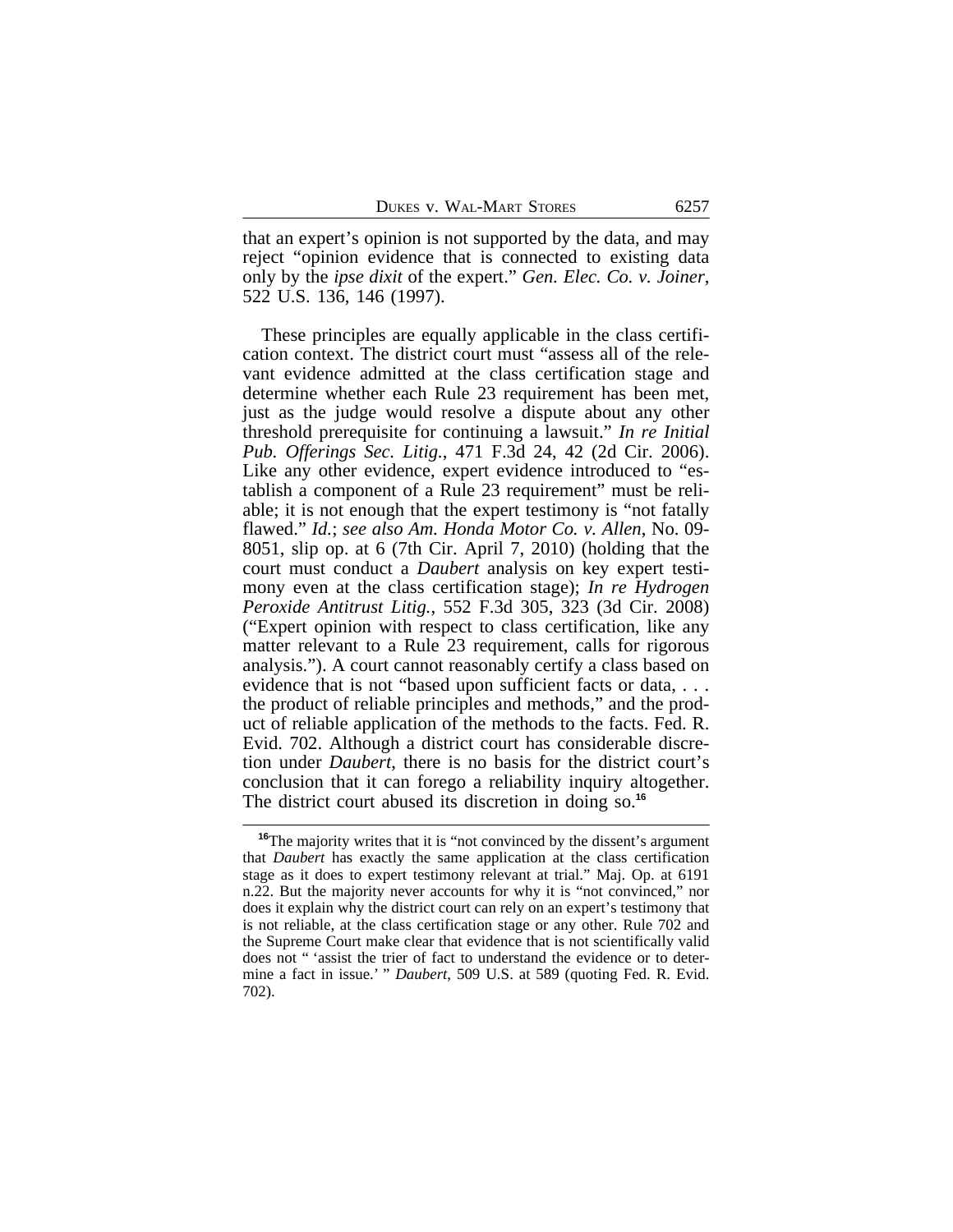that an expert's opinion is not supported by the data, and may reject "opinion evidence that is connected to existing data only by the *ipse dixit* of the expert." *Gen. Elec. Co. v. Joiner*, 522 U.S. 136, 146 (1997).

These principles are equally applicable in the class certification context. The district court must "assess all of the relevant evidence admitted at the class certification stage and determine whether each Rule 23 requirement has been met, just as the judge would resolve a dispute about any other threshold prerequisite for continuing a lawsuit." *In re Initial Pub. Offerings Sec. Litig.*, 471 F.3d 24, 42 (2d Cir. 2006). Like any other evidence, expert evidence introduced to "establish a component of a Rule 23 requirement" must be reliable; it is not enough that the expert testimony is "not fatally flawed." *Id.*; *see also Am. Honda Motor Co. v. Allen*, No. 09-8051, slip op. at 6 (7th Cir. April 7, 2010) (holding that the court must conduct a *Daubert* analysis on key expert testimony even at the class certification stage); *In re Hydrogen Peroxide Antitrust Litig.*, 552 F.3d 305, 323 (3d Cir. 2008) ("Expert opinion with respect to class certification, like any matter relevant to a Rule 23 requirement, calls for rigorous analysis."). A court cannot reasonably certify a class based on evidence that is not "based upon sufficient facts or data, . . . the product of reliable principles and methods," and the product of reliable application of the methods to the facts. Fed. R. Evid. 702. Although a district court has considerable discretion under *Daubert*, there is no basis for the district court's conclusion that it can forego a reliability inquiry altogether. The district court abused its discretion in doing so.[16]

[16]The majority writes that it is "not convinced by the dissent's argument that *Daubert* has exactly the same application at the class certification stage as it does to expert testimony relevant at trial." Maj. Op. at 6191 n.22. But the majority never accounts for why it is "not convinced," nor does it explain why the district court can rely on an expert's testimony that is not reliable, at the class certification stage or any other. Rule 702 and the Supreme Court make clear that evidence that is not scientifically valid does not " 'assist the trier of fact to understand the evidence or to determine a fact in issue.' " *Daubert*, 509 U.S. at 589 (quoting Fed. R. Evid. 702).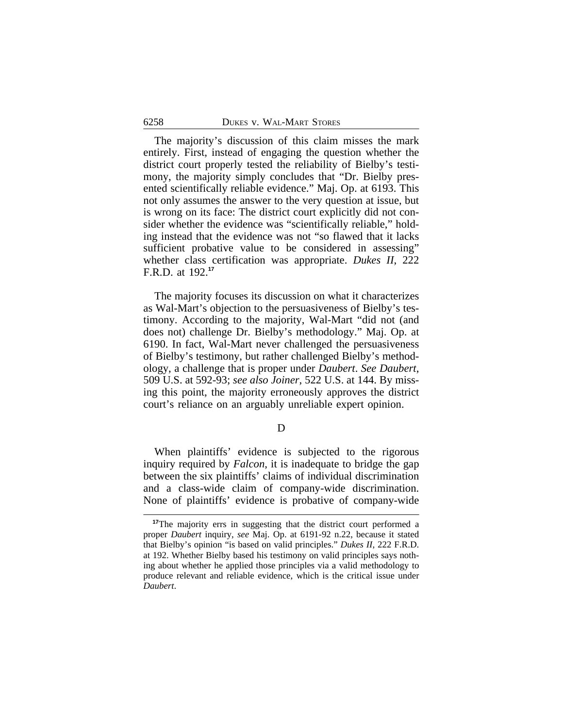The majority's discussion of this claim misses the mark entirely. First, instead of engaging the question whether the district court properly tested the reliability of Bielby's testimony, the majority simply concludes that "Dr. Bielby presented scientifically reliable evidence." Maj. Op. at 6193. This not only assumes the answer to the very question at issue, but is wrong on its face: The district court explicitly did not consider whether the evidence was "scientifically reliable," holding instead that the evidence was not "so flawed that it lacks sufficient probative value to be considered in assessing" whether class certification was appropriate. *Dukes II*, 222 F.R.D. at 192.[17]

The majority focuses its discussion on what it characterizes as Wal-Mart's objection to the persuasiveness of Bielby's testimony. According to the majority, Wal-Mart "did not (and does not) challenge Dr. Bielby's methodology." Maj. Op. at 6190. In fact, Wal-Mart never challenged the persuasiveness of Bielby's testimony, but rather challenged Bielby's methodology, a challenge that is proper under *Daubert*. *See Daubert*, 509 U.S. at 592-93; *see also Joiner*, 522 U.S. at 144. By missing this point, the majority erroneously approves the district court's reliance on an arguably unreliable expert opinion.

D

When plaintiffs' evidence is subjected to the rigorous inquiry required by *Falcon*, it is inadequate to bridge the gap between the six plaintiffs' claims of individual discrimination and a class-wide claim of company-wide discrimination. None of plaintiffs' evidence is probative of company-wide

[17]The majority errs in suggesting that the district court performed a proper *Daubert* inquiry, *see* Maj. Op. at 6191-92 n.22, because it stated that Bielby's opinion "is based on valid principles." *Dukes II*, 222 F.R.D. at 192. Whether Bielby based his testimony on valid principles says nothing about whether he applied those principles via a valid methodology to produce relevant and reliable evidence, which is the critical issue under *Daubert*.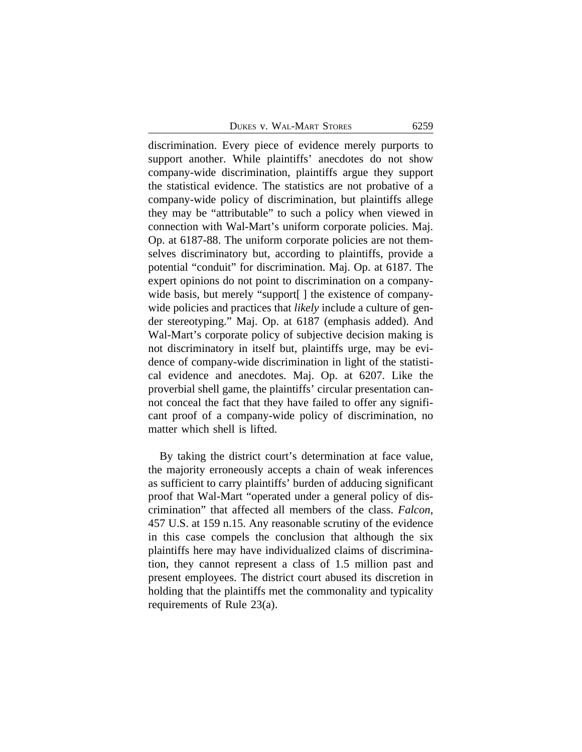discrimination. Every piece of evidence merely purports to support another. While plaintiffs' anecdotes do not show company-wide discrimination, plaintiffs argue they support the statistical evidence. The statistics are not probative of a company-wide policy of discrimination, but plaintiffs allege they may be "attributable" to such a policy when viewed in connection with Wal-Mart's uniform corporate policies. Maj. Op. at 6187-88. The uniform corporate policies are not themselves discriminatory but, according to plaintiffs, provide a potential "conduit" for discrimination. Maj. Op. at 6187. The expert opinions do not point to discrimination on a company-wide basis, but merely "support[ ] the existence of company-wide policies and practices that *likely* include a culture of gender stereotyping." Maj. Op. at 6187 (emphasis added). And Wal-Mart's corporate policy of subjective decision making is not discriminatory in itself but, plaintiffs urge, may be evidence of company-wide discrimination in light of the statistical evidence and anecdotes. Maj. Op. at 6207. Like the proverbial shell game, the plaintiffs' circular presentation cannot conceal the fact that they have failed to offer any significant proof of a company-wide policy of discrimination, no matter which shell is lifted.

By taking the district court's determination at face value, the majority erroneously accepts a chain of weak inferences as sufficient to carry plaintiffs' burden of adducing significant proof that Wal-Mart "operated under a general policy of discrimination" that affected all members of the class. *Falcon*, 457 U.S. at 159 n.15. Any reasonable scrutiny of the evidence in this case compels the conclusion that although the six plaintiffs here may have individualized claims of discrimination, they cannot represent a class of 1.5 million past and present employees. The district court abused its discretion in holding that the plaintiffs met the commonality and typicality requirements of Rule 23(a).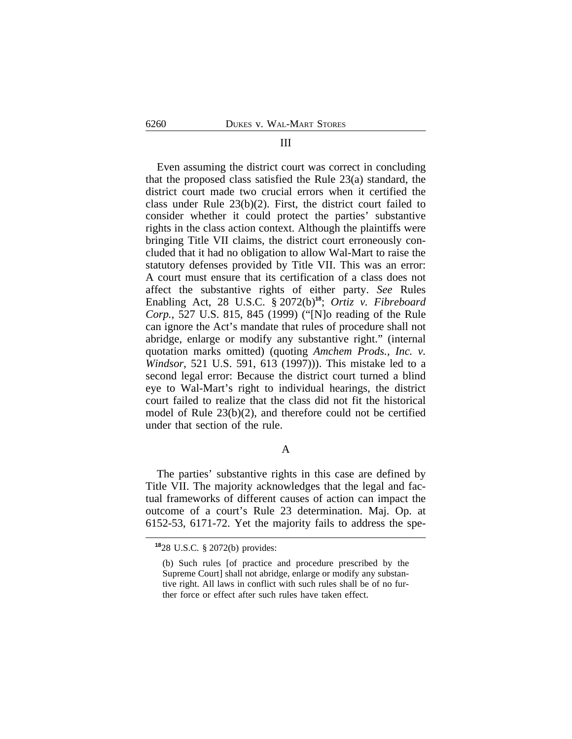III

Even assuming the district court was correct in concluding that the proposed class satisfied the Rule 23(a) standard, the district court made two crucial errors when it certified the class under Rule 23(b)(2). First, the district court failed to consider whether it could protect the parties' substantive rights in the class action context. Although the plaintiffs were bringing Title VII claims, the district court erroneously concluded that it had no obligation to allow Wal-Mart to raise the statutory defenses provided by Title VII. This was an error: A court must ensure that its certification of a class does not affect the substantive rights of either party. *See* Rules Enabling Act, 28 U.S.C. § 2072(b)[18]; *Ortiz v. Fibreboard Corp.*, 527 U.S. 815, 845 (1999) ("[N]o reading of the Rule can ignore the Act's mandate that rules of procedure shall not abridge, enlarge or modify any substantive right." (internal quotation marks omitted) (quoting *Amchem Prods., Inc. v. Windsor*, 521 U.S. 591, 613 (1997))). This mistake led to a second legal error: Because the district court turned a blind eye to Wal-Mart's right to individual hearings, the district court failed to realize that the class did not fit the historical model of Rule 23(b)(2), and therefore could not be certified under that section of the rule.

A

The parties' substantive rights in this case are defined by Title VII. The majority acknowledges that the legal and factual frameworks of different causes of action can impact the outcome of a court's Rule 23 determination. Maj. Op. at 6152-53, 6171-72. Yet the majority fails to address the spe-

[18] 28 U.S.C. § 2072(b) provides:

(b) Such rules [of practice and procedure prescribed by the Supreme Court] shall not abridge, enlarge or modify any substantive right. All laws in conflict with such rules shall be of no further force or effect after such rules have taken effect.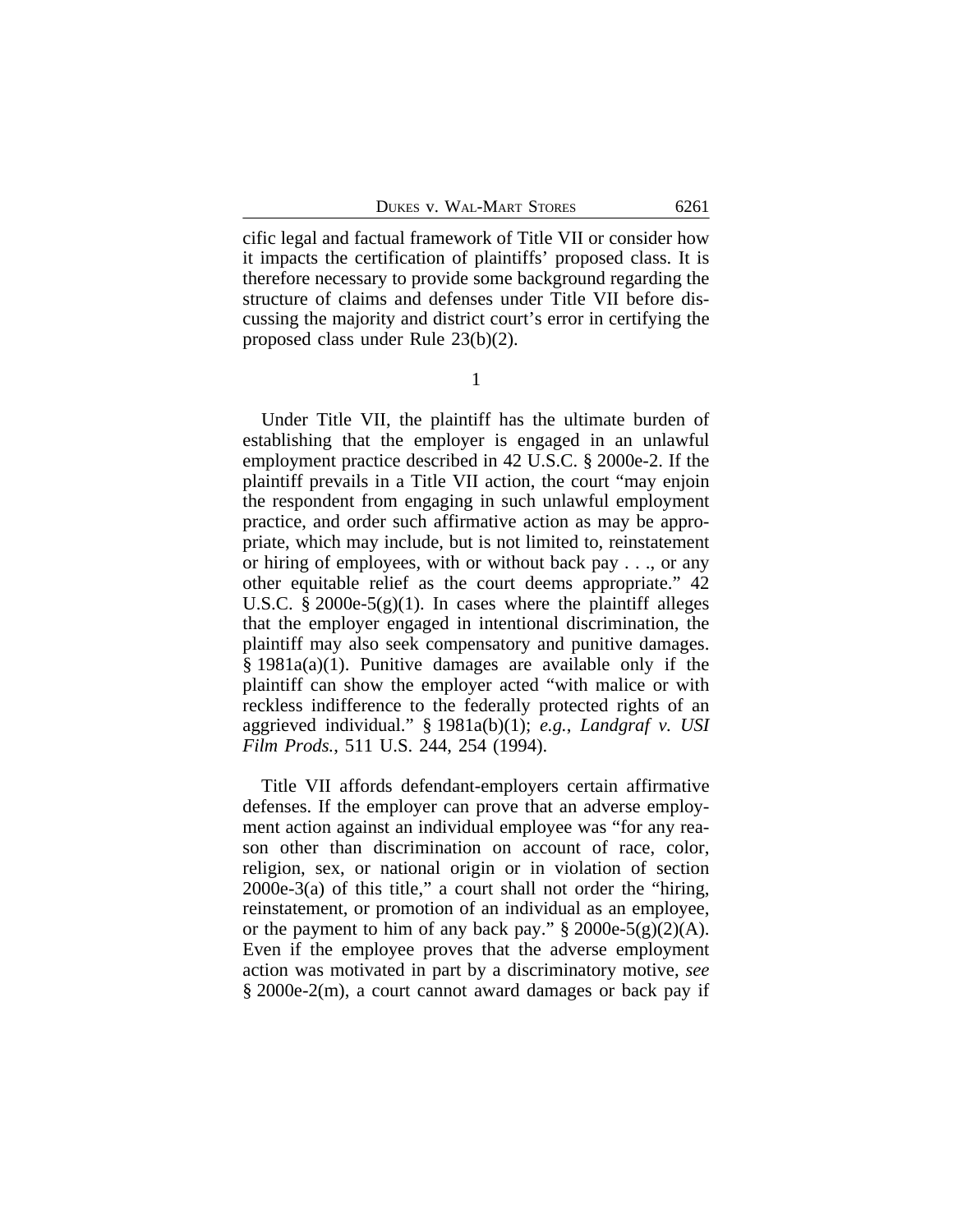cific legal and factual framework of Title VII or consider how it impacts the certification of plaintiffs' proposed class. It is therefore necessary to provide some background regarding the structure of claims and defenses under Title VII before discussing the majority and district court's error in certifying the proposed class under Rule 23(b)(2).

1

Under Title VII, the plaintiff has the ultimate burden of establishing that the employer is engaged in an unlawful employment practice described in 42 U.S.C. § 2000e-2. If the plaintiff prevails in a Title VII action, the court "may enjoin the respondent from engaging in such unlawful employment practice, and order such affirmative action as may be appropriate, which may include, but is not limited to, reinstatement or hiring of employees, with or without back pay . . ., or any other equitable relief as the court deems appropriate." 42 U.S.C. § 2000e-5(g)(1). In cases where the plaintiff alleges that the employer engaged in intentional discrimination, the plaintiff may also seek compensatory and punitive damages. § 1981a(a)(1). Punitive damages are available only if the plaintiff can show the employer acted "with malice or with reckless indifference to the federally protected rights of an aggrieved individual." § 1981a(b)(1); *e.g.*, *Landgraf v. USI Film Prods.*, 511 U.S. 244, 254 (1994).

Title VII affords defendant-employers certain affirmative defenses. If the employer can prove that an adverse employment action against an individual employee was "for any reason other than discrimination on account of race, color, religion, sex, or national origin or in violation of section 2000e-3(a) of this title," a court shall not order the "hiring, reinstatement, or promotion of an individual as an employee, or the payment to him of any back pay." § 2000e-5(g)(2)(A). Even if the employee proves that the adverse employment action was motivated in part by a discriminatory motive, *see* § 2000e-2(m), a court cannot award damages or back pay if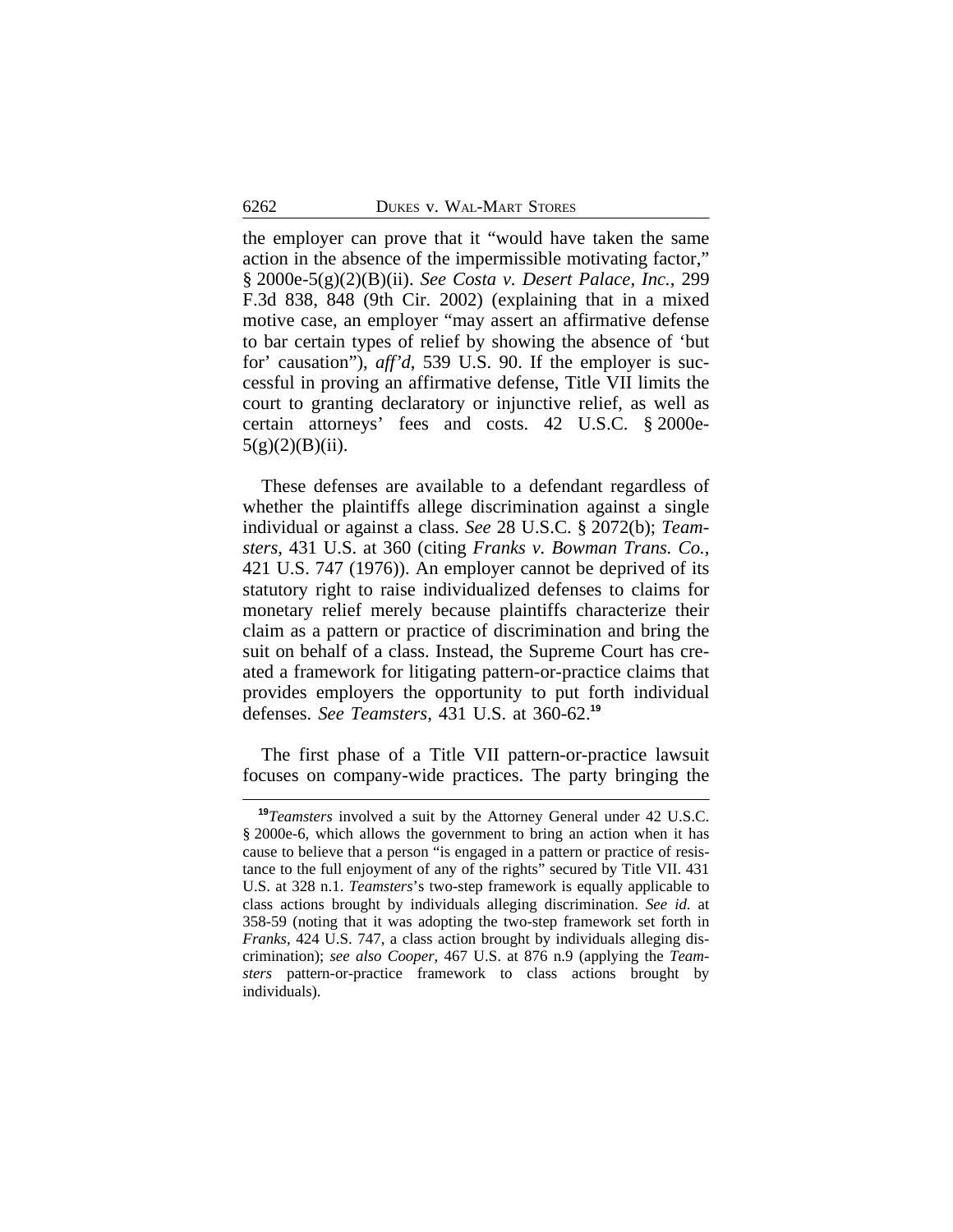the employer can prove that it "would have taken the same action in the absence of the impermissible motivating factor," § 2000e-5(g)(2)(B)(ii). *See Costa v. Desert Palace, Inc.*, 299 F.3d 838, 848 (9th Cir. 2002) (explaining that in a mixed motive case, an employer "may assert an affirmative defense to bar certain types of relief by showing the absence of 'but for' causation"), *aff'd*, 539 U.S. 90. If the employer is successful in proving an affirmative defense, Title VII limits the court to granting declaratory or injunctive relief, as well as certain attorneys' fees and costs. 42 U.S.C. § 2000e-5(g)(2)(B)(ii).

These defenses are available to a defendant regardless of whether the plaintiffs allege discrimination against a single individual or against a class. *See* 28 U.S.C. § 2072(b); *Teamsters*, 431 U.S. at 360 (citing *Franks v. Bowman Trans. Co.*, 421 U.S. 747 (1976)). An employer cannot be deprived of its statutory right to raise individualized defenses to claims for monetary relief merely because plaintiffs characterize their claim as a pattern or practice of discrimination and bring the suit on behalf of a class. Instead, the Supreme Court has created a framework for litigating pattern-or-practice claims that provides employers the opportunity to put forth individual defenses. *See Teamsters*, 431 U.S. at 360-62.[19]

The first phase of a Title VII pattern-or-practice lawsuit focuses on company-wide practices. The party bringing the

---

[19] *Teamsters* involved a suit by the Attorney General under 42 U.S.C. § 2000e-6, which allows the government to bring an action when it has cause to believe that a person "is engaged in a pattern or practice of resistance to the full enjoyment of any of the rights" secured by Title VII. 431 U.S. at 328 n.1. *Teamsters*'s two-step framework is equally applicable to class actions brought by individuals alleging discrimination. *See id.* at 358-59 (noting that it was adopting the two-step framework set forth in *Franks*, 424 U.S. 747, a class action brought by individuals alleging discrimination); *see also Cooper*, 467 U.S. at 876 n.9 (applying the *Teamsters* pattern-or-practice framework to class actions brought by individuals).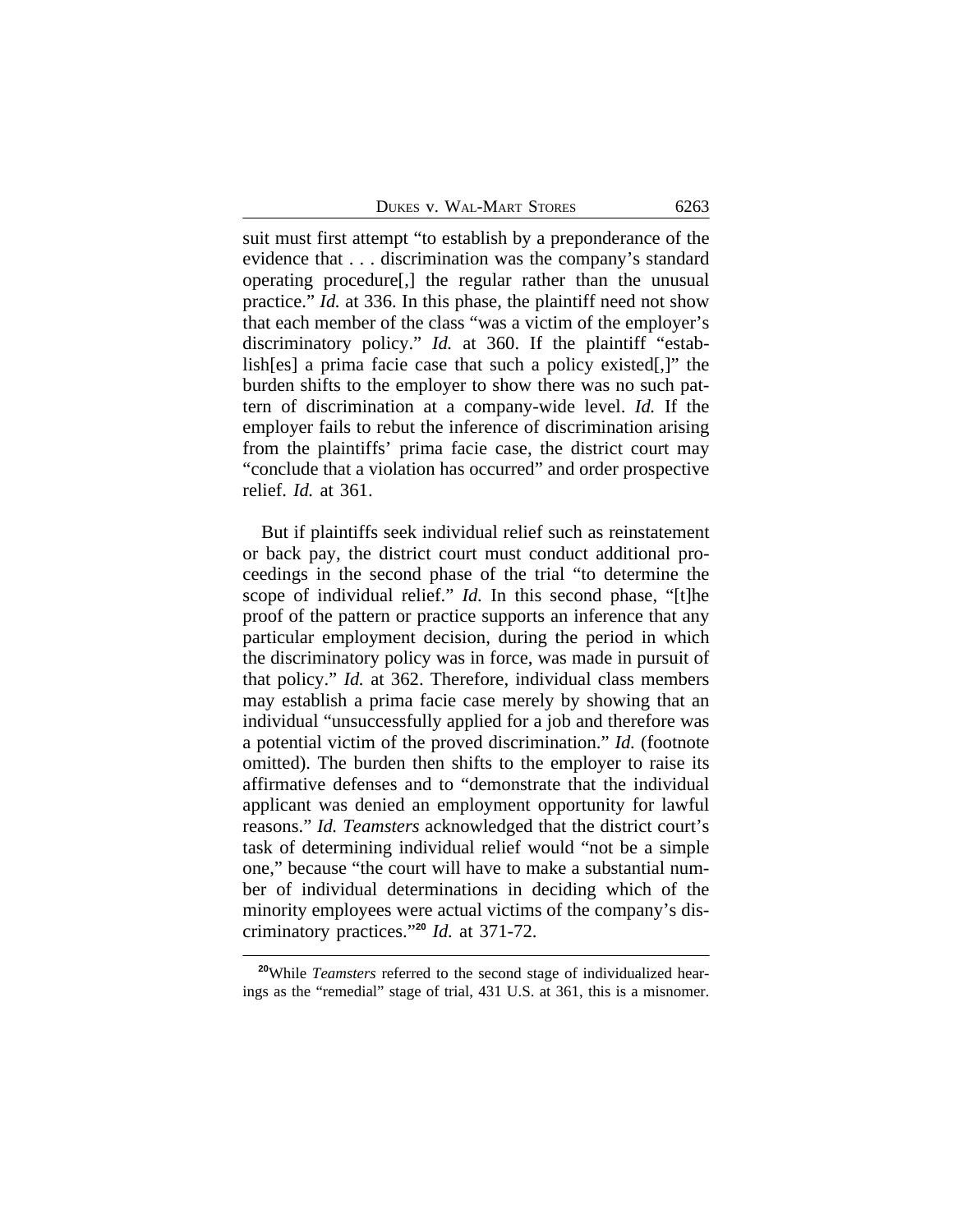suit must first attempt "to establish by a preponderance of the evidence that . . . discrimination was the company's standard operating procedure[,] the regular rather than the unusual practice." *Id.* at 336. In this phase, the plaintiff need not show that each member of the class "was a victim of the employer's discriminatory policy." *Id.* at 360. If the plaintiff "establish[es] a prima facie case that such a policy existed[,]" the burden shifts to the employer to show there was no such pattern of discrimination at a company-wide level. *Id.* If the employer fails to rebut the inference of discrimination arising from the plaintiffs' prima facie case, the district court may "conclude that a violation has occurred" and order prospective relief. *Id.* at 361.

But if plaintiffs seek individual relief such as reinstatement or back pay, the district court must conduct additional proceedings in the second phase of the trial "to determine the scope of individual relief." *Id.* In this second phase, "[t]he proof of the pattern or practice supports an inference that any particular employment decision, during the period in which the discriminatory policy was in force, was made in pursuit of that policy." *Id.* at 362. Therefore, individual class members may establish a prima facie case merely by showing that an individual "unsuccessfully applied for a job and therefore was a potential victim of the proved discrimination." *Id.* (footnote omitted). The burden then shifts to the employer to raise its affirmative defenses and to "demonstrate that the individual applicant was denied an employment opportunity for lawful reasons." *Id. Teamsters* acknowledged that the district court's task of determining individual relief would "not be a simple one," because "the court will have to make a substantial number of individual determinations in deciding which of the minority employees were actual victims of the company's discriminatory practices."[20] *Id.* at 371-72.

[20]While *Teamsters* referred to the second stage of individualized hearings as the "remedial" stage of trial, 431 U.S. at 361, this is a misnomer.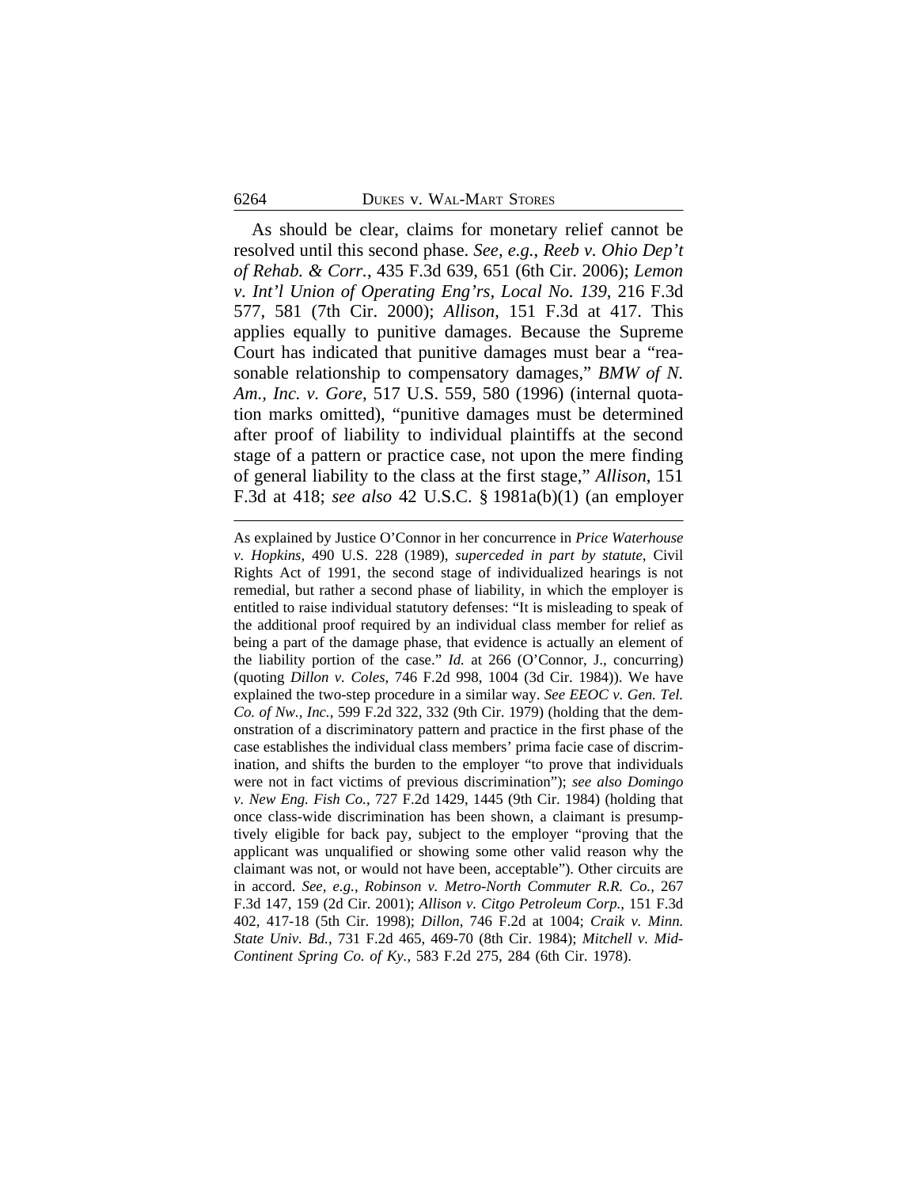As should be clear, claims for monetary relief cannot be resolved until this second phase. *See, e.g.*, *Reeb v. Ohio Dep't of Rehab. & Corr.*, 435 F.3d 639, 651 (6th Cir. 2006); *Lemon v. Int'l Union of Operating Eng'rs, Local No. 139*, 216 F.3d 577, 581 (7th Cir. 2000); *Allison*, 151 F.3d at 417. This applies equally to punitive damages. Because the Supreme Court has indicated that punitive damages must bear a "reasonable relationship to compensatory damages," *BMW of N. Am., Inc. v. Gore*, 517 U.S. 559, 580 (1996) (internal quotation marks omitted), "punitive damages must be determined after proof of liability to individual plaintiffs at the second stage of a pattern or practice case, not upon the mere finding of general liability to the class at the first stage," *Allison*, 151 F.3d at 418; *see also* 42 U.S.C. § 1981a(b)(1) (an employer

As explained by Justice O'Connor in her concurrence in *Price Waterhouse v. Hopkins*, 490 U.S. 228 (1989), *superceded in part by statute*, Civil Rights Act of 1991, the second stage of individualized hearings is not remedial, but rather a second phase of liability, in which the employer is entitled to raise individual statutory defenses: "It is misleading to speak of the additional proof required by an individual class member for relief as being a part of the damage phase, that evidence is actually an element of the liability portion of the case." *Id.* at 266 (O'Connor, J., concurring) (quoting *Dillon v. Coles*, 746 F.2d 998, 1004 (3d Cir. 1984)). We have explained the two-step procedure in a similar way. *See EEOC v. Gen. Tel. Co. of Nw., Inc.*, 599 F.2d 322, 332 (9th Cir. 1979) (holding that the demonstration of a discriminatory pattern and practice in the first phase of the case establishes the individual class members' prima facie case of discrimination, and shifts the burden to the employer "to prove that individuals were not in fact victims of previous discrimination"); *see also Domingo v. New Eng. Fish Co.*, 727 F.2d 1429, 1445 (9th Cir. 1984) (holding that once class-wide discrimination has been shown, a claimant is presumptively eligible for back pay, subject to the employer "proving that the applicant was unqualified or showing some other valid reason why the claimant was not, or would not have been, acceptable"). Other circuits are in accord. *See, e.g.*, *Robinson v. Metro-North Commuter R.R. Co.*, 267 F.3d 147, 159 (2d Cir. 2001); *Allison v. Citgo Petroleum Corp.*, 151 F.3d 402, 417-18 (5th Cir. 1998); *Dillon*, 746 F.2d at 1004; *Craik v. Minn. State Univ. Bd.*, 731 F.2d 465, 469-70 (8th Cir. 1984); *Mitchell v. Mid-Continent Spring Co. of Ky.*, 583 F.2d 275, 284 (6th Cir. 1978).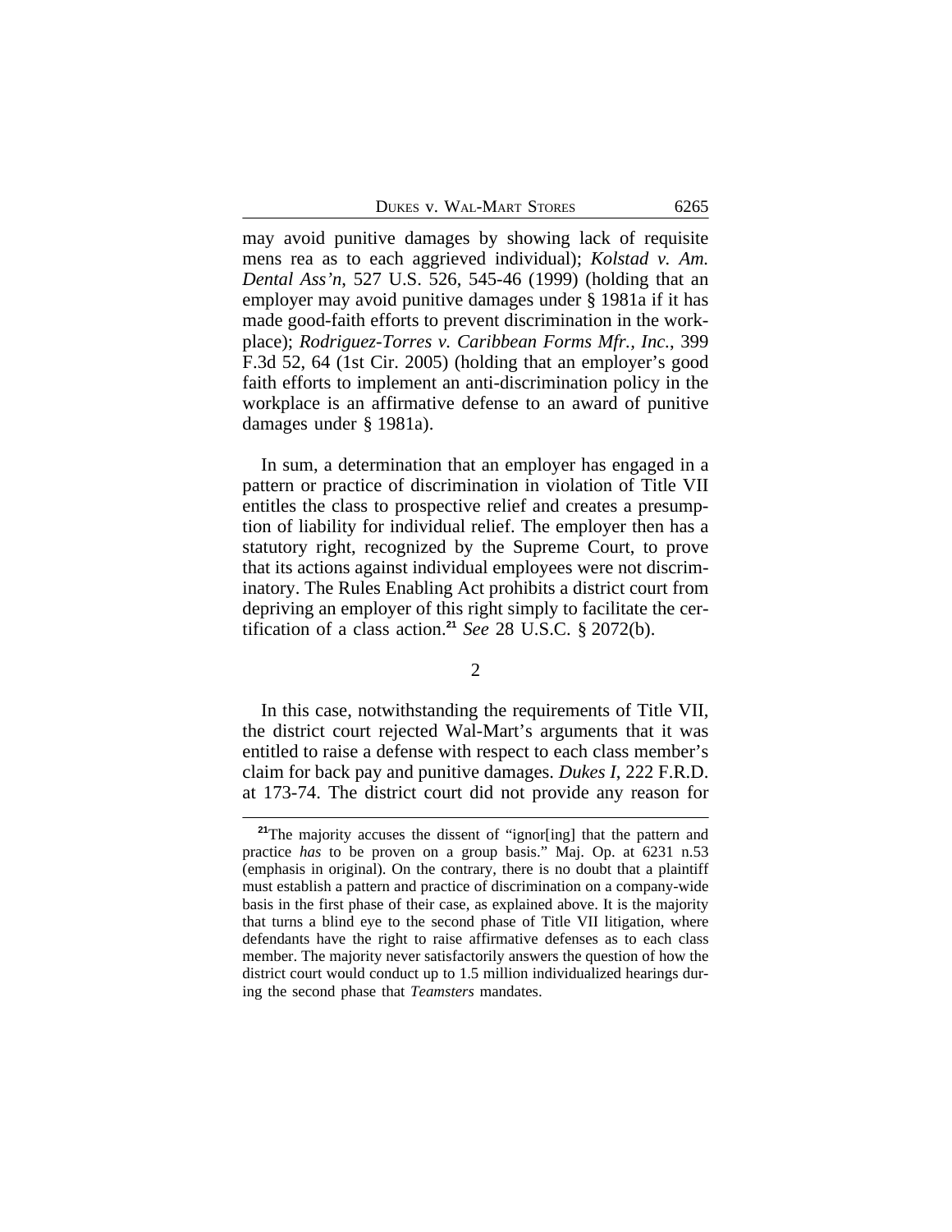may avoid punitive damages by showing lack of requisite mens rea as to each aggrieved individual); *Kolstad v. Am. Dental Ass'n*, 527 U.S. 526, 545-46 (1999) (holding that an employer may avoid punitive damages under § 1981a if it has made good-faith efforts to prevent discrimination in the workplace); *Rodriguez-Torres v. Caribbean Forms Mfr., Inc.*, 399 F.3d 52, 64 (1st Cir. 2005) (holding that an employer's good faith efforts to implement an anti-discrimination policy in the workplace is an affirmative defense to an award of punitive damages under § 1981a).

In sum, a determination that an employer has engaged in a pattern or practice of discrimination in violation of Title VII entitles the class to prospective relief and creates a presumption of liability for individual relief. The employer then has a statutory right, recognized by the Supreme Court, to prove that its actions against individual employees were not discriminatory. The Rules Enabling Act prohibits a district court from depriving an employer of this right simply to facilitate the certification of a class action.[21] *See* 28 U.S.C. § 2072(b).

2

In this case, notwithstanding the requirements of Title VII, the district court rejected Wal-Mart's arguments that it was entitled to raise a defense with respect to each class member's claim for back pay and punitive damages. *Dukes I*, 222 F.R.D. at 173-74. The district court did not provide any reason for

[21]The majority accuses the dissent of "ignor[ing] that the pattern and practice *has* to be proven on a group basis." Maj. Op. at 6231 n.53 (emphasis in original). On the contrary, there is no doubt that a plaintiff must establish a pattern and practice of discrimination on a company-wide basis in the first phase of their case, as explained above. It is the majority that turns a blind eye to the second phase of Title VII litigation, where defendants have the right to raise affirmative defenses as to each class member. The majority never satisfactorily answers the question of how the district court would conduct up to 1.5 million individualized hearings during the second phase that *Teamsters* mandates.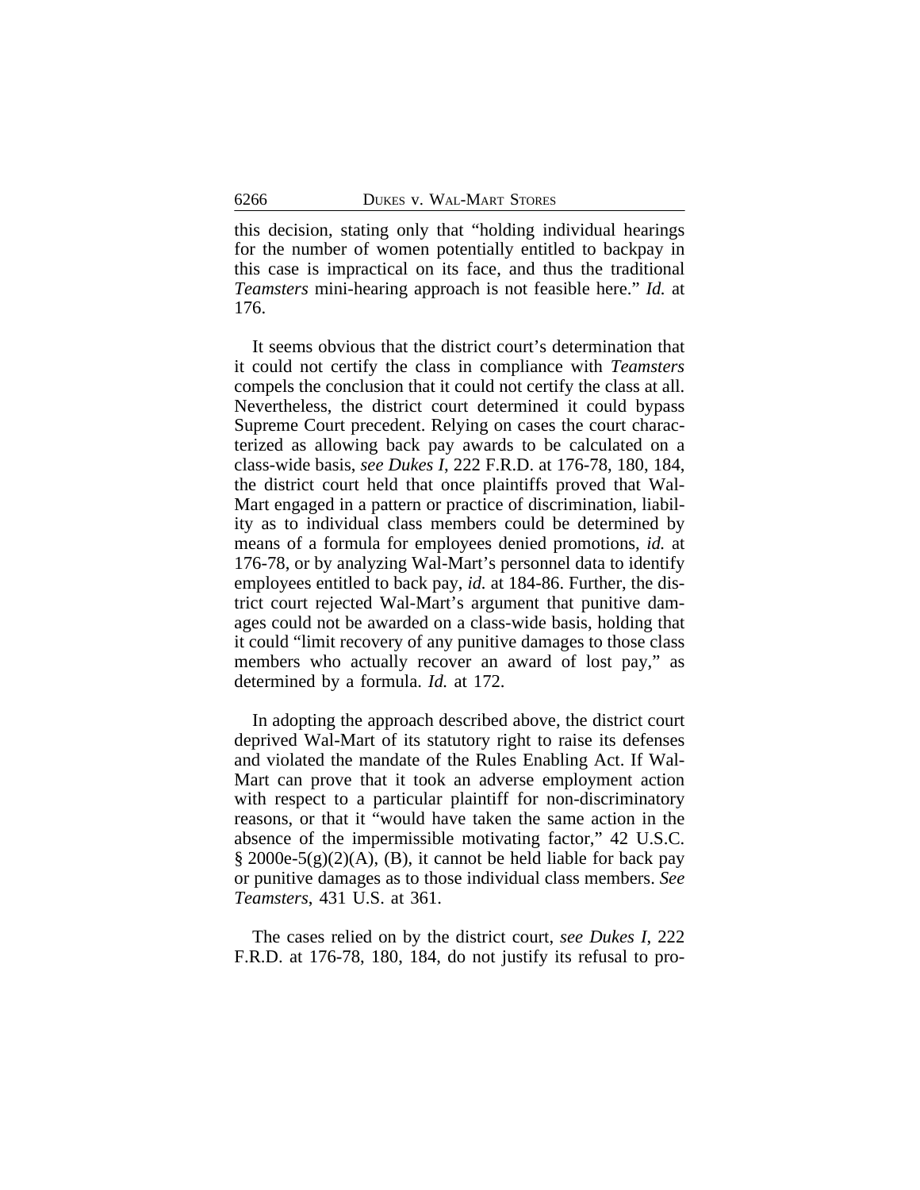this decision, stating only that "holding individual hearings for the number of women potentially entitled to backpay in this case is impractical on its face, and thus the traditional *Teamsters* mini-hearing approach is not feasible here." *Id.* at 176.

It seems obvious that the district court's determination that it could not certify the class in compliance with *Teamsters* compels the conclusion that it could not certify the class at all. Nevertheless, the district court determined it could bypass Supreme Court precedent. Relying on cases the court characterized as allowing back pay awards to be calculated on a class-wide basis, *see Dukes I*, 222 F.R.D. at 176-78, 180, 184, the district court held that once plaintiffs proved that Wal-Mart engaged in a pattern or practice of discrimination, liability as to individual class members could be determined by means of a formula for employees denied promotions, *id.* at 176-78, or by analyzing Wal-Mart's personnel data to identify employees entitled to back pay, *id.* at 184-86. Further, the district court rejected Wal-Mart's argument that punitive damages could not be awarded on a class-wide basis, holding that it could "limit recovery of any punitive damages to those class members who actually recover an award of lost pay," as determined by a formula. *Id.* at 172.

In adopting the approach described above, the district court deprived Wal-Mart of its statutory right to raise its defenses and violated the mandate of the Rules Enabling Act. If Wal-Mart can prove that it took an adverse employment action with respect to a particular plaintiff for non-discriminatory reasons, or that it "would have taken the same action in the absence of the impermissible motivating factor," 42 U.S.C. § 2000e-5(g)(2)(A), (B), it cannot be held liable for back pay or punitive damages as to those individual class members. *See Teamsters*, 431 U.S. at 361.

The cases relied on by the district court, *see Dukes I*, 222 F.R.D. at 176-78, 180, 184, do not justify its refusal to pro-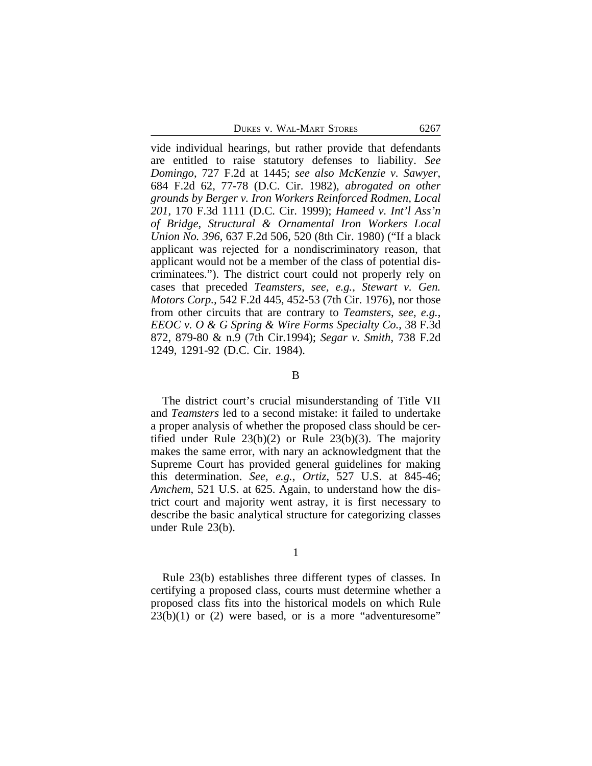vide individual hearings, but rather provide that defendants are entitled to raise statutory defenses to liability. *See Domingo*, 727 F.2d at 1445; *see also McKenzie v. Sawyer*, 684 F.2d 62, 77-78 (D.C. Cir. 1982), *abrogated on other grounds by Berger v. Iron Workers Reinforced Rodmen, Local 201*, 170 F.3d 1111 (D.C. Cir. 1999); *Hameed v. Int'l Ass'n of Bridge, Structural & Ornamental Iron Workers Local Union No. 396*, 637 F.2d 506, 520 (8th Cir. 1980) ("If a black applicant was rejected for a nondiscriminatory reason, that applicant would not be a member of the class of potential discriminatees."). The district court could not properly rely on cases that preceded *Teamsters*, *see, e.g.*, *Stewart v. Gen. Motors Corp.*, 542 F.2d 445, 452-53 (7th Cir. 1976), nor those from other circuits that are contrary to *Teamsters*, *see, e.g.*, *EEOC v. O & G Spring & Wire Forms Specialty Co.*, 38 F.3d 872, 879-80 & n.9 (7th Cir.1994); *Segar v. Smith*, 738 F.2d 1249, 1291-92 (D.C. Cir. 1984).

### B

The district court's crucial misunderstanding of Title VII and *Teamsters* led to a second mistake: it failed to undertake a proper analysis of whether the proposed class should be certified under Rule 23(b)(2) or Rule 23(b)(3). The majority makes the same error, with nary an acknowledgment that the Supreme Court has provided general guidelines for making this determination. *See, e.g.*, *Ortiz*, 527 U.S. at 845-46; *Amchem*, 521 U.S. at 625. Again, to understand how the district court and majority went astray, it is first necessary to describe the basic analytical structure for categorizing classes under Rule 23(b).

#### 1

Rule 23(b) establishes three different types of classes. In certifying a proposed class, courts must determine whether a proposed class fits into the historical models on which Rule 23(b)(1) or (2) were based, or is a more "adventuresome"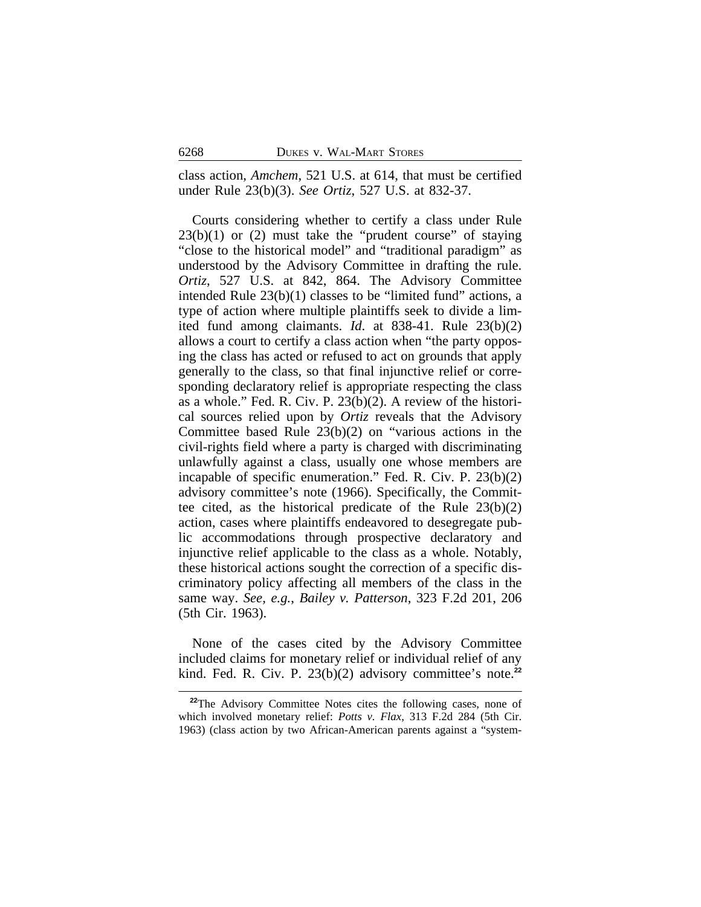class action, *Amchem*, 521 U.S. at 614, that must be certified under Rule 23(b)(3). *See Ortiz*, 527 U.S. at 832-37.

Courts considering whether to certify a class under Rule 23(b)(1) or (2) must take the "prudent course" of staying "close to the historical model" and "traditional paradigm" as understood by the Advisory Committee in drafting the rule. *Ortiz*, 527 U.S. at 842, 864. The Advisory Committee intended Rule 23(b)(1) classes to be "limited fund" actions, a type of action where multiple plaintiffs seek to divide a limited fund among claimants. *Id*. at 838-41. Rule 23(b)(2) allows a court to certify a class action when "the party opposing the class has acted or refused to act on grounds that apply generally to the class, so that final injunctive relief or corresponding declaratory relief is appropriate respecting the class as a whole." Fed. R. Civ. P. 23(b)(2). A review of the historical sources relied upon by *Ortiz* reveals that the Advisory Committee based Rule 23(b)(2) on "various actions in the civil-rights field where a party is charged with discriminating unlawfully against a class, usually one whose members are incapable of specific enumeration." Fed. R. Civ. P. 23(b)(2) advisory committee's note (1966). Specifically, the Committee cited, as the historical predicate of the Rule 23(b)(2) action, cases where plaintiffs endeavored to desegregate public accommodations through prospective declaratory and injunctive relief applicable to the class as a whole. Notably, these historical actions sought the correction of a specific discriminatory policy affecting all members of the class in the same way. *See, e.g.*, *Bailey v. Patterson*, 323 F.2d 201, 206 (5th Cir. 1963).

None of the cases cited by the Advisory Committee included claims for monetary relief or individual relief of any kind. Fed. R. Civ. P. 23(b)(2) advisory committee's note.[22]

[22]The Advisory Committee Notes cites the following cases, none of which involved monetary relief: *Potts v. Flax*, 313 F.2d 284 (5th Cir. 1963) (class action by two African-American parents against a "system-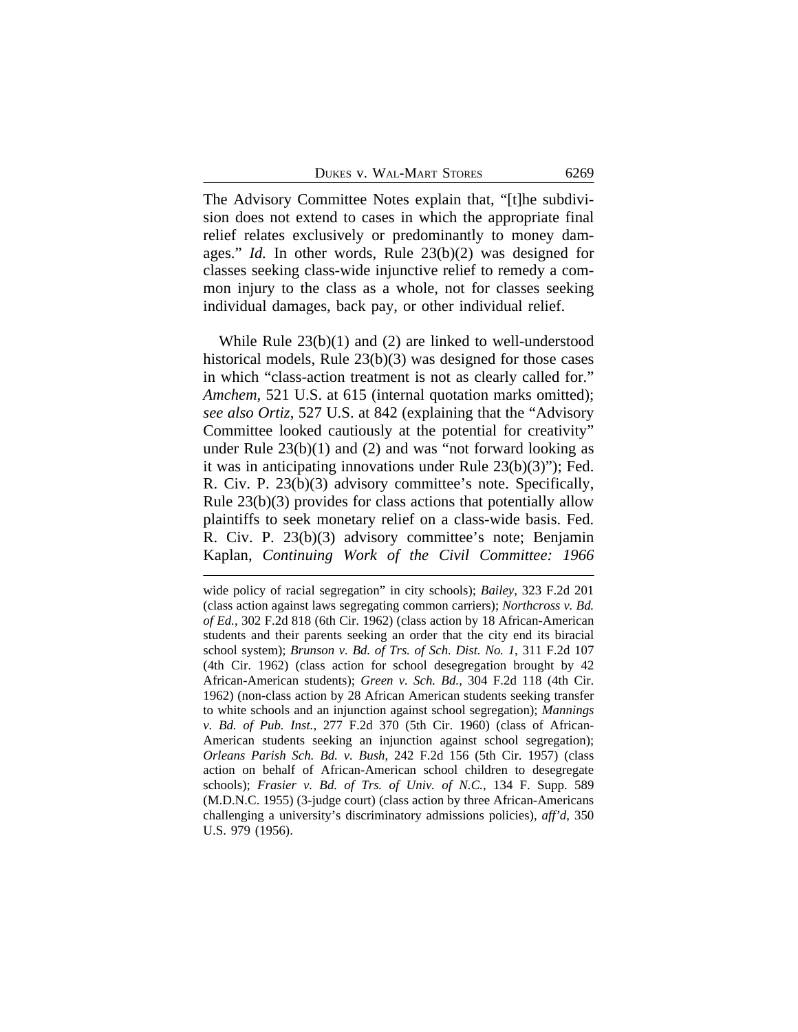The Advisory Committee Notes explain that, "[t]he subdivision does not extend to cases in which the appropriate final relief relates exclusively or predominantly to money damages." *Id.* In other words, Rule 23(b)(2) was designed for classes seeking class-wide injunctive relief to remedy a common injury to the class as a whole, not for classes seeking individual damages, back pay, or other individual relief.

While Rule 23(b)(1) and (2) are linked to well-understood historical models, Rule 23(b)(3) was designed for those cases in which "class-action treatment is not as clearly called for." *Amchem*, 521 U.S. at 615 (internal quotation marks omitted); *see also Ortiz*, 527 U.S. at 842 (explaining that the "Advisory Committee looked cautiously at the potential for creativity" under Rule 23(b)(1) and (2) and was "not forward looking as it was in anticipating innovations under Rule 23(b)(3)"); Fed. R. Civ. P. 23(b)(3) advisory committee's note. Specifically, Rule 23(b)(3) provides for class actions that potentially allow plaintiffs to seek monetary relief on a class-wide basis. Fed. R. Civ. P. 23(b)(3) advisory committee's note; Benjamin Kaplan, *Continuing Work of the Civil Committee: 1966*

wide policy of racial segregation" in city schools); *Bailey*, 323 F.2d 201 (class action against laws segregating common carriers); *Northcross v. Bd. of Ed.*, 302 F.2d 818 (6th Cir. 1962) (class action by 18 African-American students and their parents seeking an order that the city end its biracial school system); *Brunson v. Bd. of Trs. of Sch. Dist. No. 1*, 311 F.2d 107 (4th Cir. 1962) (class action for school desegregation brought by 42 African-American students); *Green v. Sch. Bd.*, 304 F.2d 118 (4th Cir. 1962) (non-class action by 28 African American students seeking transfer to white schools and an injunction against school segregation); *Mannings v. Bd. of Pub. Inst.*, 277 F.2d 370 (5th Cir. 1960) (class of African-American students seeking an injunction against school segregation); *Orleans Parish Sch. Bd. v. Bush*, 242 F.2d 156 (5th Cir. 1957) (class action on behalf of African-American school children to desegregate schools); *Frasier v. Bd. of Trs. of Univ. of N.C.*, 134 F. Supp. 589 (M.D.N.C. 1955) (3-judge court) (class action by three African-Americans challenging a university's discriminatory admissions policies), *aff'd*, 350 U.S. 979 (1956).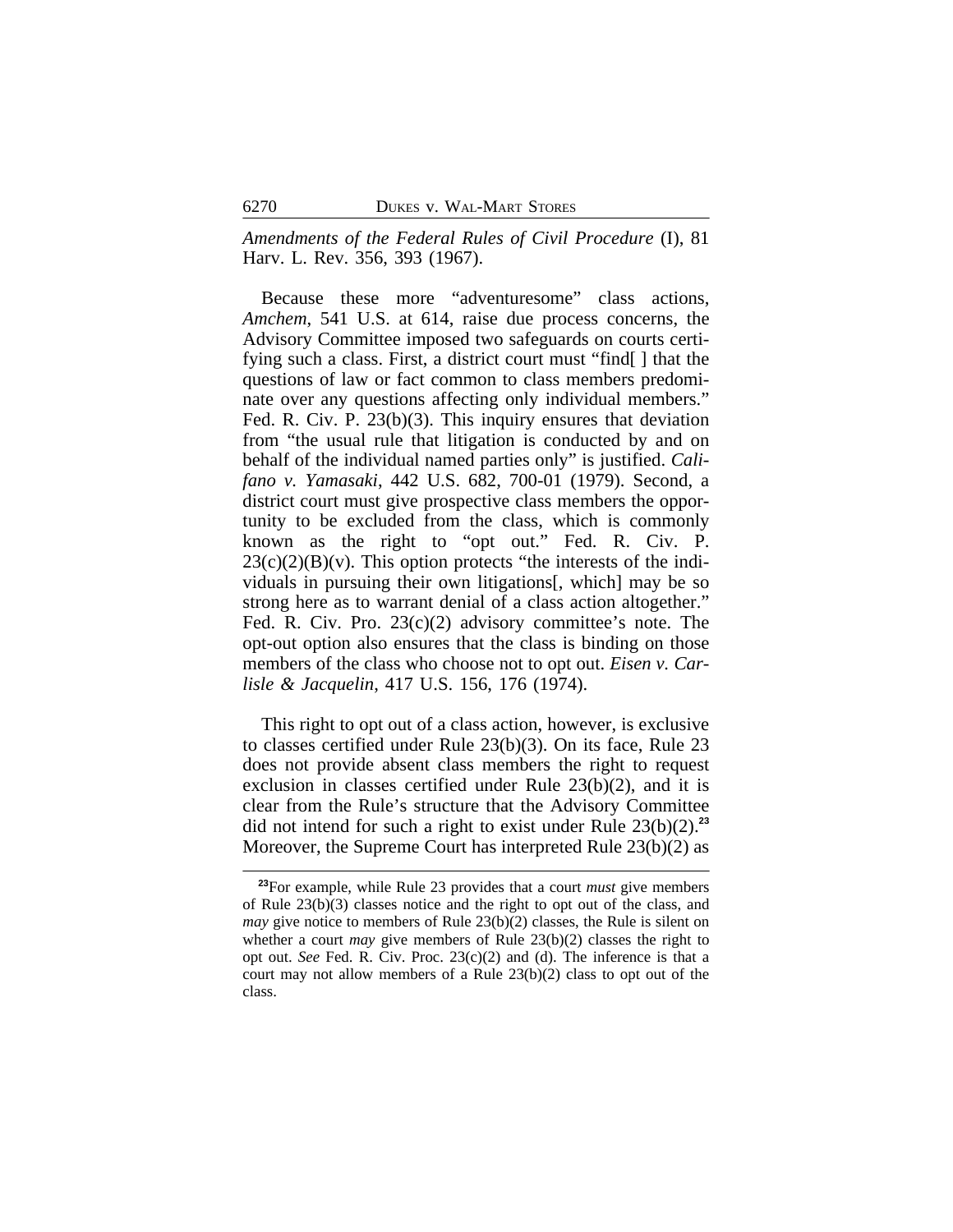*Amendments of the Federal Rules of Civil Procedure* (I), 81 Harv. L. Rev. 356, 393 (1967).

Because these more "adventuresome" class actions, *Amchem*, 541 U.S. at 614, raise due process concerns, the Advisory Committee imposed two safeguards on courts certifying such a class. First, a district court must "find[ ] that the questions of law or fact common to class members predominate over any questions affecting only individual members." Fed. R. Civ. P. 23(b)(3). This inquiry ensures that deviation from "the usual rule that litigation is conducted by and on behalf of the individual named parties only" is justified. *Califano v. Yamasaki*, 442 U.S. 682, 700-01 (1979). Second, a district court must give prospective class members the opportunity to be excluded from the class, which is commonly known as the right to "opt out." Fed. R. Civ. P. 23(c)(2)(B)(v). This option protects "the interests of the individuals in pursuing their own litigations[, which] may be so strong here as to warrant denial of a class action altogether." Fed. R. Civ. Pro. 23(c)(2) advisory committee's note. The opt-out option also ensures that the class is binding on those members of the class who choose not to opt out. *Eisen v. Carlisle & Jacquelin*, 417 U.S. 156, 176 (1974).

This right to opt out of a class action, however, is exclusive to classes certified under Rule 23(b)(3). On its face, Rule 23 does not provide absent class members the right to request exclusion in classes certified under Rule 23(b)(2), and it is clear from the Rule's structure that the Advisory Committee did not intend for such a right to exist under Rule 23(b)(2).[23] Moreover, the Supreme Court has interpreted Rule 23(b)(2) as

[23] For example, while Rule 23 provides that a court *must* give members of Rule 23(b)(3) classes notice and the right to opt out of the class, and *may* give notice to members of Rule 23(b)(2) classes, the Rule is silent on whether a court *may* give members of Rule 23(b)(2) classes the right to opt out. *See* Fed. R. Civ. Proc. 23(c)(2) and (d). The inference is that a court may not allow members of a Rule 23(b)(2) class to opt out of the class.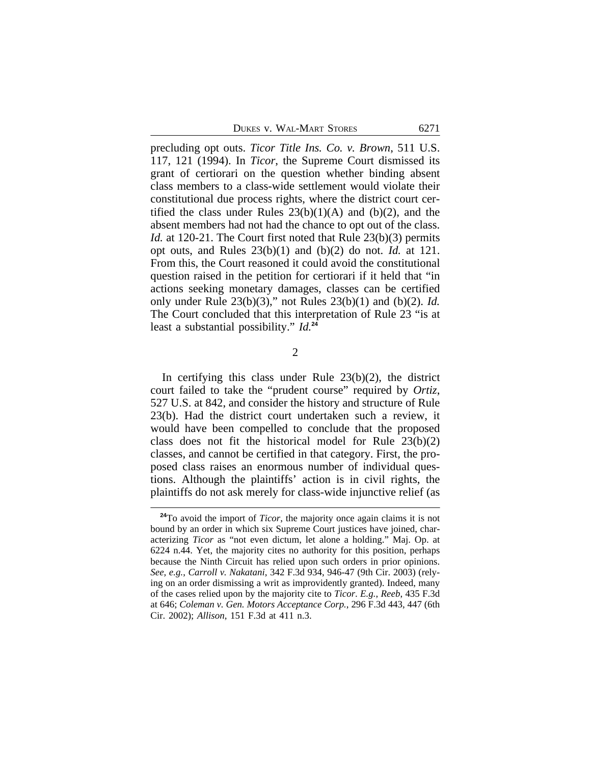precluding opt outs. *Ticor Title Ins. Co. v. Brown*, 511 U.S. 117, 121 (1994). In *Ticor*, the Supreme Court dismissed its grant of certiorari on the question whether binding absent class members to a class-wide settlement would violate their constitutional due process rights, where the district court certified the class under Rules 23(b)(1)(A) and (b)(2), and the absent members had not had the chance to opt out of the class. *Id.* at 120-21. The Court first noted that Rule 23(b)(3) permits opt outs, and Rules 23(b)(1) and (b)(2) do not. *Id.* at 121. From this, the Court reasoned it could avoid the constitutional question raised in the petition for certiorari if it held that "in actions seeking monetary damages, classes can be certified only under Rule 23(b)(3)," not Rules 23(b)(1) and (b)(2). *Id.* The Court concluded that this interpretation of Rule 23 "is at least a substantial possibility." *Id.*[24]

2

In certifying this class under Rule 23(b)(2), the district court failed to take the "prudent course" required by *Ortiz*, 527 U.S. at 842, and consider the history and structure of Rule 23(b). Had the district court undertaken such a review, it would have been compelled to conclude that the proposed class does not fit the historical model for Rule 23(b)(2) classes, and cannot be certified in that category. First, the proposed class raises an enormous number of individual questions. Although the plaintiffs' action is in civil rights, the plaintiffs do not ask merely for class-wide injunctive relief (as

---

[24]To avoid the import of *Ticor*, the majority once again claims it is not bound by an order in which six Supreme Court justices have joined, characterizing *Ticor* as "not even dictum, let alone a holding." Maj. Op. at 6224 n.44. Yet, the majority cites no authority for this position, perhaps because the Ninth Circuit has relied upon such orders in prior opinions. *See, e.g.*, *Carroll v. Nakatani*, 342 F.3d 934, 946-47 (9th Cir. 2003) (relying on an order dismissing a writ as improvidently granted). Indeed, many of the cases relied upon by the majority cite to *Ticor*. *E.g.*, *Reeb*, 435 F.3d at 646; *Coleman v. Gen. Motors Acceptance Corp.*, 296 F.3d 443, 447 (6th Cir. 2002); *Allison*, 151 F.3d at 411 n.3.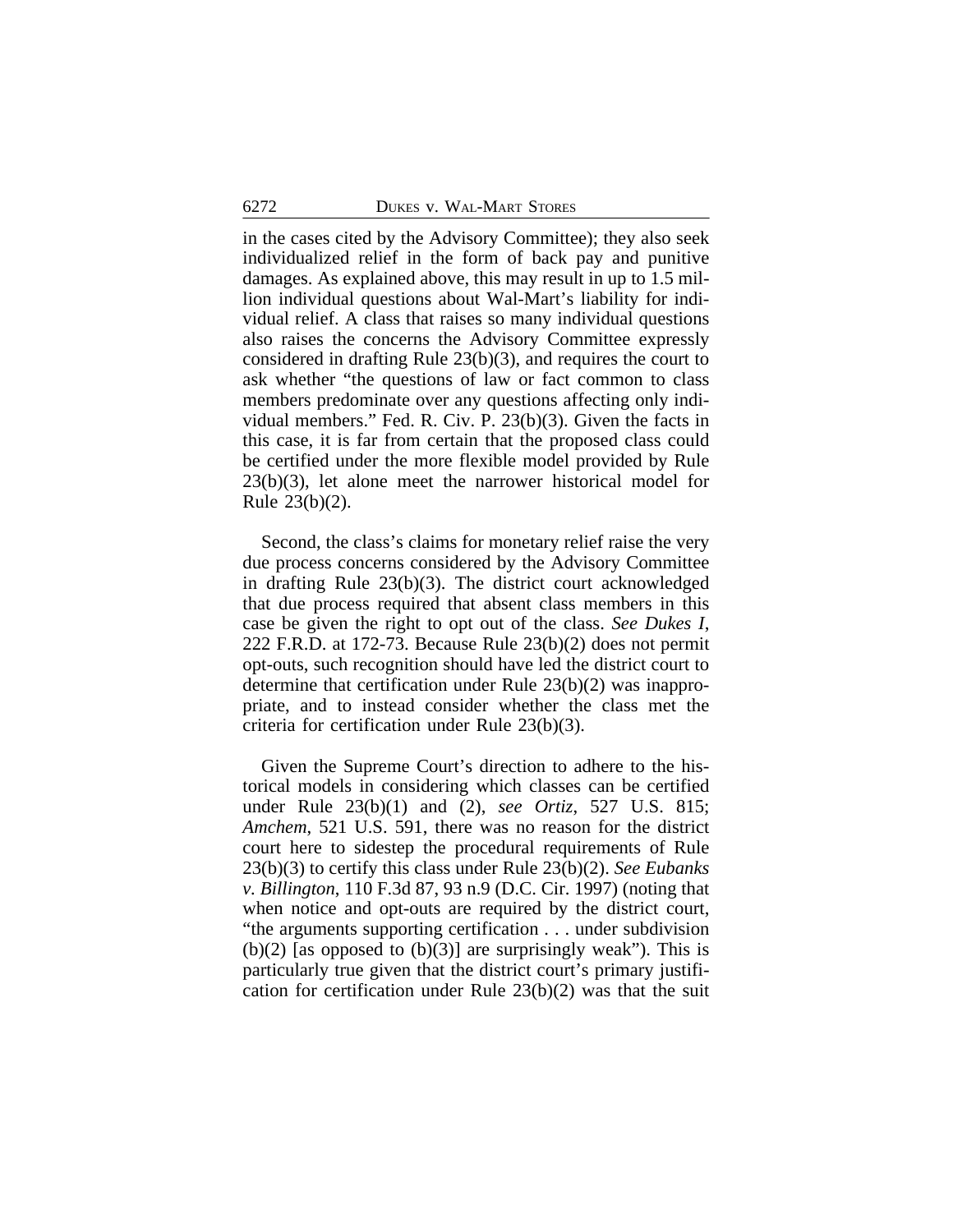in the cases cited by the Advisory Committee); they also seek individualized relief in the form of back pay and punitive damages. As explained above, this may result in up to 1.5 million individual questions about Wal-Mart's liability for individual relief. A class that raises so many individual questions also raises the concerns the Advisory Committee expressly considered in drafting Rule 23(b)(3), and requires the court to ask whether "the questions of law or fact common to class members predominate over any questions affecting only individual members." Fed. R. Civ. P. 23(b)(3). Given the facts in this case, it is far from certain that the proposed class could be certified under the more flexible model provided by Rule 23(b)(3), let alone meet the narrower historical model for Rule 23(b)(2).

Second, the class's claims for monetary relief raise the very due process concerns considered by the Advisory Committee in drafting Rule 23(b)(3). The district court acknowledged that due process required that absent class members in this case be given the right to opt out of the class. *See Dukes I*, 222 F.R.D. at 172-73. Because Rule 23(b)(2) does not permit opt-outs, such recognition should have led the district court to determine that certification under Rule 23(b)(2) was inappropriate, and to instead consider whether the class met the criteria for certification under Rule 23(b)(3).

Given the Supreme Court's direction to adhere to the historical models in considering which classes can be certified under Rule 23(b)(1) and (2), *see Ortiz*, 527 U.S. 815; *Amchem*, 521 U.S. 591, there was no reason for the district court here to sidestep the procedural requirements of Rule 23(b)(3) to certify this class under Rule 23(b)(2). *See Eubanks v. Billington*, 110 F.3d 87, 93 n.9 (D.C. Cir. 1997) (noting that when notice and opt-outs are required by the district court, "the arguments supporting certification . . . under subdivision (b)(2) [as opposed to (b)(3)] are surprisingly weak"). This is particularly true given that the district court's primary justification for certification under Rule 23(b)(2) was that the suit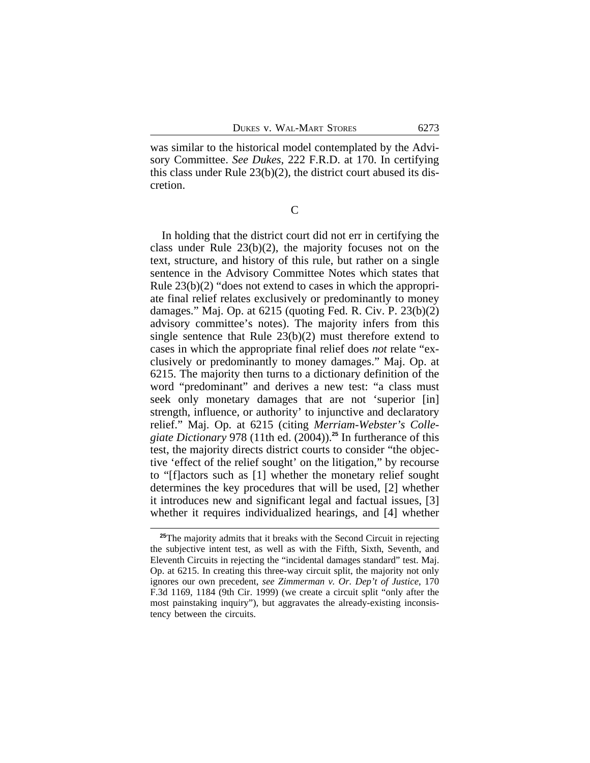was similar to the historical model contemplated by the Advisory Committee. *See Dukes*, 222 F.R.D. at 170. In certifying this class under Rule 23(b)(2), the district court abused its discretion.

C

In holding that the district court did not err in certifying the class under Rule 23(b)(2), the majority focuses not on the text, structure, and history of this rule, but rather on a single sentence in the Advisory Committee Notes which states that Rule 23(b)(2) "does not extend to cases in which the appropriate final relief relates exclusively or predominantly to money damages." Maj. Op. at 6215 (quoting Fed. R. Civ. P. 23(b)(2) advisory committee's notes). The majority infers from this single sentence that Rule 23(b)(2) must therefore extend to cases in which the appropriate final relief does *not* relate "exclusively or predominantly to money damages." Maj. Op. at 6215. The majority then turns to a dictionary definition of the word "predominant" and derives a new test: "a class must seek only monetary damages that are not 'superior [in] strength, influence, or authority' to injunctive and declaratory relief." Maj. Op. at 6215 (citing *Merriam-Webster's Collegiate Dictionary* 978 (11th ed. (2004)).[25] In furtherance of this test, the majority directs district courts to consider "the objective 'effect of the relief sought' on the litigation," by recourse to "[f]actors such as [1] whether the monetary relief sought determines the key procedures that will be used, [2] whether it introduces new and significant legal and factual issues, [3] whether it requires individualized hearings, and [4] whether

[25]The majority admits that it breaks with the Second Circuit in rejecting the subjective intent test, as well as with the Fifth, Sixth, Seventh, and Eleventh Circuits in rejecting the "incidental damages standard" test. Maj. Op. at 6215. In creating this three-way circuit split, the majority not only ignores our own precedent, *see Zimmerman v. Or. Dep't of Justice*, 170 F.3d 1169, 1184 (9th Cir. 1999) (we create a circuit split "only after the most painstaking inquiry"), but aggravates the already-existing inconsistency between the circuits.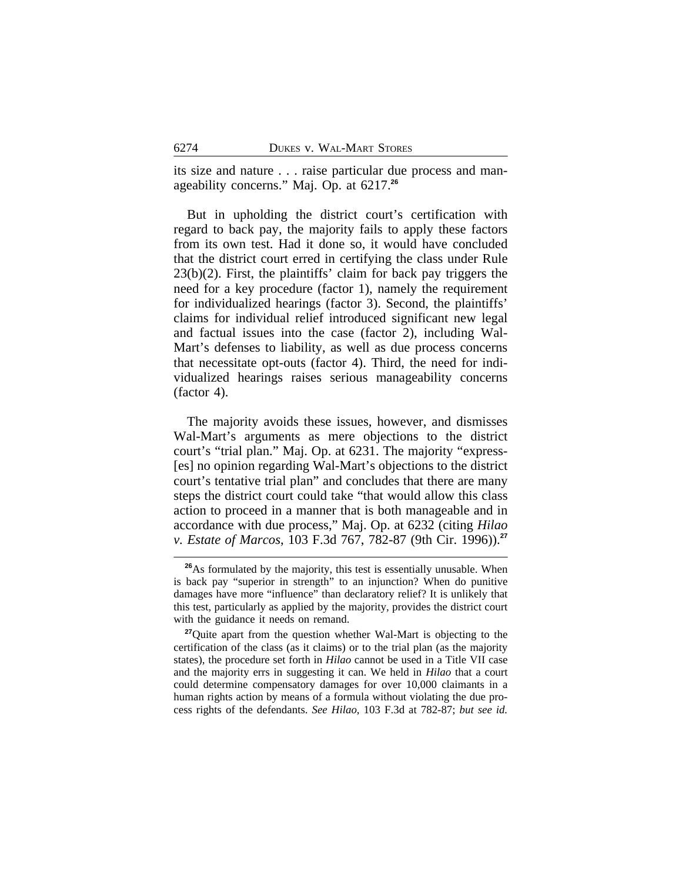its size and nature . . . raise particular due process and manageability concerns." Maj. Op. at 6217.[26]

But in upholding the district court's certification with regard to back pay, the majority fails to apply these factors from its own test. Had it done so, it would have concluded that the district court erred in certifying the class under Rule 23(b)(2). First, the plaintiffs' claim for back pay triggers the need for a key procedure (factor 1), namely the requirement for individualized hearings (factor 3). Second, the plaintiffs' claims for individual relief introduced significant new legal and factual issues into the case (factor 2), including Wal-Mart's defenses to liability, as well as due process concerns that necessitate opt-outs (factor 4). Third, the need for individualized hearings raises serious manageability concerns (factor 4).

The majority avoids these issues, however, and dismisses Wal-Mart's arguments as mere objections to the district court's "trial plan." Maj. Op. at 6231. The majority "express-[es] no opinion regarding Wal-Mart's objections to the district court's tentative trial plan" and concludes that there are many steps the district court could take "that would allow this class action to proceed in a manner that is both manageable and in accordance with due process," Maj. Op. at 6232 (citing *Hilao v. Estate of Marcos*, 103 F.3d 767, 782-87 (9th Cir. 1996)).[27]

---

[26]As formulated by the majority, this test is essentially unusable. When is back pay "superior in strength" to an injunction? When do punitive damages have more "influence" than declaratory relief? It is unlikely that this test, particularly as applied by the majority, provides the district court with the guidance it needs on remand.

[27]Quite apart from the question whether Wal-Mart is objecting to the certification of the class (as it claims) or to the trial plan (as the majority states), the procedure set forth in *Hilao* cannot be used in a Title VII case and the majority errs in suggesting it can. We held in *Hilao* that a court could determine compensatory damages for over 10,000 claimants in a human rights action by means of a formula without violating the due process rights of the defendants. *See Hilao*, 103 F.3d at 782-87; *but see id.*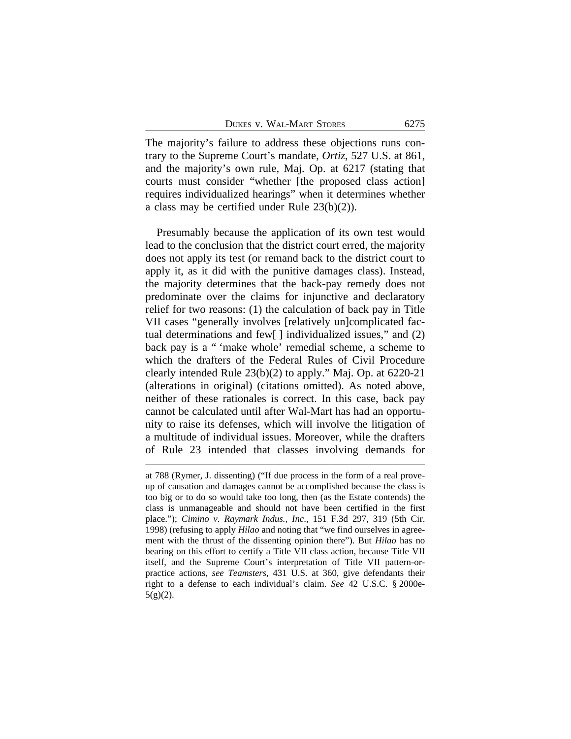The majority's failure to address these objections runs contrary to the Supreme Court's mandate, *Ortiz*, 527 U.S. at 861, and the majority's own rule, Maj. Op. at 6217 (stating that courts must consider "whether [the proposed class action] requires individualized hearings" when it determines whether a class may be certified under Rule 23(b)(2)).

Presumably because the application of its own test would lead to the conclusion that the district court erred, the majority does not apply its test (or remand back to the district court to apply it, as it did with the punitive damages class). Instead, the majority determines that the back-pay remedy does not predominate over the claims for injunctive and declaratory relief for two reasons: (1) the calculation of back pay in Title VII cases "generally involves [relatively un]complicated factual determinations and few[ ] individualized issues," and (2) back pay is a " 'make whole' remedial scheme, a scheme to which the drafters of the Federal Rules of Civil Procedure clearly intended Rule 23(b)(2) to apply." Maj. Op. at 6220-21 (alterations in original) (citations omitted). As noted above, neither of these rationales is correct. In this case, back pay cannot be calculated until after Wal-Mart has had an opportunity to raise its defenses, which will involve the litigation of a multitude of individual issues. Moreover, while the drafters of Rule 23 intended that classes involving demands for

---

at 788 (Rymer, J. dissenting) ("If due process in the form of a real prove-up of causation and damages cannot be accomplished because the class is too big or to do so would take too long, then (as the Estate contends) the class is unmanageable and should not have been certified in the first place."); *Cimino v. Raymark Indus., Inc*., 151 F.3d 297, 319 (5th Cir. 1998) (refusing to apply *Hilao* and noting that "we find ourselves in agreement with the thrust of the dissenting opinion there"). But *Hilao* has no bearing on this effort to certify a Title VII class action, because Title VII itself, and the Supreme Court's interpretation of Title VII pattern-or-practice actions, *see Teamsters*, 431 U.S. at 360, give defendants their right to a defense to each individual's claim. *See* 42 U.S.C. § 2000e-5(g)(2).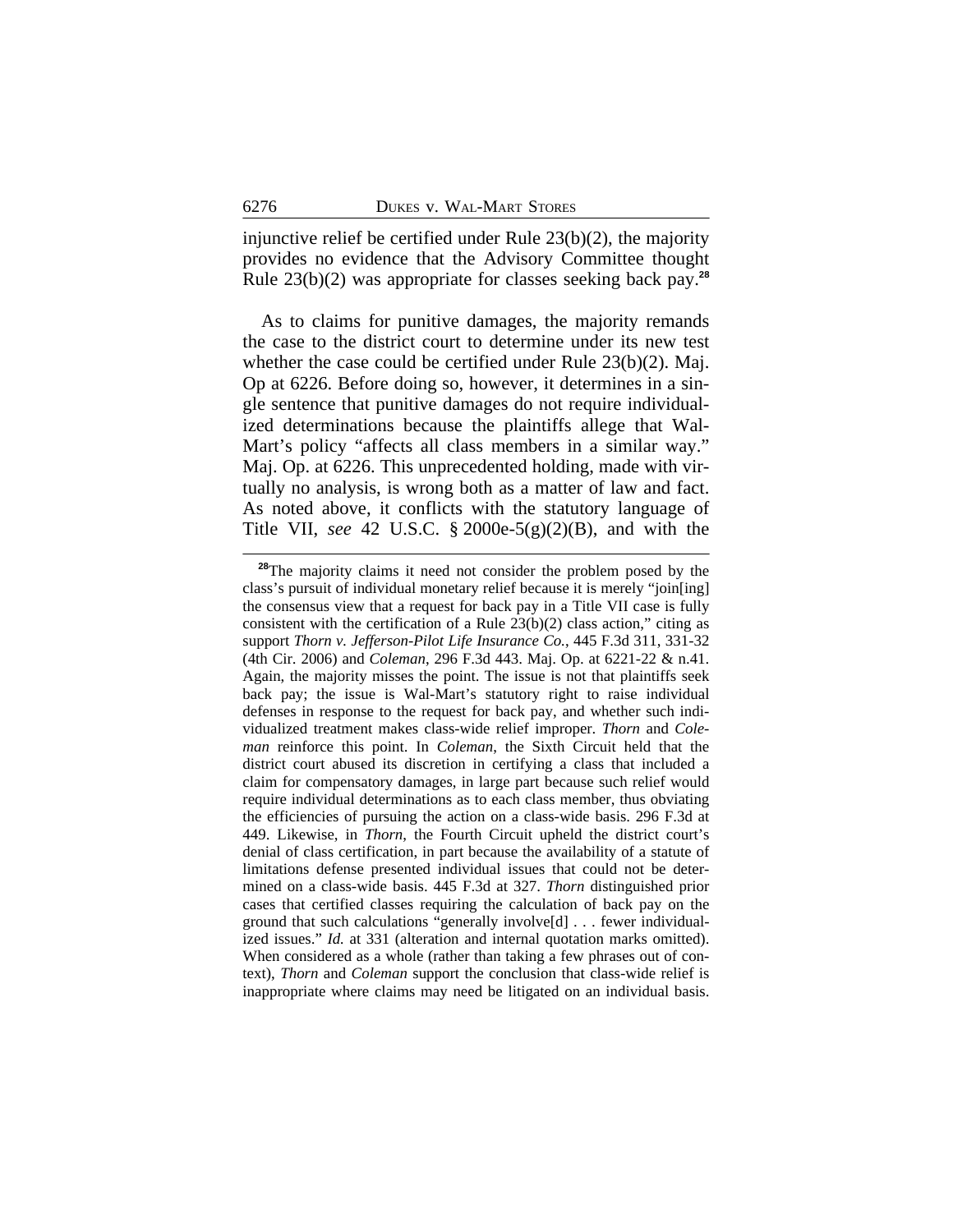injunctive relief be certified under Rule 23(b)(2), the majority provides no evidence that the Advisory Committee thought Rule 23(b)(2) was appropriate for classes seeking back pay.[28]

As to claims for punitive damages, the majority remands the case to the district court to determine under its new test whether the case could be certified under Rule 23(b)(2). Maj. Op at 6226. Before doing so, however, it determines in a single sentence that punitive damages do not require individualized determinations because the plaintiffs allege that Wal-Mart's policy "affects all class members in a similar way." Maj. Op. at 6226. This unprecedented holding, made with virtually no analysis, is wrong both as a matter of law and fact. As noted above, it conflicts with the statutory language of Title VII, *see* 42 U.S.C. § 2000e-5(g)(2)(B), and with the

[28]The majority claims it need not consider the problem posed by the class's pursuit of individual monetary relief because it is merely "join[ing] the consensus view that a request for back pay in a Title VII case is fully consistent with the certification of a Rule 23(b)(2) class action," citing as support *Thorn v. Jefferson-Pilot Life Insurance Co.*, 445 F.3d 311, 331-32 (4th Cir. 2006) and *Coleman*, 296 F.3d 443. Maj. Op. at 6221-22 & n.41. Again, the majority misses the point. The issue is not that plaintiffs seek back pay; the issue is Wal-Mart's statutory right to raise individual defenses in response to the request for back pay, and whether such individualized treatment makes class-wide relief improper. *Thorn* and *Coleman* reinforce this point. In *Coleman*, the Sixth Circuit held that the district court abused its discretion in certifying a class that included a claim for compensatory damages, in large part because such relief would require individual determinations as to each class member, thus obviating the efficiencies of pursuing the action on a class-wide basis. 296 F.3d at 449. Likewise, in *Thorn*, the Fourth Circuit upheld the district court's denial of class certification, in part because the availability of a statute of limitations defense presented individual issues that could not be determined on a class-wide basis. 445 F.3d at 327. *Thorn* distinguished prior cases that certified classes requiring the calculation of back pay on the ground that such calculations "generally involve[d] . . . fewer individualized issues." *Id.* at 331 (alteration and internal quotation marks omitted). When considered as a whole (rather than taking a few phrases out of context), *Thorn* and *Coleman* support the conclusion that class-wide relief is inappropriate where claims may need be litigated on an individual basis.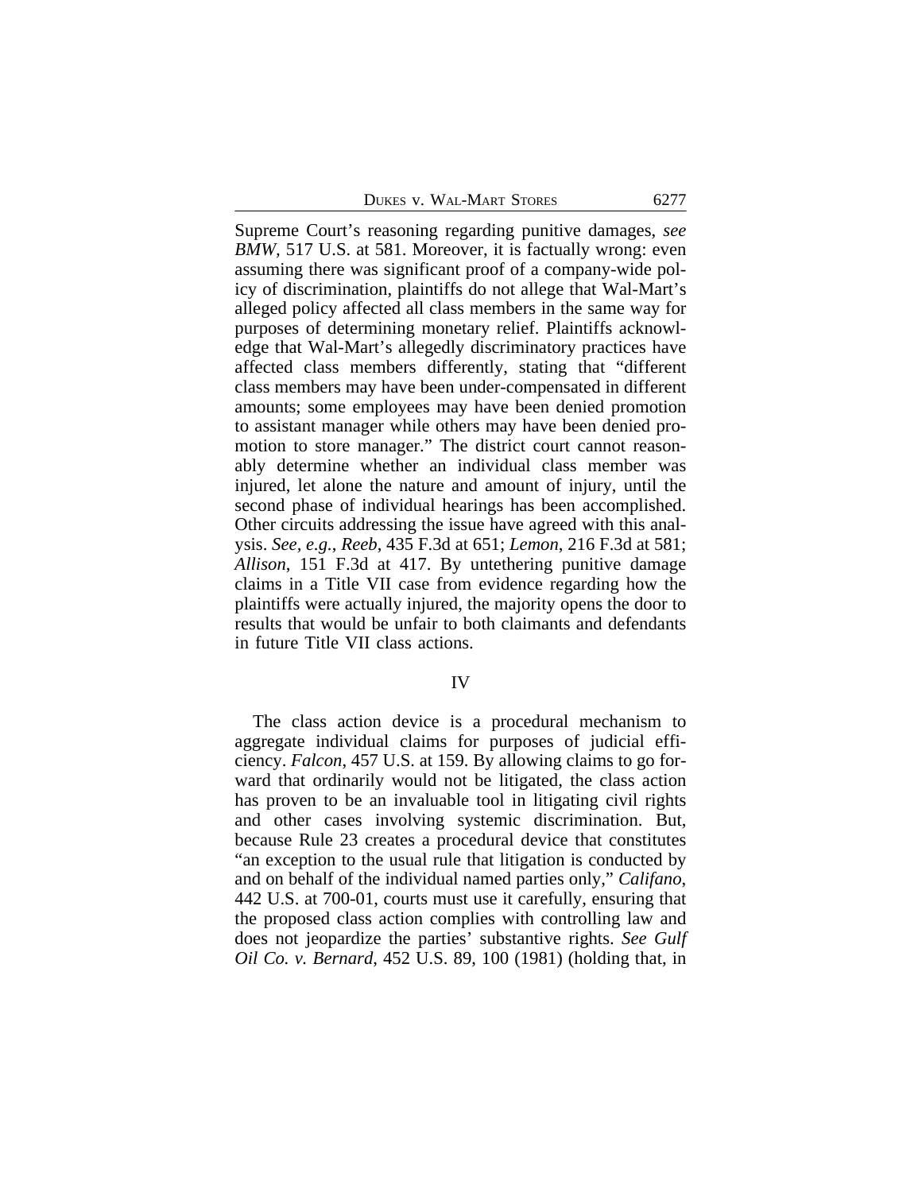Supreme Court's reasoning regarding punitive damages, *see BMW*, 517 U.S. at 581. Moreover, it is factually wrong: even assuming there was significant proof of a company-wide policy of discrimination, plaintiffs do not allege that Wal-Mart's alleged policy affected all class members in the same way for purposes of determining monetary relief. Plaintiffs acknowledge that Wal-Mart's allegedly discriminatory practices have affected class members differently, stating that "different class members may have been under-compensated in different amounts; some employees may have been denied promotion to assistant manager while others may have been denied promotion to store manager." The district court cannot reasonably determine whether an individual class member was injured, let alone the nature and amount of injury, until the second phase of individual hearings has been accomplished. Other circuits addressing the issue have agreed with this analysis. *See, e.g.*, *Reeb*, 435 F.3d at 651; *Lemon*, 216 F.3d at 581; *Allison*, 151 F.3d at 417. By untethering punitive damage claims in a Title VII case from evidence regarding how the plaintiffs were actually injured, the majority opens the door to results that would be unfair to both claimants and defendants in future Title VII class actions.

## IV

The class action device is a procedural mechanism to aggregate individual claims for purposes of judicial efficiency. *Falcon*, 457 U.S. at 159. By allowing claims to go forward that ordinarily would not be litigated, the class action has proven to be an invaluable tool in litigating civil rights and other cases involving systemic discrimination. But, because Rule 23 creates a procedural device that constitutes "an exception to the usual rule that litigation is conducted by and on behalf of the individual named parties only," *Califano*, 442 U.S. at 700-01, courts must use it carefully, ensuring that the proposed class action complies with controlling law and does not jeopardize the parties' substantive rights. *See Gulf Oil Co. v. Bernard*, 452 U.S. 89, 100 (1981) (holding that, in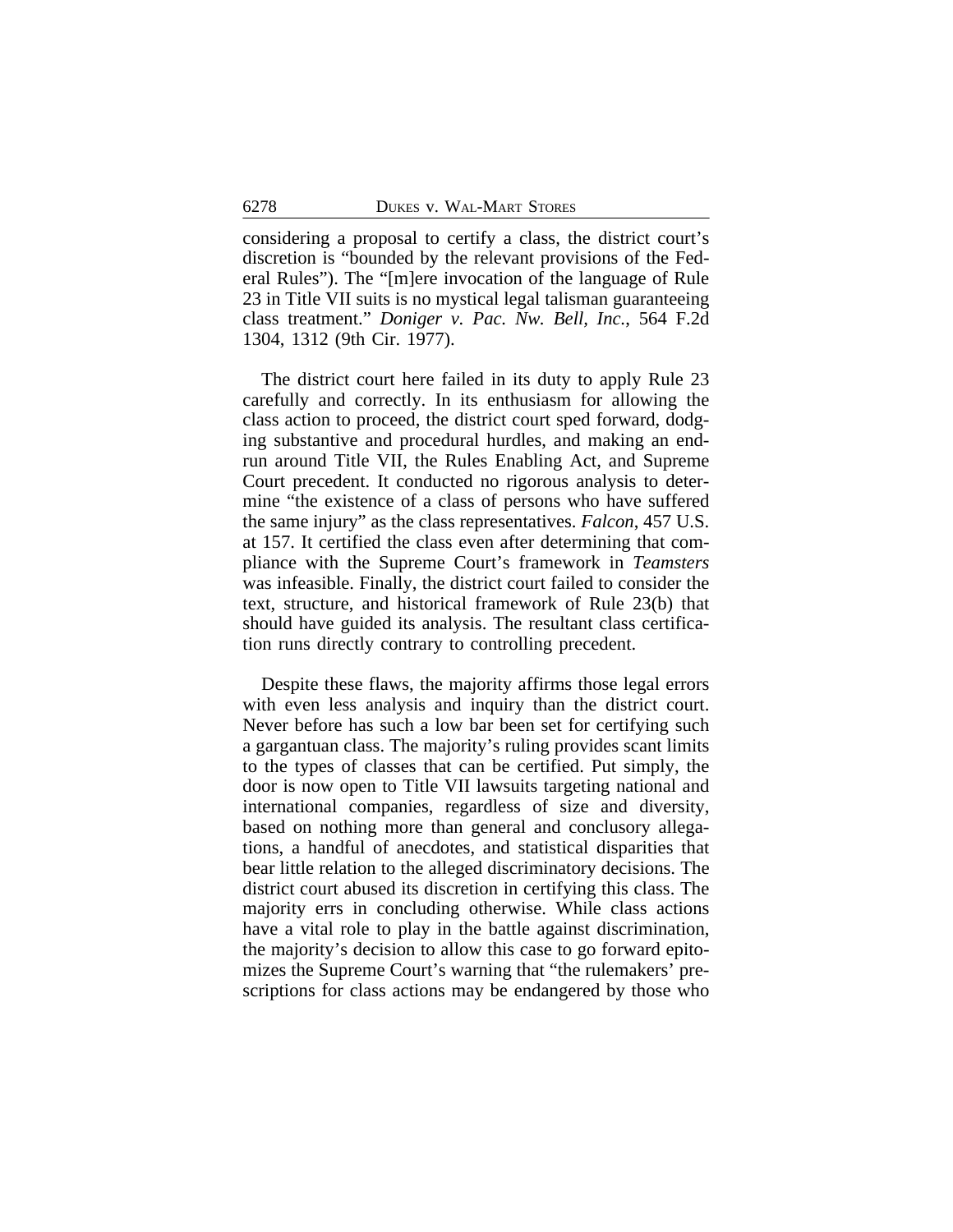considering a proposal to certify a class, the district court's discretion is "bounded by the relevant provisions of the Federal Rules"). The "[m]ere invocation of the language of Rule 23 in Title VII suits is no mystical legal talisman guaranteeing class treatment." *Doniger v. Pac. Nw. Bell, Inc.*, 564 F.2d 1304, 1312 (9th Cir. 1977).

The district court here failed in its duty to apply Rule 23 carefully and correctly. In its enthusiasm for allowing the class action to proceed, the district court sped forward, dodging substantive and procedural hurdles, and making an end-run around Title VII, the Rules Enabling Act, and Supreme Court precedent. It conducted no rigorous analysis to determine "the existence of a class of persons who have suffered the same injury" as the class representatives. *Falcon*, 457 U.S. at 157. It certified the class even after determining that compliance with the Supreme Court's framework in *Teamsters* was infeasible. Finally, the district court failed to consider the text, structure, and historical framework of Rule 23(b) that should have guided its analysis. The resultant class certification runs directly contrary to controlling precedent.

Despite these flaws, the majority affirms those legal errors with even less analysis and inquiry than the district court. Never before has such a low bar been set for certifying such a gargantuan class. The majority's ruling provides scant limits to the types of classes that can be certified. Put simply, the door is now open to Title VII lawsuits targeting national and international companies, regardless of size and diversity, based on nothing more than general and conclusory allegations, a handful of anecdotes, and statistical disparities that bear little relation to the alleged discriminatory decisions. The district court abused its discretion in certifying this class. The majority errs in concluding otherwise. While class actions have a vital role to play in the battle against discrimination, the majority's decision to allow this case to go forward epitomizes the Supreme Court's warning that "the rulemakers' prescriptions for class actions may be endangered by those who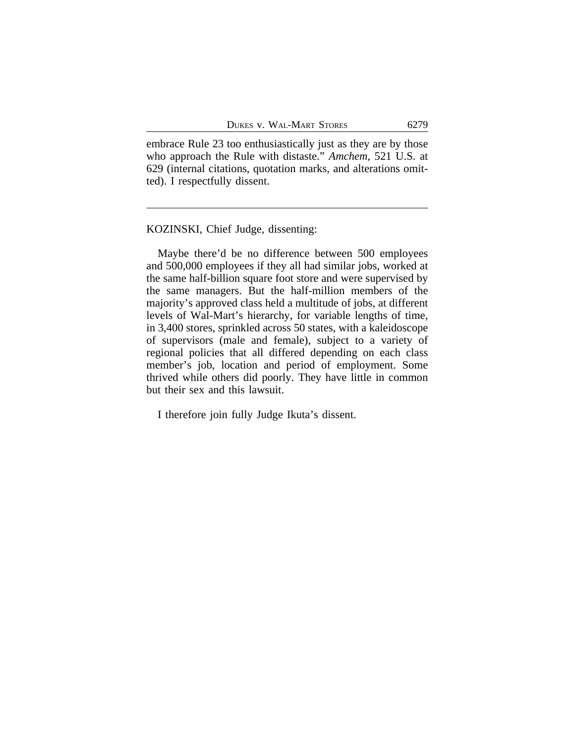embrace Rule 23 too enthusiastically just as they are by those who approach the Rule with distaste." *Amchem*, 521 U.S. at 629 (internal citations, quotation marks, and alterations omitted). I respectfully dissent.

---

KOZINSKI, Chief Judge, dissenting:

Maybe there'd be no difference between 500 employees and 500,000 employees if they all had similar jobs, worked at the same half-billion square foot store and were supervised by the same managers. But the half-million members of the majority's approved class held a multitude of jobs, at different levels of Wal-Mart's hierarchy, for variable lengths of time, in 3,400 stores, sprinkled across 50 states, with a kaleidoscope of supervisors (male and female), subject to a variety of regional policies that all differed depending on each class member's job, location and period of employment. Some thrived while others did poorly. They have little in common but their sex and this lawsuit.

I therefore join fully Judge Ikuta's dissent.